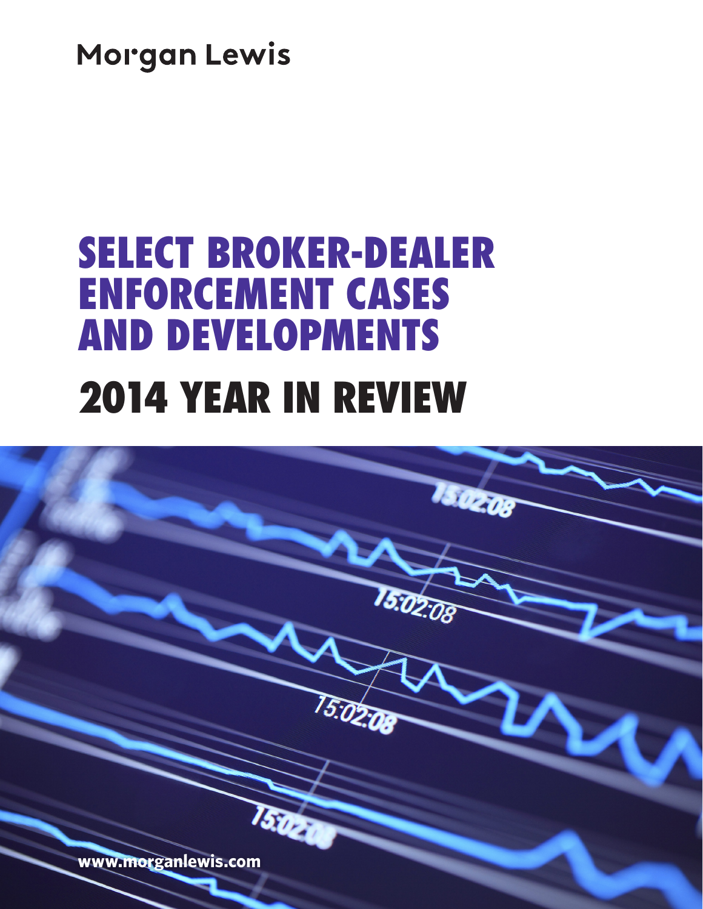Morgan Lewis

# SELECT BROKER-DEALER ENFORCEMENT CASES AND DEVELOPMENTS

# 2014 YEAR IN REVIEW

www.morganlewis.com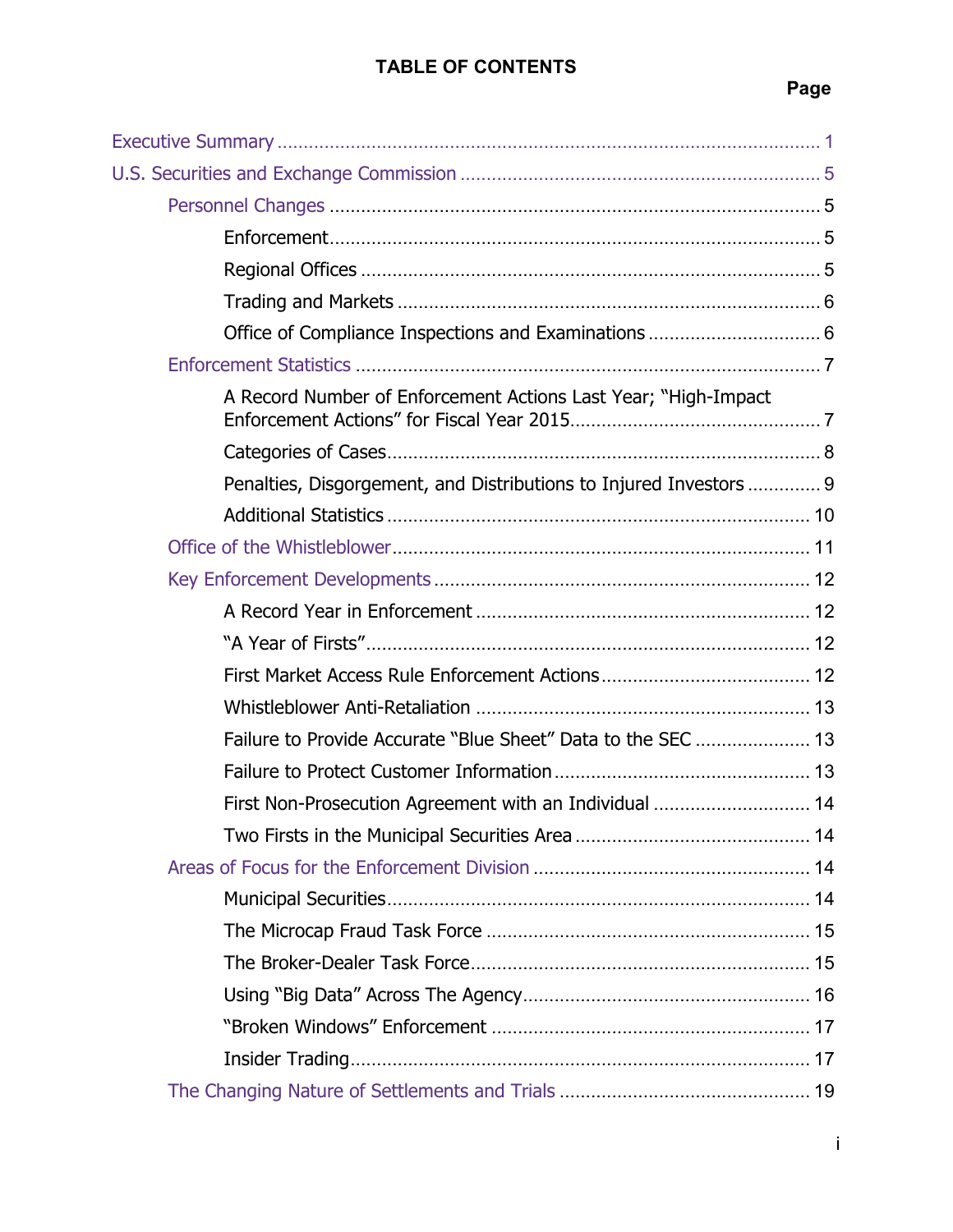# TABLE OF CONTENTS

**Page**

Executive Summary ........................................................................................ 1

U.S. Securities and Exchange Commission ..................................................................... 5

- Personnel Changes ........................................................................................ 5
  - Enforcement ........................................................................................ 5
  - Regional Offices ........................................................................................ 5
  - Trading and Markets ........................................................................................ 6
  - Office of Compliance Inspections and Examinations ................................. 6
- Enforcement Statistics ........................................................................................ 7
  - A Record Number of Enforcement Actions Last Year; "High-Impact Enforcement Actions" for Fiscal Year 2015 ................................................ 7
  - Categories of Cases ........................................................................................ 8
  - Penalties, Disgorgement, and Distributions to Injured Investors ............. 9
  - Additional Statistics ........................................................................................ 10
- Office of the Whistleblower ........................................................................................ 11
- Key Enforcement Developments ........................................................................................ 12
  - A Record Year in Enforcement ........................................................................................ 12
  - "A Year of Firsts" ........................................................................................ 12
  - First Market Access Rule Enforcement Actions ........................................ 12
  - Whistleblower Anti-Retaliation ........................................................................................ 13
  - Failure to Provide Accurate "Blue Sheet" Data to the SEC ...................... 13
  - Failure to Protect Customer Information ................................................ 13
  - First Non-Prosecution Agreement with an Individual .............................. 14
  - Two Firsts in the Municipal Securities Area ............................................ 14
- Areas of Focus for the Enforcement Division ..................................................... 14
  - Municipal Securities ........................................................................................ 14
  - The Microcap Fraud Task Force ........................................................................................ 15
  - The Broker-Dealer Task Force ........................................................................................ 15
  - Using "Big Data" Across The Agency ...................................................... 16
  - "Broken Windows" Enforcement ........................................................................................ 17
  - Insider Trading ........................................................................................ 17
- The Changing Nature of Settlements and Trials ................................................ 19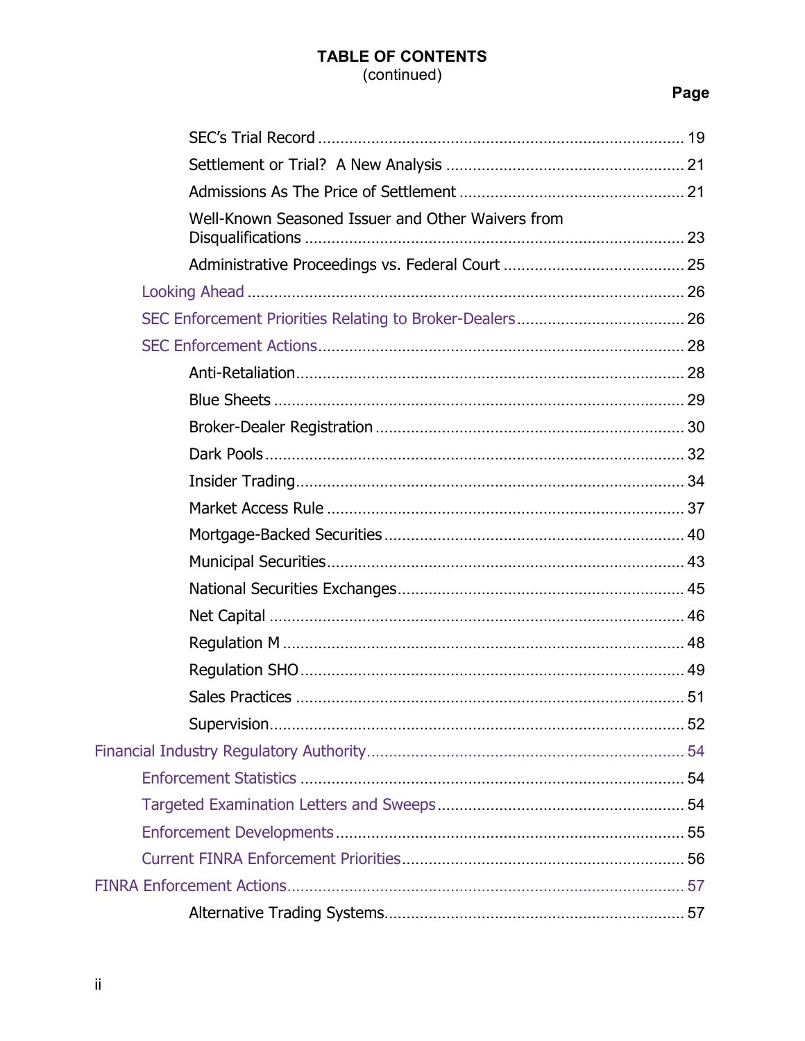**TABLE OF CONTENTS**
(continued)

| | Page |
|---|---|
| SEC's Trial Record | 19 |
| Settlement or Trial?  A New Analysis | 21 |
| Admissions As The Price of Settlement | 21 |
| Well-Known Seasoned Issuer and Other Waivers from Disqualifications | 23 |
| Administrative Proceedings vs. Federal Court | 25 |
| Looking Ahead | 26 |
| SEC Enforcement Priorities Relating to Broker-Dealers | 26 |
| SEC Enforcement Actions | 28 |
| Anti-Retaliation | 28 |
| Blue Sheets | 29 |
| Broker-Dealer Registration | 30 |
| Dark Pools | 32 |
| Insider Trading | 34 |
| Market Access Rule | 37 |
| Mortgage-Backed Securities | 40 |
| Municipal Securities | 43 |
| National Securities Exchanges | 45 |
| Net Capital | 46 |
| Regulation M | 48 |
| Regulation SHO | 49 |
| Sales Practices | 51 |
| Supervision | 52 |
| Financial Industry Regulatory Authority | 54 |
| Enforcement Statistics | 54 |
| Targeted Examination Letters and Sweeps | 54 |
| Enforcement Developments | 55 |
| Current FINRA Enforcement Priorities | 56 |
| FINRA Enforcement Actions | 57 |
| Alternative Trading Systems | 57 |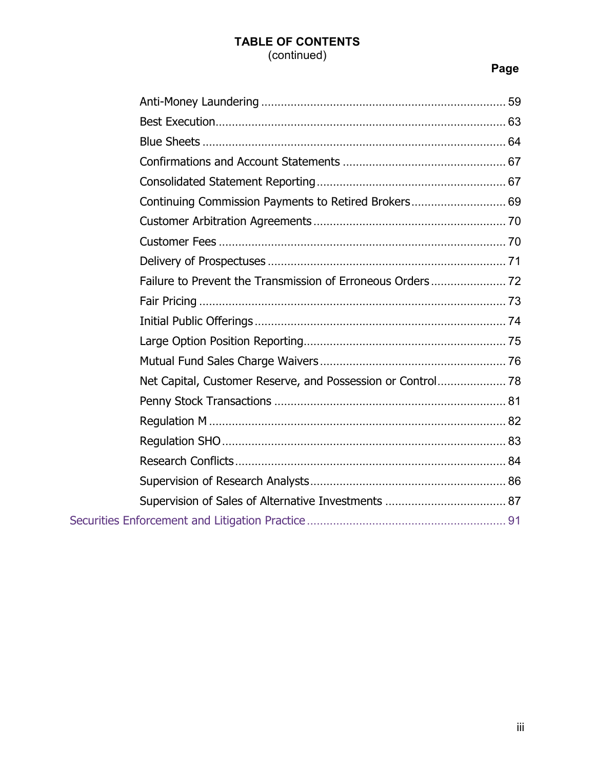**TABLE OF CONTENTS**
(continued)

**Page**

- Anti-Money Laundering ... 59
- Best Execution ... 63
- Blue Sheets ... 64
- Confirmations and Account Statements ... 67
- Consolidated Statement Reporting ... 67
- Continuing Commission Payments to Retired Brokers ... 69
- Customer Arbitration Agreements ... 70
- Customer Fees ... 70
- Delivery of Prospectuses ... 71
- Failure to Prevent the Transmission of Erroneous Orders ... 72
- Fair Pricing ... 73
- Initial Public Offerings ... 74
- Large Option Position Reporting ... 75
- Mutual Fund Sales Charge Waivers ... 76
- Net Capital, Customer Reserve, and Possession or Control ... 78
- Penny Stock Transactions ... 81
- Regulation M ... 82
- Regulation SHO ... 83
- Research Conflicts ... 84
- Supervision of Research Analysts ... 86
- Supervision of Sales of Alternative Investments ... 87

Securities Enforcement and Litigation Practice ... 91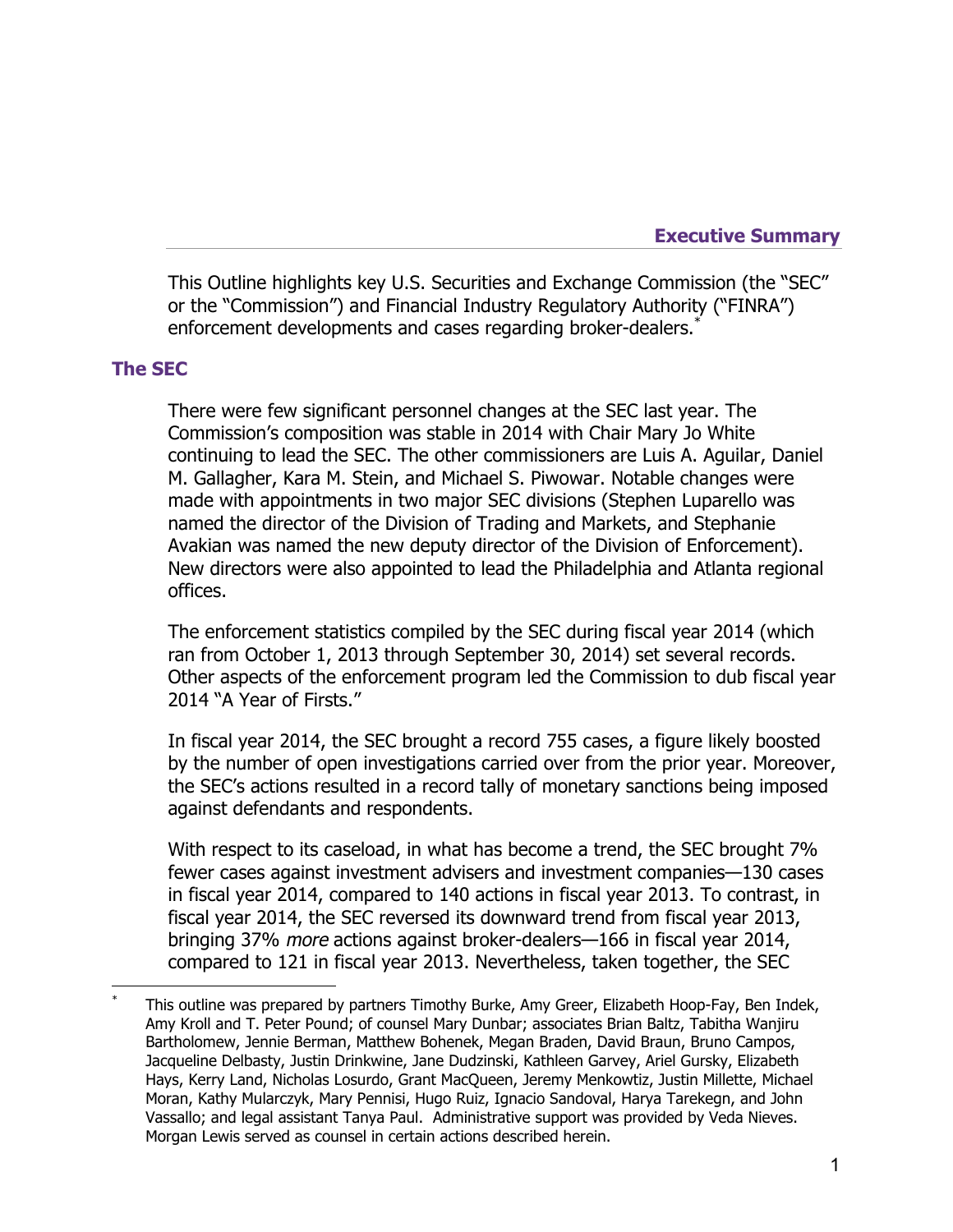## Executive Summary

This Outline highlights key U.S. Securities and Exchange Commission (the "SEC" or the "Commission") and Financial Industry Regulatory Authority ("FINRA") enforcement developments and cases regarding broker-dealers.*

### The SEC

There were few significant personnel changes at the SEC last year. The Commission's composition was stable in 2014 with Chair Mary Jo White continuing to lead the SEC. The other commissioners are Luis A. Aguilar, Daniel M. Gallagher, Kara M. Stein, and Michael S. Piwowar. Notable changes were made with appointments in two major SEC divisions (Stephen Luparello was named the director of the Division of Trading and Markets, and Stephanie Avakian was named the new deputy director of the Division of Enforcement). New directors were also appointed to lead the Philadelphia and Atlanta regional offices.

The enforcement statistics compiled by the SEC during fiscal year 2014 (which ran from October 1, 2013 through September 30, 2014) set several records. Other aspects of the enforcement program led the Commission to dub fiscal year 2014 "A Year of Firsts."

In fiscal year 2014, the SEC brought a record 755 cases, a figure likely boosted by the number of open investigations carried over from the prior year. Moreover, the SEC's actions resulted in a record tally of monetary sanctions being imposed against defendants and respondents.

With respect to its caseload, in what has become a trend, the SEC brought 7% fewer cases against investment advisers and investment companies—130 cases in fiscal year 2014, compared to 140 actions in fiscal year 2013. To contrast, in fiscal year 2014, the SEC reversed its downward trend from fiscal year 2013, bringing 37% *more* actions against broker-dealers—166 in fiscal year 2014, compared to 121 in fiscal year 2013. Nevertheless, taken together, the SEC

---

\* This outline was prepared by partners Timothy Burke, Amy Greer, Elizabeth Hoop-Fay, Ben Indek, Amy Kroll and T. Peter Pound; of counsel Mary Dunbar; associates Brian Baltz, Tabitha Wanjiru Bartholomew, Jennie Berman, Matthew Bohenek, Megan Braden, David Braun, Bruno Campos, Jacqueline Delbasty, Justin Drinkwine, Jane Dudzinski, Kathleen Garvey, Ariel Gursky, Elizabeth Hays, Kerry Land, Nicholas Losurdo, Grant MacQueen, Jeremy Menkowtiz, Justin Millette, Michael Moran, Kathy Mularczyk, Mary Pennisi, Hugo Ruiz, Ignacio Sandoval, Harya Tarekegn, and John Vassallo; and legal assistant Tanya Paul. Administrative support was provided by Veda Nieves. Morgan Lewis served as counsel in certain actions described herein.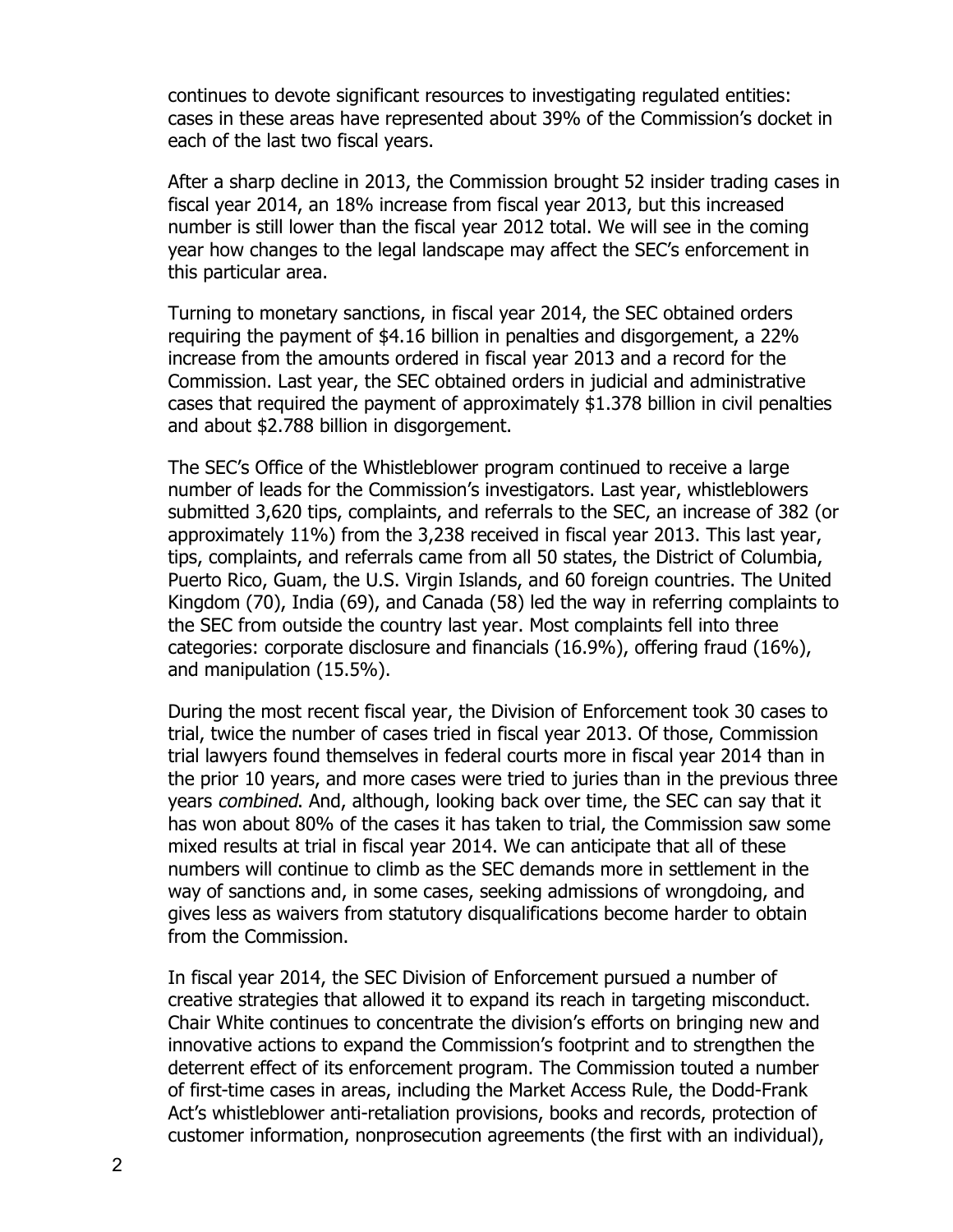continues to devote significant resources to investigating regulated entities: cases in these areas have represented about 39% of the Commission's docket in each of the last two fiscal years.

After a sharp decline in 2013, the Commission brought 52 insider trading cases in fiscal year 2014, an 18% increase from fiscal year 2013, but this increased number is still lower than the fiscal year 2012 total. We will see in the coming year how changes to the legal landscape may affect the SEC's enforcement in this particular area.

Turning to monetary sanctions, in fiscal year 2014, the SEC obtained orders requiring the payment of $4.16 billion in penalties and disgorgement, a 22% increase from the amounts ordered in fiscal year 2013 and a record for the Commission. Last year, the SEC obtained orders in judicial and administrative cases that required the payment of approximately $1.378 billion in civil penalties and about $2.788 billion in disgorgement.

The SEC's Office of the Whistleblower program continued to receive a large number of leads for the Commission's investigators. Last year, whistleblowers submitted 3,620 tips, complaints, and referrals to the SEC, an increase of 382 (or approximately 11%) from the 3,238 received in fiscal year 2013. This last year, tips, complaints, and referrals came from all 50 states, the District of Columbia, Puerto Rico, Guam, the U.S. Virgin Islands, and 60 foreign countries. The United Kingdom (70), India (69), and Canada (58) led the way in referring complaints to the SEC from outside the country last year. Most complaints fell into three categories: corporate disclosure and financials (16.9%), offering fraud (16%), and manipulation (15.5%).

During the most recent fiscal year, the Division of Enforcement took 30 cases to trial, twice the number of cases tried in fiscal year 2013. Of those, Commission trial lawyers found themselves in federal courts more in fiscal year 2014 than in the prior 10 years, and more cases were tried to juries than in the previous three years *combined*. And, although, looking back over time, the SEC can say that it has won about 80% of the cases it has taken to trial, the Commission saw some mixed results at trial in fiscal year 2014. We can anticipate that all of these numbers will continue to climb as the SEC demands more in settlement in the way of sanctions and, in some cases, seeking admissions of wrongdoing, and gives less as waivers from statutory disqualifications become harder to obtain from the Commission.

In fiscal year 2014, the SEC Division of Enforcement pursued a number of creative strategies that allowed it to expand its reach in targeting misconduct. Chair White continues to concentrate the division's efforts on bringing new and innovative actions to expand the Commission's footprint and to strengthen the deterrent effect of its enforcement program. The Commission touted a number of first-time cases in areas, including the Market Access Rule, the Dodd-Frank Act's whistleblower anti-retaliation provisions, books and records, protection of customer information, nonprosecution agreements (the first with an individual),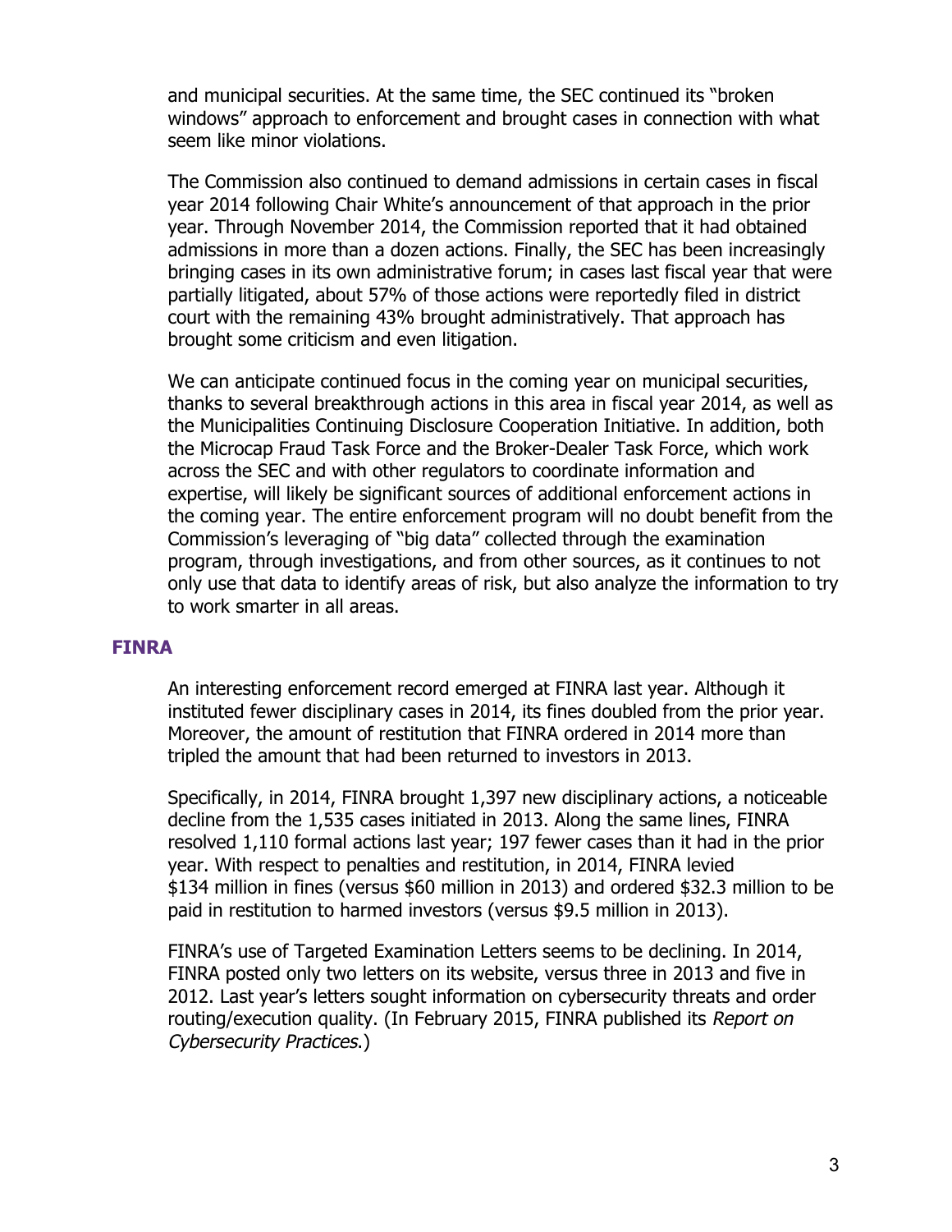and municipal securities. At the same time, the SEC continued its "broken windows" approach to enforcement and brought cases in connection with what seem like minor violations.

The Commission also continued to demand admissions in certain cases in fiscal year 2014 following Chair White's announcement of that approach in the prior year. Through November 2014, the Commission reported that it had obtained admissions in more than a dozen actions. Finally, the SEC has been increasingly bringing cases in its own administrative forum; in cases last fiscal year that were partially litigated, about 57% of those actions were reportedly filed in district court with the remaining 43% brought administratively. That approach has brought some criticism and even litigation.

We can anticipate continued focus in the coming year on municipal securities, thanks to several breakthrough actions in this area in fiscal year 2014, as well as the Municipalities Continuing Disclosure Cooperation Initiative. In addition, both the Microcap Fraud Task Force and the Broker-Dealer Task Force, which work across the SEC and with other regulators to coordinate information and expertise, will likely be significant sources of additional enforcement actions in the coming year. The entire enforcement program will no doubt benefit from the Commission's leveraging of "big data" collected through the examination program, through investigations, and from other sources, as it continues to not only use that data to identify areas of risk, but also analyze the information to try to work smarter in all areas.

## FINRA

An interesting enforcement record emerged at FINRA last year. Although it instituted fewer disciplinary cases in 2014, its fines doubled from the prior year. Moreover, the amount of restitution that FINRA ordered in 2014 more than tripled the amount that had been returned to investors in 2013.

Specifically, in 2014, FINRA brought 1,397 new disciplinary actions, a noticeable decline from the 1,535 cases initiated in 2013. Along the same lines, FINRA resolved 1,110 formal actions last year; 197 fewer cases than it had in the prior year. With respect to penalties and restitution, in 2014, FINRA levied $134 million in fines (versus $60 million in 2013) and ordered $32.3 million to be paid in restitution to harmed investors (versus $9.5 million in 2013).

FINRA's use of Targeted Examination Letters seems to be declining. In 2014, FINRA posted only two letters on its website, versus three in 2013 and five in 2012. Last year's letters sought information on cybersecurity threats and order routing/execution quality. (In February 2015, FINRA published its *Report on Cybersecurity Practices*.)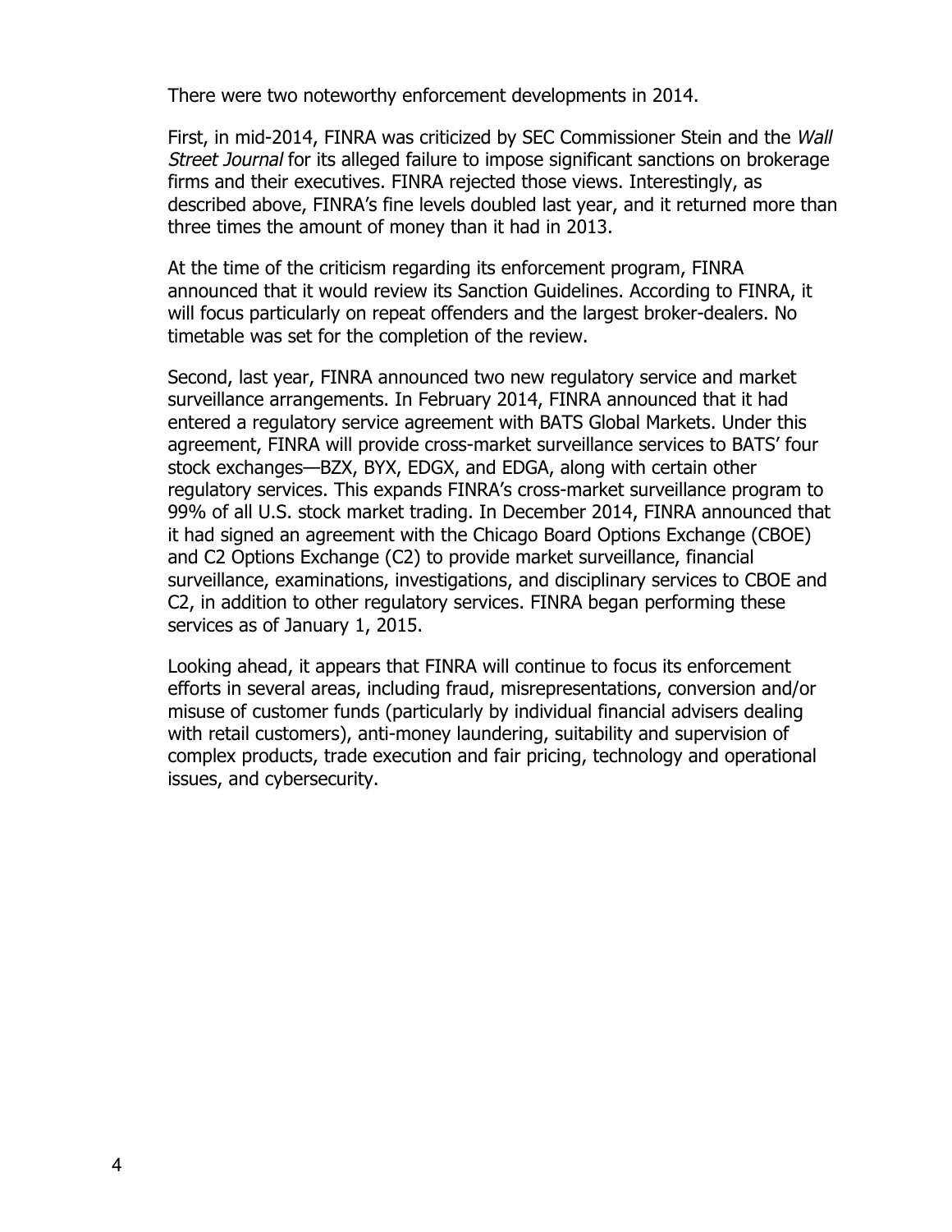There were two noteworthy enforcement developments in 2014.

First, in mid-2014, FINRA was criticized by SEC Commissioner Stein and the *Wall Street Journal* for its alleged failure to impose significant sanctions on brokerage firms and their executives. FINRA rejected those views. Interestingly, as described above, FINRA's fine levels doubled last year, and it returned more than three times the amount of money than it had in 2013.

At the time of the criticism regarding its enforcement program, FINRA announced that it would review its Sanction Guidelines. According to FINRA, it will focus particularly on repeat offenders and the largest broker-dealers. No timetable was set for the completion of the review.

Second, last year, FINRA announced two new regulatory service and market surveillance arrangements. In February 2014, FINRA announced that it had entered a regulatory service agreement with BATS Global Markets. Under this agreement, FINRA will provide cross-market surveillance services to BATS' four stock exchanges—BZX, BYX, EDGX, and EDGA, along with certain other regulatory services. This expands FINRA's cross-market surveillance program to 99% of all U.S. stock market trading. In December 2014, FINRA announced that it had signed an agreement with the Chicago Board Options Exchange (CBOE) and C2 Options Exchange (C2) to provide market surveillance, financial surveillance, examinations, investigations, and disciplinary services to CBOE and C2, in addition to other regulatory services. FINRA began performing these services as of January 1, 2015.

Looking ahead, it appears that FINRA will continue to focus its enforcement efforts in several areas, including fraud, misrepresentations, conversion and/or misuse of customer funds (particularly by individual financial advisers dealing with retail customers), anti-money laundering, suitability and supervision of complex products, trade execution and fair pricing, technology and operational issues, and cybersecurity.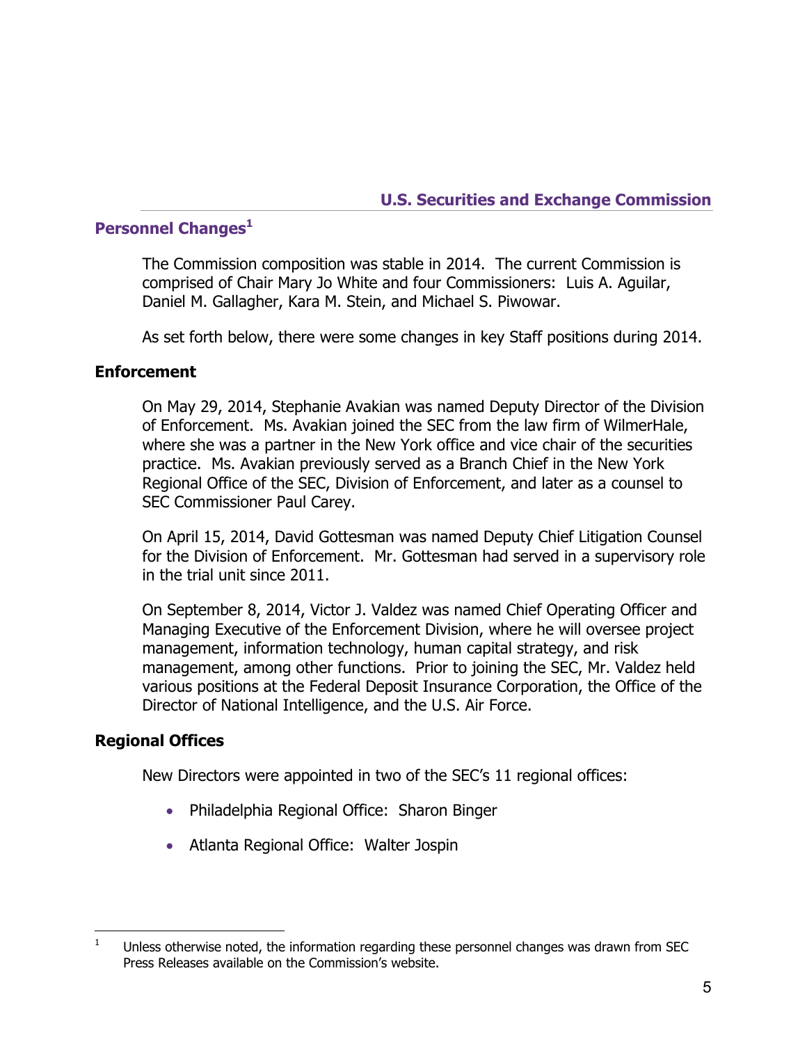## U.S. Securities and Exchange Commission

### Personnel Changes[1]

The Commission composition was stable in 2014. The current Commission is comprised of Chair Mary Jo White and four Commissioners: Luis A. Aguilar, Daniel M. Gallagher, Kara M. Stein, and Michael S. Piwowar.

As set forth below, there were some changes in key Staff positions during 2014.

#### Enforcement

On May 29, 2014, Stephanie Avakian was named Deputy Director of the Division of Enforcement. Ms. Avakian joined the SEC from the law firm of WilmerHale, where she was a partner in the New York office and vice chair of the securities practice. Ms. Avakian previously served as a Branch Chief in the New York Regional Office of the SEC, Division of Enforcement, and later as a counsel to SEC Commissioner Paul Carey.

On April 15, 2014, David Gottesman was named Deputy Chief Litigation Counsel for the Division of Enforcement. Mr. Gottesman had served in a supervisory role in the trial unit since 2011.

On September 8, 2014, Victor J. Valdez was named Chief Operating Officer and Managing Executive of the Enforcement Division, where he will oversee project management, information technology, human capital strategy, and risk management, among other functions. Prior to joining the SEC, Mr. Valdez held various positions at the Federal Deposit Insurance Corporation, the Office of the Director of National Intelligence, and the U.S. Air Force.

#### Regional Offices

New Directors were appointed in two of the SEC's 11 regional offices:

- Philadelphia Regional Office: Sharon Binger
- Atlanta Regional Office: Walter Jospin

---

[1] Unless otherwise noted, the information regarding these personnel changes was drawn from SEC Press Releases available on the Commission's website.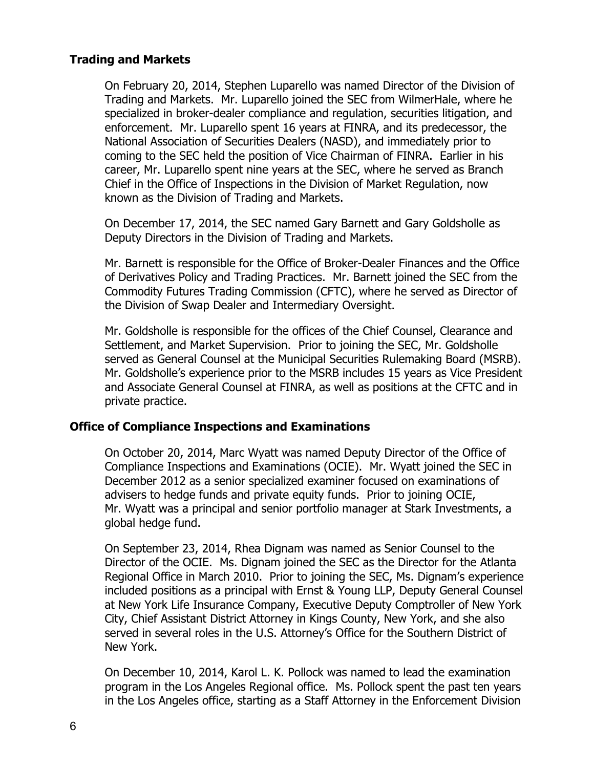## Trading and Markets

On February 20, 2014, Stephen Luparello was named Director of the Division of Trading and Markets. Mr. Luparello joined the SEC from WilmerHale, where he specialized in broker-dealer compliance and regulation, securities litigation, and enforcement. Mr. Luparello spent 16 years at FINRA, and its predecessor, the National Association of Securities Dealers (NASD), and immediately prior to coming to the SEC held the position of Vice Chairman of FINRA. Earlier in his career, Mr. Luparello spent nine years at the SEC, where he served as Branch Chief in the Office of Inspections in the Division of Market Regulation, now known as the Division of Trading and Markets.

On December 17, 2014, the SEC named Gary Barnett and Gary Goldsholle as Deputy Directors in the Division of Trading and Markets.

Mr. Barnett is responsible for the Office of Broker-Dealer Finances and the Office of Derivatives Policy and Trading Practices. Mr. Barnett joined the SEC from the Commodity Futures Trading Commission (CFTC), where he served as Director of the Division of Swap Dealer and Intermediary Oversight.

Mr. Goldsholle is responsible for the offices of the Chief Counsel, Clearance and Settlement, and Market Supervision. Prior to joining the SEC, Mr. Goldsholle served as General Counsel at the Municipal Securities Rulemaking Board (MSRB). Mr. Goldsholle's experience prior to the MSRB includes 15 years as Vice President and Associate General Counsel at FINRA, as well as positions at the CFTC and in private practice.

## Office of Compliance Inspections and Examinations

On October 20, 2014, Marc Wyatt was named Deputy Director of the Office of Compliance Inspections and Examinations (OCIE). Mr. Wyatt joined the SEC in December 2012 as a senior specialized examiner focused on examinations of advisers to hedge funds and private equity funds. Prior to joining OCIE, Mr. Wyatt was a principal and senior portfolio manager at Stark Investments, a global hedge fund.

On September 23, 2014, Rhea Dignam was named as Senior Counsel to the Director of the OCIE. Ms. Dignam joined the SEC as the Director for the Atlanta Regional Office in March 2010. Prior to joining the SEC, Ms. Dignam's experience included positions as a principal with Ernst & Young LLP, Deputy General Counsel at New York Life Insurance Company, Executive Deputy Comptroller of New York City, Chief Assistant District Attorney in Kings County, New York, and she also served in several roles in the U.S. Attorney's Office for the Southern District of New York.

On December 10, 2014, Karol L. K. Pollock was named to lead the examination program in the Los Angeles Regional office. Ms. Pollock spent the past ten years in the Los Angeles office, starting as a Staff Attorney in the Enforcement Division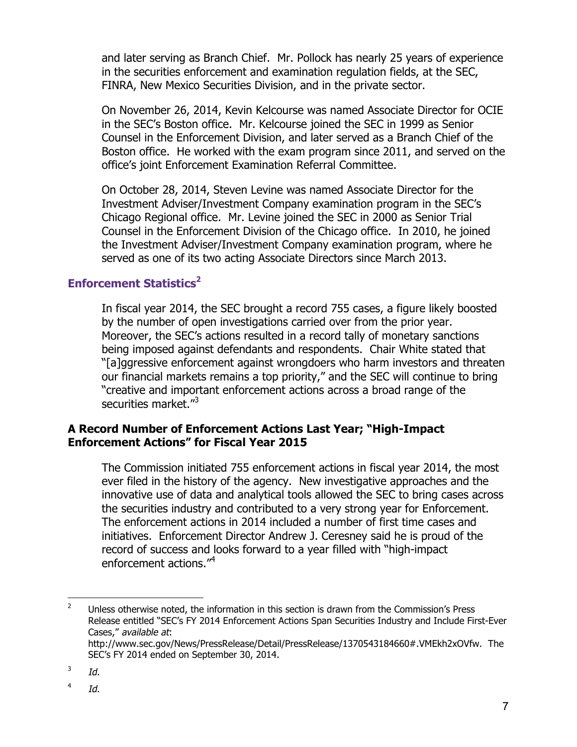and later serving as Branch Chief. Mr. Pollock has nearly 25 years of experience in the securities enforcement and examination regulation fields, at the SEC, FINRA, New Mexico Securities Division, and in the private sector.

On November 26, 2014, Kevin Kelcourse was named Associate Director for OCIE in the SEC's Boston office. Mr. Kelcourse joined the SEC in 1999 as Senior Counsel in the Enforcement Division, and later served as a Branch Chief of the Boston office. He worked with the exam program since 2011, and served on the office's joint Enforcement Examination Referral Committee.

On October 28, 2014, Steven Levine was named Associate Director for the Investment Adviser/Investment Company examination program in the SEC's Chicago Regional office. Mr. Levine joined the SEC in 2000 as Senior Trial Counsel in the Enforcement Division of the Chicago office. In 2010, he joined the Investment Adviser/Investment Company examination program, where he served as one of its two acting Associate Directors since March 2013.

## Enforcement Statistics[2]

In fiscal year 2014, the SEC brought a record 755 cases, a figure likely boosted by the number of open investigations carried over from the prior year. Moreover, the SEC's actions resulted in a record tally of monetary sanctions being imposed against defendants and respondents. Chair White stated that "[a]ggressive enforcement against wrongdoers who harm investors and threaten our financial markets remains a top priority," and the SEC will continue to bring "creative and important enforcement actions across a broad range of the securities market."[3]

### A Record Number of Enforcement Actions Last Year; "High-Impact Enforcement Actions" for Fiscal Year 2015

The Commission initiated 755 enforcement actions in fiscal year 2014, the most ever filed in the history of the agency. New investigative approaches and the innovative use of data and analytical tools allowed the SEC to bring cases across the securities industry and contributed to a very strong year for Enforcement. The enforcement actions in 2014 included a number of first time cases and initiatives. Enforcement Director Andrew J. Ceresney said he is proud of the record of success and looks forward to a year filled with "high-impact enforcement actions."[4]

---

[2] Unless otherwise noted, the information in this section is drawn from the Commission's Press Release entitled "SEC's FY 2014 Enforcement Actions Span Securities Industry and Include First-Ever Cases," *available at*: http://www.sec.gov/News/PressRelease/Detail/PressRelease/1370543184660#.VMEkh2xOVfw. The SEC's FY 2014 ended on September 30, 2014.

[3] *Id.*

[4] *Id.*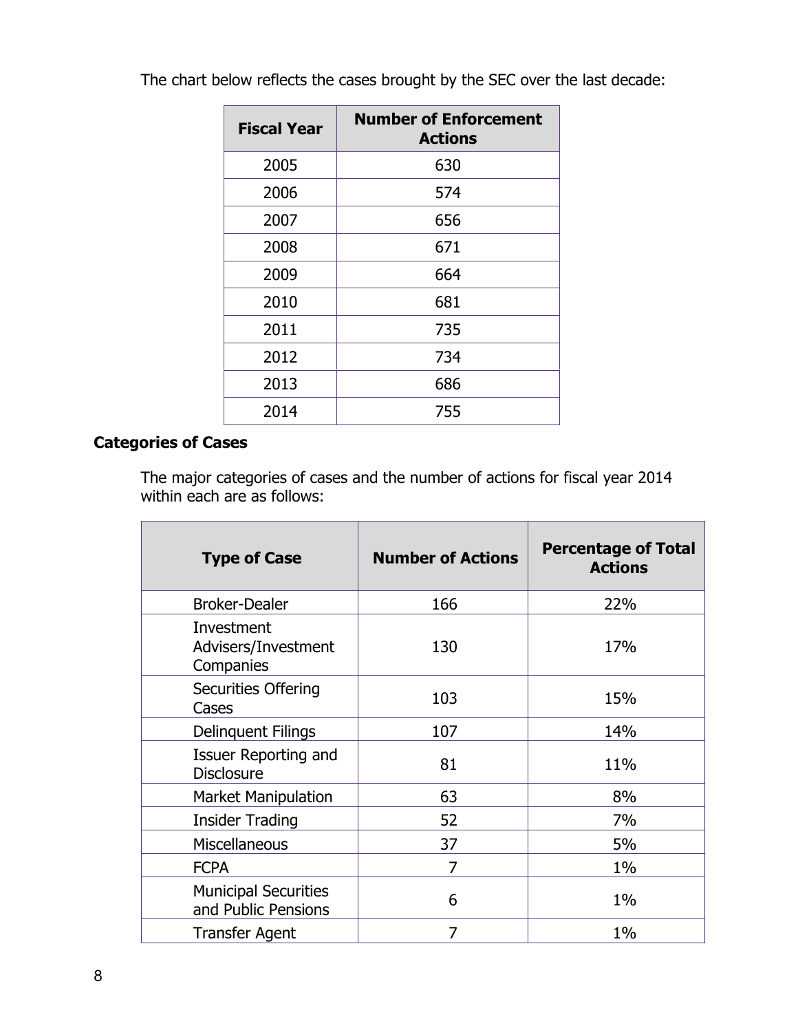The chart below reflects the cases brought by the SEC over the last decade:

| Fiscal Year | Number of Enforcement Actions |
|---|---|
| 2005 | 630 |
| 2006 | 574 |
| 2007 | 656 |
| 2008 | 671 |
| 2009 | 664 |
| 2010 | 681 |
| 2011 | 735 |
| 2012 | 734 |
| 2013 | 686 |
| 2014 | 755 |

**Categories of Cases**

The major categories of cases and the number of actions for fiscal year 2014 within each are as follows:

| Type of Case | Number of Actions | Percentage of Total Actions |
|---|---|---|
| Broker-Dealer | 166 | 22% |
| Investment Advisers/Investment Companies | 130 | 17% |
| Securities Offering Cases | 103 | 15% |
| Delinquent Filings | 107 | 14% |
| Issuer Reporting and Disclosure | 81 | 11% |
| Market Manipulation | 63 | 8% |
| Insider Trading | 52 | 7% |
| Miscellaneous | 37 | 5% |
| FCPA | 7 | 1% |
| Municipal Securities and Public Pensions | 6 | 1% |
| Transfer Agent | 7 | 1% |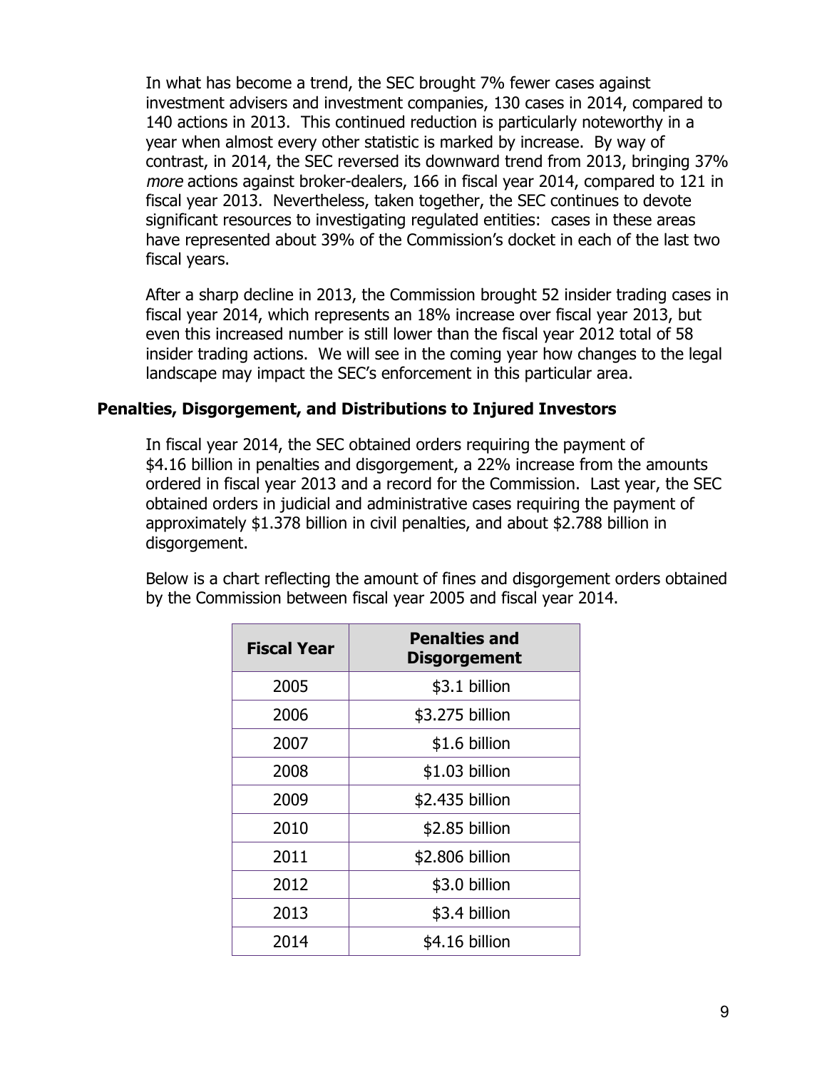In what has become a trend, the SEC brought 7% fewer cases against investment advisers and investment companies, 130 cases in 2014, compared to 140 actions in 2013. This continued reduction is particularly noteworthy in a year when almost every other statistic is marked by increase. By way of contrast, in 2014, the SEC reversed its downward trend from 2013, bringing 37% *more* actions against broker-dealers, 166 in fiscal year 2014, compared to 121 in fiscal year 2013. Nevertheless, taken together, the SEC continues to devote significant resources to investigating regulated entities: cases in these areas have represented about 39% of the Commission's docket in each of the last two fiscal years.

After a sharp decline in 2013, the Commission brought 52 insider trading cases in fiscal year 2014, which represents an 18% increase over fiscal year 2013, but even this increased number is still lower than the fiscal year 2012 total of 58 insider trading actions. We will see in the coming year how changes to the legal landscape may impact the SEC's enforcement in this particular area.

### Penalties, Disgorgement, and Distributions to Injured Investors

In fiscal year 2014, the SEC obtained orders requiring the payment of $4.16 billion in penalties and disgorgement, a 22% increase from the amounts ordered in fiscal year 2013 and a record for the Commission. Last year, the SEC obtained orders in judicial and administrative cases requiring the payment of approximately $1.378 billion in civil penalties, and about $2.788 billion in disgorgement.

Below is a chart reflecting the amount of fines and disgorgement orders obtained by the Commission between fiscal year 2005 and fiscal year 2014.

| Fiscal Year | Penalties and Disgorgement |
|---|---|
| 2005 | $3.1 billion |
| 2006 | $3.275 billion |
| 2007 | $1.6 billion |
| 2008 | $1.03 billion |
| 2009 | $2.435 billion |
| 2010 | $2.85 billion |
| 2011 | $2.806 billion |
| 2012 | $3.0 billion |
| 2013 | $3.4 billion |
| 2014 | $4.16 billion |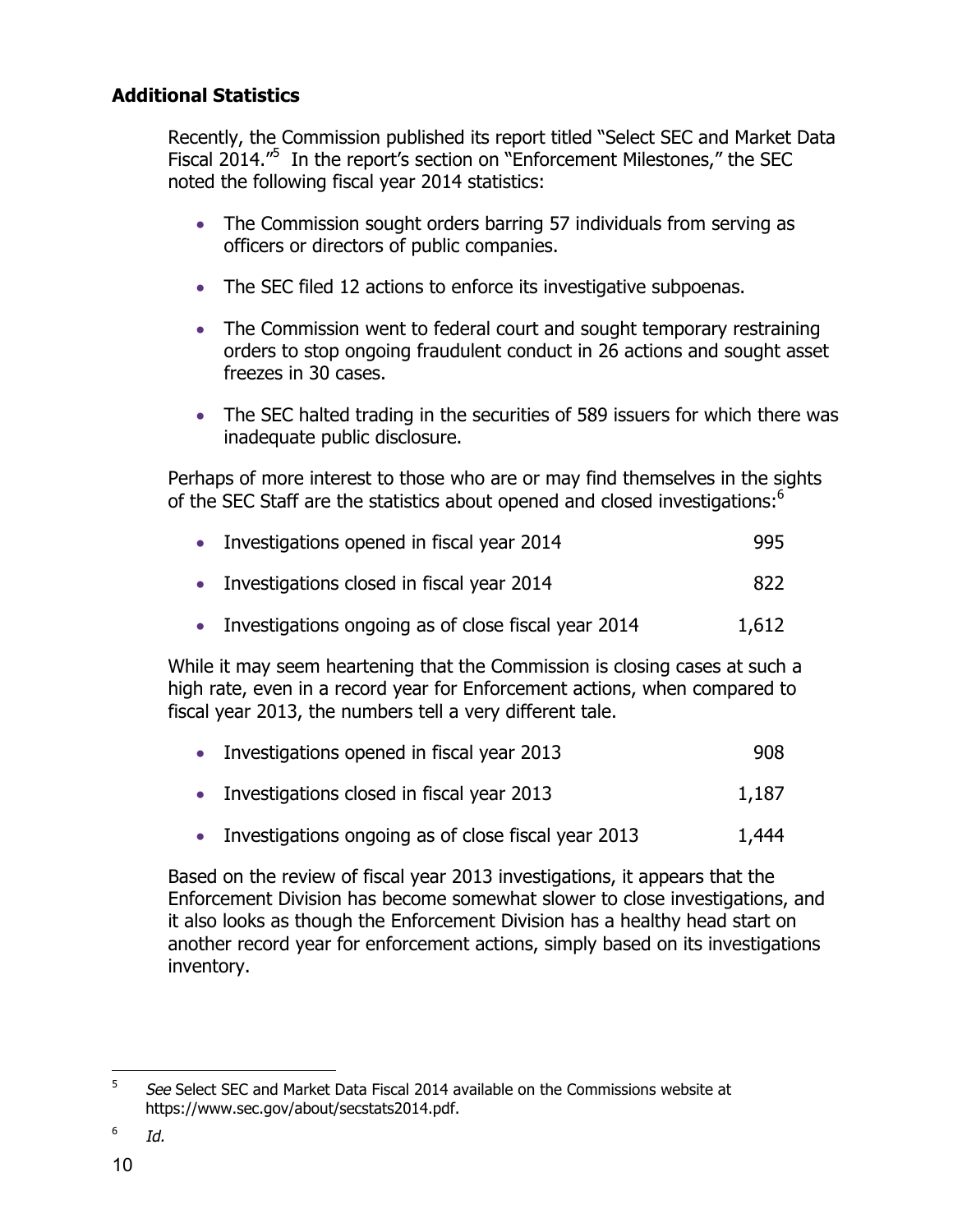## Additional Statistics

Recently, the Commission published its report titled "Select SEC and Market Data Fiscal 2014."[5] In the report's section on "Enforcement Milestones," the SEC noted the following fiscal year 2014 statistics:

- The Commission sought orders barring 57 individuals from serving as officers or directors of public companies.
- The SEC filed 12 actions to enforce its investigative subpoenas.
- The Commission went to federal court and sought temporary restraining orders to stop ongoing fraudulent conduct in 26 actions and sought asset freezes in 30 cases.
- The SEC halted trading in the securities of 589 issuers for which there was inadequate public disclosure.

Perhaps of more interest to those who are or may find themselves in the sights of the SEC Staff are the statistics about opened and closed investigations:[6]

- Investigations opened in fiscal year 2014 — 995
- Investigations closed in fiscal year 2014 — 822
- Investigations ongoing as of close fiscal year 2014 — 1,612

While it may seem heartening that the Commission is closing cases at such a high rate, even in a record year for Enforcement actions, when compared to fiscal year 2013, the numbers tell a very different tale.

- Investigations opened in fiscal year 2013 — 908
- Investigations closed in fiscal year 2013 — 1,187
- Investigations ongoing as of close fiscal year 2013 — 1,444

Based on the review of fiscal year 2013 investigations, it appears that the Enforcement Division has become somewhat slower to close investigations, and it also looks as though the Enforcement Division has a healthy head start on another record year for enforcement actions, simply based on its investigations inventory.

---

[5] *See* Select SEC and Market Data Fiscal 2014 available on the Commissions website at https://www.sec.gov/about/secstats2014.pdf.

[6] *Id.*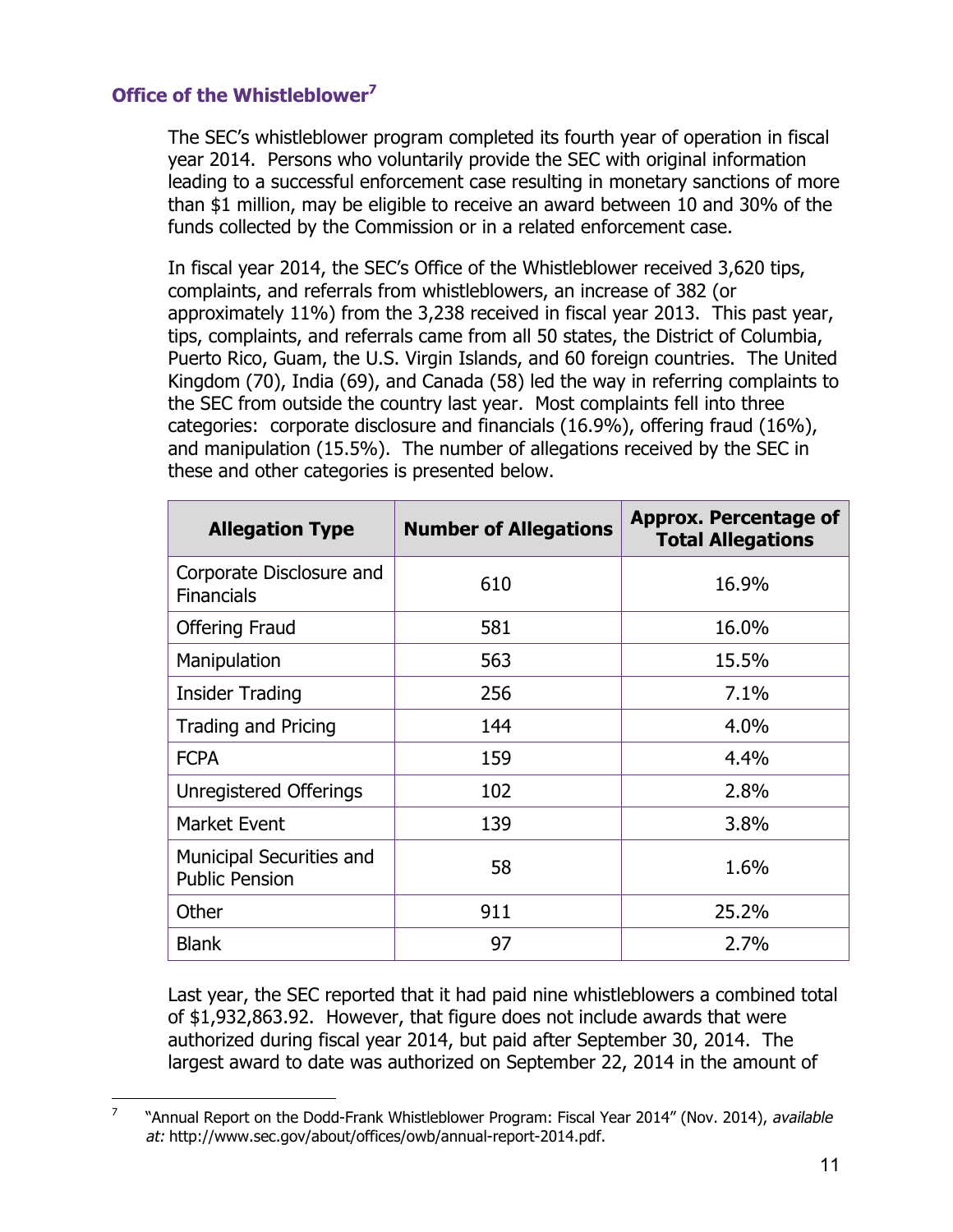### Office of the Whistleblower[7]

The SEC's whistleblower program completed its fourth year of operation in fiscal year 2014. Persons who voluntarily provide the SEC with original information leading to a successful enforcement case resulting in monetary sanctions of more than $1 million, may be eligible to receive an award between 10 and 30% of the funds collected by the Commission or in a related enforcement case.

In fiscal year 2014, the SEC's Office of the Whistleblower received 3,620 tips, complaints, and referrals from whistleblowers, an increase of 382 (or approximately 11%) from the 3,238 received in fiscal year 2013. This past year, tips, complaints, and referrals came from all 50 states, the District of Columbia, Puerto Rico, Guam, the U.S. Virgin Islands, and 60 foreign countries. The United Kingdom (70), India (69), and Canada (58) led the way in referring complaints to the SEC from outside the country last year. Most complaints fell into three categories: corporate disclosure and financials (16.9%), offering fraud (16%), and manipulation (15.5%). The number of allegations received by the SEC in these and other categories is presented below.

| Allegation Type | Number of Allegations | Approx. Percentage of Total Allegations |
|---|---|---|
| Corporate Disclosure and Financials | 610 | 16.9% |
| Offering Fraud | 581 | 16.0% |
| Manipulation | 563 | 15.5% |
| Insider Trading | 256 | 7.1% |
| Trading and Pricing | 144 | 4.0% |
| FCPA | 159 | 4.4% |
| Unregistered Offerings | 102 | 2.8% |
| Market Event | 139 | 3.8% |
| Municipal Securities and Public Pension | 58 | 1.6% |
| Other | 911 | 25.2% |
| Blank | 97 | 2.7% |

Last year, the SEC reported that it had paid nine whistleblowers a combined total of $1,932,863.92. However, that figure does not include awards that were authorized during fiscal year 2014, but paid after September 30, 2014. The largest award to date was authorized on September 22, 2014 in the amount of

[7] "Annual Report on the Dodd-Frank Whistleblower Program: Fiscal Year 2014" (Nov. 2014), *available at:* http://www.sec.gov/about/offices/owb/annual-report-2014.pdf.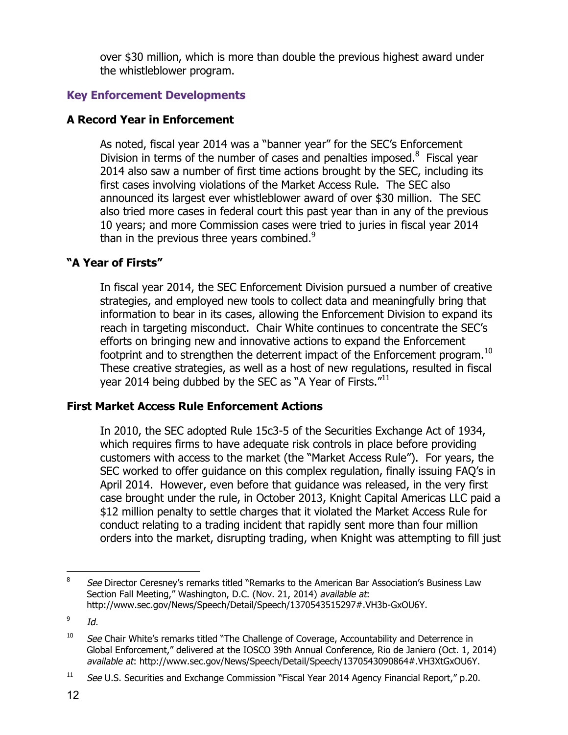over $30 million, which is more than double the previous highest award under the whistleblower program.

## Key Enforcement Developments

### A Record Year in Enforcement

As noted, fiscal year 2014 was a "banner year" for the SEC's Enforcement Division in terms of the number of cases and penalties imposed.[8] Fiscal year 2014 also saw a number of first time actions brought by the SEC, including its first cases involving violations of the Market Access Rule. The SEC also announced its largest ever whistleblower award of over $30 million. The SEC also tried more cases in federal court this past year than in any of the previous 10 years; and more Commission cases were tried to juries in fiscal year 2014 than in the previous three years combined.[9]

### "A Year of Firsts"

In fiscal year 2014, the SEC Enforcement Division pursued a number of creative strategies, and employed new tools to collect data and meaningfully bring that information to bear in its cases, allowing the Enforcement Division to expand its reach in targeting misconduct. Chair White continues to concentrate the SEC's efforts on bringing new and innovative actions to expand the Enforcement footprint and to strengthen the deterrent impact of the Enforcement program.[10] These creative strategies, as well as a host of new regulations, resulted in fiscal year 2014 being dubbed by the SEC as "A Year of Firsts."[11]

### First Market Access Rule Enforcement Actions

In 2010, the SEC adopted Rule 15c3-5 of the Securities Exchange Act of 1934, which requires firms to have adequate risk controls in place before providing customers with access to the market (the "Market Access Rule"). For years, the SEC worked to offer guidance on this complex regulation, finally issuing FAQ's in April 2014. However, even before that guidance was released, in the very first case brought under the rule, in October 2013, Knight Capital Americas LLC paid a $12 million penalty to settle charges that it violated the Market Access Rule for conduct relating to a trading incident that rapidly sent more than four million orders into the market, disrupting trading, when Knight was attempting to fill just

---

[8] *See* Director Ceresney's remarks titled "Remarks to the American Bar Association's Business Law Section Fall Meeting," Washington, D.C. (Nov. 21, 2014) *available at*: http://www.sec.gov/News/Speech/Detail/Speech/1370543515297#.VH3b-GxOU6Y.

[9] *Id.*

[10] *See* Chair White's remarks titled "The Challenge of Coverage, Accountability and Deterrence in Global Enforcement," delivered at the IOSCO 39th Annual Conference, Rio de Janiero (Oct. 1, 2014) *available at*: http://www.sec.gov/News/Speech/Detail/Speech/1370543090864#.VH3XtGxOU6Y.

[11] *See* U.S. Securities and Exchange Commission "Fiscal Year 2014 Agency Financial Report," p.20.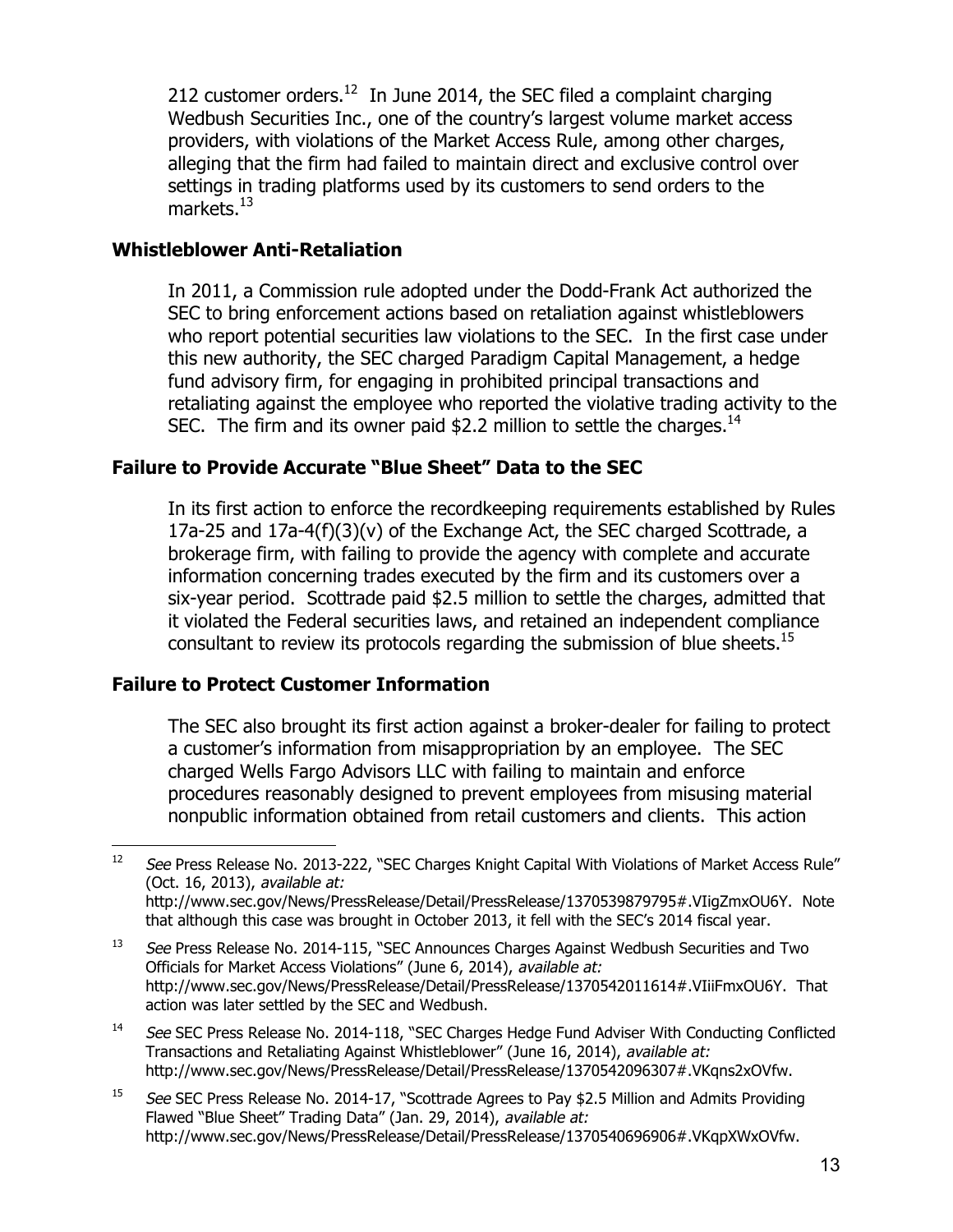212 customer orders.[12] In June 2014, the SEC filed a complaint charging Wedbush Securities Inc., one of the country's largest volume market access providers, with violations of the Market Access Rule, among other charges, alleging that the firm had failed to maintain direct and exclusive control over settings in trading platforms used by its customers to send orders to the markets.[13]

### Whistleblower Anti-Retaliation

In 2011, a Commission rule adopted under the Dodd-Frank Act authorized the SEC to bring enforcement actions based on retaliation against whistleblowers who report potential securities law violations to the SEC. In the first case under this new authority, the SEC charged Paradigm Capital Management, a hedge fund advisory firm, for engaging in prohibited principal transactions and retaliating against the employee who reported the violative trading activity to the SEC. The firm and its owner paid $2.2 million to settle the charges.[14]

### Failure to Provide Accurate "Blue Sheet" Data to the SEC

In its first action to enforce the recordkeeping requirements established by Rules 17a-25 and 17a-4(f)(3)(v) of the Exchange Act, the SEC charged Scottrade, a brokerage firm, with failing to provide the agency with complete and accurate information concerning trades executed by the firm and its customers over a six-year period. Scottrade paid $2.5 million to settle the charges, admitted that it violated the Federal securities laws, and retained an independent compliance consultant to review its protocols regarding the submission of blue sheets.[15]

### Failure to Protect Customer Information

The SEC also brought its first action against a broker-dealer for failing to protect a customer's information from misappropriation by an employee. The SEC charged Wells Fargo Advisors LLC with failing to maintain and enforce procedures reasonably designed to prevent employees from misusing material nonpublic information obtained from retail customers and clients. This action

---

[12] *See* Press Release No. 2013-222, "SEC Charges Knight Capital With Violations of Market Access Rule" (Oct. 16, 2013), *available at:* http://www.sec.gov/News/PressRelease/Detail/PressRelease/1370539879795#.VIigZmxOU6Y. Note that although this case was brought in October 2013, it fell with the SEC's 2014 fiscal year.

[13] *See* Press Release No. 2014-115, "SEC Announces Charges Against Wedbush Securities and Two Officials for Market Access Violations" (June 6, 2014), *available at:* http://www.sec.gov/News/PressRelease/Detail/PressRelease/1370542011614#.VIiiFmxOU6Y. That action was later settled by the SEC and Wedbush.

[14] *See* SEC Press Release No. 2014-118, "SEC Charges Hedge Fund Adviser With Conducting Conflicted Transactions and Retaliating Against Whistleblower" (June 16, 2014), *available at:* http://www.sec.gov/News/PressRelease/Detail/PressRelease/1370542096307#.VKqns2xOVfw.

[15] *See* SEC Press Release No. 2014-17, "Scottrade Agrees to Pay $2.5 Million and Admits Providing Flawed "Blue Sheet" Trading Data" (Jan. 29, 2014), *available at:* http://www.sec.gov/News/PressRelease/Detail/PressRelease/1370540696906#.VKqpXWxOVfw.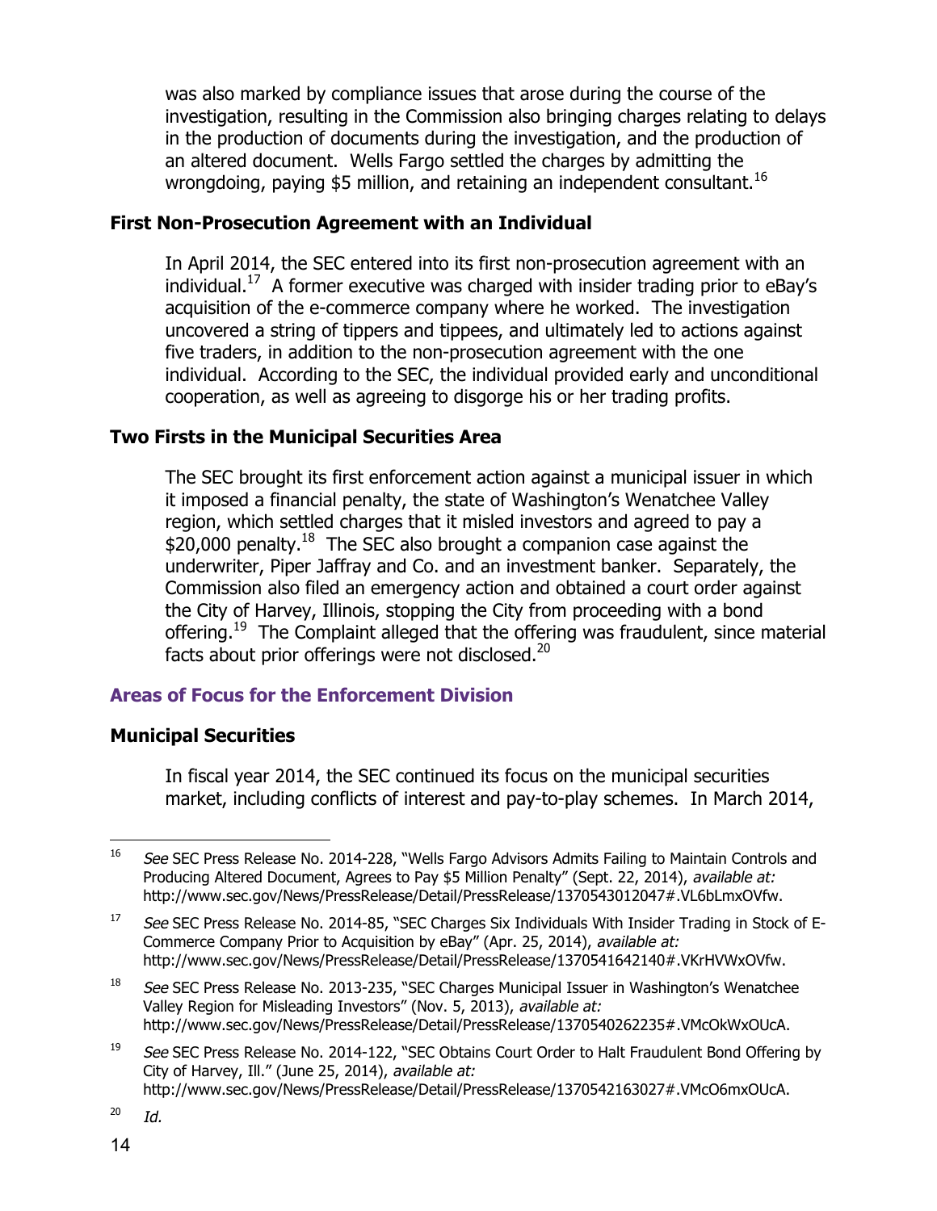was also marked by compliance issues that arose during the course of the investigation, resulting in the Commission also bringing charges relating to delays in the production of documents during the investigation, and the production of an altered document. Wells Fargo settled the charges by admitting the wrongdoing, paying $5 million, and retaining an independent consultant.[16]

### First Non-Prosecution Agreement with an Individual

In April 2014, the SEC entered into its first non-prosecution agreement with an individual.[17] A former executive was charged with insider trading prior to eBay's acquisition of the e-commerce company where he worked. The investigation uncovered a string of tippers and tippees, and ultimately led to actions against five traders, in addition to the non-prosecution agreement with the one individual. According to the SEC, the individual provided early and unconditional cooperation, as well as agreeing to disgorge his or her trading profits.

### Two Firsts in the Municipal Securities Area

The SEC brought its first enforcement action against a municipal issuer in which it imposed a financial penalty, the state of Washington's Wenatchee Valley region, which settled charges that it misled investors and agreed to pay a $20,000 penalty.[18] The SEC also brought a companion case against the underwriter, Piper Jaffray and Co. and an investment banker. Separately, the Commission also filed an emergency action and obtained a court order against the City of Harvey, Illinois, stopping the City from proceeding with a bond offering.[19] The Complaint alleged that the offering was fraudulent, since material facts about prior offerings were not disclosed.[20]

## Areas of Focus for the Enforcement Division

### Municipal Securities

In fiscal year 2014, the SEC continued its focus on the municipal securities market, including conflicts of interest and pay-to-play schemes. In March 2014,

---

[16] *See* SEC Press Release No. 2014-228, "Wells Fargo Advisors Admits Failing to Maintain Controls and Producing Altered Document, Agrees to Pay $5 Million Penalty" (Sept. 22, 2014), *available at:* http://www.sec.gov/News/PressRelease/Detail/PressRelease/1370543012047#.VL6bLmxOVfw.

[17] *See* SEC Press Release No. 2014-85, "SEC Charges Six Individuals With Insider Trading in Stock of E-Commerce Company Prior to Acquisition by eBay" (Apr. 25, 2014), *available at:* http://www.sec.gov/News/PressRelease/Detail/PressRelease/1370541642140#.VKrHVWxOVfw.

[18] *See* SEC Press Release No. 2013-235, "SEC Charges Municipal Issuer in Washington's Wenatchee Valley Region for Misleading Investors" (Nov. 5, 2013), *available at:* http://www.sec.gov/News/PressRelease/Detail/PressRelease/1370540262235#.VMcOkWxOUcA.

[19] *See* SEC Press Release No. 2014-122, "SEC Obtains Court Order to Halt Fraudulent Bond Offering by City of Harvey, Ill." (June 25, 2014), *available at:* http://www.sec.gov/News/PressRelease/Detail/PressRelease/1370542163027#.VMcO6mxOUcA.

[20] *Id.*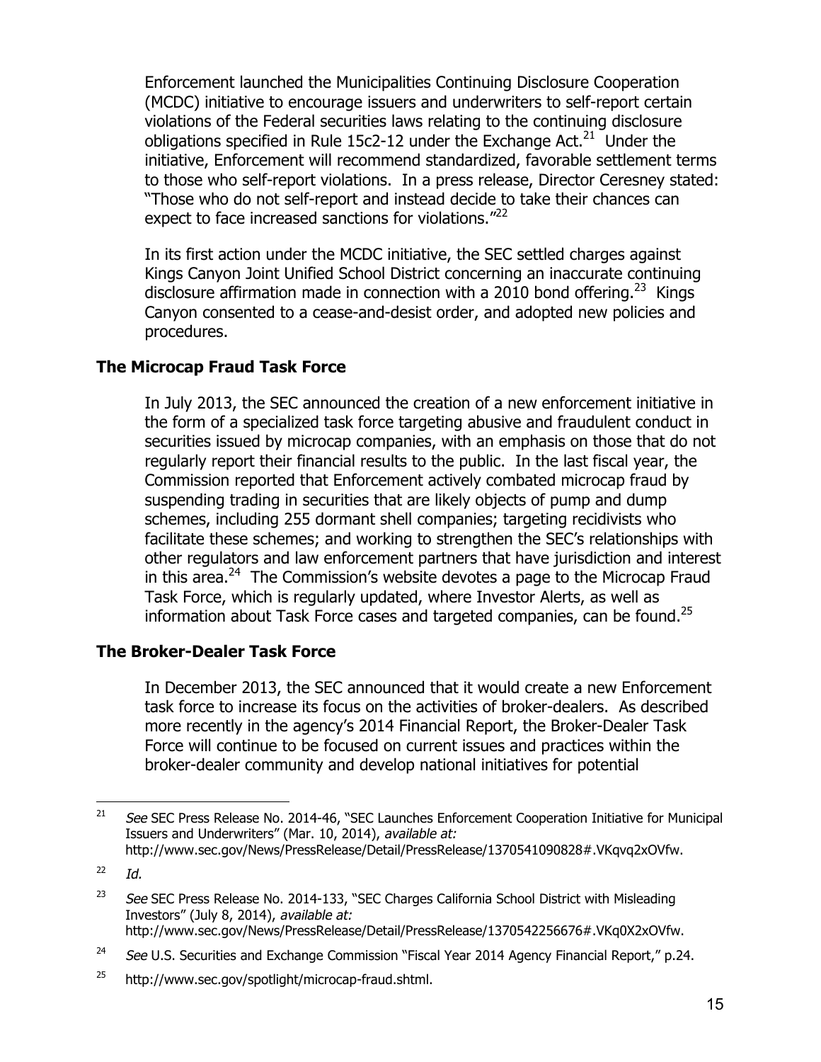Enforcement launched the Municipalities Continuing Disclosure Cooperation (MCDC) initiative to encourage issuers and underwriters to self-report certain violations of the Federal securities laws relating to the continuing disclosure obligations specified in Rule 15c2-12 under the Exchange Act.[21] Under the initiative, Enforcement will recommend standardized, favorable settlement terms to those who self-report violations. In a press release, Director Ceresney stated: "Those who do not self-report and instead decide to take their chances can expect to face increased sanctions for violations."[22]

In its first action under the MCDC initiative, the SEC settled charges against Kings Canyon Joint Unified School District concerning an inaccurate continuing disclosure affirmation made in connection with a 2010 bond offering.[23] Kings Canyon consented to a cease-and-desist order, and adopted new policies and procedures.

### The Microcap Fraud Task Force

In July 2013, the SEC announced the creation of a new enforcement initiative in the form of a specialized task force targeting abusive and fraudulent conduct in securities issued by microcap companies, with an emphasis on those that do not regularly report their financial results to the public. In the last fiscal year, the Commission reported that Enforcement actively combated microcap fraud by suspending trading in securities that are likely objects of pump and dump schemes, including 255 dormant shell companies; targeting recidivists who facilitate these schemes; and working to strengthen the SEC's relationships with other regulators and law enforcement partners that have jurisdiction and interest in this area.[24] The Commission's website devotes a page to the Microcap Fraud Task Force, which is regularly updated, where Investor Alerts, as well as information about Task Force cases and targeted companies, can be found.[25]

### The Broker-Dealer Task Force

In December 2013, the SEC announced that it would create a new Enforcement task force to increase its focus on the activities of broker-dealers. As described more recently in the agency's 2014 Financial Report, the Broker-Dealer Task Force will continue to be focused on current issues and practices within the broker-dealer community and develop national initiatives for potential

---

[21] *See* SEC Press Release No. 2014-46, "SEC Launches Enforcement Cooperation Initiative for Municipal Issuers and Underwriters" (Mar. 10, 2014), *available at:* http://www.sec.gov/News/PressRelease/Detail/PressRelease/1370541090828#.VKqvq2xOVfw.

[22] *Id.*

[23] *See* SEC Press Release No. 2014-133, "SEC Charges California School District with Misleading Investors" (July 8, 2014), *available at:* http://www.sec.gov/News/PressRelease/Detail/PressRelease/1370542256676#.VKq0X2xOVfw.

[24] *See* U.S. Securities and Exchange Commission "Fiscal Year 2014 Agency Financial Report," p.24.

[25] http://www.sec.gov/spotlight/microcap-fraud.shtml.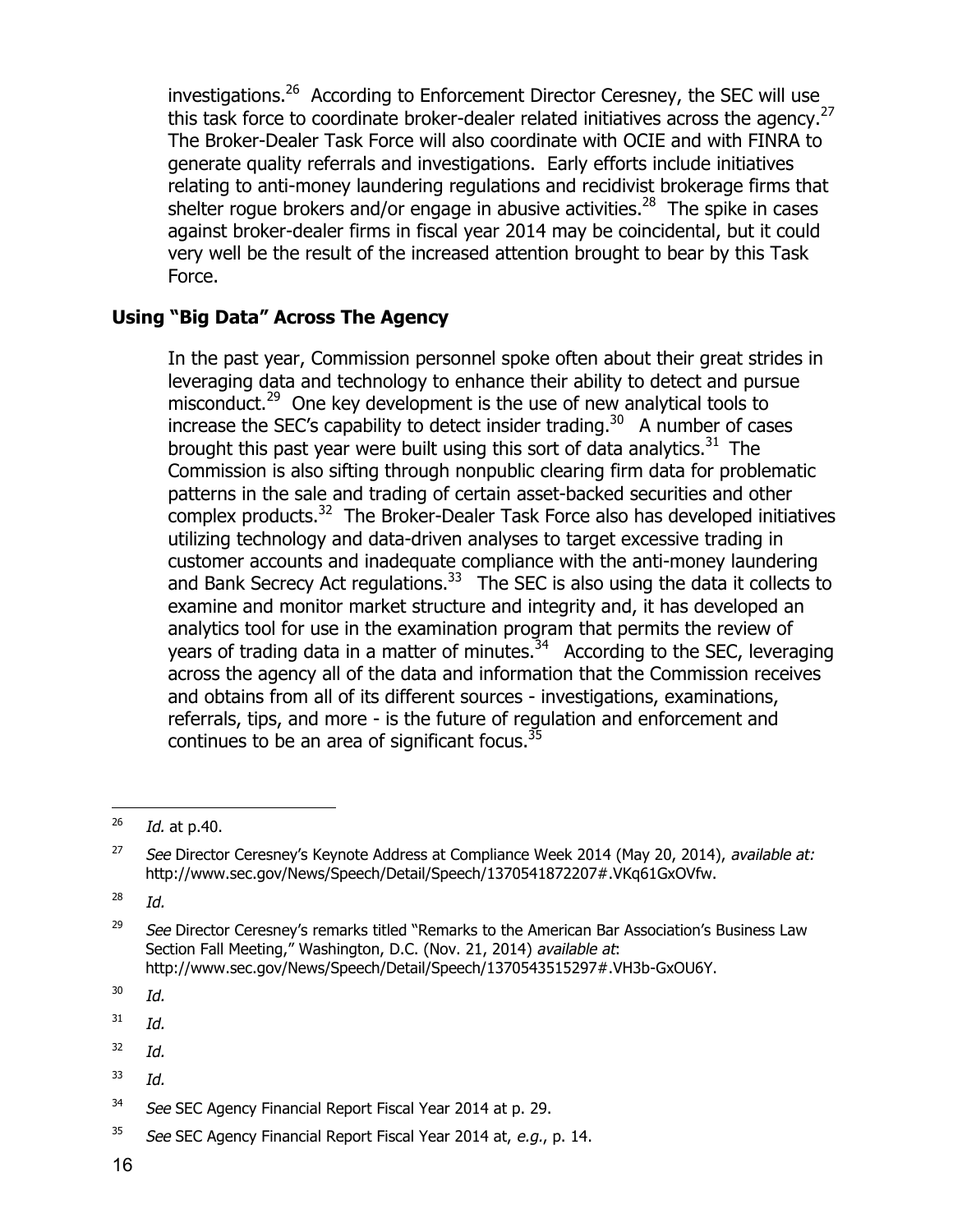investigations.[26] According to Enforcement Director Ceresney, the SEC will use this task force to coordinate broker-dealer related initiatives across the agency.[27] The Broker-Dealer Task Force will also coordinate with OCIE and with FINRA to generate quality referrals and investigations. Early efforts include initiatives relating to anti-money laundering regulations and recidivist brokerage firms that shelter rogue brokers and/or engage in abusive activities.[28] The spike in cases against broker-dealer firms in fiscal year 2014 may be coincidental, but it could very well be the result of the increased attention brought to bear by this Task Force.

### Using "Big Data" Across The Agency

In the past year, Commission personnel spoke often about their great strides in leveraging data and technology to enhance their ability to detect and pursue misconduct.[29] One key development is the use of new analytical tools to increase the SEC's capability to detect insider trading.[30] A number of cases brought this past year were built using this sort of data analytics.[31] The Commission is also sifting through nonpublic clearing firm data for problematic patterns in the sale and trading of certain asset-backed securities and other complex products.[32] The Broker-Dealer Task Force also has developed initiatives utilizing technology and data-driven analyses to target excessive trading in customer accounts and inadequate compliance with the anti-money laundering and Bank Secrecy Act regulations.[33] The SEC is also using the data it collects to examine and monitor market structure and integrity and, it has developed an analytics tool for use in the examination program that permits the review of years of trading data in a matter of minutes.[34] According to the SEC, leveraging across the agency all of the data and information that the Commission receives and obtains from all of its different sources - investigations, examinations, referrals, tips, and more - is the future of regulation and enforcement and continues to be an area of significant focus.[35]

---

[26] *Id.* at p.40.

[27] *See* Director Ceresney's Keynote Address at Compliance Week 2014 (May 20, 2014), *available at:* http://www.sec.gov/News/Speech/Detail/Speech/1370541872207#.VKq61GxOVfw.

[28] *Id.*

[29] *See* Director Ceresney's remarks titled "Remarks to the American Bar Association's Business Law Section Fall Meeting," Washington, D.C. (Nov. 21, 2014) *available at*: http://www.sec.gov/News/Speech/Detail/Speech/1370543515297#.VH3b-GxOU6Y.

[30] *Id.*

[31] *Id.*

[32] *Id.*

[33] *Id.*

[34] *See* SEC Agency Financial Report Fiscal Year 2014 at p. 29.

[35] *See* SEC Agency Financial Report Fiscal Year 2014 at, *e.g.*, p. 14.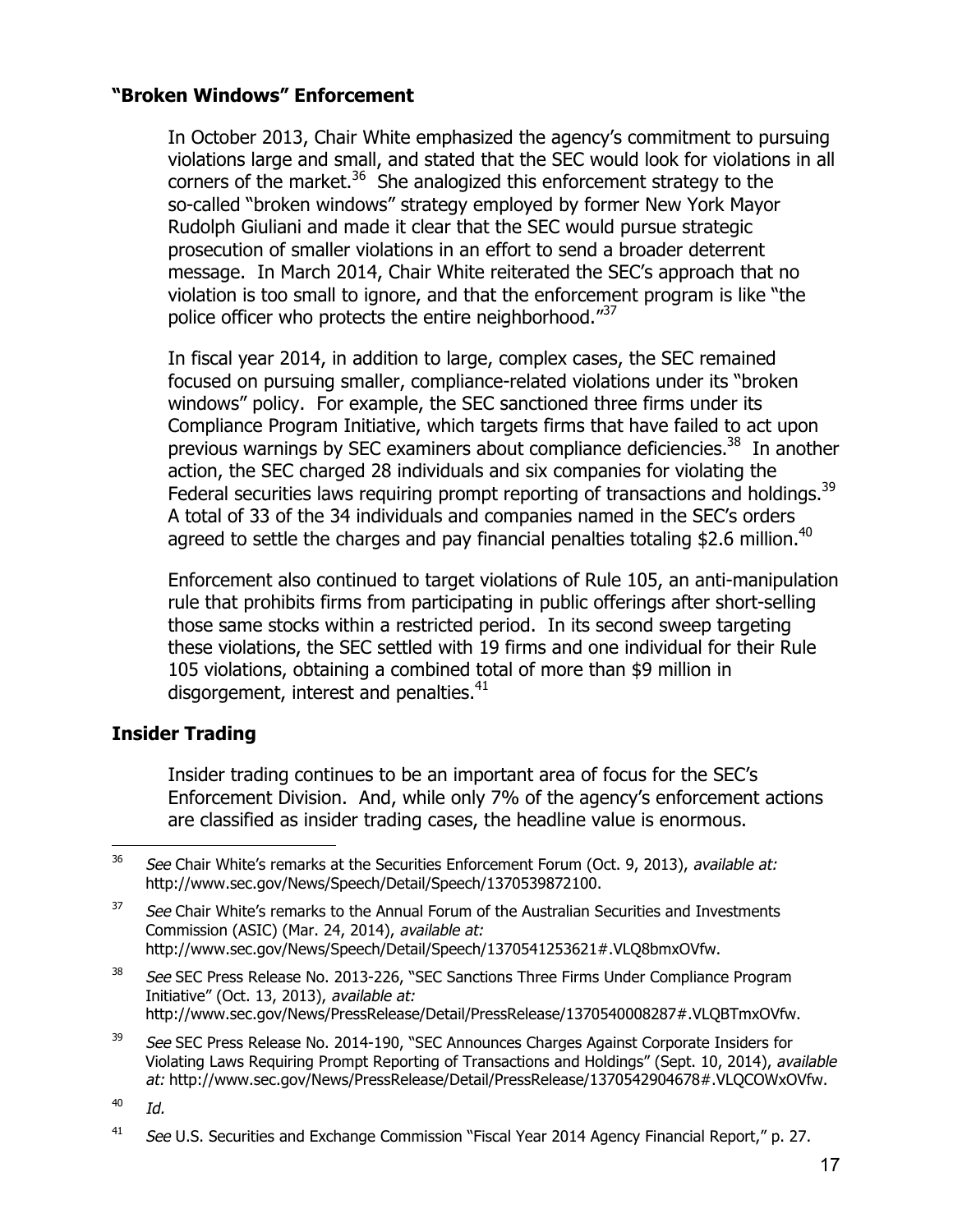### "Broken Windows" Enforcement

In October 2013, Chair White emphasized the agency's commitment to pursuing violations large and small, and stated that the SEC would look for violations in all corners of the market.[36] She analogized this enforcement strategy to the so-called "broken windows" strategy employed by former New York Mayor Rudolph Giuliani and made it clear that the SEC would pursue strategic prosecution of smaller violations in an effort to send a broader deterrent message. In March 2014, Chair White reiterated the SEC's approach that no violation is too small to ignore, and that the enforcement program is like "the police officer who protects the entire neighborhood."[37]

In fiscal year 2014, in addition to large, complex cases, the SEC remained focused on pursuing smaller, compliance-related violations under its "broken windows" policy. For example, the SEC sanctioned three firms under its Compliance Program Initiative, which targets firms that have failed to act upon previous warnings by SEC examiners about compliance deficiencies.[38] In another action, the SEC charged 28 individuals and six companies for violating the Federal securities laws requiring prompt reporting of transactions and holdings.[39] A total of 33 of the 34 individuals and companies named in the SEC's orders agreed to settle the charges and pay financial penalties totaling $2.6 million.[40]

Enforcement also continued to target violations of Rule 105, an anti-manipulation rule that prohibits firms from participating in public offerings after short-selling those same stocks within a restricted period. In its second sweep targeting these violations, the SEC settled with 19 firms and one individual for their Rule 105 violations, obtaining a combined total of more than $9 million in disgorgement, interest and penalties.[41]

### Insider Trading

Insider trading continues to be an important area of focus for the SEC's Enforcement Division. And, while only 7% of the agency's enforcement actions are classified as insider trading cases, the headline value is enormous.

---

[36] *See* Chair White's remarks at the Securities Enforcement Forum (Oct. 9, 2013), *available at:* http://www.sec.gov/News/Speech/Detail/Speech/1370539872100.

[37] *See* Chair White's remarks to the Annual Forum of the Australian Securities and Investments Commission (ASIC) (Mar. 24, 2014), *available at:* http://www.sec.gov/News/Speech/Detail/Speech/1370541253621#.VLQ8bmxOVfw.

[38] *See* SEC Press Release No. 2013-226, "SEC Sanctions Three Firms Under Compliance Program Initiative" (Oct. 13, 2013), *available at:* http://www.sec.gov/News/PressRelease/Detail/PressRelease/1370540008287#.VLQBTmxOVfw.

[39] *See* SEC Press Release No. 2014-190, "SEC Announces Charges Against Corporate Insiders for Violating Laws Requiring Prompt Reporting of Transactions and Holdings" (Sept. 10, 2014), *available at:* http://www.sec.gov/News/PressRelease/Detail/PressRelease/1370542904678#.VLQCOWxOVfw.

[40] *Id.*

[41] *See* U.S. Securities and Exchange Commission "Fiscal Year 2014 Agency Financial Report," p. 27.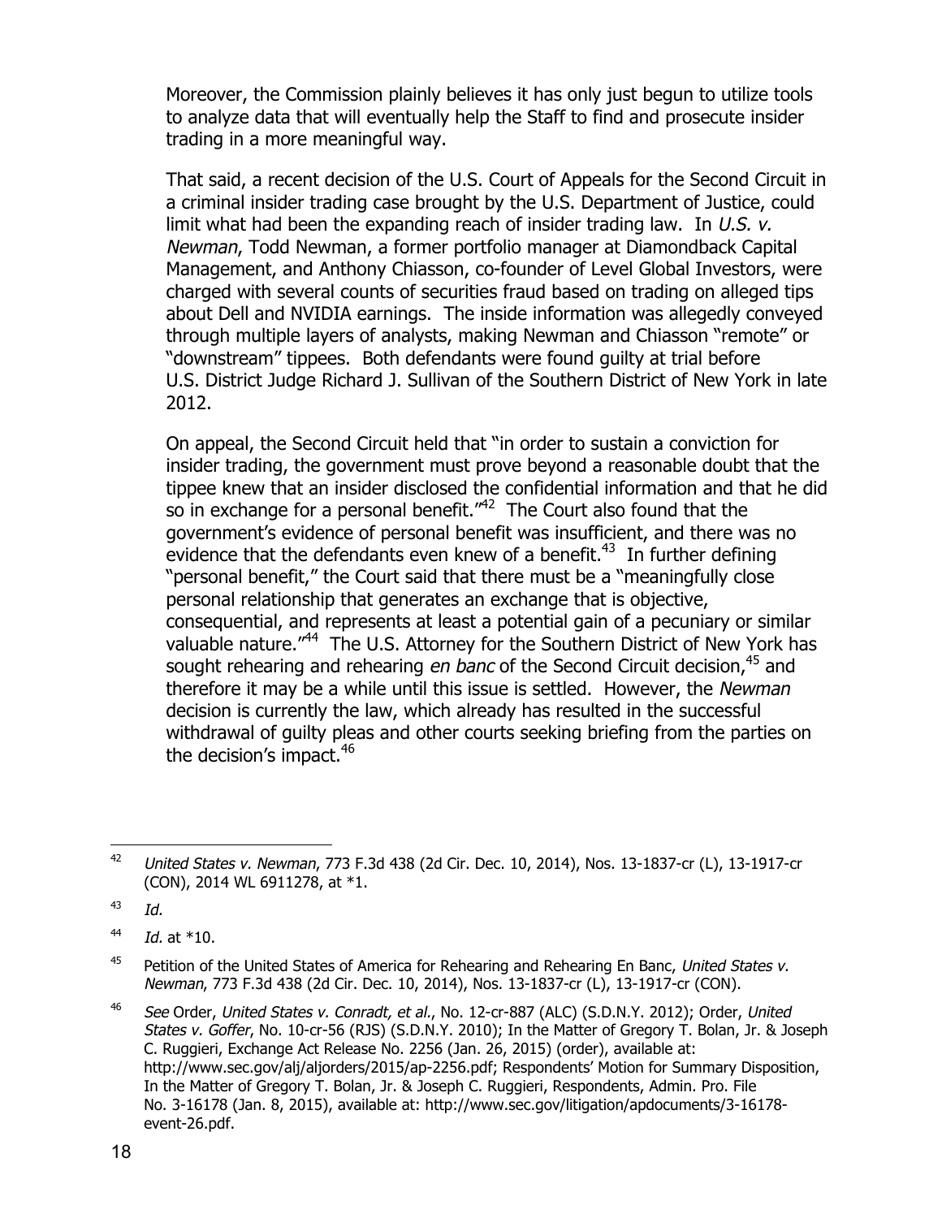Moreover, the Commission plainly believes it has only just begun to utilize tools to analyze data that will eventually help the Staff to find and prosecute insider trading in a more meaningful way.

That said, a recent decision of the U.S. Court of Appeals for the Second Circuit in a criminal insider trading case brought by the U.S. Department of Justice, could limit what had been the expanding reach of insider trading law. In *U.S. v. Newman*, Todd Newman, a former portfolio manager at Diamondback Capital Management, and Anthony Chiasson, co-founder of Level Global Investors, were charged with several counts of securities fraud based on trading on alleged tips about Dell and NVIDIA earnings. The inside information was allegedly conveyed through multiple layers of analysts, making Newman and Chiasson "remote" or "downstream" tippees. Both defendants were found guilty at trial before U.S. District Judge Richard J. Sullivan of the Southern District of New York in late 2012.

On appeal, the Second Circuit held that "in order to sustain a conviction for insider trading, the government must prove beyond a reasonable doubt that the tippee knew that an insider disclosed the confidential information and that he did so in exchange for a personal benefit."[42] The Court also found that the government's evidence of personal benefit was insufficient, and there was no evidence that the defendants even knew of a benefit.[43] In further defining "personal benefit," the Court said that there must be a "meaningfully close personal relationship that generates an exchange that is objective, consequential, and represents at least a potential gain of a pecuniary or similar valuable nature."[44] The U.S. Attorney for the Southern District of New York has sought rehearing and rehearing *en banc* of the Second Circuit decision,[45] and therefore it may be a while until this issue is settled. However, the *Newman* decision is currently the law, which already has resulted in the successful withdrawal of guilty pleas and other courts seeking briefing from the parties on the decision's impact.[46]

---

[42] *United States v. Newman*, 773 F.3d 438 (2d Cir. Dec. 10, 2014), Nos. 13-1837-cr (L), 13-1917-cr (CON), 2014 WL 6911278, at *1.

[43] *Id.*

[44] *Id.* at *10.

[45] Petition of the United States of America for Rehearing and Rehearing En Banc, *United States v. Newman*, 773 F.3d 438 (2d Cir. Dec. 10, 2014), Nos. 13-1837-cr (L), 13-1917-cr (CON).

[46] *See* Order, *United States v. Conradt, et al.*, No. 12-cr-887 (ALC) (S.D.N.Y. 2012); Order, *United States v. Goffer*, No. 10-cr-56 (RJS) (S.D.N.Y. 2010); In the Matter of Gregory T. Bolan, Jr. & Joseph C. Ruggieri, Exchange Act Release No. 2256 (Jan. 26, 2015) (order), available at: http://www.sec.gov/alj/aljorders/2015/ap-2256.pdf; Respondents' Motion for Summary Disposition, In the Matter of Gregory T. Bolan, Jr. & Joseph C. Ruggieri, Respondents, Admin. Pro. File No. 3-16178 (Jan. 8, 2015), available at: http://www.sec.gov/litigation/apdocuments/3-16178-event-26.pdf.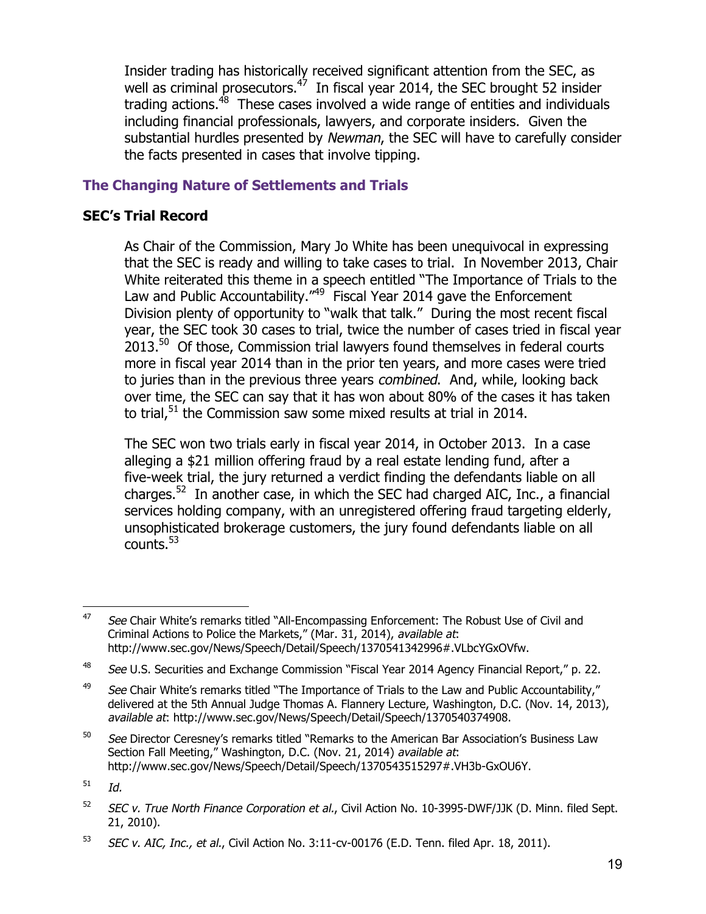Insider trading has historically received significant attention from the SEC, as well as criminal prosecutors.[47] In fiscal year 2014, the SEC brought 52 insider trading actions.[48] These cases involved a wide range of entities and individuals including financial professionals, lawyers, and corporate insiders. Given the substantial hurdles presented by *Newman*, the SEC will have to carefully consider the facts presented in cases that involve tipping.

## The Changing Nature of Settlements and Trials

### SEC's Trial Record

As Chair of the Commission, Mary Jo White has been unequivocal in expressing that the SEC is ready and willing to take cases to trial. In November 2013, Chair White reiterated this theme in a speech entitled "The Importance of Trials to the Law and Public Accountability."[49] Fiscal Year 2014 gave the Enforcement Division plenty of opportunity to "walk that talk." During the most recent fiscal year, the SEC took 30 cases to trial, twice the number of cases tried in fiscal year 2013.[50] Of those, Commission trial lawyers found themselves in federal courts more in fiscal year 2014 than in the prior ten years, and more cases were tried to juries than in the previous three years *combined*. And, while, looking back over time, the SEC can say that it has won about 80% of the cases it has taken to trial,[51] the Commission saw some mixed results at trial in 2014.

The SEC won two trials early in fiscal year 2014, in October 2013. In a case alleging a $21 million offering fraud by a real estate lending fund, after a five-week trial, the jury returned a verdict finding the defendants liable on all charges.[52] In another case, in which the SEC had charged AIC, Inc., a financial services holding company, with an unregistered offering fraud targeting elderly, unsophisticated brokerage customers, the jury found defendants liable on all counts.[53]

---

[47] *See* Chair White's remarks titled "All-Encompassing Enforcement: The Robust Use of Civil and Criminal Actions to Police the Markets," (Mar. 31, 2014), *available at*: http://www.sec.gov/News/Speech/Detail/Speech/1370541342996#.VLbcYGxOVfw.

[48] *See* U.S. Securities and Exchange Commission "Fiscal Year 2014 Agency Financial Report," p. 22.

[49] *See* Chair White's remarks titled "The Importance of Trials to the Law and Public Accountability," delivered at the 5th Annual Judge Thomas A. Flannery Lecture, Washington, D.C. (Nov. 14, 2013), *available at*: http://www.sec.gov/News/Speech/Detail/Speech/1370540374908.

[50] *See* Director Ceresney's remarks titled "Remarks to the American Bar Association's Business Law Section Fall Meeting," Washington, D.C. (Nov. 21, 2014) *available at*: http://www.sec.gov/News/Speech/Detail/Speech/1370543515297#.VH3b-GxOU6Y.

[51] *Id.*

[52] *SEC v. True North Finance Corporation et al.*, Civil Action No. 10-3995-DWF/JJK (D. Minn. filed Sept. 21, 2010).

[53] *SEC v. AIC, Inc., et al.*, Civil Action No. 3:11-cv-00176 (E.D. Tenn. filed Apr. 18, 2011).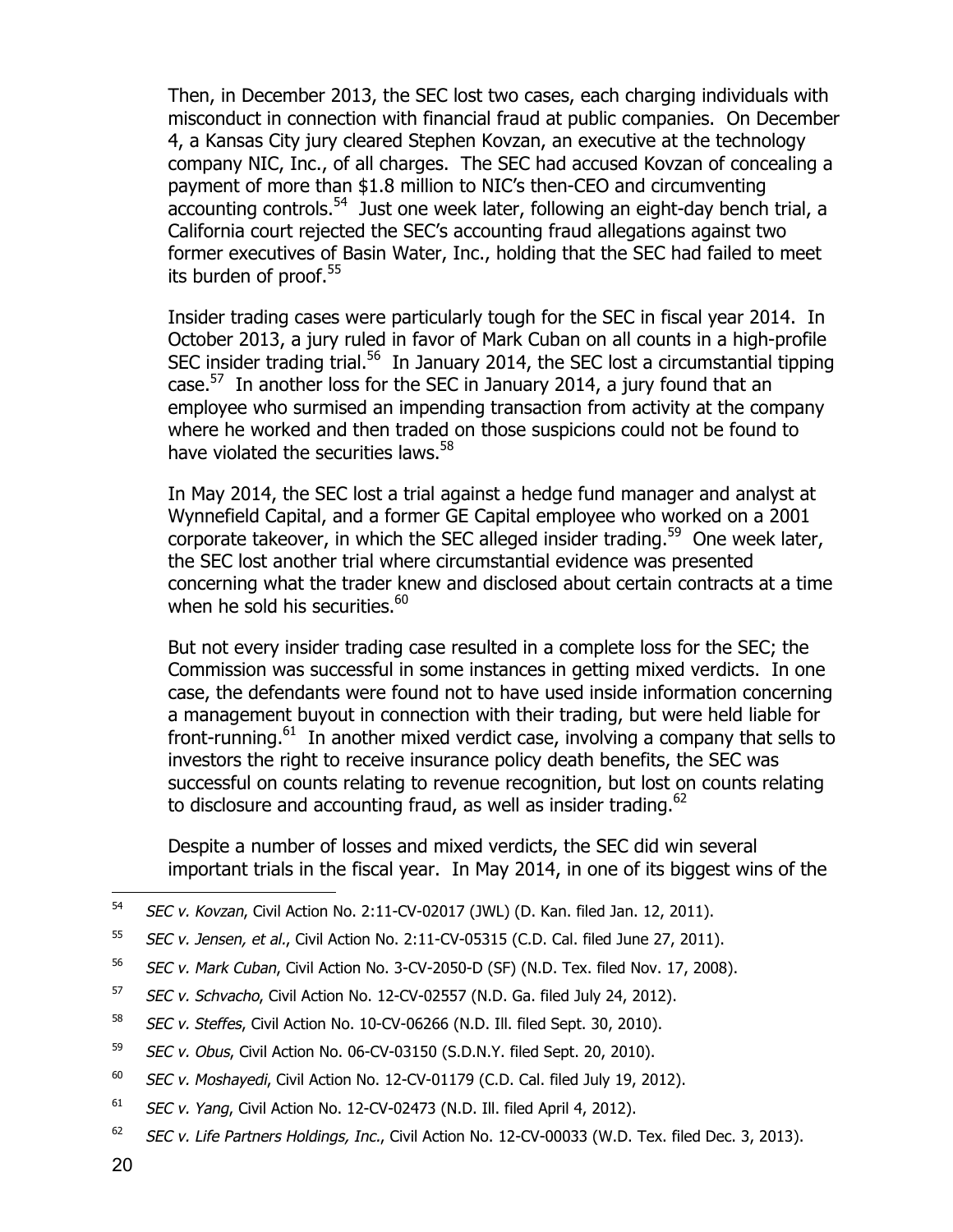Then, in December 2013, the SEC lost two cases, each charging individuals with misconduct in connection with financial fraud at public companies. On December 4, a Kansas City jury cleared Stephen Kovzan, an executive at the technology company NIC, Inc., of all charges. The SEC had accused Kovzan of concealing a payment of more than $1.8 million to NIC's then-CEO and circumventing accounting controls.[54] Just one week later, following an eight-day bench trial, a California court rejected the SEC's accounting fraud allegations against two former executives of Basin Water, Inc., holding that the SEC had failed to meet its burden of proof.[55]

Insider trading cases were particularly tough for the SEC in fiscal year 2014. In October 2013, a jury ruled in favor of Mark Cuban on all counts in a high-profile SEC insider trading trial.[56] In January 2014, the SEC lost a circumstantial tipping case.[57] In another loss for the SEC in January 2014, a jury found that an employee who surmised an impending transaction from activity at the company where he worked and then traded on those suspicions could not be found to have violated the securities laws.[58]

In May 2014, the SEC lost a trial against a hedge fund manager and analyst at Wynnefield Capital, and a former GE Capital employee who worked on a 2001 corporate takeover, in which the SEC alleged insider trading.[59] One week later, the SEC lost another trial where circumstantial evidence was presented concerning what the trader knew and disclosed about certain contracts at a time when he sold his securities.[60]

But not every insider trading case resulted in a complete loss for the SEC; the Commission was successful in some instances in getting mixed verdicts. In one case, the defendants were found not to have used inside information concerning a management buyout in connection with their trading, but were held liable for front-running.[61] In another mixed verdict case, involving a company that sells to investors the right to receive insurance policy death benefits, the SEC was successful on counts relating to revenue recognition, but lost on counts relating to disclosure and accounting fraud, as well as insider trading.[62]

Despite a number of losses and mixed verdicts, the SEC did win several important trials in the fiscal year. In May 2014, in one of its biggest wins of the

---

[54] *SEC v. Kovzan*, Civil Action No. 2:11-CV-02017 (JWL) (D. Kan. filed Jan. 12, 2011).

[55] *SEC v. Jensen, et al.*, Civil Action No. 2:11-CV-05315 (C.D. Cal. filed June 27, 2011).

[56] *SEC v. Mark Cuban*, Civil Action No. 3-CV-2050-D (SF) (N.D. Tex. filed Nov. 17, 2008).

[57] *SEC v. Schvacho*, Civil Action No. 12-CV-02557 (N.D. Ga. filed July 24, 2012).

[58] *SEC v. Steffes*, Civil Action No. 10-CV-06266 (N.D. Ill. filed Sept. 30, 2010).

[59] *SEC v. Obus*, Civil Action No. 06-CV-03150 (S.D.N.Y. filed Sept. 20, 2010).

[60] *SEC v. Moshayedi*, Civil Action No. 12-CV-01179 (C.D. Cal. filed July 19, 2012).

[61] *SEC v. Yang*, Civil Action No. 12-CV-02473 (N.D. Ill. filed April 4, 2012).

[62] *SEC v. Life Partners Holdings, Inc.*, Civil Action No. 12-CV-00033 (W.D. Tex. filed Dec. 3, 2013).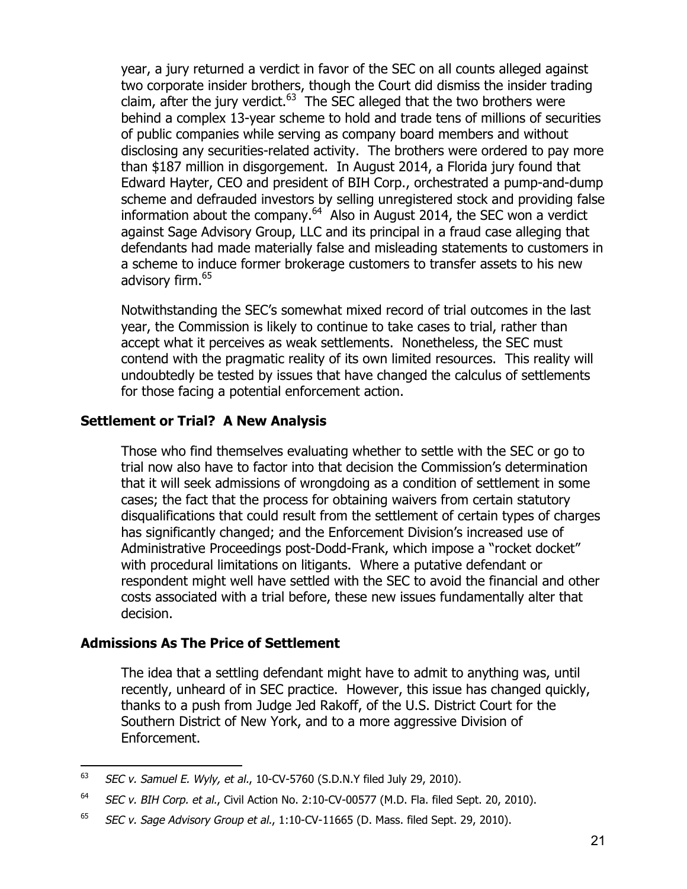year, a jury returned a verdict in favor of the SEC on all counts alleged against two corporate insider brothers, though the Court did dismiss the insider trading claim, after the jury verdict.[63] The SEC alleged that the two brothers were behind a complex 13-year scheme to hold and trade tens of millions of securities of public companies while serving as company board members and without disclosing any securities-related activity. The brothers were ordered to pay more than $187 million in disgorgement. In August 2014, a Florida jury found that Edward Hayter, CEO and president of BIH Corp., orchestrated a pump-and-dump scheme and defrauded investors by selling unregistered stock and providing false information about the company.[64] Also in August 2014, the SEC won a verdict against Sage Advisory Group, LLC and its principal in a fraud case alleging that defendants had made materially false and misleading statements to customers in a scheme to induce former brokerage customers to transfer assets to his new advisory firm.[65]

Notwithstanding the SEC's somewhat mixed record of trial outcomes in the last year, the Commission is likely to continue to take cases to trial, rather than accept what it perceives as weak settlements. Nonetheless, the SEC must contend with the pragmatic reality of its own limited resources. This reality will undoubtedly be tested by issues that have changed the calculus of settlements for those facing a potential enforcement action.

## Settlement or Trial? A New Analysis

Those who find themselves evaluating whether to settle with the SEC or go to trial now also have to factor into that decision the Commission's determination that it will seek admissions of wrongdoing as a condition of settlement in some cases; the fact that the process for obtaining waivers from certain statutory disqualifications that could result from the settlement of certain types of charges has significantly changed; and the Enforcement Division's increased use of Administrative Proceedings post-Dodd-Frank, which impose a "rocket docket" with procedural limitations on litigants. Where a putative defendant or respondent might well have settled with the SEC to avoid the financial and other costs associated with a trial before, these new issues fundamentally alter that decision.

## Admissions As The Price of Settlement

The idea that a settling defendant might have to admit to anything was, until recently, unheard of in SEC practice. However, this issue has changed quickly, thanks to a push from Judge Jed Rakoff, of the U.S. District Court for the Southern District of New York, and to a more aggressive Division of Enforcement.

---

[63] *SEC v. Samuel E. Wyly, et al.*, 10-CV-5760 (S.D.N.Y filed July 29, 2010).

[64] *SEC v. BIH Corp. et al.*, Civil Action No. 2:10-CV-00577 (M.D. Fla. filed Sept. 20, 2010).

[65] *SEC v. Sage Advisory Group et al.*, 1:10-CV-11665 (D. Mass. filed Sept. 29, 2010).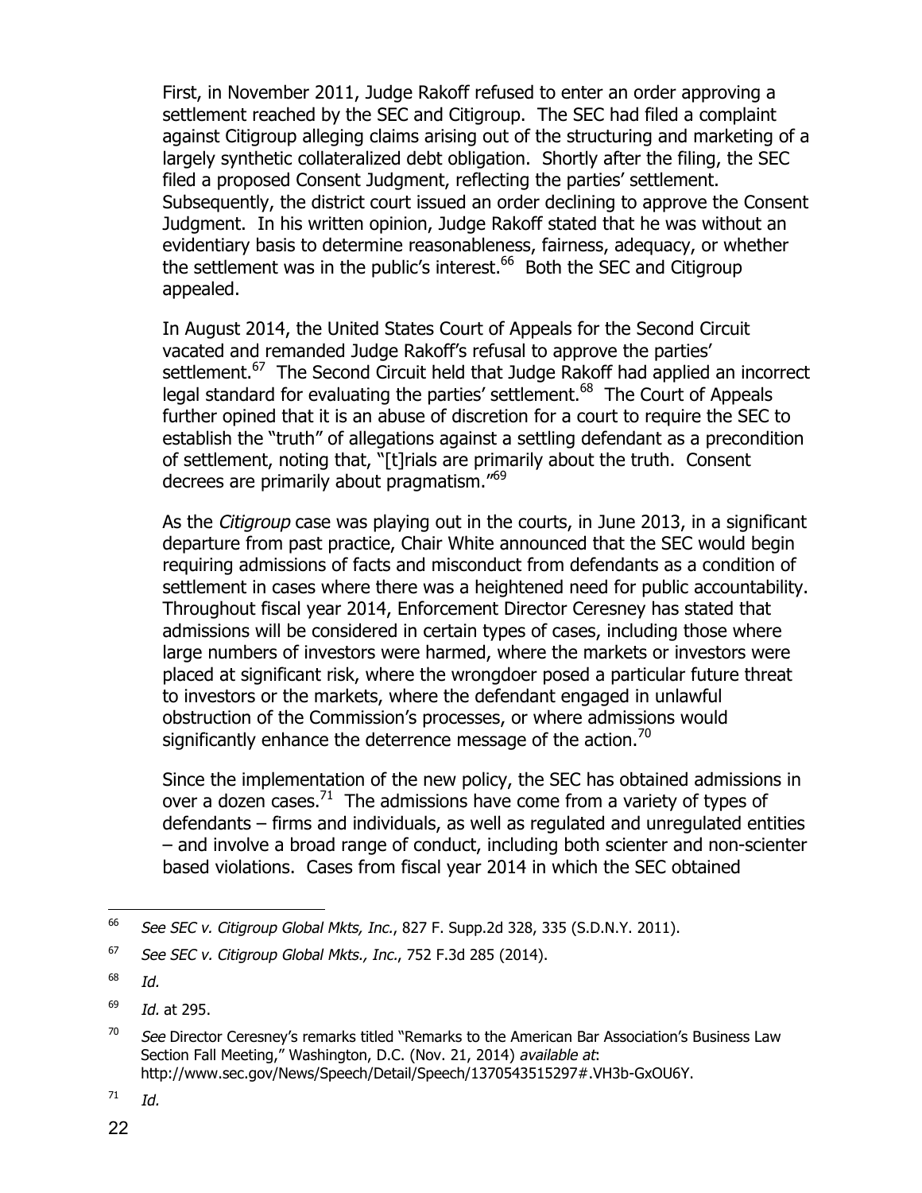First, in November 2011, Judge Rakoff refused to enter an order approving a settlement reached by the SEC and Citigroup. The SEC had filed a complaint against Citigroup alleging claims arising out of the structuring and marketing of a largely synthetic collateralized debt obligation. Shortly after the filing, the SEC filed a proposed Consent Judgment, reflecting the parties' settlement. Subsequently, the district court issued an order declining to approve the Consent Judgment. In his written opinion, Judge Rakoff stated that he was without an evidentiary basis to determine reasonableness, fairness, adequacy, or whether the settlement was in the public's interest.[66] Both the SEC and Citigroup appealed.

In August 2014, the United States Court of Appeals for the Second Circuit vacated and remanded Judge Rakoff's refusal to approve the parties' settlement.[67] The Second Circuit held that Judge Rakoff had applied an incorrect legal standard for evaluating the parties' settlement.[68] The Court of Appeals further opined that it is an abuse of discretion for a court to require the SEC to establish the "truth" of allegations against a settling defendant as a precondition of settlement, noting that, "[t]rials are primarily about the truth. Consent decrees are primarily about pragmatism."[69]

As the *Citigroup* case was playing out in the courts, in June 2013, in a significant departure from past practice, Chair White announced that the SEC would begin requiring admissions of facts and misconduct from defendants as a condition of settlement in cases where there was a heightened need for public accountability. Throughout fiscal year 2014, Enforcement Director Ceresney has stated that admissions will be considered in certain types of cases, including those where large numbers of investors were harmed, where the markets or investors were placed at significant risk, where the wrongdoer posed a particular future threat to investors or the markets, where the defendant engaged in unlawful obstruction of the Commission's processes, or where admissions would significantly enhance the deterrence message of the action.[70]

Since the implementation of the new policy, the SEC has obtained admissions in over a dozen cases.[71] The admissions have come from a variety of types of defendants – firms and individuals, as well as regulated and unregulated entities – and involve a broad range of conduct, including both scienter and non-scienter based violations. Cases from fiscal year 2014 in which the SEC obtained

---

[66] *See SEC v. Citigroup Global Mkts, Inc.*, 827 F. Supp.2d 328, 335 (S.D.N.Y. 2011).

[67] *See SEC v. Citigroup Global Mkts., Inc.*, 752 F.3d 285 (2014).

[68] *Id.*

[69] *Id.* at 295.

[70] *See* Director Ceresney's remarks titled "Remarks to the American Bar Association's Business Law Section Fall Meeting," Washington, D.C. (Nov. 21, 2014) *available at*: http://www.sec.gov/News/Speech/Detail/Speech/1370543515297#.VH3b-GxOU6Y.

[71] *Id.*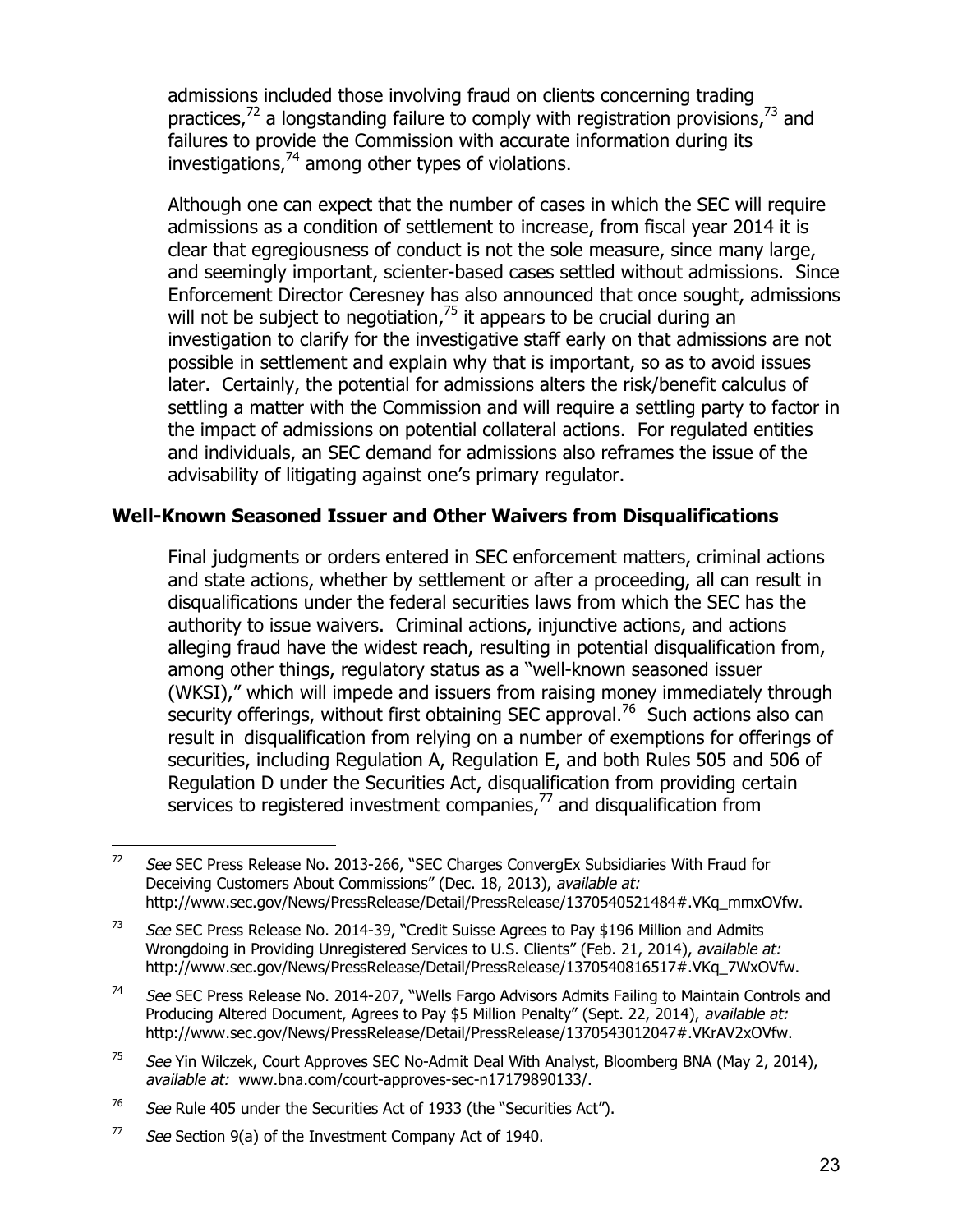admissions included those involving fraud on clients concerning trading practices,[72] a longstanding failure to comply with registration provisions,[73] and failures to provide the Commission with accurate information during its investigations,[74] among other types of violations.

Although one can expect that the number of cases in which the SEC will require admissions as a condition of settlement to increase, from fiscal year 2014 it is clear that egregiousness of conduct is not the sole measure, since many large, and seemingly important, scienter-based cases settled without admissions. Since Enforcement Director Ceresney has also announced that once sought, admissions will not be subject to negotiation,[75] it appears to be crucial during an investigation to clarify for the investigative staff early on that admissions are not possible in settlement and explain why that is important, so as to avoid issues later. Certainly, the potential for admissions alters the risk/benefit calculus of settling a matter with the Commission and will require a settling party to factor in the impact of admissions on potential collateral actions. For regulated entities and individuals, an SEC demand for admissions also reframes the issue of the advisability of litigating against one's primary regulator.

## Well-Known Seasoned Issuer and Other Waivers from Disqualifications

Final judgments or orders entered in SEC enforcement matters, criminal actions and state actions, whether by settlement or after a proceeding, all can result in disqualifications under the federal securities laws from which the SEC has the authority to issue waivers. Criminal actions, injunctive actions, and actions alleging fraud have the widest reach, resulting in potential disqualification from, among other things, regulatory status as a "well-known seasoned issuer (WKSI)," which will impede and issuers from raising money immediately through security offerings, without first obtaining SEC approval.[76] Such actions also can result in disqualification from relying on a number of exemptions for offerings of securities, including Regulation A, Regulation E, and both Rules 505 and 506 of Regulation D under the Securities Act, disqualification from providing certain services to registered investment companies,[77] and disqualification from

---

[72] *See* SEC Press Release No. 2013-266, "SEC Charges ConvergEx Subsidiaries With Fraud for Deceiving Customers About Commissions" (Dec. 18, 2013), *available at:* http://www.sec.gov/News/PressRelease/Detail/PressRelease/1370540521484#.VKq_mmxOVfw.

[73] *See* SEC Press Release No. 2014-39, "Credit Suisse Agrees to Pay $196 Million and Admits Wrongdoing in Providing Unregistered Services to U.S. Clients" (Feb. 21, 2014), *available at:* http://www.sec.gov/News/PressRelease/Detail/PressRelease/1370540816517#.VKq_7WxOVfw.

[74] *See* SEC Press Release No. 2014-207, "Wells Fargo Advisors Admits Failing to Maintain Controls and Producing Altered Document, Agrees to Pay $5 Million Penalty" (Sept. 22, 2014), *available at:* http://www.sec.gov/News/PressRelease/Detail/PressRelease/1370543012047#.VKrAV2xOVfw.

[75] *See* Yin Wilczek, Court Approves SEC No-Admit Deal With Analyst, Bloomberg BNA (May 2, 2014), *available at:* www.bna.com/court-approves-sec-n17179890133/.

[76] *See* Rule 405 under the Securities Act of 1933 (the "Securities Act").

[77] *See* Section 9(a) of the Investment Company Act of 1940.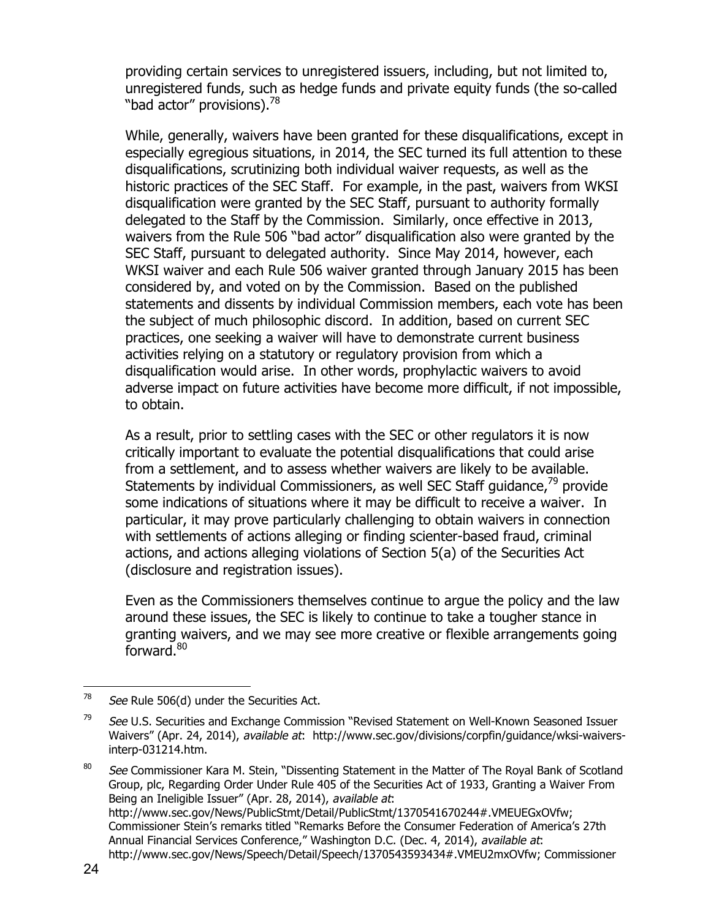providing certain services to unregistered issuers, including, but not limited to, unregistered funds, such as hedge funds and private equity funds (the so-called "bad actor" provisions).[78]

While, generally, waivers have been granted for these disqualifications, except in especially egregious situations, in 2014, the SEC turned its full attention to these disqualifications, scrutinizing both individual waiver requests, as well as the historic practices of the SEC Staff. For example, in the past, waivers from WKSI disqualification were granted by the SEC Staff, pursuant to authority formally delegated to the Staff by the Commission. Similarly, once effective in 2013, waivers from the Rule 506 "bad actor" disqualification also were granted by the SEC Staff, pursuant to delegated authority. Since May 2014, however, each WKSI waiver and each Rule 506 waiver granted through January 2015 has been considered by, and voted on by the Commission. Based on the published statements and dissents by individual Commission members, each vote has been the subject of much philosophic discord. In addition, based on current SEC practices, one seeking a waiver will have to demonstrate current business activities relying on a statutory or regulatory provision from which a disqualification would arise. In other words, prophylactic waivers to avoid adverse impact on future activities have become more difficult, if not impossible, to obtain.

As a result, prior to settling cases with the SEC or other regulators it is now critically important to evaluate the potential disqualifications that could arise from a settlement, and to assess whether waivers are likely to be available. Statements by individual Commissioners, as well SEC Staff guidance,[79] provide some indications of situations where it may be difficult to receive a waiver. In particular, it may prove particularly challenging to obtain waivers in connection with settlements of actions alleging or finding scienter-based fraud, criminal actions, and actions alleging violations of Section 5(a) of the Securities Act (disclosure and registration issues).

Even as the Commissioners themselves continue to argue the policy and the law around these issues, the SEC is likely to continue to take a tougher stance in granting waivers, and we may see more creative or flexible arrangements going forward.[80]

---

[78] *See* Rule 506(d) under the Securities Act.

[79] *See* U.S. Securities and Exchange Commission "Revised Statement on Well-Known Seasoned Issuer Waivers" (Apr. 24, 2014), *available at*: http://www.sec.gov/divisions/corpfin/guidance/wksi-waivers-interp-031214.htm.

[80] *See* Commissioner Kara M. Stein, "Dissenting Statement in the Matter of The Royal Bank of Scotland Group, plc, Regarding Order Under Rule 405 of the Securities Act of 1933, Granting a Waiver From Being an Ineligible Issuer" (Apr. 28, 2014), *available at*: http://www.sec.gov/News/PublicStmt/Detail/PublicStmt/1370541670244#.VMEUEGxOVfw; Commissioner Stein's remarks titled "Remarks Before the Consumer Federation of America's 27th Annual Financial Services Conference," Washington D.C. (Dec. 4, 2014), *available at*: http://www.sec.gov/News/Speech/Detail/Speech/1370543593434#.VMEU2mxOVfw; Commissioner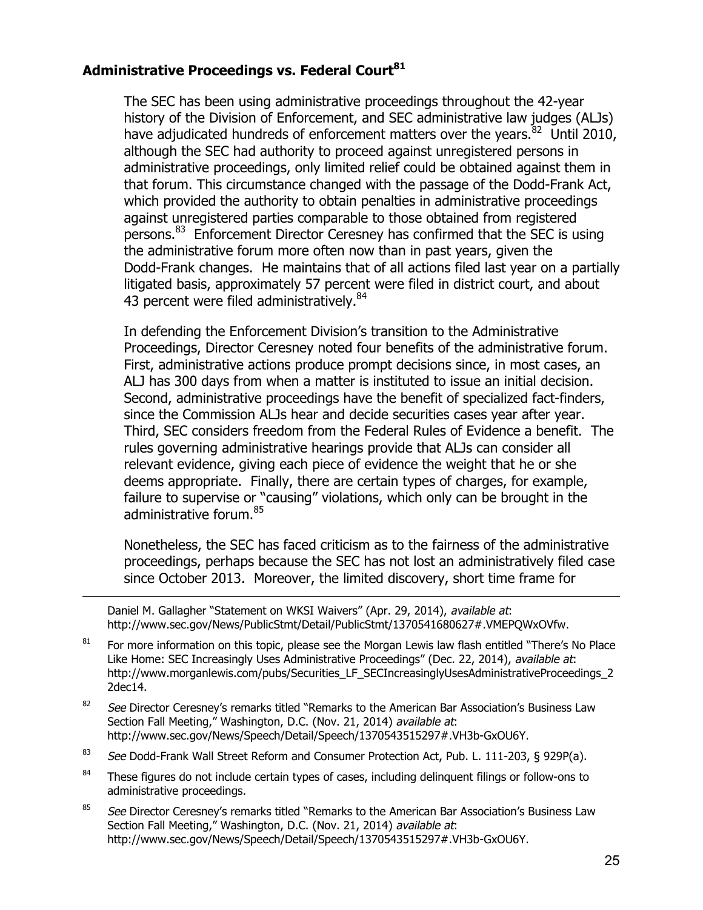### Administrative Proceedings vs. Federal Court[81]

The SEC has been using administrative proceedings throughout the 42-year history of the Division of Enforcement, and SEC administrative law judges (ALJs) have adjudicated hundreds of enforcement matters over the years.[82] Until 2010, although the SEC had authority to proceed against unregistered persons in administrative proceedings, only limited relief could be obtained against them in that forum. This circumstance changed with the passage of the Dodd-Frank Act, which provided the authority to obtain penalties in administrative proceedings against unregistered parties comparable to those obtained from registered persons.[83] Enforcement Director Ceresney has confirmed that the SEC is using the administrative forum more often now than in past years, given the Dodd-Frank changes. He maintains that of all actions filed last year on a partially litigated basis, approximately 57 percent were filed in district court, and about 43 percent were filed administratively.[84]

In defending the Enforcement Division's transition to the Administrative Proceedings, Director Ceresney noted four benefits of the administrative forum. First, administrative actions produce prompt decisions since, in most cases, an ALJ has 300 days from when a matter is instituted to issue an initial decision. Second, administrative proceedings have the benefit of specialized fact-finders, since the Commission ALJs hear and decide securities cases year after year. Third, SEC considers freedom from the Federal Rules of Evidence a benefit. The rules governing administrative hearings provide that ALJs can consider all relevant evidence, giving each piece of evidence the weight that he or she deems appropriate. Finally, there are certain types of charges, for example, failure to supervise or "causing" violations, which only can be brought in the administrative forum.[85]

Nonetheless, the SEC has faced criticism as to the fairness of the administrative proceedings, perhaps because the SEC has not lost an administratively filed case since October 2013. Moreover, the limited discovery, short time frame for

---

Daniel M. Gallagher "Statement on WKSI Waivers" (Apr. 29, 2014), *available at*: http://www.sec.gov/News/PublicStmt/Detail/PublicStmt/1370541680627#.VMEPQWxOVfw.

[81] For more information on this topic, please see the Morgan Lewis law flash entitled "There's No Place Like Home: SEC Increasingly Uses Administrative Proceedings" (Dec. 22, 2014), *available at*: http://www.morganlewis.com/pubs/Securities_LF_SECIncreasinglyUsesAdministrativeProceedings_22dec14.

[82] *See* Director Ceresney's remarks titled "Remarks to the American Bar Association's Business Law Section Fall Meeting," Washington, D.C. (Nov. 21, 2014) *available at*: http://www.sec.gov/News/Speech/Detail/Speech/1370543515297#.VH3b-GxOU6Y.

[83] *See* Dodd-Frank Wall Street Reform and Consumer Protection Act, Pub. L. 111-203, § 929P(a).

[84] These figures do not include certain types of cases, including delinquent filings or follow-ons to administrative proceedings.

[85] *See* Director Ceresney's remarks titled "Remarks to the American Bar Association's Business Law Section Fall Meeting," Washington, D.C. (Nov. 21, 2014) *available at*: http://www.sec.gov/News/Speech/Detail/Speech/1370543515297#.VH3b-GxOU6Y.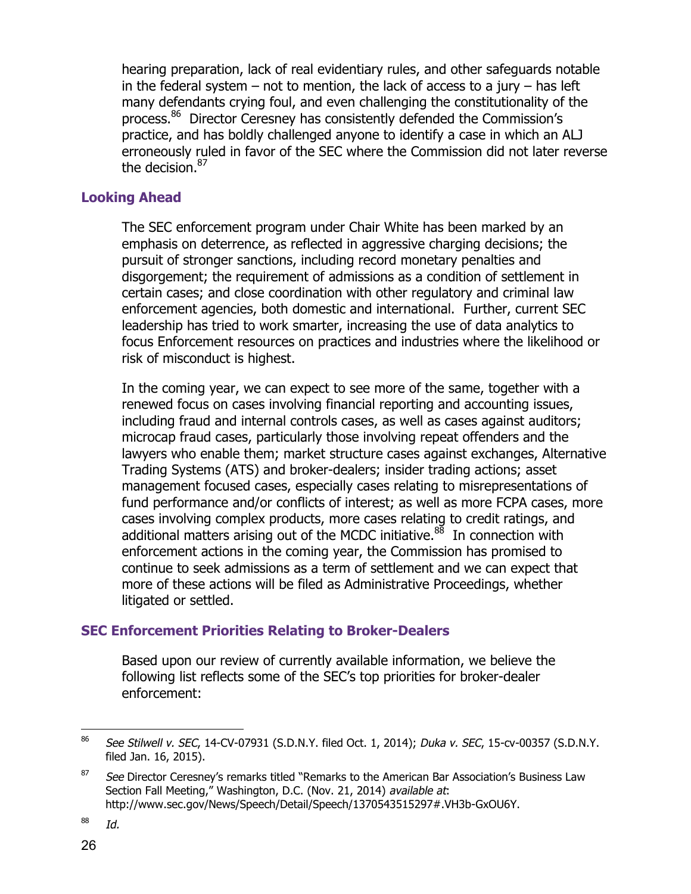hearing preparation, lack of real evidentiary rules, and other safeguards notable in the federal system – not to mention, the lack of access to a jury – has left many defendants crying foul, and even challenging the constitutionality of the process.[86] Director Ceresney has consistently defended the Commission's practice, and has boldly challenged anyone to identify a case in which an ALJ erroneously ruled in favor of the SEC where the Commission did not later reverse the decision.[87]

### Looking Ahead

The SEC enforcement program under Chair White has been marked by an emphasis on deterrence, as reflected in aggressive charging decisions; the pursuit of stronger sanctions, including record monetary penalties and disgorgement; the requirement of admissions as a condition of settlement in certain cases; and close coordination with other regulatory and criminal law enforcement agencies, both domestic and international. Further, current SEC leadership has tried to work smarter, increasing the use of data analytics to focus Enforcement resources on practices and industries where the likelihood or risk of misconduct is highest.

In the coming year, we can expect to see more of the same, together with a renewed focus on cases involving financial reporting and accounting issues, including fraud and internal controls cases, as well as cases against auditors; microcap fraud cases, particularly those involving repeat offenders and the lawyers who enable them; market structure cases against exchanges, Alternative Trading Systems (ATS) and broker-dealers; insider trading actions; asset management focused cases, especially cases relating to misrepresentations of fund performance and/or conflicts of interest; as well as more FCPA cases, more cases involving complex products, more cases relating to credit ratings, and additional matters arising out of the MCDC initiative.[88] In connection with enforcement actions in the coming year, the Commission has promised to continue to seek admissions as a term of settlement and we can expect that more of these actions will be filed as Administrative Proceedings, whether litigated or settled.

### SEC Enforcement Priorities Relating to Broker-Dealers

Based upon our review of currently available information, we believe the following list reflects some of the SEC's top priorities for broker-dealer enforcement:

---

[86] *See Stilwell v. SEC*, 14-CV-07931 (S.D.N.Y. filed Oct. 1, 2014); *Duka v. SEC*, 15-cv-00357 (S.D.N.Y. filed Jan. 16, 2015).

[87] *See* Director Ceresney's remarks titled "Remarks to the American Bar Association's Business Law Section Fall Meeting," Washington, D.C. (Nov. 21, 2014) *available at*: http://www.sec.gov/News/Speech/Detail/Speech/1370543515297#.VH3b-GxOU6Y.

[88] *Id.*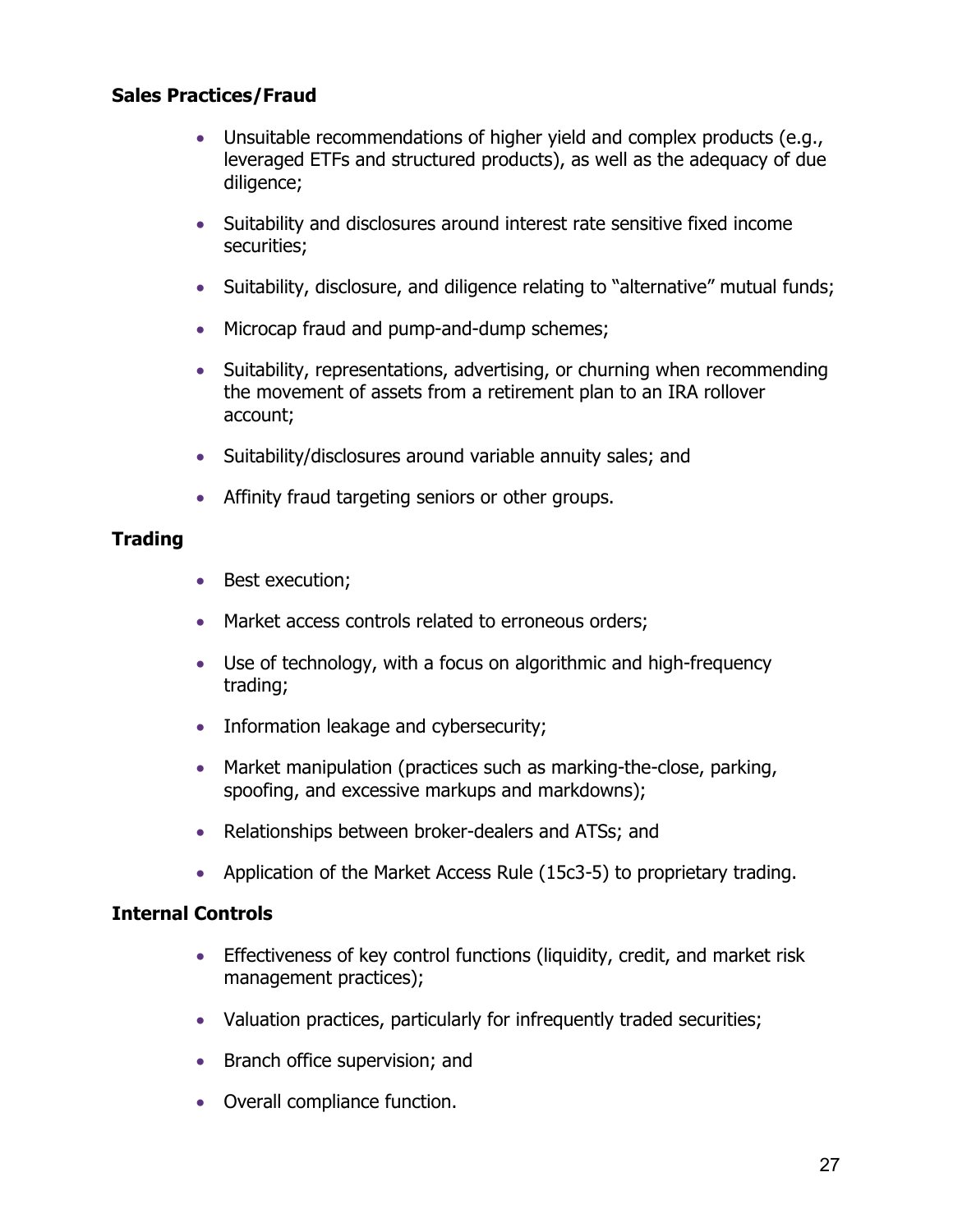**Sales Practices/Fraud**

- Unsuitable recommendations of higher yield and complex products (e.g., leveraged ETFs and structured products), as well as the adequacy of due diligence;
- Suitability and disclosures around interest rate sensitive fixed income securities;
- Suitability, disclosure, and diligence relating to "alternative" mutual funds;
- Microcap fraud and pump-and-dump schemes;
- Suitability, representations, advertising, or churning when recommending the movement of assets from a retirement plan to an IRA rollover account;
- Suitability/disclosures around variable annuity sales; and
- Affinity fraud targeting seniors or other groups.

**Trading**

- Best execution;
- Market access controls related to erroneous orders;
- Use of technology, with a focus on algorithmic and high-frequency trading;
- Information leakage and cybersecurity;
- Market manipulation (practices such as marking-the-close, parking, spoofing, and excessive markups and markdowns);
- Relationships between broker-dealers and ATSs; and
- Application of the Market Access Rule (15c3-5) to proprietary trading.

**Internal Controls**

- Effectiveness of key control functions (liquidity, credit, and market risk management practices);
- Valuation practices, particularly for infrequently traded securities;
- Branch office supervision; and
- Overall compliance function.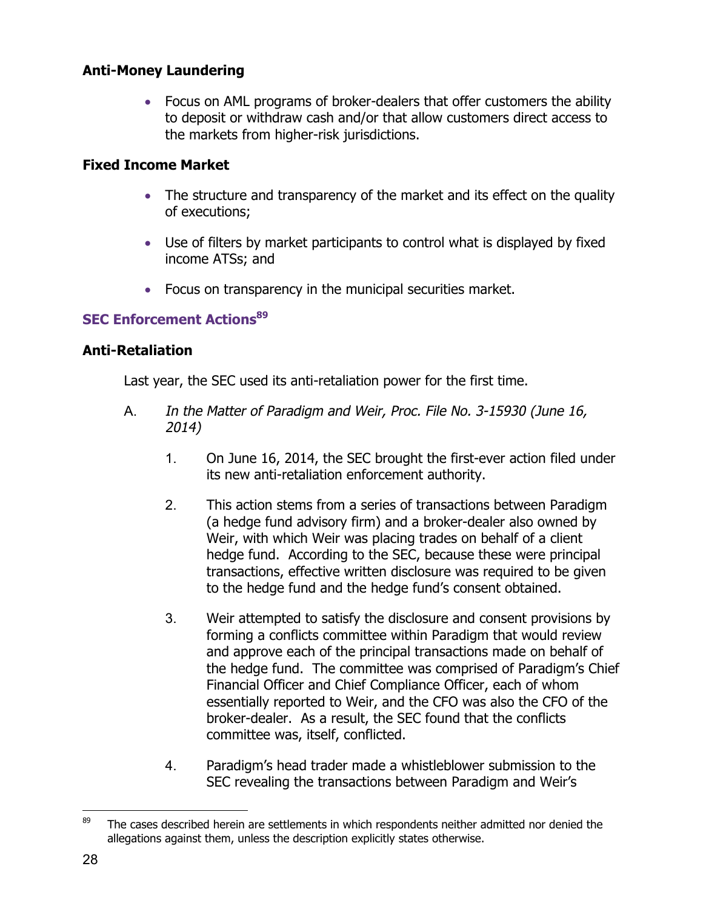**Anti-Money Laundering**

- Focus on AML programs of broker-dealers that offer customers the ability to deposit or withdraw cash and/or that allow customers direct access to the markets from higher-risk jurisdictions.

**Fixed Income Market**

- The structure and transparency of the market and its effect on the quality of executions;
- Use of filters by market participants to control what is displayed by fixed income ATSs; and
- Focus on transparency in the municipal securities market.

## SEC Enforcement Actions[89]

**Anti-Retaliation**

Last year, the SEC used its anti-retaliation power for the first time.

A. *In the Matter of Paradigm and Weir, Proc. File No. 3-15930 (June 16, 2014)*

1. On June 16, 2014, the SEC brought the first-ever action filed under its new anti-retaliation enforcement authority.

2. This action stems from a series of transactions between Paradigm (a hedge fund advisory firm) and a broker-dealer also owned by Weir, with which Weir was placing trades on behalf of a client hedge fund. According to the SEC, because these were principal transactions, effective written disclosure was required to be given to the hedge fund and the hedge fund's consent obtained.

3. Weir attempted to satisfy the disclosure and consent provisions by forming a conflicts committee within Paradigm that would review and approve each of the principal transactions made on behalf of the hedge fund. The committee was comprised of Paradigm's Chief Financial Officer and Chief Compliance Officer, each of whom essentially reported to Weir, and the CFO was also the CFO of the broker-dealer. As a result, the SEC found that the conflicts committee was, itself, conflicted.

4. Paradigm's head trader made a whistleblower submission to the SEC revealing the transactions between Paradigm and Weir's

---

[89] The cases described herein are settlements in which respondents neither admitted nor denied the allegations against them, unless the description explicitly states otherwise.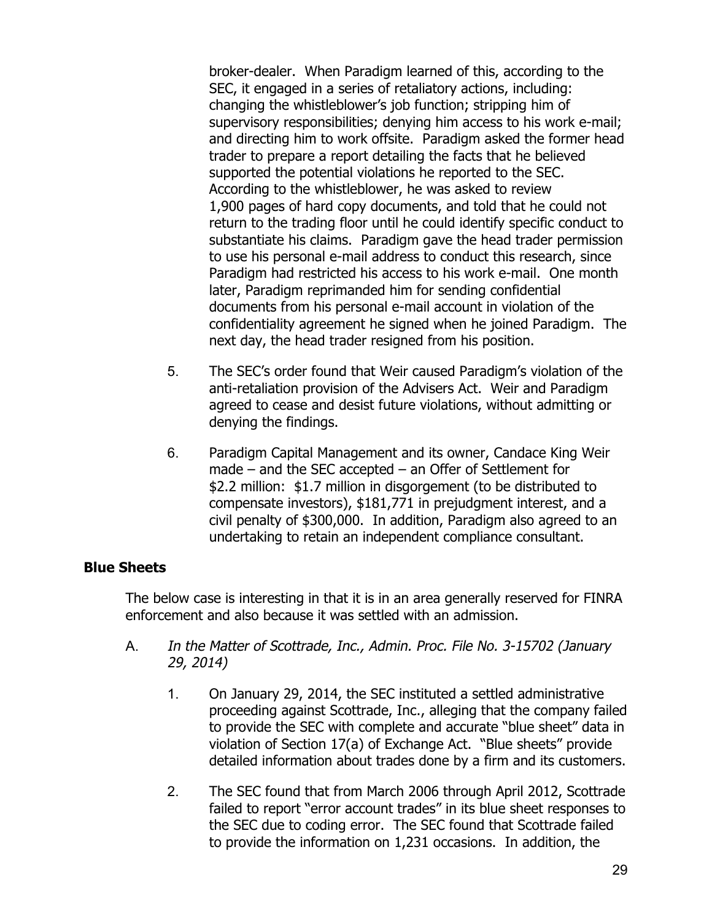broker-dealer. When Paradigm learned of this, according to the SEC, it engaged in a series of retaliatory actions, including: changing the whistleblower's job function; stripping him of supervisory responsibilities; denying him access to his work e-mail; and directing him to work offsite. Paradigm asked the former head trader to prepare a report detailing the facts that he believed supported the potential violations he reported to the SEC. According to the whistleblower, he was asked to review 1,900 pages of hard copy documents, and told that he could not return to the trading floor until he could identify specific conduct to substantiate his claims. Paradigm gave the head trader permission to use his personal e-mail address to conduct this research, since Paradigm had restricted his access to his work e-mail. One month later, Paradigm reprimanded him for sending confidential documents from his personal e-mail account in violation of the confidentiality agreement he signed when he joined Paradigm. The next day, the head trader resigned from his position.

5. The SEC's order found that Weir caused Paradigm's violation of the anti-retaliation provision of the Advisers Act. Weir and Paradigm agreed to cease and desist future violations, without admitting or denying the findings.

6. Paradigm Capital Management and its owner, Candace King Weir made – and the SEC accepted – an Offer of Settlement for $2.2 million: $1.7 million in disgorgement (to be distributed to compensate investors), $181,771 in prejudgment interest, and a civil penalty of $300,000. In addition, Paradigm also agreed to an undertaking to retain an independent compliance consultant.

## Blue Sheets

The below case is interesting in that it is in an area generally reserved for FINRA enforcement and also because it was settled with an admission.

A. *In the Matter of Scottrade, Inc., Admin. Proc. File No. 3-15702 (January 29, 2014)*

1. On January 29, 2014, the SEC instituted a settled administrative proceeding against Scottrade, Inc., alleging that the company failed to provide the SEC with complete and accurate "blue sheet" data in violation of Section 17(a) of Exchange Act. "Blue sheets" provide detailed information about trades done by a firm and its customers.

2. The SEC found that from March 2006 through April 2012, Scottrade failed to report "error account trades" in its blue sheet responses to the SEC due to coding error. The SEC found that Scottrade failed to provide the information on 1,231 occasions. In addition, the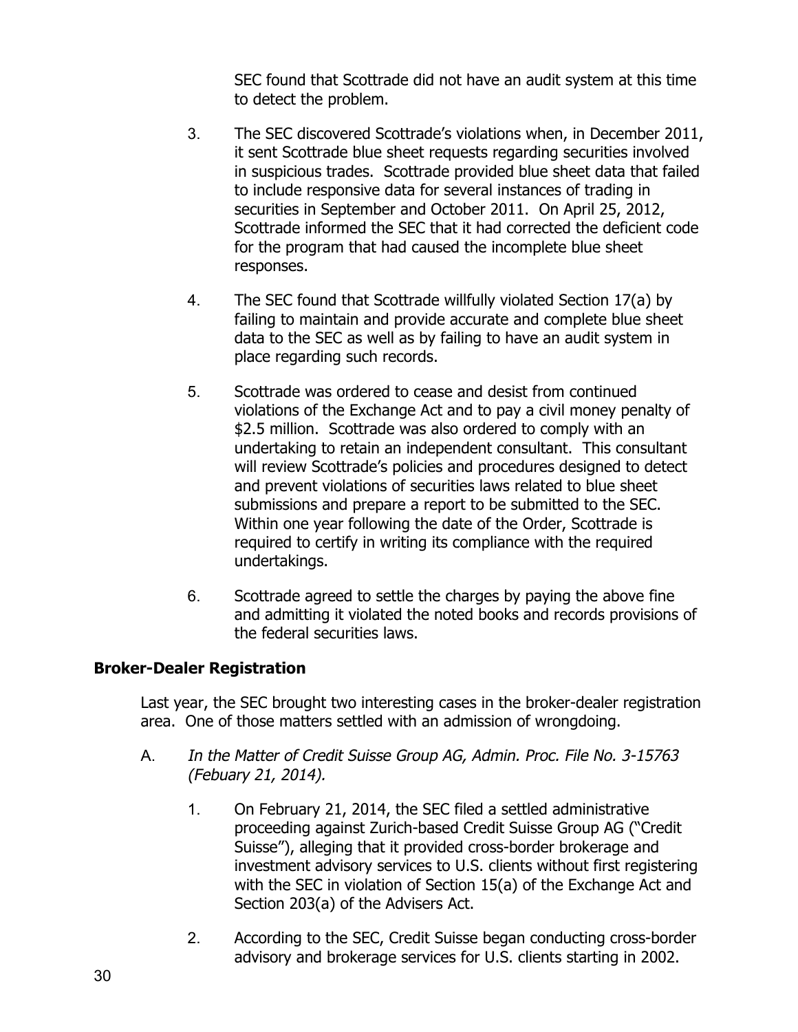SEC found that Scottrade did not have an audit system at this time to detect the problem.

3. The SEC discovered Scottrade's violations when, in December 2011, it sent Scottrade blue sheet requests regarding securities involved in suspicious trades. Scottrade provided blue sheet data that failed to include responsive data for several instances of trading in securities in September and October 2011. On April 25, 2012, Scottrade informed the SEC that it had corrected the deficient code for the program that had caused the incomplete blue sheet responses.

4. The SEC found that Scottrade willfully violated Section 17(a) by failing to maintain and provide accurate and complete blue sheet data to the SEC as well as by failing to have an audit system in place regarding such records.

5. Scottrade was ordered to cease and desist from continued violations of the Exchange Act and to pay a civil money penalty of $2.5 million. Scottrade was also ordered to comply with an undertaking to retain an independent consultant. This consultant will review Scottrade's policies and procedures designed to detect and prevent violations of securities laws related to blue sheet submissions and prepare a report to be submitted to the SEC. Within one year following the date of the Order, Scottrade is required to certify in writing its compliance with the required undertakings.

6. Scottrade agreed to settle the charges by paying the above fine and admitting it violated the noted books and records provisions of the federal securities laws.

## Broker-Dealer Registration

Last year, the SEC brought two interesting cases in the broker-dealer registration area. One of those matters settled with an admission of wrongdoing.

A. *In the Matter of Credit Suisse Group AG, Admin. Proc. File No. 3-15763 (Febuary 21, 2014).*

1. On February 21, 2014, the SEC filed a settled administrative proceeding against Zurich-based Credit Suisse Group AG ("Credit Suisse"), alleging that it provided cross-border brokerage and investment advisory services to U.S. clients without first registering with the SEC in violation of Section 15(a) of the Exchange Act and Section 203(a) of the Advisers Act.

2. According to the SEC, Credit Suisse began conducting cross-border advisory and brokerage services for U.S. clients starting in 2002.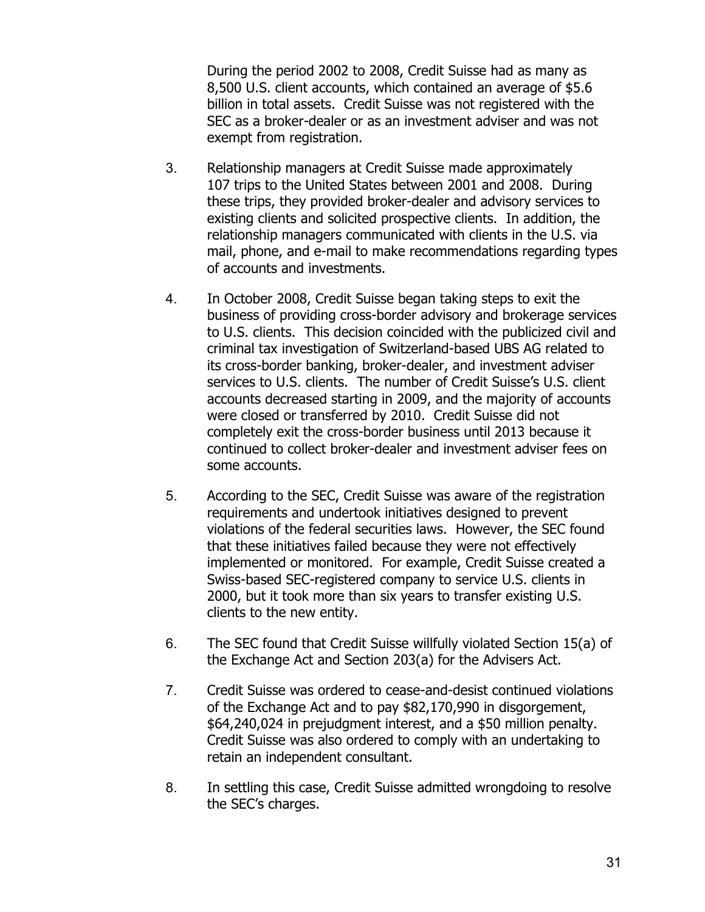During the period 2002 to 2008, Credit Suisse had as many as 8,500 U.S. client accounts, which contained an average of $5.6 billion in total assets. Credit Suisse was not registered with the SEC as a broker-dealer or as an investment adviser and was not exempt from registration.

3. Relationship managers at Credit Suisse made approximately 107 trips to the United States between 2001 and 2008. During these trips, they provided broker-dealer and advisory services to existing clients and solicited prospective clients. In addition, the relationship managers communicated with clients in the U.S. via mail, phone, and e-mail to make recommendations regarding types of accounts and investments.

4. In October 2008, Credit Suisse began taking steps to exit the business of providing cross-border advisory and brokerage services to U.S. clients. This decision coincided with the publicized civil and criminal tax investigation of Switzerland-based UBS AG related to its cross-border banking, broker-dealer, and investment adviser services to U.S. clients. The number of Credit Suisse's U.S. client accounts decreased starting in 2009, and the majority of accounts were closed or transferred by 2010. Credit Suisse did not completely exit the cross-border business until 2013 because it continued to collect broker-dealer and investment adviser fees on some accounts.

5. According to the SEC, Credit Suisse was aware of the registration requirements and undertook initiatives designed to prevent violations of the federal securities laws. However, the SEC found that these initiatives failed because they were not effectively implemented or monitored. For example, Credit Suisse created a Swiss-based SEC-registered company to service U.S. clients in 2000, but it took more than six years to transfer existing U.S. clients to the new entity.

6. The SEC found that Credit Suisse willfully violated Section 15(a) of the Exchange Act and Section 203(a) for the Advisers Act.

7. Credit Suisse was ordered to cease-and-desist continued violations of the Exchange Act and to pay $82,170,990 in disgorgement, $64,240,024 in prejudgment interest, and a $50 million penalty. Credit Suisse was also ordered to comply with an undertaking to retain an independent consultant.

8. In settling this case, Credit Suisse admitted wrongdoing to resolve the SEC's charges.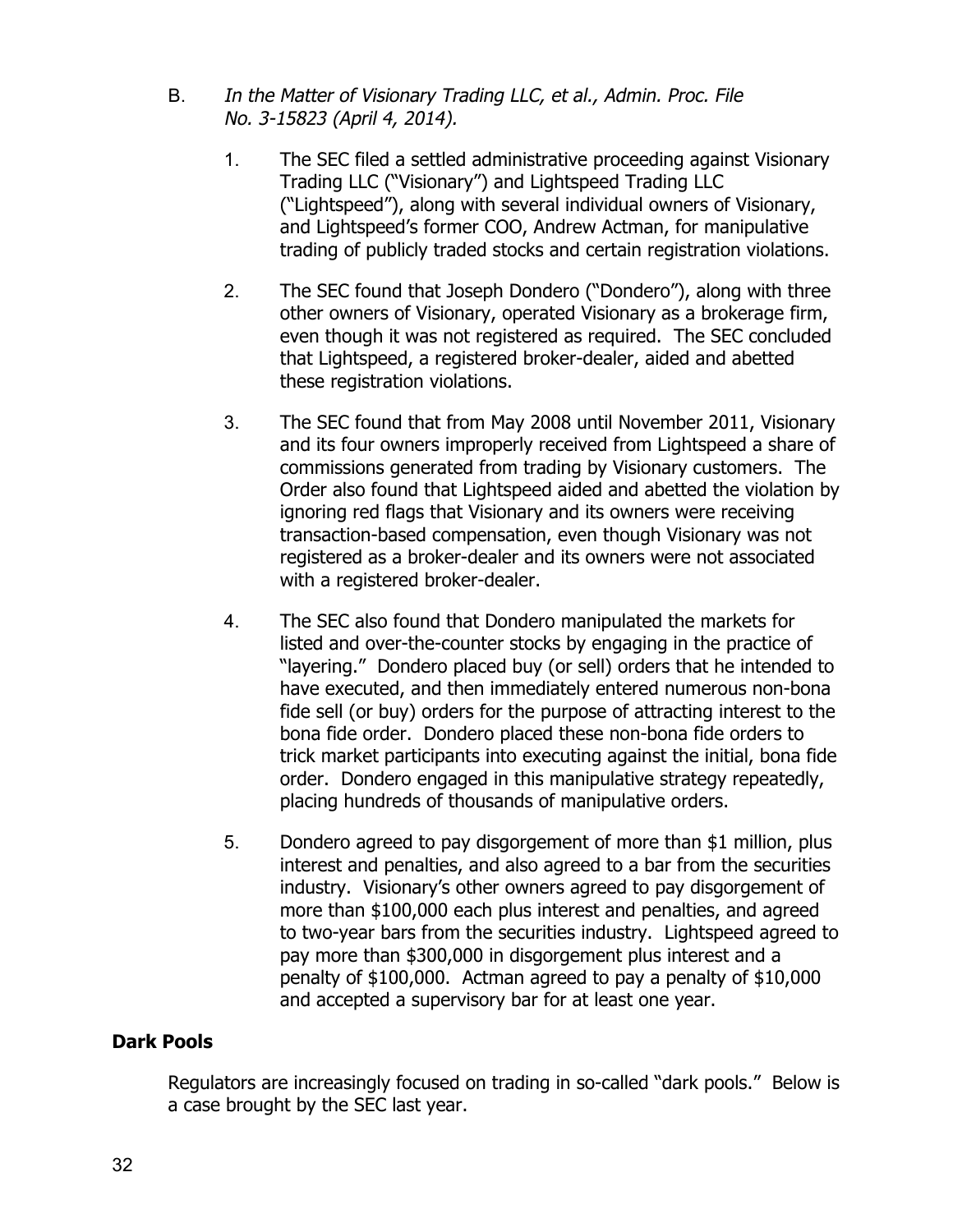B. *In the Matter of Visionary Trading LLC, et al., Admin. Proc. File No. 3-15823 (April 4, 2014).*

1. The SEC filed a settled administrative proceeding against Visionary Trading LLC ("Visionary") and Lightspeed Trading LLC ("Lightspeed"), along with several individual owners of Visionary, and Lightspeed's former COO, Andrew Actman, for manipulative trading of publicly traded stocks and certain registration violations.

2. The SEC found that Joseph Dondero ("Dondero"), along with three other owners of Visionary, operated Visionary as a brokerage firm, even though it was not registered as required. The SEC concluded that Lightspeed, a registered broker-dealer, aided and abetted these registration violations.

3. The SEC found that from May 2008 until November 2011, Visionary and its four owners improperly received from Lightspeed a share of commissions generated from trading by Visionary customers. The Order also found that Lightspeed aided and abetted the violation by ignoring red flags that Visionary and its owners were receiving transaction-based compensation, even though Visionary was not registered as a broker-dealer and its owners were not associated with a registered broker-dealer.

4. The SEC also found that Dondero manipulated the markets for listed and over-the-counter stocks by engaging in the practice of "layering." Dondero placed buy (or sell) orders that he intended to have executed, and then immediately entered numerous non-bona fide sell (or buy) orders for the purpose of attracting interest to the bona fide order. Dondero placed these non-bona fide orders to trick market participants into executing against the initial, bona fide order. Dondero engaged in this manipulative strategy repeatedly, placing hundreds of thousands of manipulative orders.

5. Dondero agreed to pay disgorgement of more than $1 million, plus interest and penalties, and also agreed to a bar from the securities industry. Visionary's other owners agreed to pay disgorgement of more than $100,000 each plus interest and penalties, and agreed to two-year bars from the securities industry. Lightspeed agreed to pay more than $300,000 in disgorgement plus interest and a penalty of $100,000. Actman agreed to pay a penalty of $10,000 and accepted a supervisory bar for at least one year.

## Dark Pools

Regulators are increasingly focused on trading in so-called "dark pools." Below is a case brought by the SEC last year.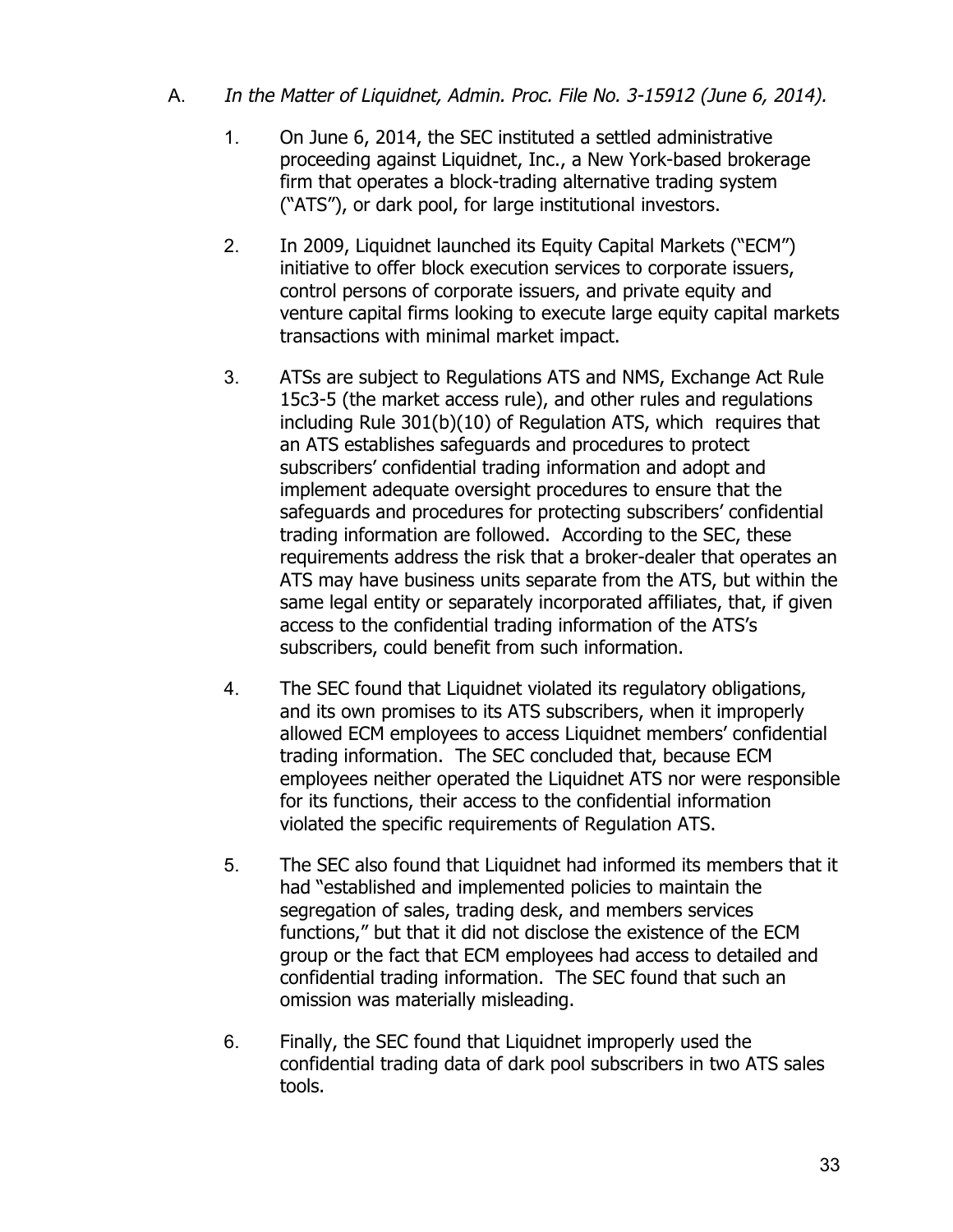A. *In the Matter of Liquidnet, Admin. Proc. File No. 3-15912 (June 6, 2014).*

1. On June 6, 2014, the SEC instituted a settled administrative proceeding against Liquidnet, Inc., a New York-based brokerage firm that operates a block-trading alternative trading system ("ATS"), or dark pool, for large institutional investors.

2. In 2009, Liquidnet launched its Equity Capital Markets ("ECM") initiative to offer block execution services to corporate issuers, control persons of corporate issuers, and private equity and venture capital firms looking to execute large equity capital markets transactions with minimal market impact.

3. ATSs are subject to Regulations ATS and NMS, Exchange Act Rule 15c3-5 (the market access rule), and other rules and regulations including Rule 301(b)(10) of Regulation ATS, which requires that an ATS establishes safeguards and procedures to protect subscribers' confidential trading information and adopt and implement adequate oversight procedures to ensure that the safeguards and procedures for protecting subscribers' confidential trading information are followed. According to the SEC, these requirements address the risk that a broker-dealer that operates an ATS may have business units separate from the ATS, but within the same legal entity or separately incorporated affiliates, that, if given access to the confidential trading information of the ATS's subscribers, could benefit from such information.

4. The SEC found that Liquidnet violated its regulatory obligations, and its own promises to its ATS subscribers, when it improperly allowed ECM employees to access Liquidnet members' confidential trading information. The SEC concluded that, because ECM employees neither operated the Liquidnet ATS nor were responsible for its functions, their access to the confidential information violated the specific requirements of Regulation ATS.

5. The SEC also found that Liquidnet had informed its members that it had "established and implemented policies to maintain the segregation of sales, trading desk, and members services functions," but that it did not disclose the existence of the ECM group or the fact that ECM employees had access to detailed and confidential trading information. The SEC found that such an omission was materially misleading.

6. Finally, the SEC found that Liquidnet improperly used the confidential trading data of dark pool subscribers in two ATS sales tools.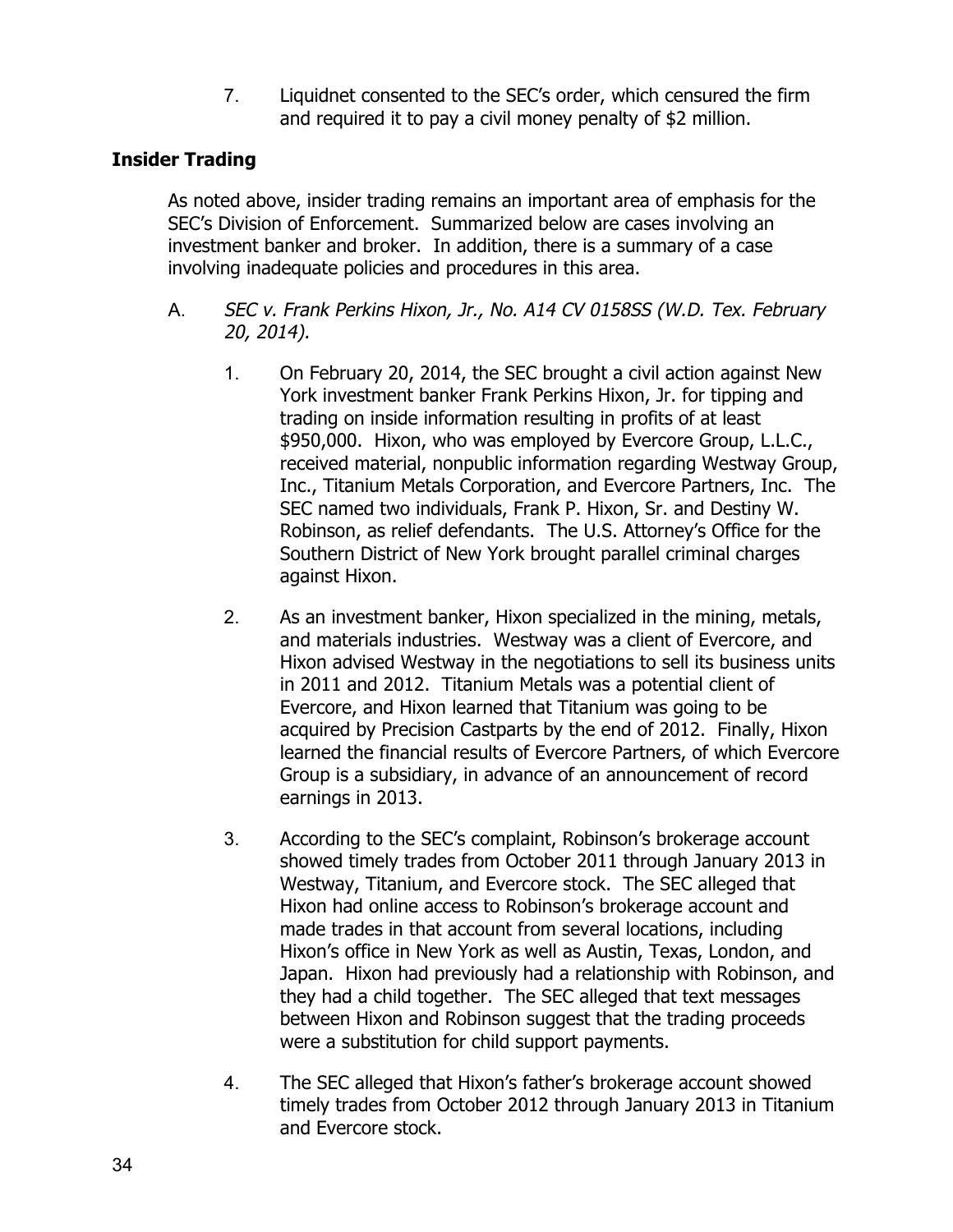7. Liquidnet consented to the SEC's order, which censured the firm and required it to pay a civil money penalty of $2 million.

**Insider Trading**

As noted above, insider trading remains an important area of emphasis for the SEC's Division of Enforcement. Summarized below are cases involving an investment banker and broker. In addition, there is a summary of a case involving inadequate policies and procedures in this area.

A. *SEC v. Frank Perkins Hixon, Jr., No. A14 CV 0158SS (W.D. Tex. February 20, 2014).*

1. On February 20, 2014, the SEC brought a civil action against New York investment banker Frank Perkins Hixon, Jr. for tipping and trading on inside information resulting in profits of at least $950,000. Hixon, who was employed by Evercore Group, L.L.C., received material, nonpublic information regarding Westway Group, Inc., Titanium Metals Corporation, and Evercore Partners, Inc. The SEC named two individuals, Frank P. Hixon, Sr. and Destiny W. Robinson, as relief defendants. The U.S. Attorney's Office for the Southern District of New York brought parallel criminal charges against Hixon.

2. As an investment banker, Hixon specialized in the mining, metals, and materials industries. Westway was a client of Evercore, and Hixon advised Westway in the negotiations to sell its business units in 2011 and 2012. Titanium Metals was a potential client of Evercore, and Hixon learned that Titanium was going to be acquired by Precision Castparts by the end of 2012. Finally, Hixon learned the financial results of Evercore Partners, of which Evercore Group is a subsidiary, in advance of an announcement of record earnings in 2013.

3. According to the SEC's complaint, Robinson's brokerage account showed timely trades from October 2011 through January 2013 in Westway, Titanium, and Evercore stock. The SEC alleged that Hixon had online access to Robinson's brokerage account and made trades in that account from several locations, including Hixon's office in New York as well as Austin, Texas, London, and Japan. Hixon had previously had a relationship with Robinson, and they had a child together. The SEC alleged that text messages between Hixon and Robinson suggest that the trading proceeds were a substitution for child support payments.

4. The SEC alleged that Hixon's father's brokerage account showed timely trades from October 2012 through January 2013 in Titanium and Evercore stock.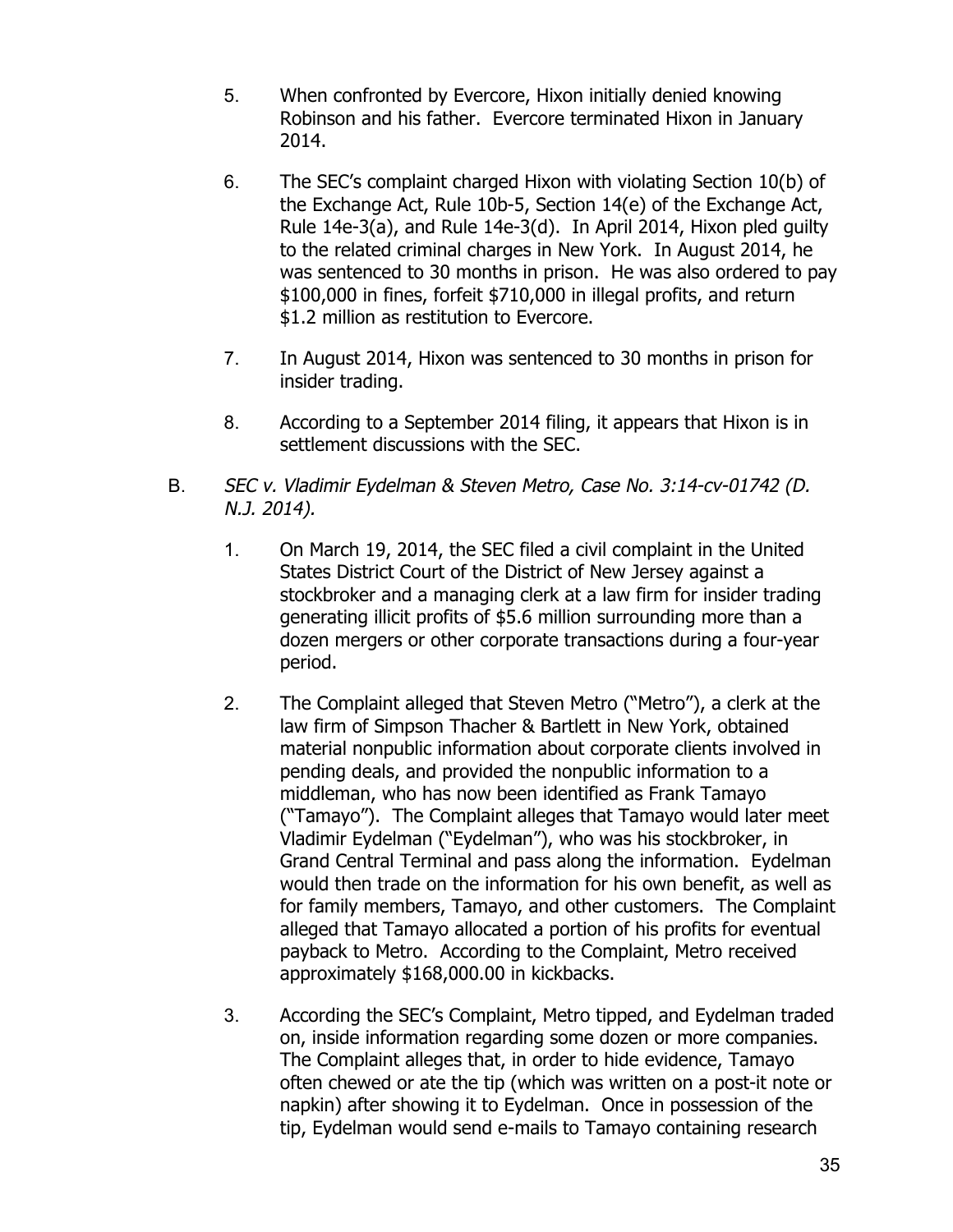5. When confronted by Evercore, Hixon initially denied knowing Robinson and his father. Evercore terminated Hixon in January 2014.

6. The SEC's complaint charged Hixon with violating Section 10(b) of the Exchange Act, Rule 10b-5, Section 14(e) of the Exchange Act, Rule 14e-3(a), and Rule 14e-3(d). In April 2014, Hixon pled guilty to the related criminal charges in New York. In August 2014, he was sentenced to 30 months in prison. He was also ordered to pay $100,000 in fines, forfeit $710,000 in illegal profits, and return $1.2 million as restitution to Evercore.

7. In August 2014, Hixon was sentenced to 30 months in prison for insider trading.

8. According to a September 2014 filing, it appears that Hixon is in settlement discussions with the SEC.

B. *SEC v. Vladimir Eydelman & Steven Metro, Case No. 3:14-cv-01742 (D. N.J. 2014).*

1. On March 19, 2014, the SEC filed a civil complaint in the United States District Court of the District of New Jersey against a stockbroker and a managing clerk at a law firm for insider trading generating illicit profits of $5.6 million surrounding more than a dozen mergers or other corporate transactions during a four-year period.

2. The Complaint alleged that Steven Metro ("Metro"), a clerk at the law firm of Simpson Thacher & Bartlett in New York, obtained material nonpublic information about corporate clients involved in pending deals, and provided the nonpublic information to a middleman, who has now been identified as Frank Tamayo ("Tamayo"). The Complaint alleges that Tamayo would later meet Vladimir Eydelman ("Eydelman"), who was his stockbroker, in Grand Central Terminal and pass along the information. Eydelman would then trade on the information for his own benefit, as well as for family members, Tamayo, and other customers. The Complaint alleged that Tamayo allocated a portion of his profits for eventual payback to Metro. According to the Complaint, Metro received approximately $168,000.00 in kickbacks.

3. According the SEC's Complaint, Metro tipped, and Eydelman traded on, inside information regarding some dozen or more companies. The Complaint alleges that, in order to hide evidence, Tamayo often chewed or ate the tip (which was written on a post-it note or napkin) after showing it to Eydelman. Once in possession of the tip, Eydelman would send e-mails to Tamayo containing research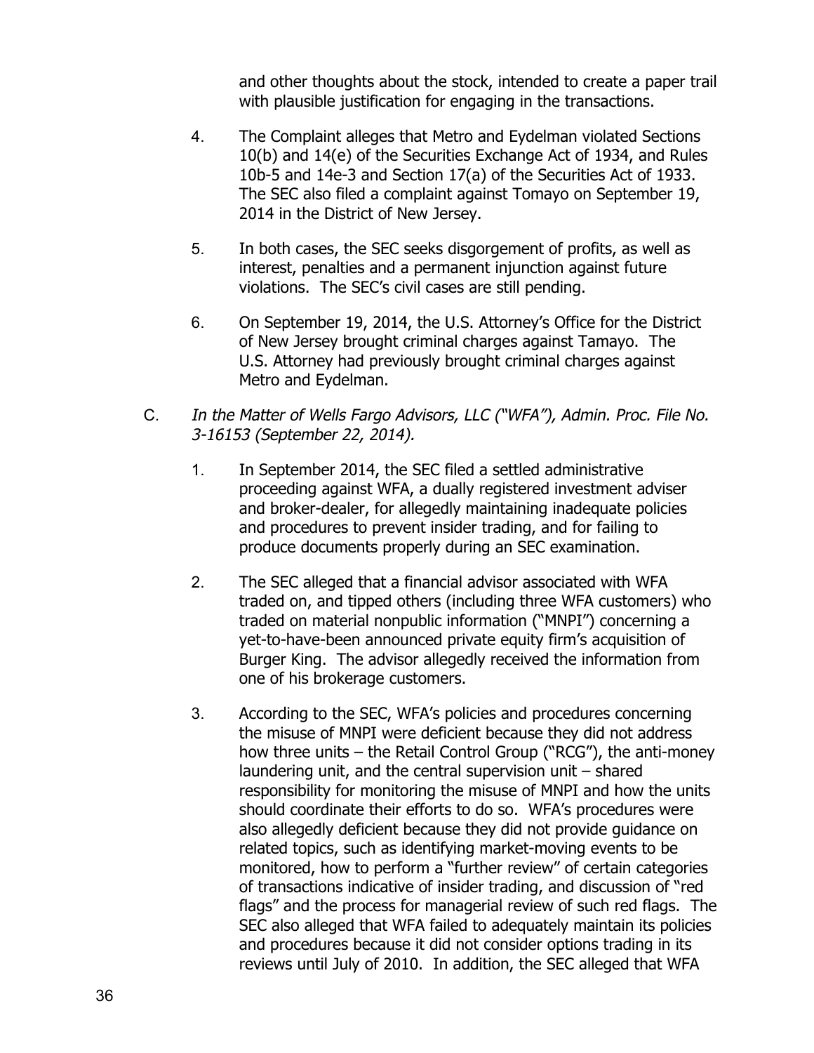and other thoughts about the stock, intended to create a paper trail with plausible justification for engaging in the transactions.

4. The Complaint alleges that Metro and Eydelman violated Sections 10(b) and 14(e) of the Securities Exchange Act of 1934, and Rules 10b-5 and 14e-3 and Section 17(a) of the Securities Act of 1933. The SEC also filed a complaint against Tomayo on September 19, 2014 in the District of New Jersey.

5. In both cases, the SEC seeks disgorgement of profits, as well as interest, penalties and a permanent injunction against future violations. The SEC's civil cases are still pending.

6. On September 19, 2014, the U.S. Attorney's Office for the District of New Jersey brought criminal charges against Tamayo. The U.S. Attorney had previously brought criminal charges against Metro and Eydelman.

C. *In the Matter of Wells Fargo Advisors, LLC ("WFA"), Admin. Proc. File No. 3-16153 (September 22, 2014).*

1. In September 2014, the SEC filed a settled administrative proceeding against WFA, a dually registered investment adviser and broker-dealer, for allegedly maintaining inadequate policies and procedures to prevent insider trading, and for failing to produce documents properly during an SEC examination.

2. The SEC alleged that a financial advisor associated with WFA traded on, and tipped others (including three WFA customers) who traded on material nonpublic information ("MNPI") concerning a yet-to-have-been announced private equity firm's acquisition of Burger King. The advisor allegedly received the information from one of his brokerage customers.

3. According to the SEC, WFA's policies and procedures concerning the misuse of MNPI were deficient because they did not address how three units – the Retail Control Group ("RCG"), the anti-money laundering unit, and the central supervision unit – shared responsibility for monitoring the misuse of MNPI and how the units should coordinate their efforts to do so. WFA's procedures were also allegedly deficient because they did not provide guidance on related topics, such as identifying market-moving events to be monitored, how to perform a "further review" of certain categories of transactions indicative of insider trading, and discussion of "red flags" and the process for managerial review of such red flags. The SEC also alleged that WFA failed to adequately maintain its policies and procedures because it did not consider options trading in its reviews until July of 2010. In addition, the SEC alleged that WFA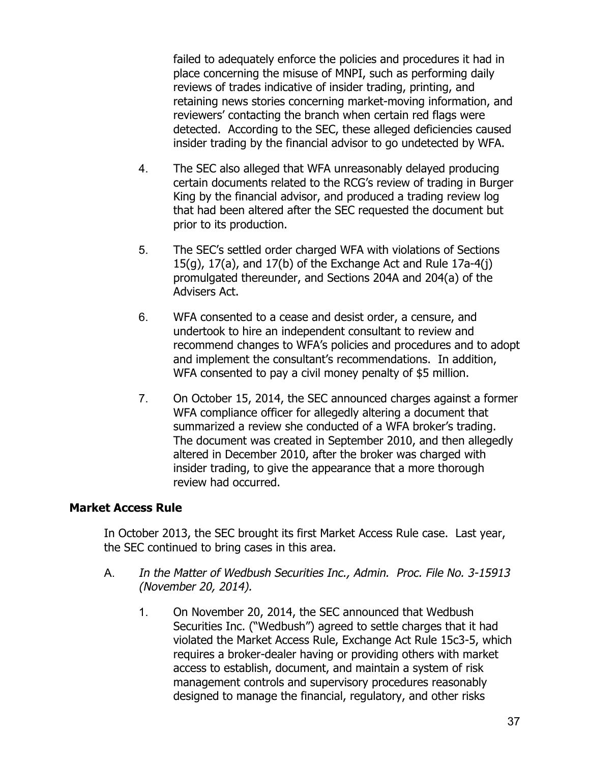failed to adequately enforce the policies and procedures it had in place concerning the misuse of MNPI, such as performing daily reviews of trades indicative of insider trading, printing, and retaining news stories concerning market-moving information, and reviewers' contacting the branch when certain red flags were detected. According to the SEC, these alleged deficiencies caused insider trading by the financial advisor to go undetected by WFA.

4. The SEC also alleged that WFA unreasonably delayed producing certain documents related to the RCG's review of trading in Burger King by the financial advisor, and produced a trading review log that had been altered after the SEC requested the document but prior to its production.

5. The SEC's settled order charged WFA with violations of Sections 15(g), 17(a), and 17(b) of the Exchange Act and Rule 17a-4(j) promulgated thereunder, and Sections 204A and 204(a) of the Advisers Act.

6. WFA consented to a cease and desist order, a censure, and undertook to hire an independent consultant to review and recommend changes to WFA's policies and procedures and to adopt and implement the consultant's recommendations. In addition, WFA consented to pay a civil money penalty of $5 million.

7. On October 15, 2014, the SEC announced charges against a former WFA compliance officer for allegedly altering a document that summarized a review she conducted of a WFA broker's trading. The document was created in September 2010, and then allegedly altered in December 2010, after the broker was charged with insider trading, to give the appearance that a more thorough review had occurred.

**Market Access Rule**

In October 2013, the SEC brought its first Market Access Rule case. Last year, the SEC continued to bring cases in this area.

A. *In the Matter of Wedbush Securities Inc., Admin. Proc. File No. 3-15913 (November 20, 2014).*

1. On November 20, 2014, the SEC announced that Wedbush Securities Inc. ("Wedbush") agreed to settle charges that it had violated the Market Access Rule, Exchange Act Rule 15c3-5, which requires a broker-dealer having or providing others with market access to establish, document, and maintain a system of risk management controls and supervisory procedures reasonably designed to manage the financial, regulatory, and other risks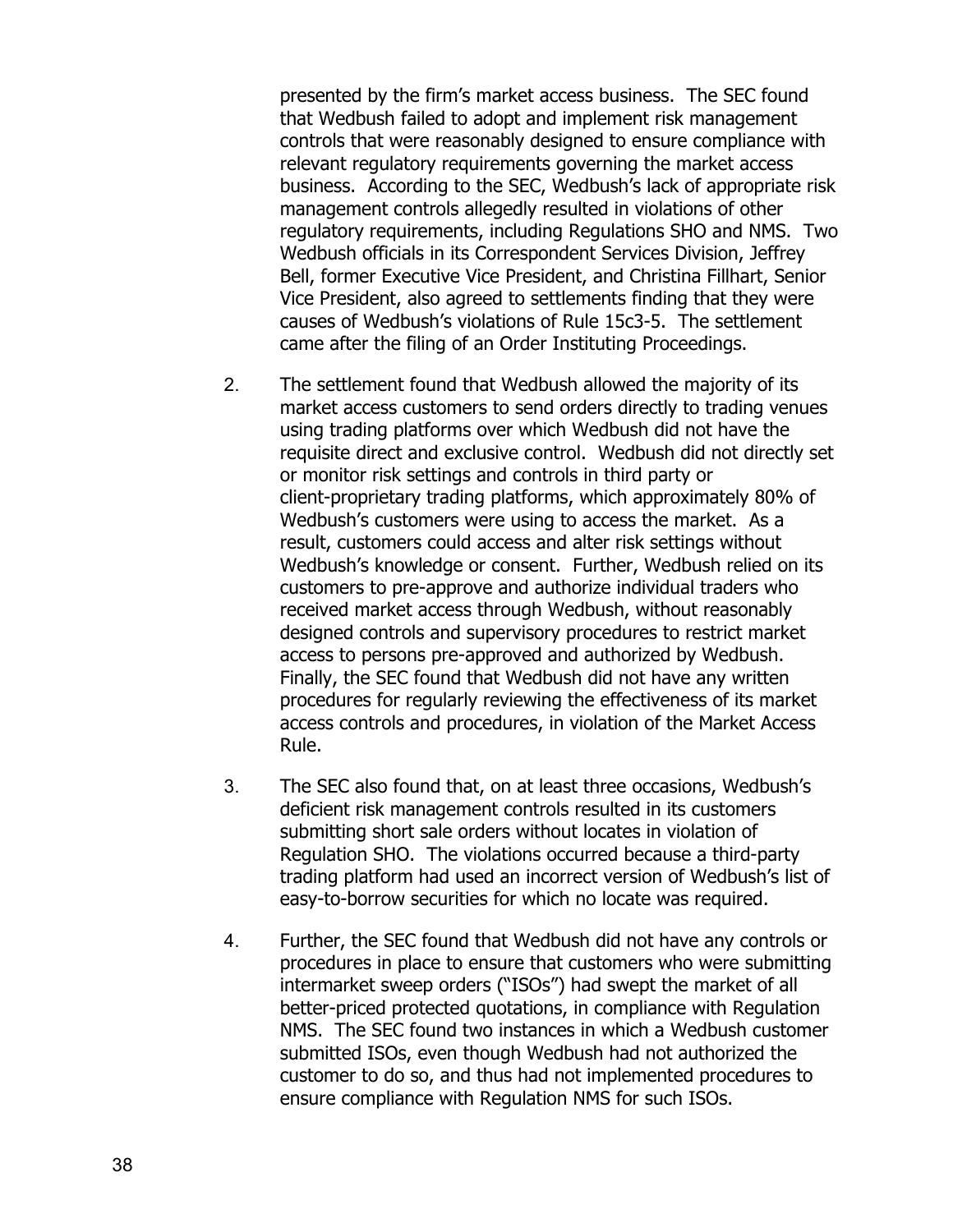presented by the firm's market access business. The SEC found that Wedbush failed to adopt and implement risk management controls that were reasonably designed to ensure compliance with relevant regulatory requirements governing the market access business. According to the SEC, Wedbush's lack of appropriate risk management controls allegedly resulted in violations of other regulatory requirements, including Regulations SHO and NMS. Two Wedbush officials in its Correspondent Services Division, Jeffrey Bell, former Executive Vice President, and Christina Fillhart, Senior Vice President, also agreed to settlements finding that they were causes of Wedbush's violations of Rule 15c3-5. The settlement came after the filing of an Order Instituting Proceedings.

2. The settlement found that Wedbush allowed the majority of its market access customers to send orders directly to trading venues using trading platforms over which Wedbush did not have the requisite direct and exclusive control. Wedbush did not directly set or monitor risk settings and controls in third party or client-proprietary trading platforms, which approximately 80% of Wedbush's customers were using to access the market. As a result, customers could access and alter risk settings without Wedbush's knowledge or consent. Further, Wedbush relied on its customers to pre-approve and authorize individual traders who received market access through Wedbush, without reasonably designed controls and supervisory procedures to restrict market access to persons pre-approved and authorized by Wedbush. Finally, the SEC found that Wedbush did not have any written procedures for regularly reviewing the effectiveness of its market access controls and procedures, in violation of the Market Access Rule.

3. The SEC also found that, on at least three occasions, Wedbush's deficient risk management controls resulted in its customers submitting short sale orders without locates in violation of Regulation SHO. The violations occurred because a third-party trading platform had used an incorrect version of Wedbush's list of easy-to-borrow securities for which no locate was required.

4. Further, the SEC found that Wedbush did not have any controls or procedures in place to ensure that customers who were submitting intermarket sweep orders ("ISOs") had swept the market of all better-priced protected quotations, in compliance with Regulation NMS. The SEC found two instances in which a Wedbush customer submitted ISOs, even though Wedbush had not authorized the customer to do so, and thus had not implemented procedures to ensure compliance with Regulation NMS for such ISOs.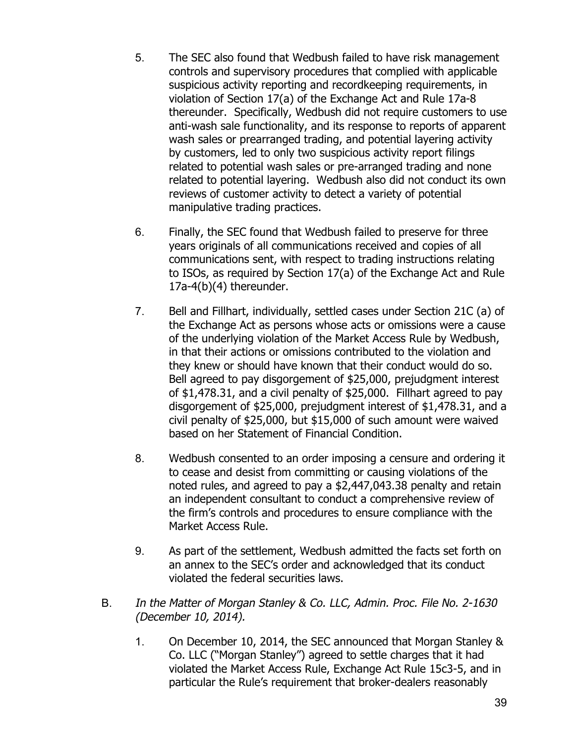5. The SEC also found that Wedbush failed to have risk management controls and supervisory procedures that complied with applicable suspicious activity reporting and recordkeeping requirements, in violation of Section 17(a) of the Exchange Act and Rule 17a-8 thereunder. Specifically, Wedbush did not require customers to use anti-wash sale functionality, and its response to reports of apparent wash sales or prearranged trading, and potential layering activity by customers, led to only two suspicious activity report filings related to potential wash sales or pre-arranged trading and none related to potential layering. Wedbush also did not conduct its own reviews of customer activity to detect a variety of potential manipulative trading practices.

6. Finally, the SEC found that Wedbush failed to preserve for three years originals of all communications received and copies of all communications sent, with respect to trading instructions relating to ISOs, as required by Section 17(a) of the Exchange Act and Rule 17a-4(b)(4) thereunder.

7. Bell and Fillhart, individually, settled cases under Section 21C (a) of the Exchange Act as persons whose acts or omissions were a cause of the underlying violation of the Market Access Rule by Wedbush, in that their actions or omissions contributed to the violation and they knew or should have known that their conduct would do so. Bell agreed to pay disgorgement of $25,000, prejudgment interest of $1,478.31, and a civil penalty of $25,000. Fillhart agreed to pay disgorgement of $25,000, prejudgment interest of $1,478.31, and a civil penalty of $25,000, but $15,000 of such amount were waived based on her Statement of Financial Condition.

8. Wedbush consented to an order imposing a censure and ordering it to cease and desist from committing or causing violations of the noted rules, and agreed to pay a $2,447,043.38 penalty and retain an independent consultant to conduct a comprehensive review of the firm's controls and procedures to ensure compliance with the Market Access Rule.

9. As part of the settlement, Wedbush admitted the facts set forth on an annex to the SEC's order and acknowledged that its conduct violated the federal securities laws.

B. *In the Matter of Morgan Stanley & Co. LLC, Admin. Proc. File No. 2-1630 (December 10, 2014).*

1. On December 10, 2014, the SEC announced that Morgan Stanley & Co. LLC ("Morgan Stanley") agreed to settle charges that it had violated the Market Access Rule, Exchange Act Rule 15c3-5, and in particular the Rule's requirement that broker-dealers reasonably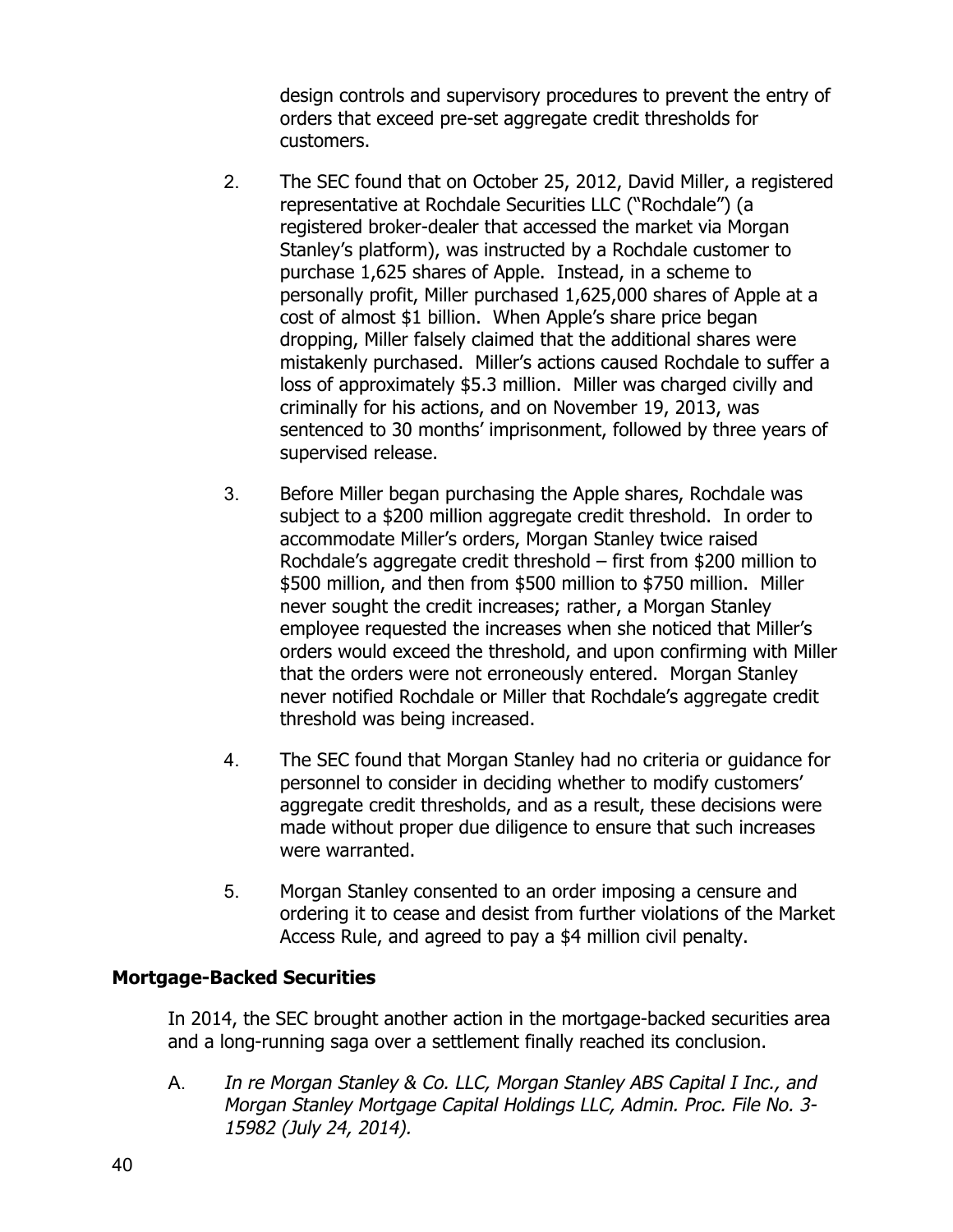design controls and supervisory procedures to prevent the entry of orders that exceed pre-set aggregate credit thresholds for customers.

2. The SEC found that on October 25, 2012, David Miller, a registered representative at Rochdale Securities LLC ("Rochdale") (a registered broker-dealer that accessed the market via Morgan Stanley's platform), was instructed by a Rochdale customer to purchase 1,625 shares of Apple. Instead, in a scheme to personally profit, Miller purchased 1,625,000 shares of Apple at a cost of almost $1 billion. When Apple's share price began dropping, Miller falsely claimed that the additional shares were mistakenly purchased. Miller's actions caused Rochdale to suffer a loss of approximately $5.3 million. Miller was charged civilly and criminally for his actions, and on November 19, 2013, was sentenced to 30 months' imprisonment, followed by three years of supervised release.

3. Before Miller began purchasing the Apple shares, Rochdale was subject to a $200 million aggregate credit threshold. In order to accommodate Miller's orders, Morgan Stanley twice raised Rochdale's aggregate credit threshold – first from $200 million to $500 million, and then from $500 million to $750 million. Miller never sought the credit increases; rather, a Morgan Stanley employee requested the increases when she noticed that Miller's orders would exceed the threshold, and upon confirming with Miller that the orders were not erroneously entered. Morgan Stanley never notified Rochdale or Miller that Rochdale's aggregate credit threshold was being increased.

4. The SEC found that Morgan Stanley had no criteria or guidance for personnel to consider in deciding whether to modify customers' aggregate credit thresholds, and as a result, these decisions were made without proper due diligence to ensure that such increases were warranted.

5. Morgan Stanley consented to an order imposing a censure and ordering it to cease and desist from further violations of the Market Access Rule, and agreed to pay a $4 million civil penalty.

**Mortgage-Backed Securities**

In 2014, the SEC brought another action in the mortgage-backed securities area and a long-running saga over a settlement finally reached its conclusion.

A. *In re Morgan Stanley & Co. LLC, Morgan Stanley ABS Capital I Inc., and Morgan Stanley Mortgage Capital Holdings LLC, Admin. Proc. File No. 3-15982 (July 24, 2014).*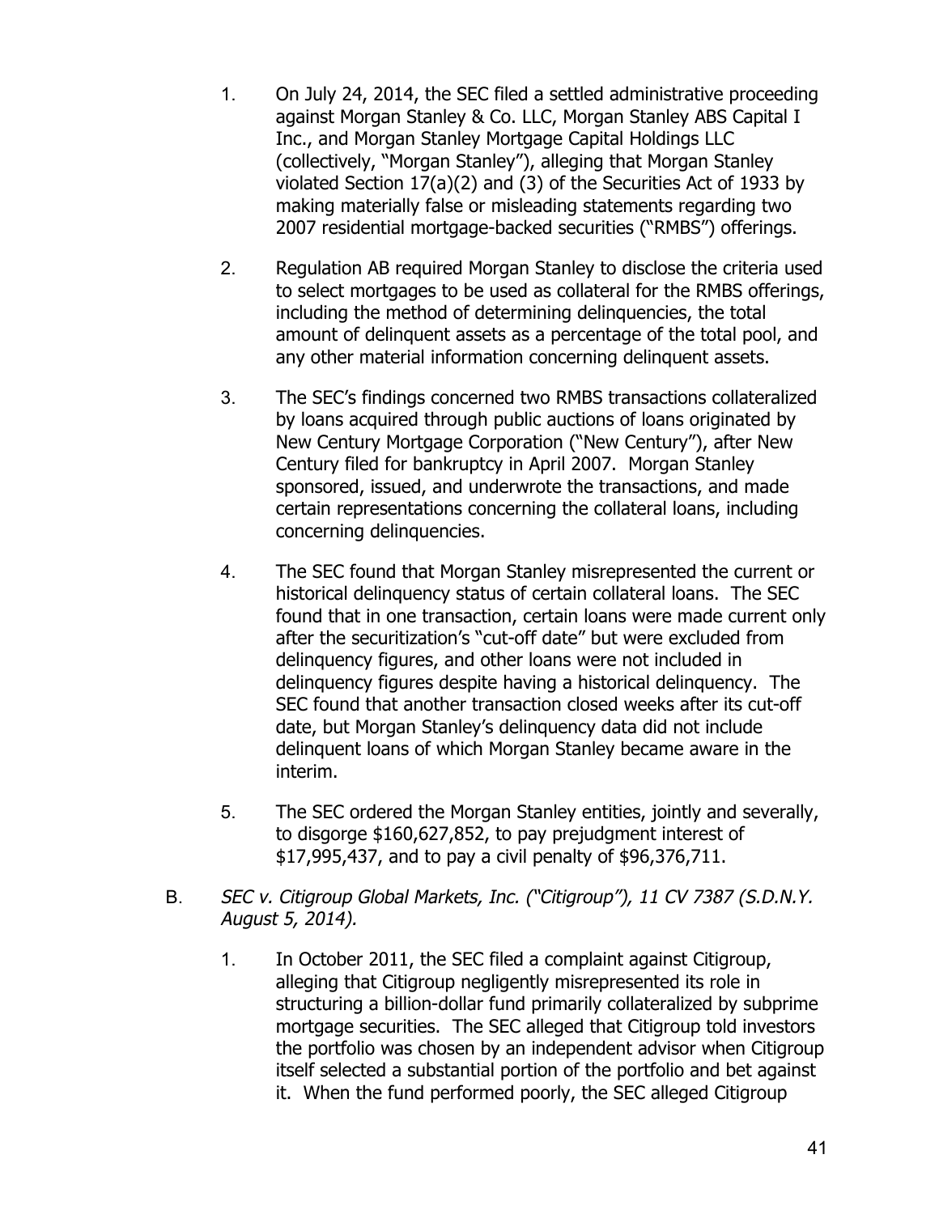1. On July 24, 2014, the SEC filed a settled administrative proceeding against Morgan Stanley & Co. LLC, Morgan Stanley ABS Capital I Inc., and Morgan Stanley Mortgage Capital Holdings LLC (collectively, "Morgan Stanley"), alleging that Morgan Stanley violated Section 17(a)(2) and (3) of the Securities Act of 1933 by making materially false or misleading statements regarding two 2007 residential mortgage-backed securities ("RMBS") offerings.

2. Regulation AB required Morgan Stanley to disclose the criteria used to select mortgages to be used as collateral for the RMBS offerings, including the method of determining delinquencies, the total amount of delinquent assets as a percentage of the total pool, and any other material information concerning delinquent assets.

3. The SEC's findings concerned two RMBS transactions collateralized by loans acquired through public auctions of loans originated by New Century Mortgage Corporation ("New Century"), after New Century filed for bankruptcy in April 2007. Morgan Stanley sponsored, issued, and underwrote the transactions, and made certain representations concerning the collateral loans, including concerning delinquencies.

4. The SEC found that Morgan Stanley misrepresented the current or historical delinquency status of certain collateral loans. The SEC found that in one transaction, certain loans were made current only after the securitization's "cut-off date" but were excluded from delinquency figures, and other loans were not included in delinquency figures despite having a historical delinquency. The SEC found that another transaction closed weeks after its cut-off date, but Morgan Stanley's delinquency data did not include delinquent loans of which Morgan Stanley became aware in the interim.

5. The SEC ordered the Morgan Stanley entities, jointly and severally, to disgorge $160,627,852, to pay prejudgment interest of $17,995,437, and to pay a civil penalty of $96,376,711.

B. *SEC v. Citigroup Global Markets, Inc. ("Citigroup"), 11 CV 7387 (S.D.N.Y. August 5, 2014).*

   1. In October 2011, the SEC filed a complaint against Citigroup, alleging that Citigroup negligently misrepresented its role in structuring a billion-dollar fund primarily collateralized by subprime mortgage securities. The SEC alleged that Citigroup told investors the portfolio was chosen by an independent advisor when Citigroup itself selected a substantial portion of the portfolio and bet against it. When the fund performed poorly, the SEC alleged Citigroup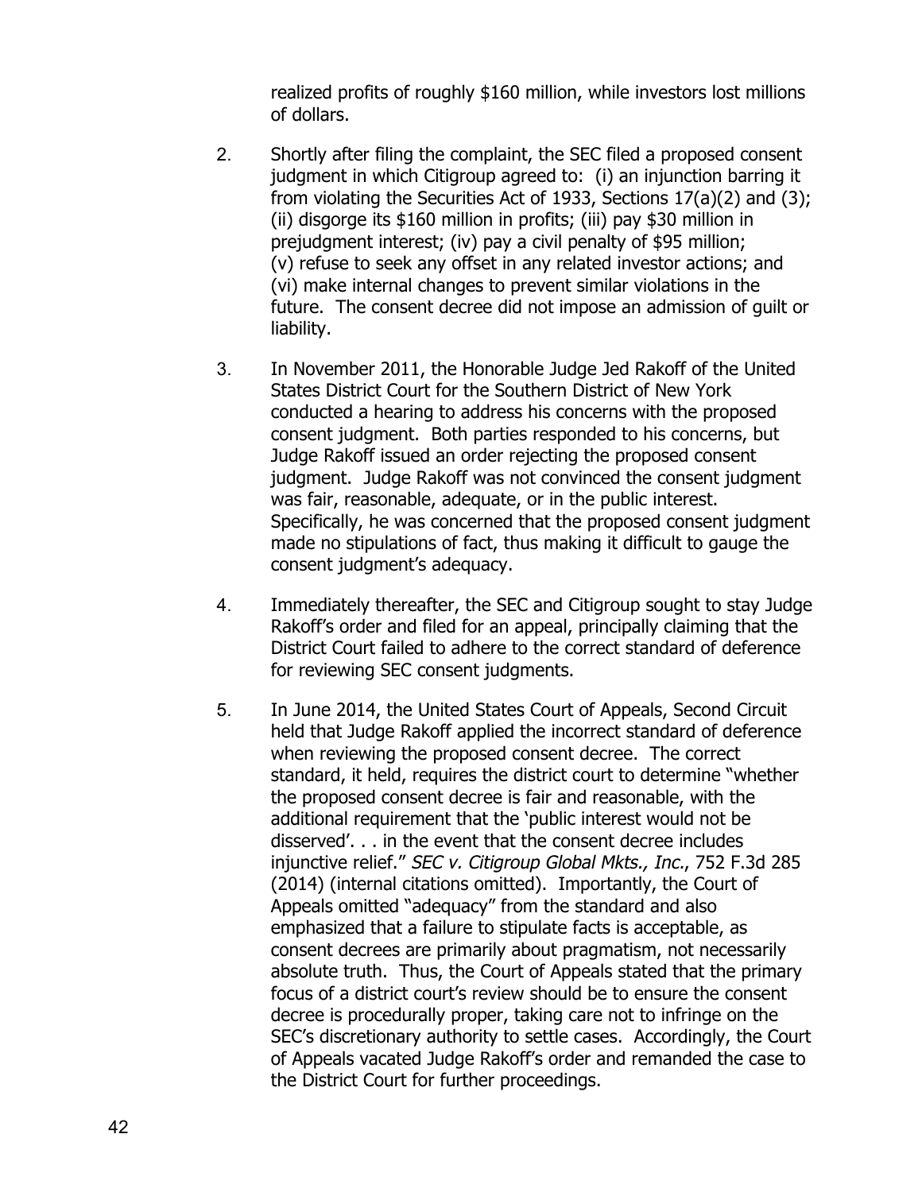realized profits of roughly $160 million, while investors lost millions of dollars.

2. Shortly after filing the complaint, the SEC filed a proposed consent judgment in which Citigroup agreed to: (i) an injunction barring it from violating the Securities Act of 1933, Sections 17(a)(2) and (3); (ii) disgorge its $160 million in profits; (iii) pay $30 million in prejudgment interest; (iv) pay a civil penalty of $95 million; (v) refuse to seek any offset in any related investor actions; and (vi) make internal changes to prevent similar violations in the future. The consent decree did not impose an admission of guilt or liability.

3. In November 2011, the Honorable Judge Jed Rakoff of the United States District Court for the Southern District of New York conducted a hearing to address his concerns with the proposed consent judgment. Both parties responded to his concerns, but Judge Rakoff issued an order rejecting the proposed consent judgment. Judge Rakoff was not convinced the consent judgment was fair, reasonable, adequate, or in the public interest. Specifically, he was concerned that the proposed consent judgment made no stipulations of fact, thus making it difficult to gauge the consent judgment's adequacy.

4. Immediately thereafter, the SEC and Citigroup sought to stay Judge Rakoff's order and filed for an appeal, principally claiming that the District Court failed to adhere to the correct standard of deference for reviewing SEC consent judgments.

5. In June 2014, the United States Court of Appeals, Second Circuit held that Judge Rakoff applied the incorrect standard of deference when reviewing the proposed consent decree. The correct standard, it held, requires the district court to determine "whether the proposed consent decree is fair and reasonable, with the additional requirement that the 'public interest would not be disserved'. . . in the event that the consent decree includes injunctive relief." *SEC v. Citigroup Global Mkts., Inc.*, 752 F.3d 285 (2014) (internal citations omitted). Importantly, the Court of Appeals omitted "adequacy" from the standard and also emphasized that a failure to stipulate facts is acceptable, as consent decrees are primarily about pragmatism, not necessarily absolute truth. Thus, the Court of Appeals stated that the primary focus of a district court's review should be to ensure the consent decree is procedurally proper, taking care not to infringe on the SEC's discretionary authority to settle cases. Accordingly, the Court of Appeals vacated Judge Rakoff's order and remanded the case to the District Court for further proceedings.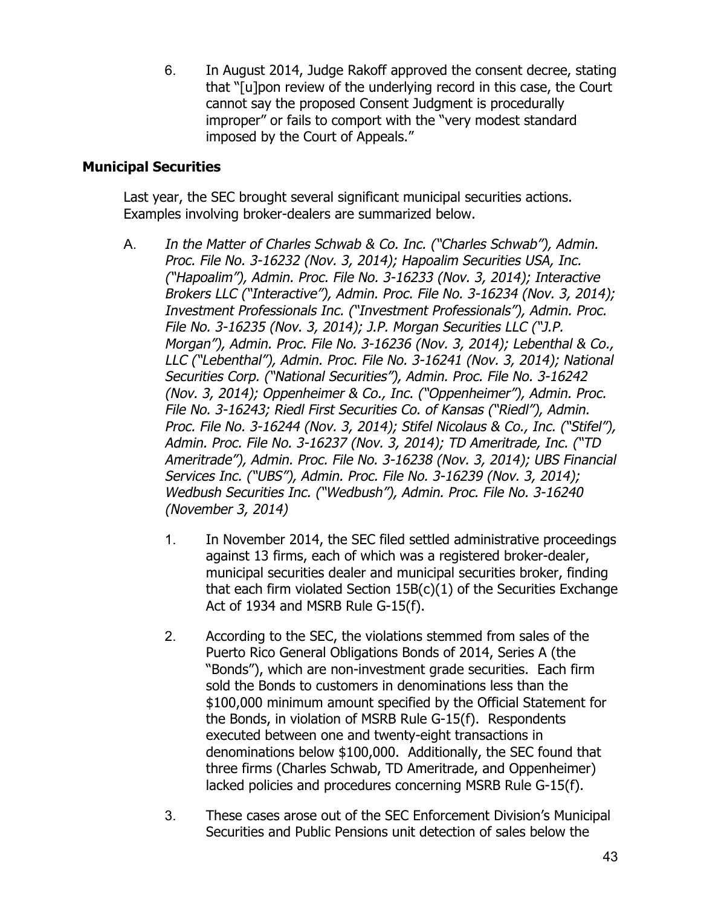6. In August 2014, Judge Rakoff approved the consent decree, stating that "[u]pon review of the underlying record in this case, the Court cannot say the proposed Consent Judgment is procedurally improper" or fails to comport with the "very modest standard imposed by the Court of Appeals."

**Municipal Securities**

Last year, the SEC brought several significant municipal securities actions. Examples involving broker-dealers are summarized below.

A. *In the Matter of Charles Schwab & Co. Inc. ("Charles Schwab"), Admin. Proc. File No. 3-16232 (Nov. 3, 2014); Hapoalim Securities USA, Inc. ("Hapoalim"), Admin. Proc. File No. 3-16233 (Nov. 3, 2014); Interactive Brokers LLC ("Interactive"), Admin. Proc. File No. 3-16234 (Nov. 3, 2014); Investment Professionals Inc. ("Investment Professionals"), Admin. Proc. File No. 3-16235 (Nov. 3, 2014); J.P. Morgan Securities LLC ("J.P. Morgan"), Admin. Proc. File No. 3-16236 (Nov. 3, 2014); Lebenthal & Co., LLC ("Lebenthal"), Admin. Proc. File No. 3-16241 (Nov. 3, 2014); National Securities Corp. ("National Securities"), Admin. Proc. File No. 3-16242 (Nov. 3, 2014); Oppenheimer & Co., Inc. ("Oppenheimer"), Admin. Proc. File No. 3-16243; Riedl First Securities Co. of Kansas ("Riedl"), Admin. Proc. File No. 3-16244 (Nov. 3, 2014); Stifel Nicolaus & Co., Inc. ("Stifel"), Admin. Proc. File No. 3-16237 (Nov. 3, 2014); TD Ameritrade, Inc. ("TD Ameritrade"), Admin. Proc. File No. 3-16238 (Nov. 3, 2014); UBS Financial Services Inc. ("UBS"), Admin. Proc. File No. 3-16239 (Nov. 3, 2014); Wedbush Securities Inc. ("Wedbush"), Admin. Proc. File No. 3-16240 (November 3, 2014)*

   1. In November 2014, the SEC filed settled administrative proceedings against 13 firms, each of which was a registered broker-dealer, municipal securities dealer and municipal securities broker, finding that each firm violated Section 15B(c)(1) of the Securities Exchange Act of 1934 and MSRB Rule G-15(f).

   2. According to the SEC, the violations stemmed from sales of the Puerto Rico General Obligations Bonds of 2014, Series A (the "Bonds"), which are non-investment grade securities. Each firm sold the Bonds to customers in denominations less than the $100,000 minimum amount specified by the Official Statement for the Bonds, in violation of MSRB Rule G-15(f). Respondents executed between one and twenty-eight transactions in denominations below $100,000. Additionally, the SEC found that three firms (Charles Schwab, TD Ameritrade, and Oppenheimer) lacked policies and procedures concerning MSRB Rule G-15(f).

   3. These cases arose out of the SEC Enforcement Division's Municipal Securities and Public Pensions unit detection of sales below the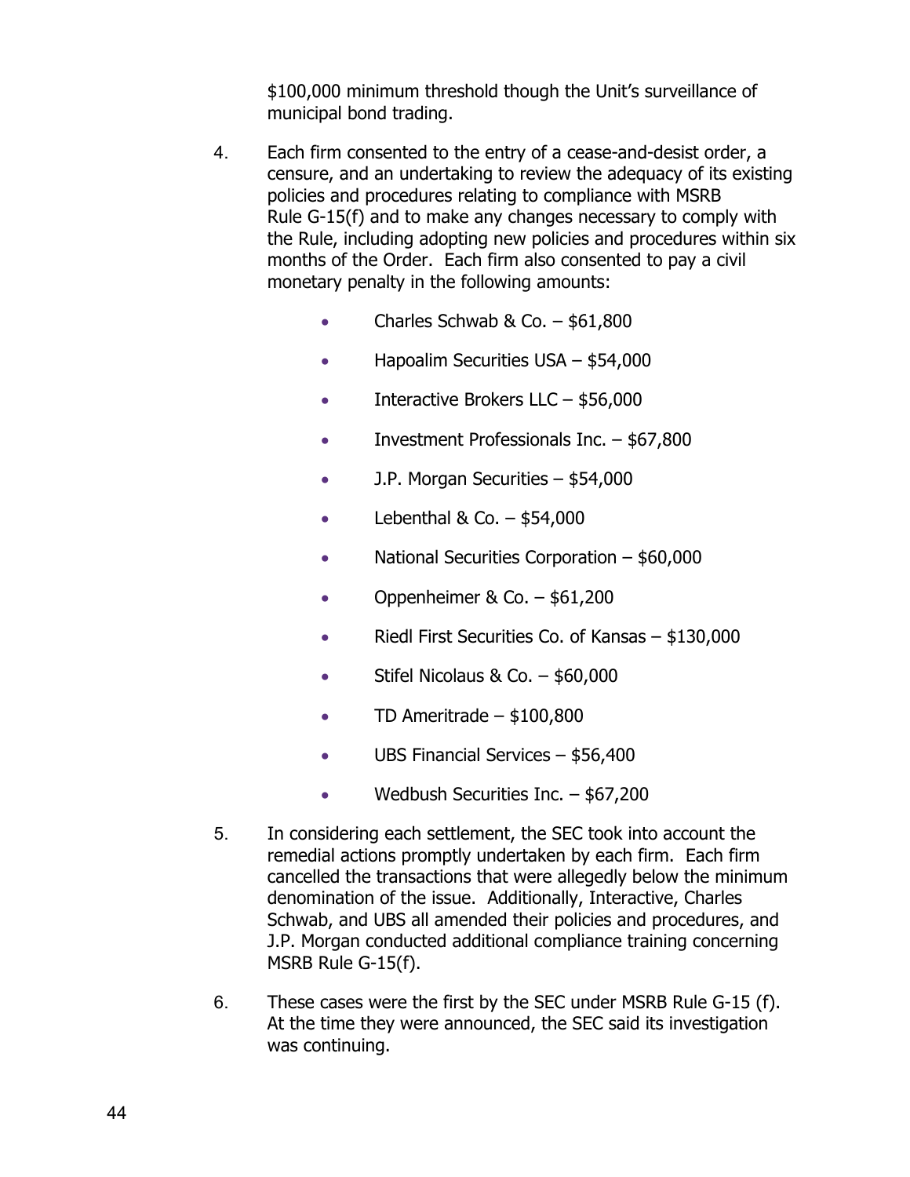$100,000 minimum threshold though the Unit's surveillance of municipal bond trading.

4. Each firm consented to the entry of a cease-and-desist order, a censure, and an undertaking to review the adequacy of its existing policies and procedures relating to compliance with MSRB Rule G-15(f) and to make any changes necessary to comply with the Rule, including adopting new policies and procedures within six months of the Order. Each firm also consented to pay a civil monetary penalty in the following amounts:

   - Charles Schwab & Co. – $61,800
   - Hapoalim Securities USA – $54,000
   - Interactive Brokers LLC – $56,000
   - Investment Professionals Inc. – $67,800
   - J.P. Morgan Securities – $54,000
   - Lebenthal & Co. – $54,000
   - National Securities Corporation – $60,000
   - Oppenheimer & Co. – $61,200
   - Riedl First Securities Co. of Kansas – $130,000
   - Stifel Nicolaus & Co. – $60,000
   - TD Ameritrade – $100,800
   - UBS Financial Services – $56,400
   - Wedbush Securities Inc. – $67,200

5. In considering each settlement, the SEC took into account the remedial actions promptly undertaken by each firm. Each firm cancelled the transactions that were allegedly below the minimum denomination of the issue. Additionally, Interactive, Charles Schwab, and UBS all amended their policies and procedures, and J.P. Morgan conducted additional compliance training concerning MSRB Rule G-15(f).

6. These cases were the first by the SEC under MSRB Rule G-15 (f). At the time they were announced, the SEC said its investigation was continuing.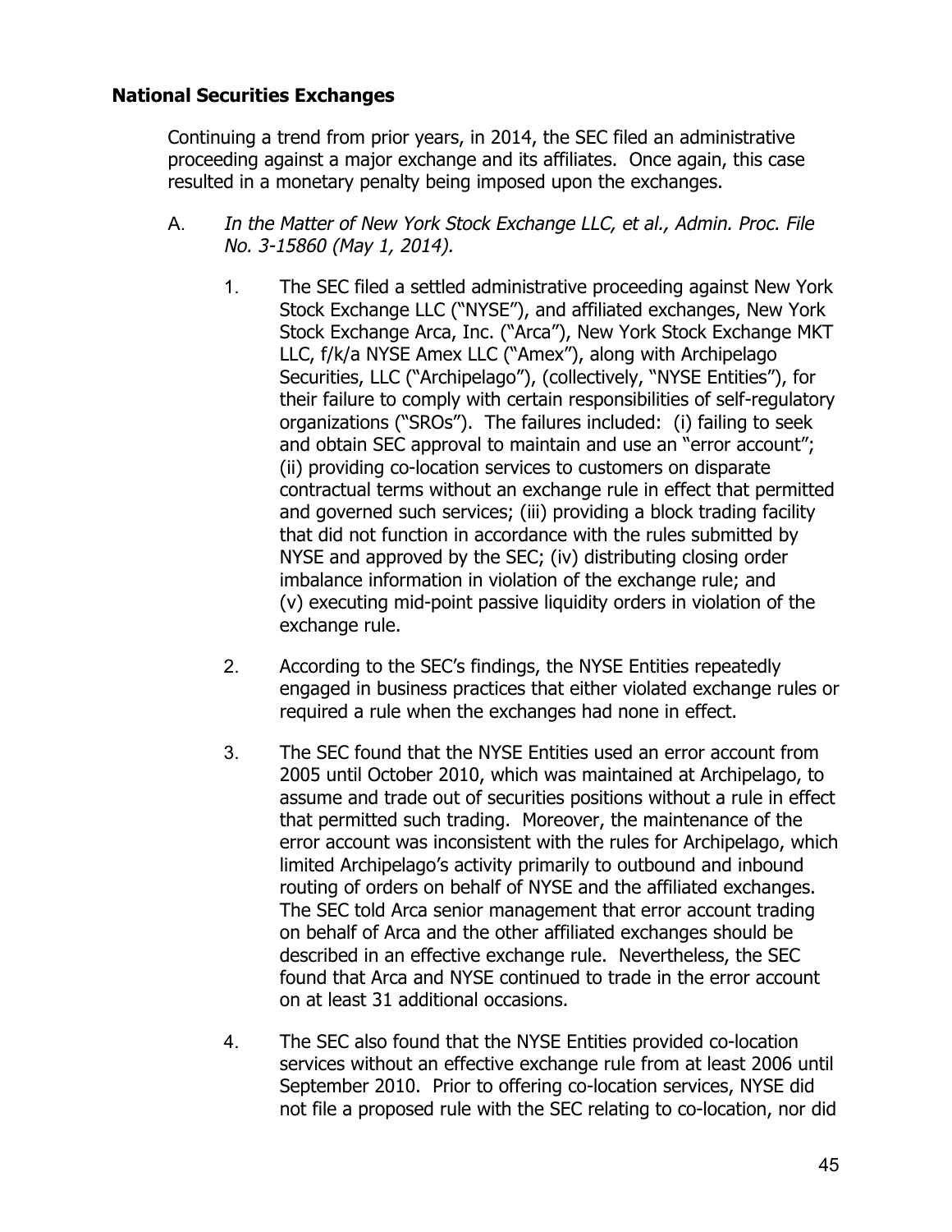### National Securities Exchanges

Continuing a trend from prior years, in 2014, the SEC filed an administrative proceeding against a major exchange and its affiliates. Once again, this case resulted in a monetary penalty being imposed upon the exchanges.

A. *In the Matter of New York Stock Exchange LLC, et al., Admin. Proc. File No. 3-15860 (May 1, 2014).*

1. The SEC filed a settled administrative proceeding against New York Stock Exchange LLC ("NYSE"), and affiliated exchanges, New York Stock Exchange Arca, Inc. ("Arca"), New York Stock Exchange MKT LLC, f/k/a NYSE Amex LLC ("Amex"), along with Archipelago Securities, LLC ("Archipelago"), (collectively, "NYSE Entities"), for their failure to comply with certain responsibilities of self-regulatory organizations ("SROs"). The failures included: (i) failing to seek and obtain SEC approval to maintain and use an "error account"; (ii) providing co-location services to customers on disparate contractual terms without an exchange rule in effect that permitted and governed such services; (iii) providing a block trading facility that did not function in accordance with the rules submitted by NYSE and approved by the SEC; (iv) distributing closing order imbalance information in violation of the exchange rule; and (v) executing mid-point passive liquidity orders in violation of the exchange rule.

2. According to the SEC's findings, the NYSE Entities repeatedly engaged in business practices that either violated exchange rules or required a rule when the exchanges had none in effect.

3. The SEC found that the NYSE Entities used an error account from 2005 until October 2010, which was maintained at Archipelago, to assume and trade out of securities positions without a rule in effect that permitted such trading. Moreover, the maintenance of the error account was inconsistent with the rules for Archipelago, which limited Archipelago's activity primarily to outbound and inbound routing of orders on behalf of NYSE and the affiliated exchanges. The SEC told Arca senior management that error account trading on behalf of Arca and the other affiliated exchanges should be described in an effective exchange rule. Nevertheless, the SEC found that Arca and NYSE continued to trade in the error account on at least 31 additional occasions.

4. The SEC also found that the NYSE Entities provided co-location services without an effective exchange rule from at least 2006 until September 2010. Prior to offering co-location services, NYSE did not file a proposed rule with the SEC relating to co-location, nor did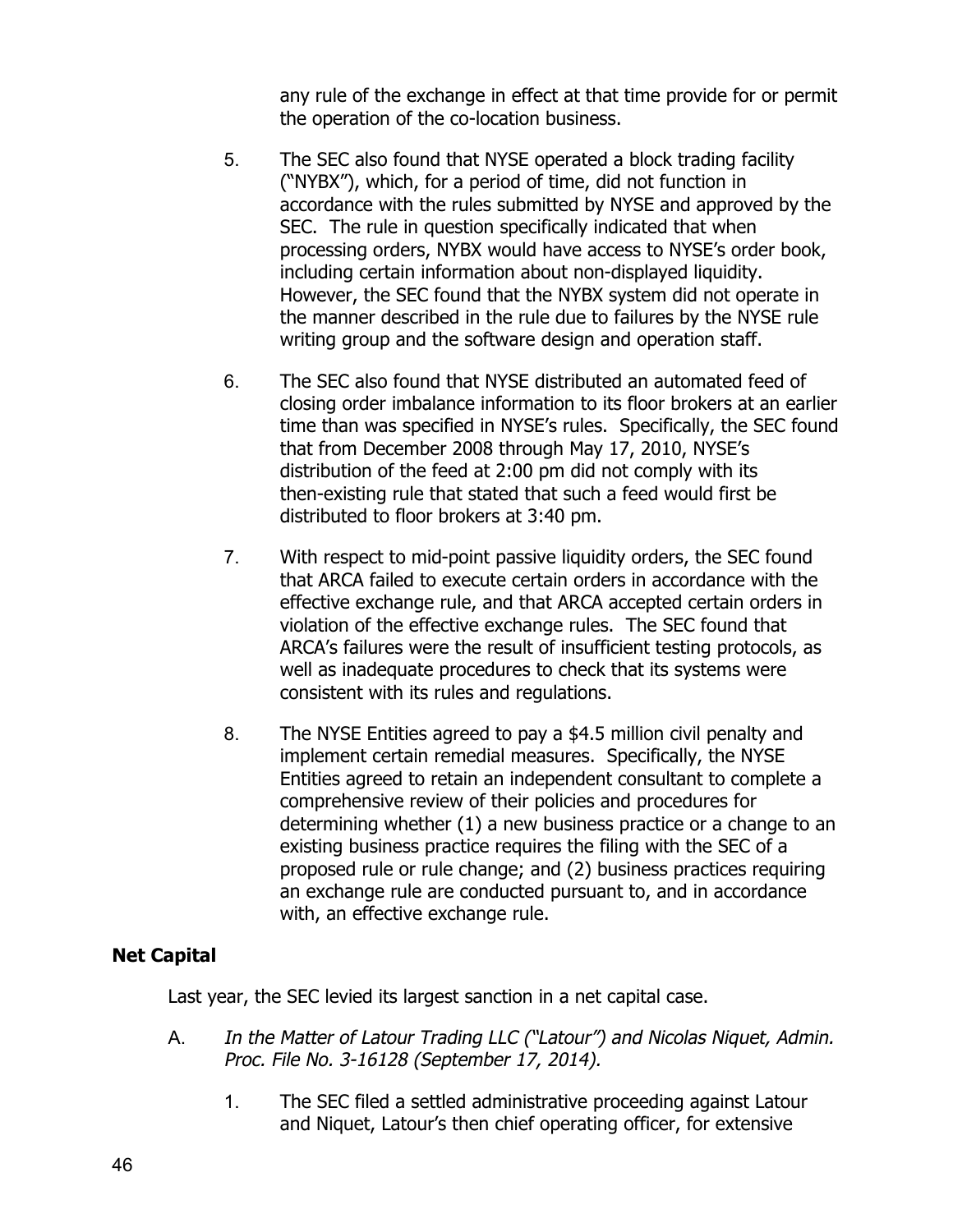any rule of the exchange in effect at that time provide for or permit the operation of the co-location business.

5. The SEC also found that NYSE operated a block trading facility ("NYBX"), which, for a period of time, did not function in accordance with the rules submitted by NYSE and approved by the SEC. The rule in question specifically indicated that when processing orders, NYBX would have access to NYSE's order book, including certain information about non-displayed liquidity. However, the SEC found that the NYBX system did not operate in the manner described in the rule due to failures by the NYSE rule writing group and the software design and operation staff.

6. The SEC also found that NYSE distributed an automated feed of closing order imbalance information to its floor brokers at an earlier time than was specified in NYSE's rules. Specifically, the SEC found that from December 2008 through May 17, 2010, NYSE's distribution of the feed at 2:00 pm did not comply with its then-existing rule that stated that such a feed would first be distributed to floor brokers at 3:40 pm.

7. With respect to mid-point passive liquidity orders, the SEC found that ARCA failed to execute certain orders in accordance with the effective exchange rule, and that ARCA accepted certain orders in violation of the effective exchange rules. The SEC found that ARCA's failures were the result of insufficient testing protocols, as well as inadequate procedures to check that its systems were consistent with its rules and regulations.

8. The NYSE Entities agreed to pay a $4.5 million civil penalty and implement certain remedial measures. Specifically, the NYSE Entities agreed to retain an independent consultant to complete a comprehensive review of their policies and procedures for determining whether (1) a new business practice or a change to an existing business practice requires the filing with the SEC of a proposed rule or rule change; and (2) business practices requiring an exchange rule are conducted pursuant to, and in accordance with, an effective exchange rule.

**Net Capital**

Last year, the SEC levied its largest sanction in a net capital case.

A. *In the Matter of Latour Trading LLC ("Latour") and Nicolas Niquet, Admin. Proc. File No. 3-16128 (September 17, 2014).*

1. The SEC filed a settled administrative proceeding against Latour and Niquet, Latour's then chief operating officer, for extensive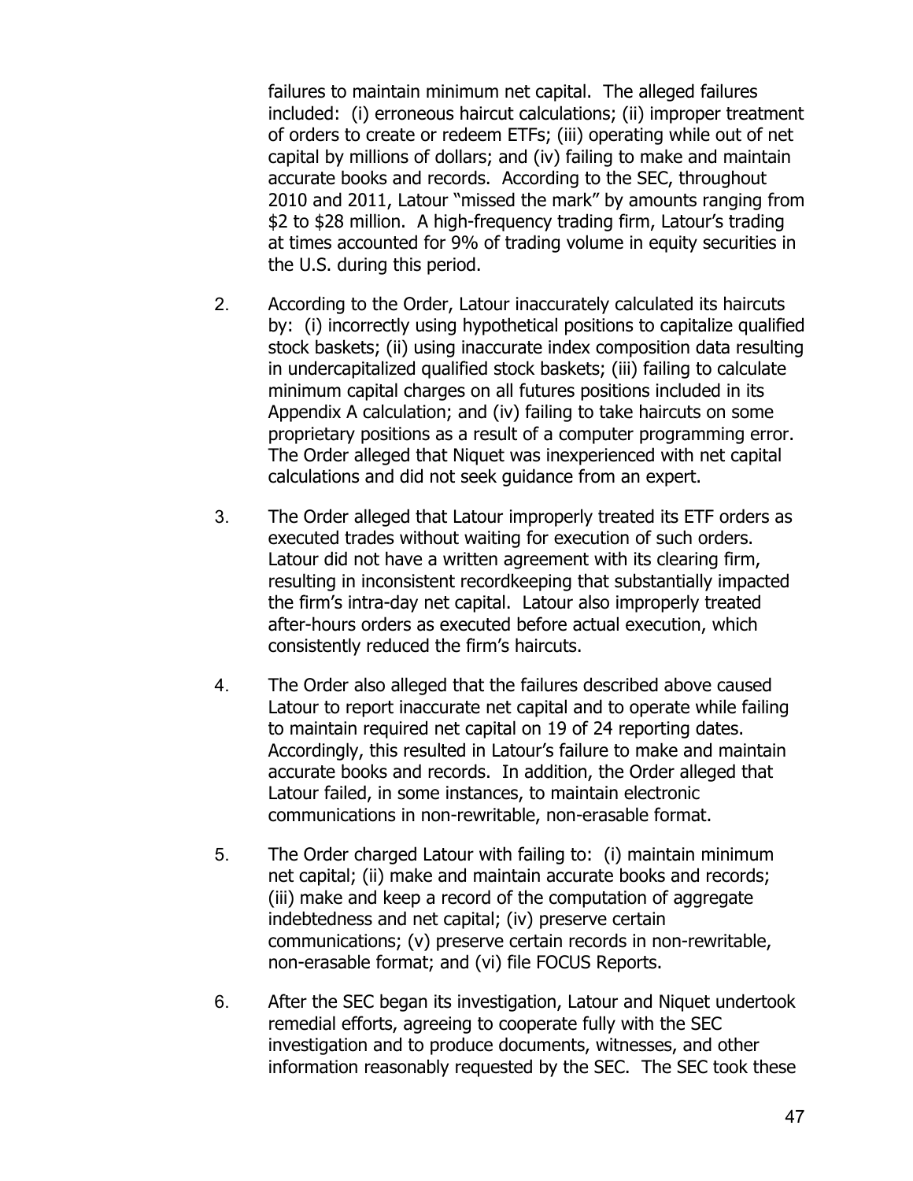failures to maintain minimum net capital. The alleged failures included: (i) erroneous haircut calculations; (ii) improper treatment of orders to create or redeem ETFs; (iii) operating while out of net capital by millions of dollars; and (iv) failing to make and maintain accurate books and records. According to the SEC, throughout 2010 and 2011, Latour "missed the mark" by amounts ranging from $2 to $28 million. A high-frequency trading firm, Latour's trading at times accounted for 9% of trading volume in equity securities in the U.S. during this period.

2. According to the Order, Latour inaccurately calculated its haircuts by: (i) incorrectly using hypothetical positions to capitalize qualified stock baskets; (ii) using inaccurate index composition data resulting in undercapitalized qualified stock baskets; (iii) failing to calculate minimum capital charges on all futures positions included in its Appendix A calculation; and (iv) failing to take haircuts on some proprietary positions as a result of a computer programming error. The Order alleged that Niquet was inexperienced with net capital calculations and did not seek guidance from an expert.

3. The Order alleged that Latour improperly treated its ETF orders as executed trades without waiting for execution of such orders. Latour did not have a written agreement with its clearing firm, resulting in inconsistent recordkeeping that substantially impacted the firm's intra-day net capital. Latour also improperly treated after-hours orders as executed before actual execution, which consistently reduced the firm's haircuts.

4. The Order also alleged that the failures described above caused Latour to report inaccurate net capital and to operate while failing to maintain required net capital on 19 of 24 reporting dates. Accordingly, this resulted in Latour's failure to make and maintain accurate books and records. In addition, the Order alleged that Latour failed, in some instances, to maintain electronic communications in non-rewritable, non-erasable format.

5. The Order charged Latour with failing to: (i) maintain minimum net capital; (ii) make and maintain accurate books and records; (iii) make and keep a record of the computation of aggregate indebtedness and net capital; (iv) preserve certain communications; (v) preserve certain records in non-rewritable, non-erasable format; and (vi) file FOCUS Reports.

6. After the SEC began its investigation, Latour and Niquet undertook remedial efforts, agreeing to cooperate fully with the SEC investigation and to produce documents, witnesses, and other information reasonably requested by the SEC. The SEC took these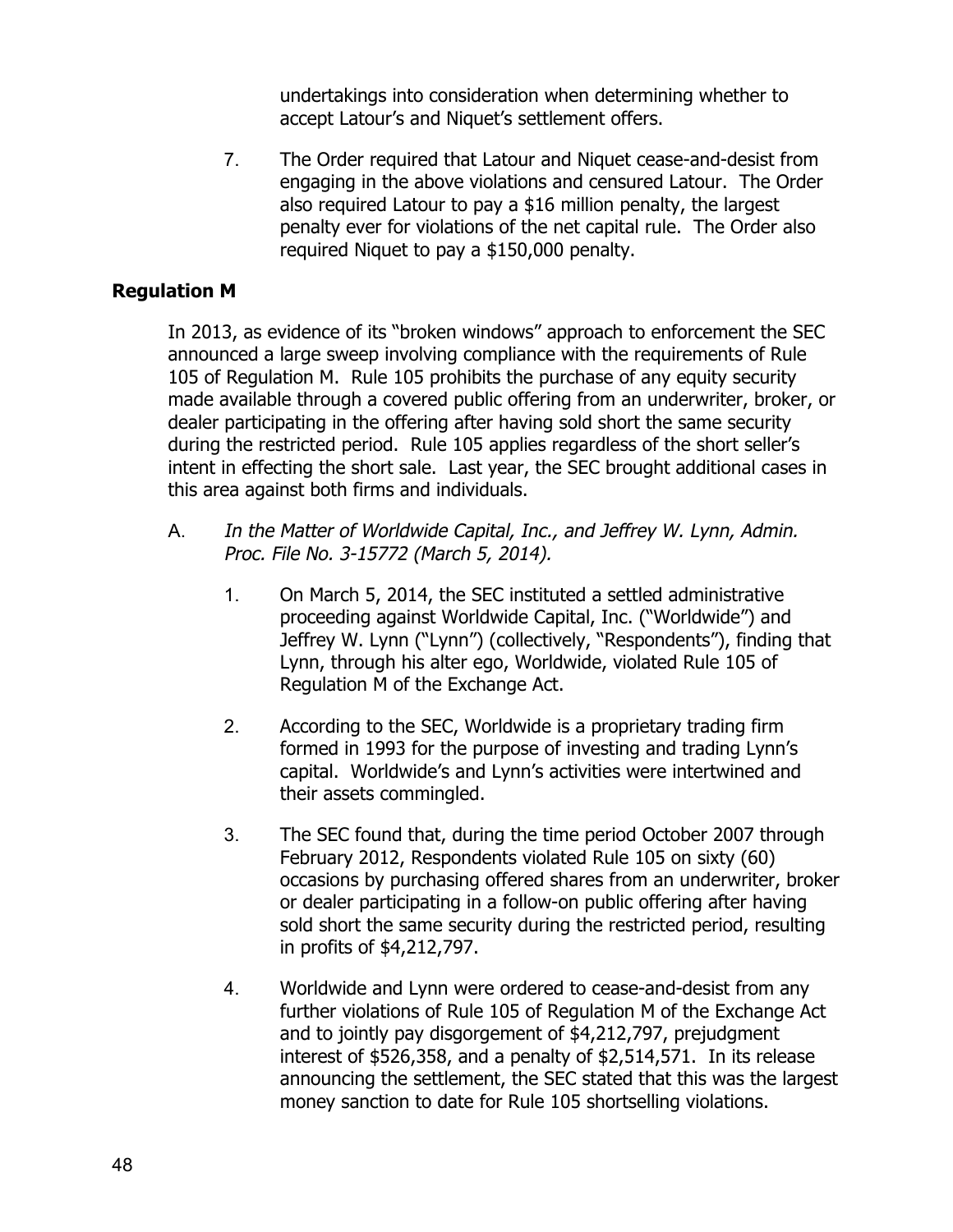undertakings into consideration when determining whether to accept Latour's and Niquet's settlement offers.

7. The Order required that Latour and Niquet cease-and-desist from engaging in the above violations and censured Latour. The Order also required Latour to pay a $16 million penalty, the largest penalty ever for violations of the net capital rule. The Order also required Niquet to pay a $150,000 penalty.

**Regulation M**

In 2013, as evidence of its "broken windows" approach to enforcement the SEC announced a large sweep involving compliance with the requirements of Rule 105 of Regulation M. Rule 105 prohibits the purchase of any equity security made available through a covered public offering from an underwriter, broker, or dealer participating in the offering after having sold short the same security during the restricted period. Rule 105 applies regardless of the short seller's intent in effecting the short sale. Last year, the SEC brought additional cases in this area against both firms and individuals.

A. *In the Matter of Worldwide Capital, Inc., and Jeffrey W. Lynn, Admin. Proc. File No. 3-15772 (March 5, 2014).*

1. On March 5, 2014, the SEC instituted a settled administrative proceeding against Worldwide Capital, Inc. ("Worldwide") and Jeffrey W. Lynn ("Lynn") (collectively, "Respondents"), finding that Lynn, through his alter ego, Worldwide, violated Rule 105 of Regulation M of the Exchange Act.

2. According to the SEC, Worldwide is a proprietary trading firm formed in 1993 for the purpose of investing and trading Lynn's capital. Worldwide's and Lynn's activities were intertwined and their assets commingled.

3. The SEC found that, during the time period October 2007 through February 2012, Respondents violated Rule 105 on sixty (60) occasions by purchasing offered shares from an underwriter, broker or dealer participating in a follow-on public offering after having sold short the same security during the restricted period, resulting in profits of $4,212,797.

4. Worldwide and Lynn were ordered to cease-and-desist from any further violations of Rule 105 of Regulation M of the Exchange Act and to jointly pay disgorgement of $4,212,797, prejudgment interest of $526,358, and a penalty of $2,514,571. In its release announcing the settlement, the SEC stated that this was the largest money sanction to date for Rule 105 shortselling violations.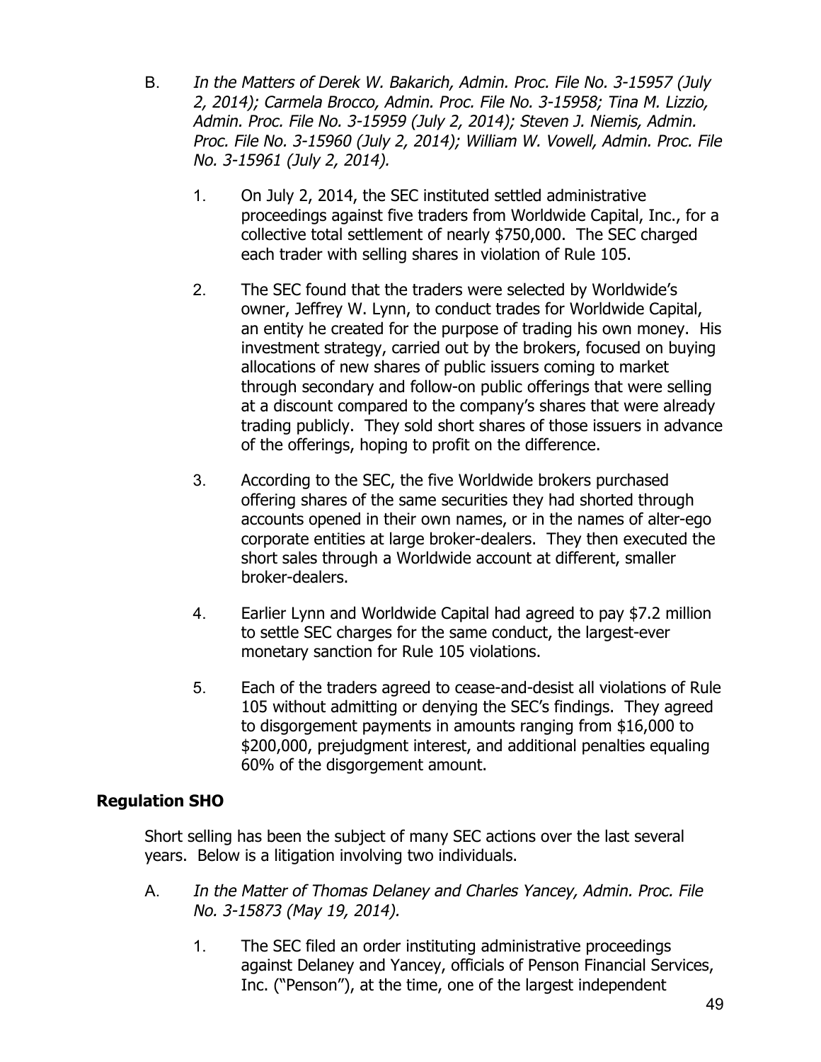B. *In the Matters of Derek W. Bakarich, Admin. Proc. File No. 3-15957 (July 2, 2014); Carmela Brocco, Admin. Proc. File No. 3-15958; Tina M. Lizzio, Admin. Proc. File No. 3-15959 (July 2, 2014); Steven J. Niemis, Admin. Proc. File No. 3-15960 (July 2, 2014); William W. Vowell, Admin. Proc. File No. 3-15961 (July 2, 2014).*

1. On July 2, 2014, the SEC instituted settled administrative proceedings against five traders from Worldwide Capital, Inc., for a collective total settlement of nearly $750,000. The SEC charged each trader with selling shares in violation of Rule 105.

2. The SEC found that the traders were selected by Worldwide's owner, Jeffrey W. Lynn, to conduct trades for Worldwide Capital, an entity he created for the purpose of trading his own money. His investment strategy, carried out by the brokers, focused on buying allocations of new shares of public issuers coming to market through secondary and follow-on public offerings that were selling at a discount compared to the company's shares that were already trading publicly. They sold short shares of those issuers in advance of the offerings, hoping to profit on the difference.

3. According to the SEC, the five Worldwide brokers purchased offering shares of the same securities they had shorted through accounts opened in their own names, or in the names of alter-ego corporate entities at large broker-dealers. They then executed the short sales through a Worldwide account at different, smaller broker-dealers.

4. Earlier Lynn and Worldwide Capital had agreed to pay $7.2 million to settle SEC charges for the same conduct, the largest-ever monetary sanction for Rule 105 violations.

5. Each of the traders agreed to cease-and-desist all violations of Rule 105 without admitting or denying the SEC's findings. They agreed to disgorgement payments in amounts ranging from $16,000 to $200,000, prejudgment interest, and additional penalties equaling 60% of the disgorgement amount.

## Regulation SHO

Short selling has been the subject of many SEC actions over the last several years. Below is a litigation involving two individuals.

A. *In the Matter of Thomas Delaney and Charles Yancey, Admin. Proc. File No. 3-15873 (May 19, 2014).*

1. The SEC filed an order instituting administrative proceedings against Delaney and Yancey, officials of Penson Financial Services, Inc. ("Penson"), at the time, one of the largest independent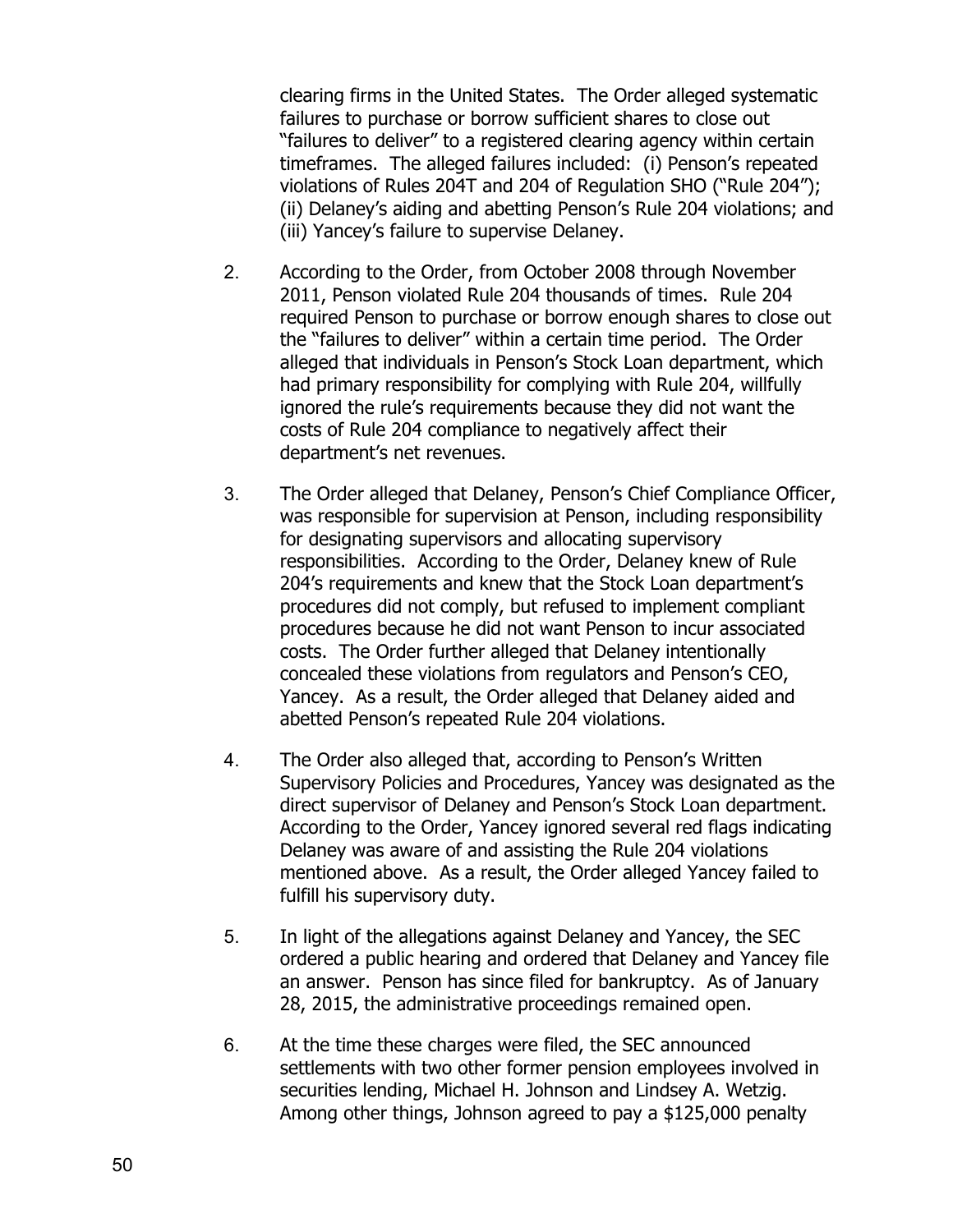clearing firms in the United States. The Order alleged systematic failures to purchase or borrow sufficient shares to close out "failures to deliver" to a registered clearing agency within certain timeframes. The alleged failures included: (i) Penson's repeated violations of Rules 204T and 204 of Regulation SHO ("Rule 204"); (ii) Delaney's aiding and abetting Penson's Rule 204 violations; and (iii) Yancey's failure to supervise Delaney.

2. According to the Order, from October 2008 through November 2011, Penson violated Rule 204 thousands of times. Rule 204 required Penson to purchase or borrow enough shares to close out the "failures to deliver" within a certain time period. The Order alleged that individuals in Penson's Stock Loan department, which had primary responsibility for complying with Rule 204, willfully ignored the rule's requirements because they did not want the costs of Rule 204 compliance to negatively affect their department's net revenues.

3. The Order alleged that Delaney, Penson's Chief Compliance Officer, was responsible for supervision at Penson, including responsibility for designating supervisors and allocating supervisory responsibilities. According to the Order, Delaney knew of Rule 204's requirements and knew that the Stock Loan department's procedures did not comply, but refused to implement compliant procedures because he did not want Penson to incur associated costs. The Order further alleged that Delaney intentionally concealed these violations from regulators and Penson's CEO, Yancey. As a result, the Order alleged that Delaney aided and abetted Penson's repeated Rule 204 violations.

4. The Order also alleged that, according to Penson's Written Supervisory Policies and Procedures, Yancey was designated as the direct supervisor of Delaney and Penson's Stock Loan department. According to the Order, Yancey ignored several red flags indicating Delaney was aware of and assisting the Rule 204 violations mentioned above. As a result, the Order alleged Yancey failed to fulfill his supervisory duty.

5. In light of the allegations against Delaney and Yancey, the SEC ordered a public hearing and ordered that Delaney and Yancey file an answer. Penson has since filed for bankruptcy. As of January 28, 2015, the administrative proceedings remained open.

6. At the time these charges were filed, the SEC announced settlements with two other former pension employees involved in securities lending, Michael H. Johnson and Lindsey A. Wetzig. Among other things, Johnson agreed to pay a $125,000 penalty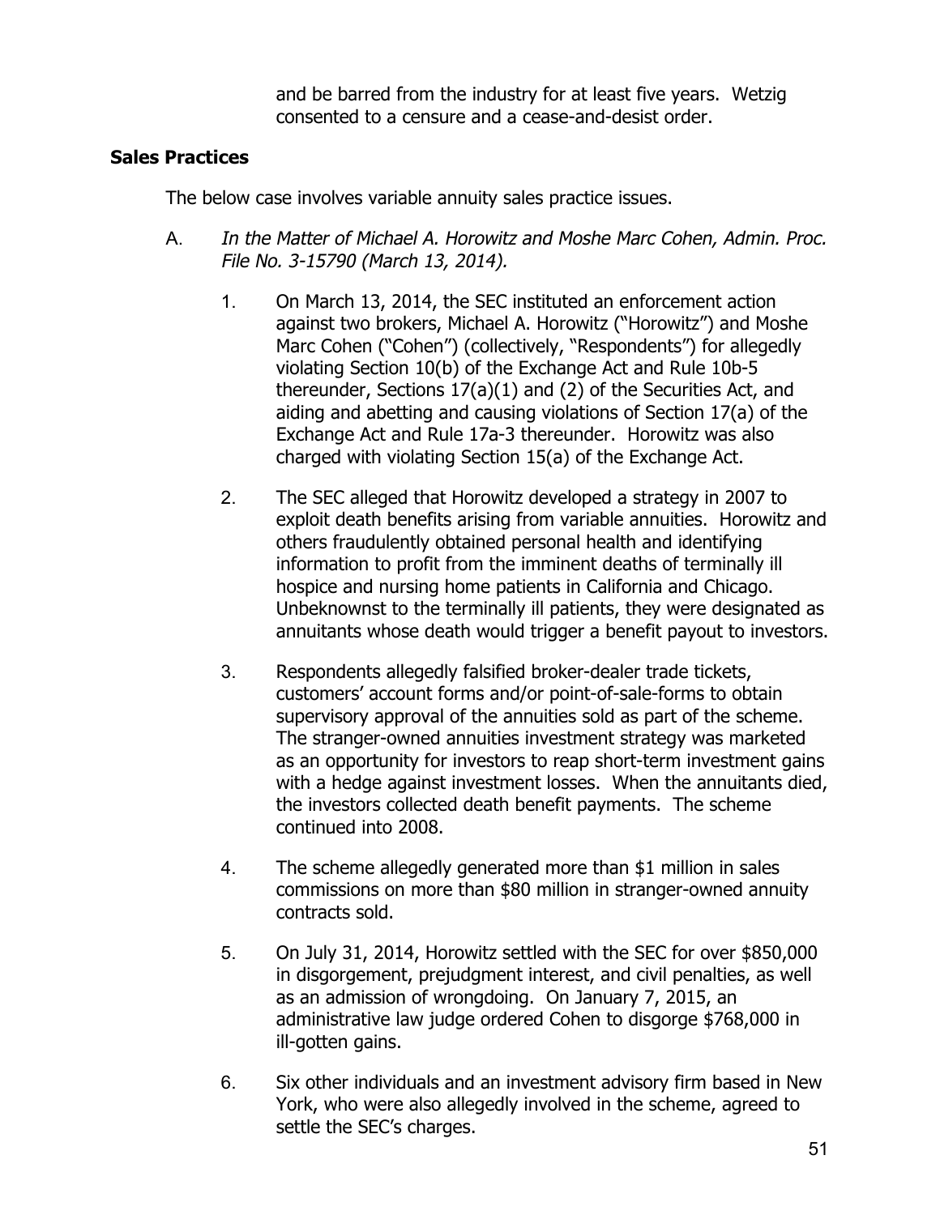and be barred from the industry for at least five years. Wetzig consented to a censure and a cease-and-desist order.

**Sales Practices**

The below case involves variable annuity sales practice issues.

A. *In the Matter of Michael A. Horowitz and Moshe Marc Cohen, Admin. Proc. File No. 3-15790 (March 13, 2014).*

1. On March 13, 2014, the SEC instituted an enforcement action against two brokers, Michael A. Horowitz ("Horowitz") and Moshe Marc Cohen ("Cohen") (collectively, "Respondents") for allegedly violating Section 10(b) of the Exchange Act and Rule 10b-5 thereunder, Sections 17(a)(1) and (2) of the Securities Act, and aiding and abetting and causing violations of Section 17(a) of the Exchange Act and Rule 17a-3 thereunder. Horowitz was also charged with violating Section 15(a) of the Exchange Act.

2. The SEC alleged that Horowitz developed a strategy in 2007 to exploit death benefits arising from variable annuities. Horowitz and others fraudulently obtained personal health and identifying information to profit from the imminent deaths of terminally ill hospice and nursing home patients in California and Chicago. Unbeknownst to the terminally ill patients, they were designated as annuitants whose death would trigger a benefit payout to investors.

3. Respondents allegedly falsified broker-dealer trade tickets, customers' account forms and/or point-of-sale-forms to obtain supervisory approval of the annuities sold as part of the scheme. The stranger-owned annuities investment strategy was marketed as an opportunity for investors to reap short-term investment gains with a hedge against investment losses. When the annuitants died, the investors collected death benefit payments. The scheme continued into 2008.

4. The scheme allegedly generated more than $1 million in sales commissions on more than $80 million in stranger-owned annuity contracts sold.

5. On July 31, 2014, Horowitz settled with the SEC for over $850,000 in disgorgement, prejudgment interest, and civil penalties, as well as an admission of wrongdoing. On January 7, 2015, an administrative law judge ordered Cohen to disgorge $768,000 in ill-gotten gains.

6. Six other individuals and an investment advisory firm based in New York, who were also allegedly involved in the scheme, agreed to settle the SEC's charges.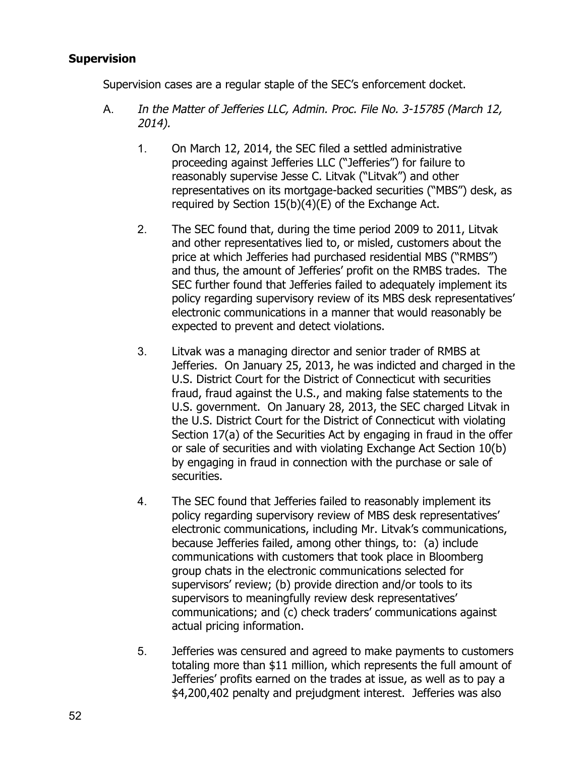**Supervision**

Supervision cases are a regular staple of the SEC's enforcement docket.

A. *In the Matter of Jefferies LLC, Admin. Proc. File No. 3-15785 (March 12, 2014).*

1. On March 12, 2014, the SEC filed a settled administrative proceeding against Jefferies LLC ("Jefferies") for failure to reasonably supervise Jesse C. Litvak ("Litvak") and other representatives on its mortgage-backed securities ("MBS") desk, as required by Section 15(b)(4)(E) of the Exchange Act.

2. The SEC found that, during the time period 2009 to 2011, Litvak and other representatives lied to, or misled, customers about the price at which Jefferies had purchased residential MBS ("RMBS") and thus, the amount of Jefferies' profit on the RMBS trades. The SEC further found that Jefferies failed to adequately implement its policy regarding supervisory review of its MBS desk representatives' electronic communications in a manner that would reasonably be expected to prevent and detect violations.

3. Litvak was a managing director and senior trader of RMBS at Jefferies. On January 25, 2013, he was indicted and charged in the U.S. District Court for the District of Connecticut with securities fraud, fraud against the U.S., and making false statements to the U.S. government. On January 28, 2013, the SEC charged Litvak in the U.S. District Court for the District of Connecticut with violating Section 17(a) of the Securities Act by engaging in fraud in the offer or sale of securities and with violating Exchange Act Section 10(b) by engaging in fraud in connection with the purchase or sale of securities.

4. The SEC found that Jefferies failed to reasonably implement its policy regarding supervisory review of MBS desk representatives' electronic communications, including Mr. Litvak's communications, because Jefferies failed, among other things, to: (a) include communications with customers that took place in Bloomberg group chats in the electronic communications selected for supervisors' review; (b) provide direction and/or tools to its supervisors to meaningfully review desk representatives' communications; and (c) check traders' communications against actual pricing information.

5. Jefferies was censured and agreed to make payments to customers totaling more than $11 million, which represents the full amount of Jefferies' profits earned on the trades at issue, as well as to pay a $4,200,402 penalty and prejudgment interest. Jefferies was also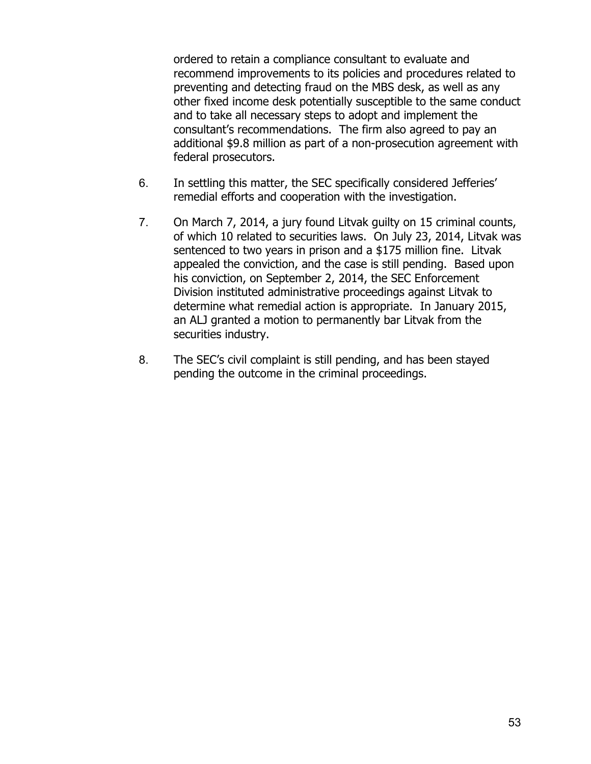ordered to retain a compliance consultant to evaluate and recommend improvements to its policies and procedures related to preventing and detecting fraud on the MBS desk, as well as any other fixed income desk potentially susceptible to the same conduct and to take all necessary steps to adopt and implement the consultant's recommendations. The firm also agreed to pay an additional $9.8 million as part of a non-prosecution agreement with federal prosecutors.

6. In settling this matter, the SEC specifically considered Jefferies' remedial efforts and cooperation with the investigation.

7. On March 7, 2014, a jury found Litvak guilty on 15 criminal counts, of which 10 related to securities laws. On July 23, 2014, Litvak was sentenced to two years in prison and a $175 million fine. Litvak appealed the conviction, and the case is still pending. Based upon his conviction, on September 2, 2014, the SEC Enforcement Division instituted administrative proceedings against Litvak to determine what remedial action is appropriate. In January 2015, an ALJ granted a motion to permanently bar Litvak from the securities industry.

8. The SEC's civil complaint is still pending, and has been stayed pending the outcome in the criminal proceedings.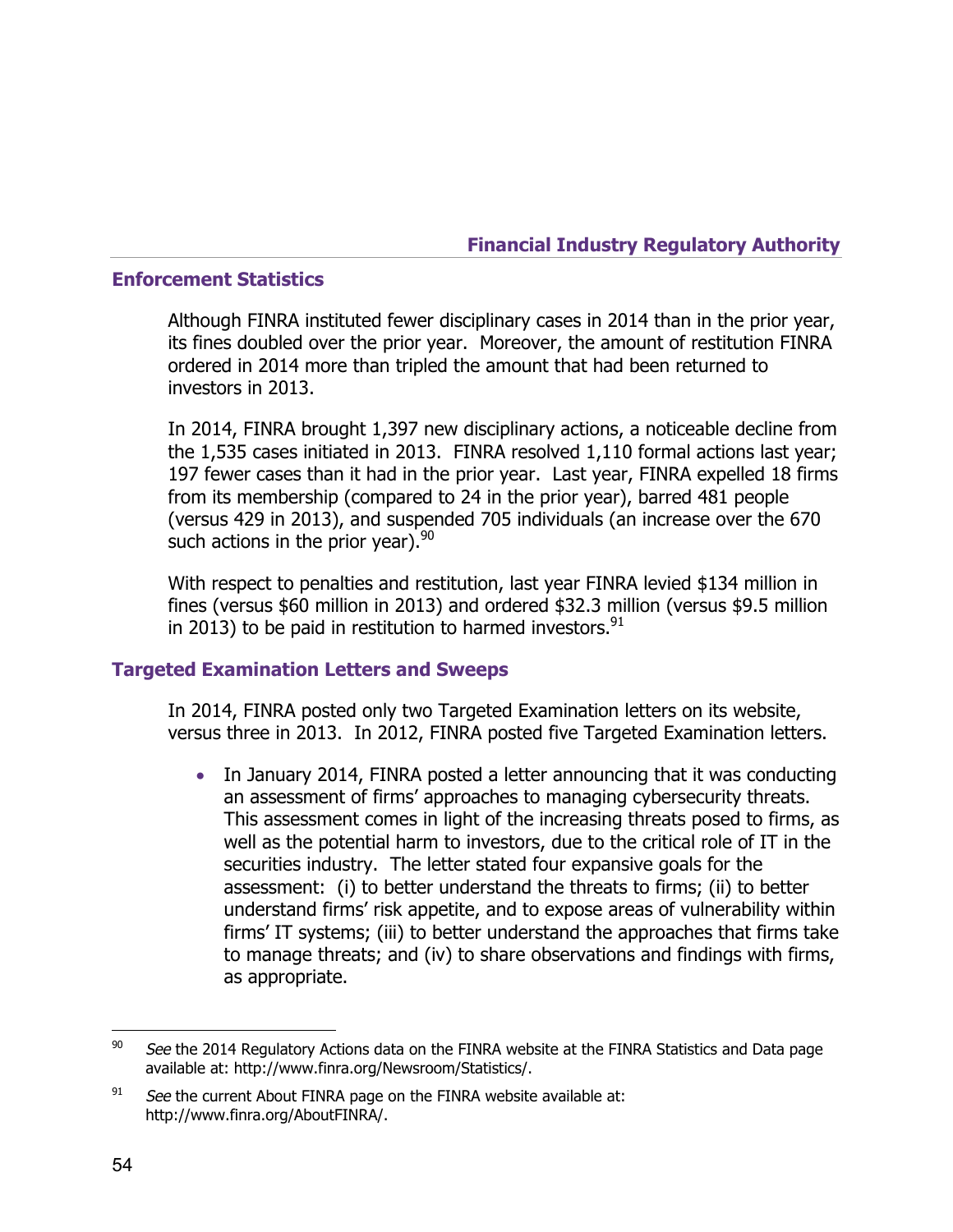## Enforcement Statistics

Although FINRA instituted fewer disciplinary cases in 2014 than in the prior year, its fines doubled over the prior year. Moreover, the amount of restitution FINRA ordered in 2014 more than tripled the amount that had been returned to investors in 2013.

In 2014, FINRA brought 1,397 new disciplinary actions, a noticeable decline from the 1,535 cases initiated in 2013. FINRA resolved 1,110 formal actions last year; 197 fewer cases than it had in the prior year. Last year, FINRA expelled 18 firms from its membership (compared to 24 in the prior year), barred 481 people (versus 429 in 2013), and suspended 705 individuals (an increase over the 670 such actions in the prior year).[90]

With respect to penalties and restitution, last year FINRA levied $134 million in fines (versus $60 million in 2013) and ordered $32.3 million (versus $9.5 million in 2013) to be paid in restitution to harmed investors.[91]

## Targeted Examination Letters and Sweeps

In 2014, FINRA posted only two Targeted Examination letters on its website, versus three in 2013. In 2012, FINRA posted five Targeted Examination letters.

- In January 2014, FINRA posted a letter announcing that it was conducting an assessment of firms' approaches to managing cybersecurity threats. This assessment comes in light of the increasing threats posed to firms, as well as the potential harm to investors, due to the critical role of IT in the securities industry. The letter stated four expansive goals for the assessment: (i) to better understand the threats to firms; (ii) to better understand firms' risk appetite, and to expose areas of vulnerability within firms' IT systems; (iii) to better understand the approaches that firms take to manage threats; and (iv) to share observations and findings with firms, as appropriate.

---

[90] *See* the 2014 Regulatory Actions data on the FINRA website at the FINRA Statistics and Data page available at: http://www.finra.org/Newsroom/Statistics/.

[91] *See* the current About FINRA page on the FINRA website available at: http://www.finra.org/AboutFINRA/.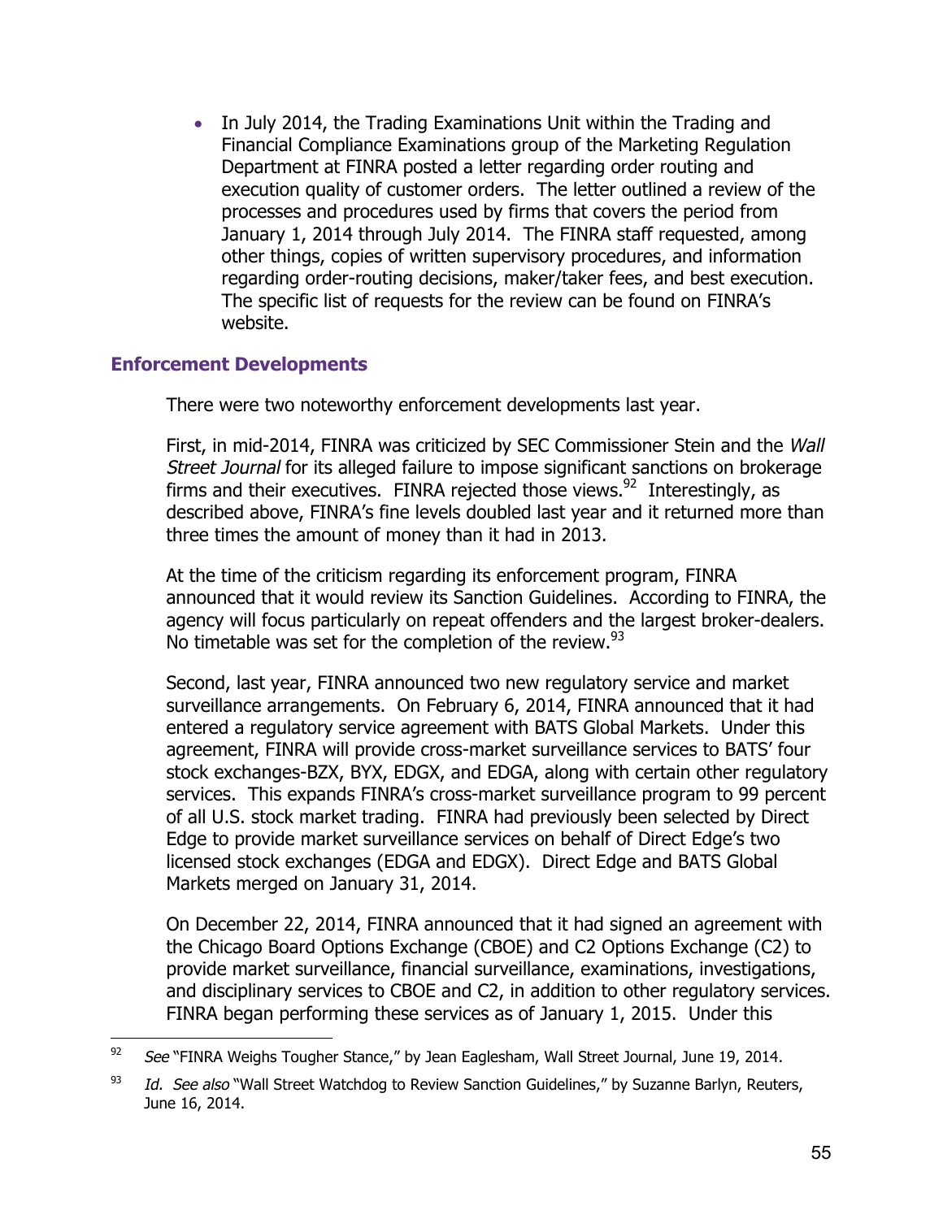- In July 2014, the Trading Examinations Unit within the Trading and Financial Compliance Examinations group of the Marketing Regulation Department at FINRA posted a letter regarding order routing and execution quality of customer orders. The letter outlined a review of the processes and procedures used by firms that covers the period from January 1, 2014 through July 2014. The FINRA staff requested, among other things, copies of written supervisory procedures, and information regarding order-routing decisions, maker/taker fees, and best execution. The specific list of requests for the review can be found on FINRA's website.

### Enforcement Developments

There were two noteworthy enforcement developments last year.

First, in mid-2014, FINRA was criticized by SEC Commissioner Stein and the *Wall Street Journal* for its alleged failure to impose significant sanctions on brokerage firms and their executives. FINRA rejected those views.[92] Interestingly, as described above, FINRA's fine levels doubled last year and it returned more than three times the amount of money than it had in 2013.

At the time of the criticism regarding its enforcement program, FINRA announced that it would review its Sanction Guidelines. According to FINRA, the agency will focus particularly on repeat offenders and the largest broker-dealers. No timetable was set for the completion of the review.[93]

Second, last year, FINRA announced two new regulatory service and market surveillance arrangements. On February 6, 2014, FINRA announced that it had entered a regulatory service agreement with BATS Global Markets. Under this agreement, FINRA will provide cross-market surveillance services to BATS' four stock exchanges-BZX, BYX, EDGX, and EDGA, along with certain other regulatory services. This expands FINRA's cross-market surveillance program to 99 percent of all U.S. stock market trading. FINRA had previously been selected by Direct Edge to provide market surveillance services on behalf of Direct Edge's two licensed stock exchanges (EDGA and EDGX). Direct Edge and BATS Global Markets merged on January 31, 2014.

On December 22, 2014, FINRA announced that it had signed an agreement with the Chicago Board Options Exchange (CBOE) and C2 Options Exchange (C2) to provide market surveillance, financial surveillance, examinations, investigations, and disciplinary services to CBOE and C2, in addition to other regulatory services. FINRA began performing these services as of January 1, 2015. Under this

---

[92] *See* "FINRA Weighs Tougher Stance," by Jean Eaglesham, Wall Street Journal, June 19, 2014.

[93] *Id. See also* "Wall Street Watchdog to Review Sanction Guidelines," by Suzanne Barlyn, Reuters, June 16, 2014.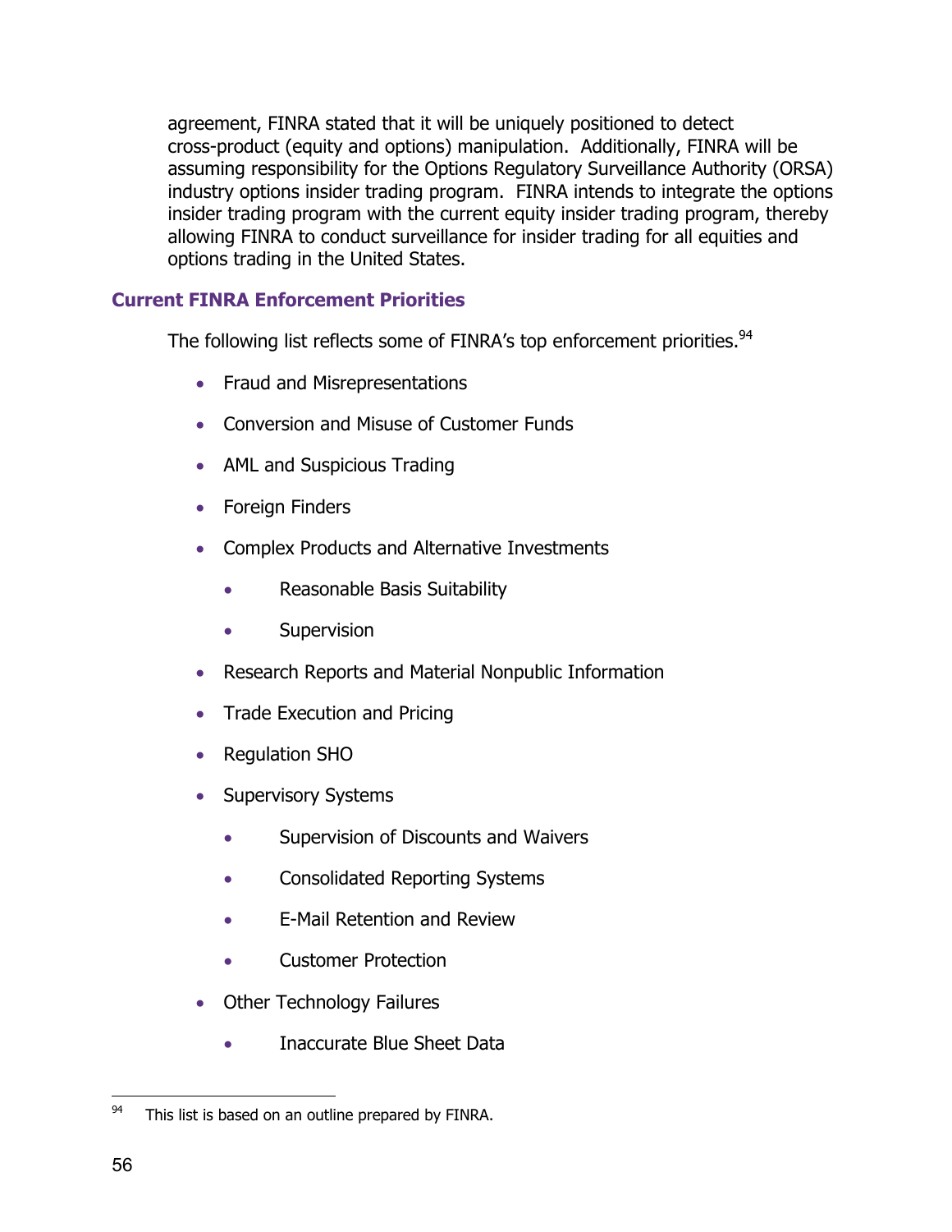agreement, FINRA stated that it will be uniquely positioned to detect cross-product (equity and options) manipulation. Additionally, FINRA will be assuming responsibility for the Options Regulatory Surveillance Authority (ORSA) industry options insider trading program. FINRA intends to integrate the options insider trading program with the current equity insider trading program, thereby allowing FINRA to conduct surveillance for insider trading for all equities and options trading in the United States.

### Current FINRA Enforcement Priorities

The following list reflects some of FINRA's top enforcement priorities.[94]

- Fraud and Misrepresentations
- Conversion and Misuse of Customer Funds
- AML and Suspicious Trading
- Foreign Finders
- Complex Products and Alternative Investments
    - Reasonable Basis Suitability
    - Supervision
- Research Reports and Material Nonpublic Information
- Trade Execution and Pricing
- Regulation SHO
- Supervisory Systems
    - Supervision of Discounts and Waivers
    - Consolidated Reporting Systems
    - E-Mail Retention and Review
    - Customer Protection
- Other Technology Failures
    - Inaccurate Blue Sheet Data

---

[94] This list is based on an outline prepared by FINRA.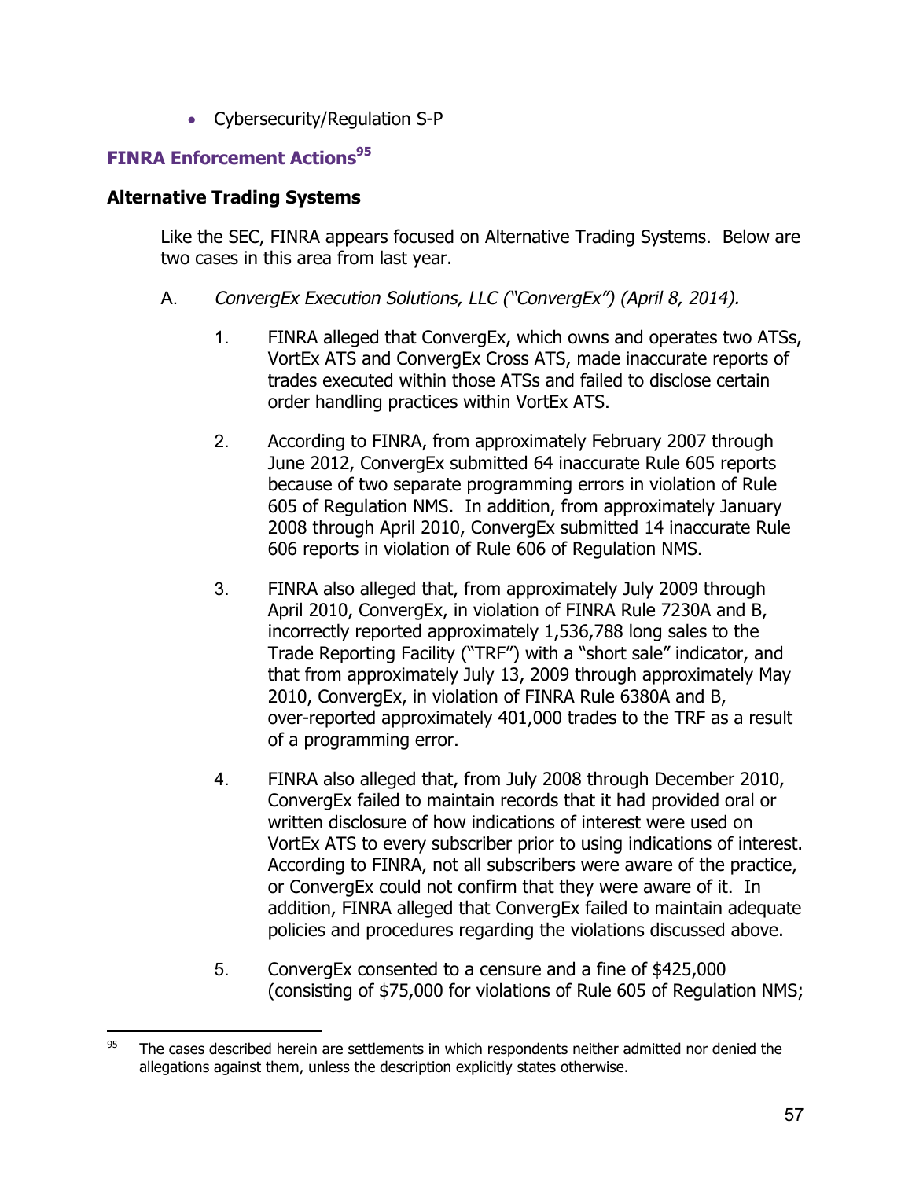- Cybersecurity/Regulation S-P

## FINRA Enforcement Actions[95]

### Alternative Trading Systems

Like the SEC, FINRA appears focused on Alternative Trading Systems. Below are two cases in this area from last year.

A. *ConvergEx Execution Solutions, LLC ("ConvergEx") (April 8, 2014).*

1. FINRA alleged that ConvergEx, which owns and operates two ATSs, VortEx ATS and ConvergEx Cross ATS, made inaccurate reports of trades executed within those ATSs and failed to disclose certain order handling practices within VortEx ATS.

2. According to FINRA, from approximately February 2007 through June 2012, ConvergEx submitted 64 inaccurate Rule 605 reports because of two separate programming errors in violation of Rule 605 of Regulation NMS. In addition, from approximately January 2008 through April 2010, ConvergEx submitted 14 inaccurate Rule 606 reports in violation of Rule 606 of Regulation NMS.

3. FINRA also alleged that, from approximately July 2009 through April 2010, ConvergEx, in violation of FINRA Rule 7230A and B, incorrectly reported approximately 1,536,788 long sales to the Trade Reporting Facility ("TRF") with a "short sale" indicator, and that from approximately July 13, 2009 through approximately May 2010, ConvergEx, in violation of FINRA Rule 6380A and B, over-reported approximately 401,000 trades to the TRF as a result of a programming error.

4. FINRA also alleged that, from July 2008 through December 2010, ConvergEx failed to maintain records that it had provided oral or written disclosure of how indications of interest were used on VortEx ATS to every subscriber prior to using indications of interest. According to FINRA, not all subscribers were aware of the practice, or ConvergEx could not confirm that they were aware of it. In addition, FINRA alleged that ConvergEx failed to maintain adequate policies and procedures regarding the violations discussed above.

5. ConvergEx consented to a censure and a fine of $425,000 (consisting of $75,000 for violations of Rule 605 of Regulation NMS;

---

[95] The cases described herein are settlements in which respondents neither admitted nor denied the allegations against them, unless the description explicitly states otherwise.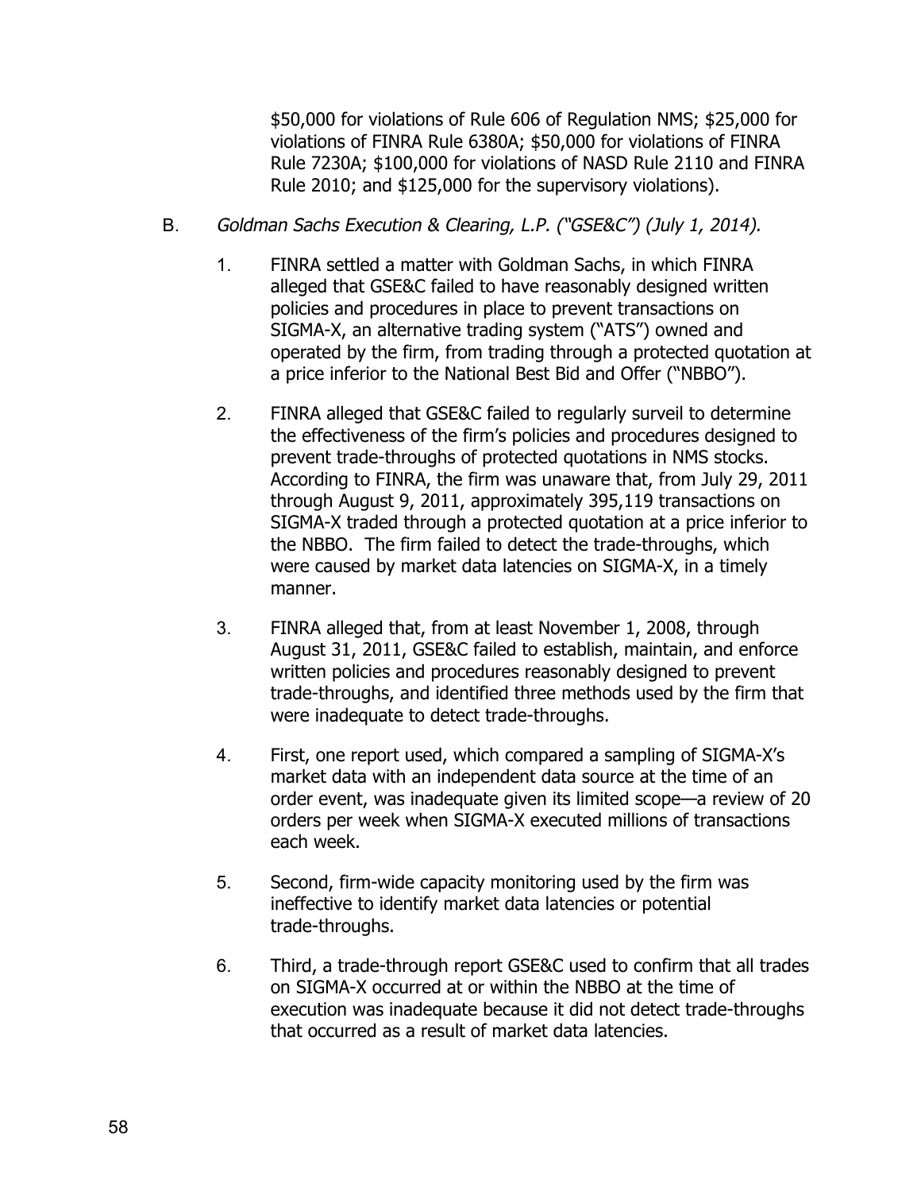$50,000 for violations of Rule 606 of Regulation NMS; $25,000 for violations of FINRA Rule 6380A; $50,000 for violations of FINRA Rule 7230A; $100,000 for violations of NASD Rule 2110 and FINRA Rule 2010; and $125,000 for the supervisory violations).

B. *Goldman Sachs Execution & Clearing, L.P. ("GSE&C") (July 1, 2014).*

1. FINRA settled a matter with Goldman Sachs, in which FINRA alleged that GSE&C failed to have reasonably designed written policies and procedures in place to prevent transactions on SIGMA-X, an alternative trading system ("ATS") owned and operated by the firm, from trading through a protected quotation at a price inferior to the National Best Bid and Offer ("NBBO").

2. FINRA alleged that GSE&C failed to regularly surveil to determine the effectiveness of the firm's policies and procedures designed to prevent trade-throughs of protected quotations in NMS stocks. According to FINRA, the firm was unaware that, from July 29, 2011 through August 9, 2011, approximately 395,119 transactions on SIGMA-X traded through a protected quotation at a price inferior to the NBBO. The firm failed to detect the trade-throughs, which were caused by market data latencies on SIGMA-X, in a timely manner.

3. FINRA alleged that, from at least November 1, 2008, through August 31, 2011, GSE&C failed to establish, maintain, and enforce written policies and procedures reasonably designed to prevent trade-throughs, and identified three methods used by the firm that were inadequate to detect trade-throughs.

4. First, one report used, which compared a sampling of SIGMA-X's market data with an independent data source at the time of an order event, was inadequate given its limited scope—a review of 20 orders per week when SIGMA-X executed millions of transactions each week.

5. Second, firm-wide capacity monitoring used by the firm was ineffective to identify market data latencies or potential trade-throughs.

6. Third, a trade-through report GSE&C used to confirm that all trades on SIGMA-X occurred at or within the NBBO at the time of execution was inadequate because it did not detect trade-throughs that occurred as a result of market data latencies.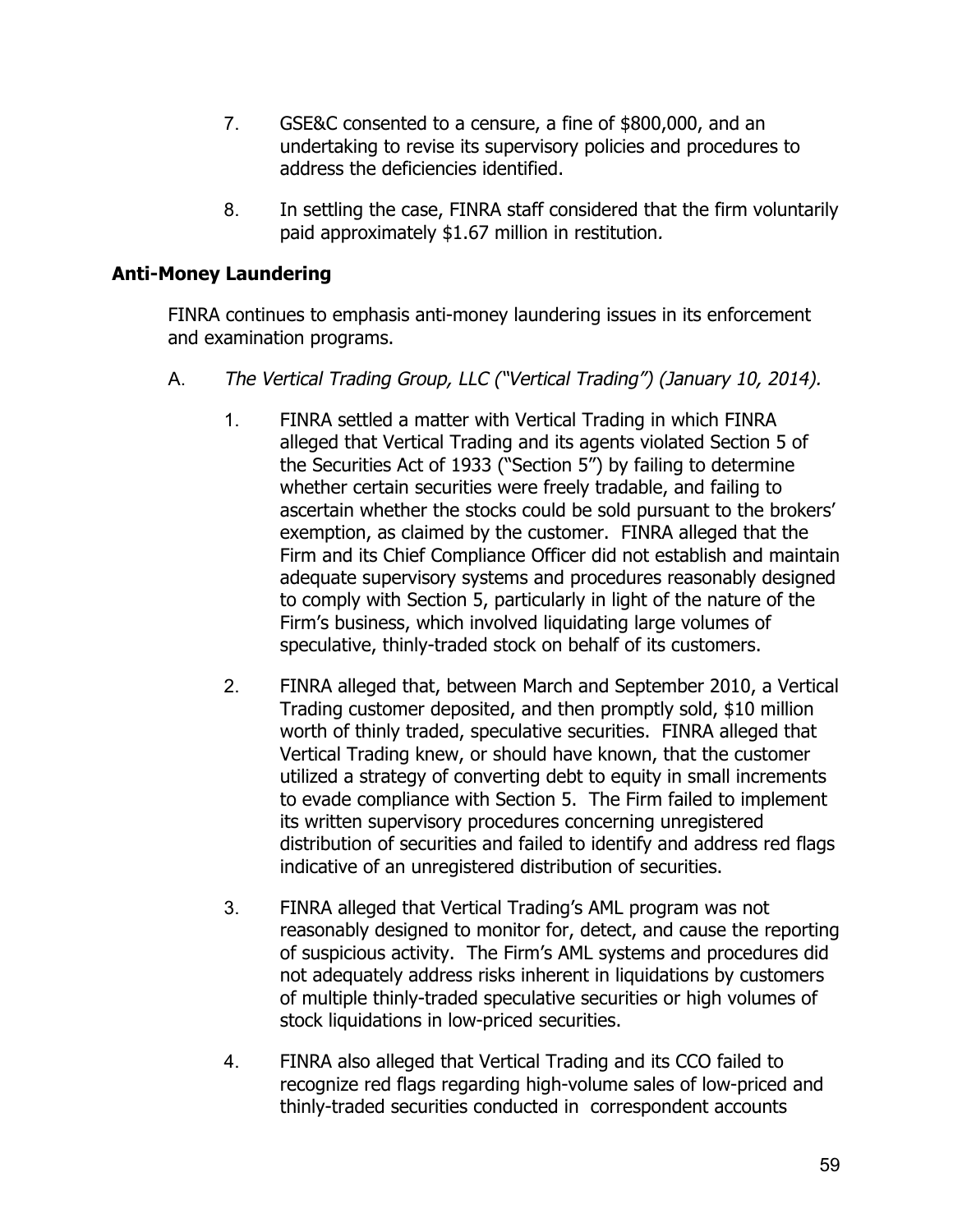7. GSE&C consented to a censure, a fine of $800,000, and an undertaking to revise its supervisory policies and procedures to address the deficiencies identified.

8. In settling the case, FINRA staff considered that the firm voluntarily paid approximately $1.67 million in restitution.

## Anti-Money Laundering

FINRA continues to emphasis anti-money laundering issues in its enforcement and examination programs.

A. *The Vertical Trading Group, LLC ("Vertical Trading") (January 10, 2014).*

1. FINRA settled a matter with Vertical Trading in which FINRA alleged that Vertical Trading and its agents violated Section 5 of the Securities Act of 1933 ("Section 5") by failing to determine whether certain securities were freely tradable, and failing to ascertain whether the stocks could be sold pursuant to the brokers' exemption, as claimed by the customer. FINRA alleged that the Firm and its Chief Compliance Officer did not establish and maintain adequate supervisory systems and procedures reasonably designed to comply with Section 5, particularly in light of the nature of the Firm's business, which involved liquidating large volumes of speculative, thinly-traded stock on behalf of its customers.

2. FINRA alleged that, between March and September 2010, a Vertical Trading customer deposited, and then promptly sold, $10 million worth of thinly traded, speculative securities. FINRA alleged that Vertical Trading knew, or should have known, that the customer utilized a strategy of converting debt to equity in small increments to evade compliance with Section 5. The Firm failed to implement its written supervisory procedures concerning unregistered distribution of securities and failed to identify and address red flags indicative of an unregistered distribution of securities.

3. FINRA alleged that Vertical Trading's AML program was not reasonably designed to monitor for, detect, and cause the reporting of suspicious activity. The Firm's AML systems and procedures did not adequately address risks inherent in liquidations by customers of multiple thinly-traded speculative securities or high volumes of stock liquidations in low-priced securities.

4. FINRA also alleged that Vertical Trading and its CCO failed to recognize red flags regarding high-volume sales of low-priced and thinly-traded securities conducted in correspondent accounts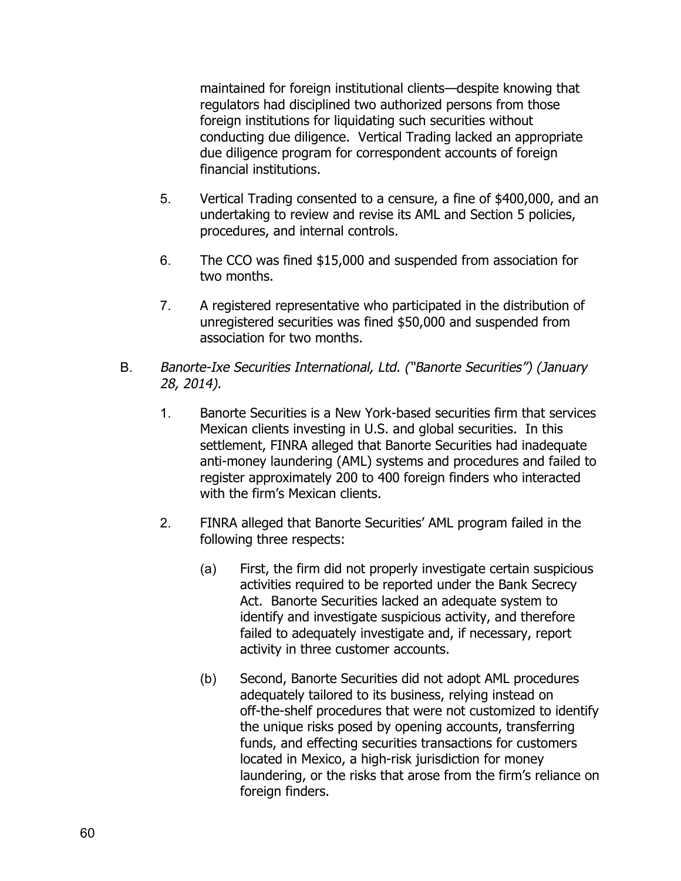maintained for foreign institutional clients—despite knowing that regulators had disciplined two authorized persons from those foreign institutions for liquidating such securities without conducting due diligence. Vertical Trading lacked an appropriate due diligence program for correspondent accounts of foreign financial institutions.

5. Vertical Trading consented to a censure, a fine of $400,000, and an undertaking to review and revise its AML and Section 5 policies, procedures, and internal controls.

6. The CCO was fined $15,000 and suspended from association for two months.

7. A registered representative who participated in the distribution of unregistered securities was fined $50,000 and suspended from association for two months.

B. *Banorte-Ixe Securities International, Ltd. ("Banorte Securities") (January 28, 2014).*

1. Banorte Securities is a New York-based securities firm that services Mexican clients investing in U.S. and global securities. In this settlement, FINRA alleged that Banorte Securities had inadequate anti-money laundering (AML) systems and procedures and failed to register approximately 200 to 400 foreign finders who interacted with the firm's Mexican clients.

2. FINRA alleged that Banorte Securities' AML program failed in the following three respects:

   (a) First, the firm did not properly investigate certain suspicious activities required to be reported under the Bank Secrecy Act. Banorte Securities lacked an adequate system to identify and investigate suspicious activity, and therefore failed to adequately investigate and, if necessary, report activity in three customer accounts.

   (b) Second, Banorte Securities did not adopt AML procedures adequately tailored to its business, relying instead on off-the-shelf procedures that were not customized to identify the unique risks posed by opening accounts, transferring funds, and effecting securities transactions for customers located in Mexico, a high-risk jurisdiction for money laundering, or the risks that arose from the firm's reliance on foreign finders.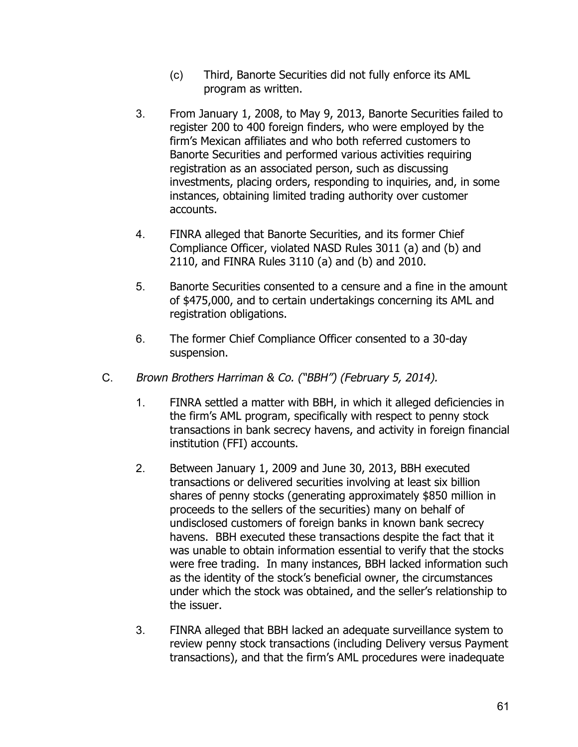(c) Third, Banorte Securities did not fully enforce its AML program as written.

3. From January 1, 2008, to May 9, 2013, Banorte Securities failed to register 200 to 400 foreign finders, who were employed by the firm's Mexican affiliates and who both referred customers to Banorte Securities and performed various activities requiring registration as an associated person, such as discussing investments, placing orders, responding to inquiries, and, in some instances, obtaining limited trading authority over customer accounts.

4. FINRA alleged that Banorte Securities, and its former Chief Compliance Officer, violated NASD Rules 3011 (a) and (b) and 2110, and FINRA Rules 3110 (a) and (b) and 2010.

5. Banorte Securities consented to a censure and a fine in the amount of $475,000, and to certain undertakings concerning its AML and registration obligations.

6. The former Chief Compliance Officer consented to a 30-day suspension.

C. *Brown Brothers Harriman & Co. ("BBH") (February 5, 2014).*

1. FINRA settled a matter with BBH, in which it alleged deficiencies in the firm's AML program, specifically with respect to penny stock transactions in bank secrecy havens, and activity in foreign financial institution (FFI) accounts.

2. Between January 1, 2009 and June 30, 2013, BBH executed transactions or delivered securities involving at least six billion shares of penny stocks (generating approximately $850 million in proceeds to the sellers of the securities) many on behalf of undisclosed customers of foreign banks in known bank secrecy havens. BBH executed these transactions despite the fact that it was unable to obtain information essential to verify that the stocks were free trading. In many instances, BBH lacked information such as the identity of the stock's beneficial owner, the circumstances under which the stock was obtained, and the seller's relationship to the issuer.

3. FINRA alleged that BBH lacked an adequate surveillance system to review penny stock transactions (including Delivery versus Payment transactions), and that the firm's AML procedures were inadequate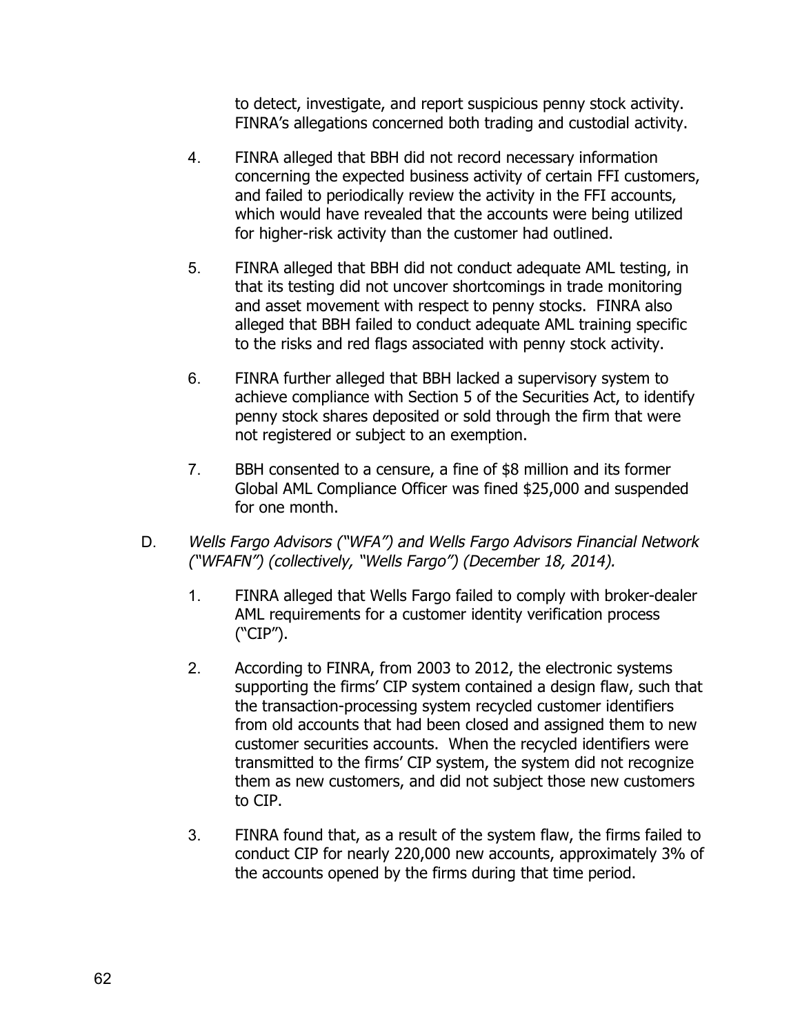to detect, investigate, and report suspicious penny stock activity. FINRA's allegations concerned both trading and custodial activity.

4. FINRA alleged that BBH did not record necessary information concerning the expected business activity of certain FFI customers, and failed to periodically review the activity in the FFI accounts, which would have revealed that the accounts were being utilized for higher-risk activity than the customer had outlined.

5. FINRA alleged that BBH did not conduct adequate AML testing, in that its testing did not uncover shortcomings in trade monitoring and asset movement with respect to penny stocks. FINRA also alleged that BBH failed to conduct adequate AML training specific to the risks and red flags associated with penny stock activity.

6. FINRA further alleged that BBH lacked a supervisory system to achieve compliance with Section 5 of the Securities Act, to identify penny stock shares deposited or sold through the firm that were not registered or subject to an exemption.

7. BBH consented to a censure, a fine of $8 million and its former Global AML Compliance Officer was fined $25,000 and suspended for one month.

D. *Wells Fargo Advisors ("WFA") and Wells Fargo Advisors Financial Network ("WFAFN") (collectively, "Wells Fargo") (December 18, 2014).*

1. FINRA alleged that Wells Fargo failed to comply with broker-dealer AML requirements for a customer identity verification process ("CIP").

2. According to FINRA, from 2003 to 2012, the electronic systems supporting the firms' CIP system contained a design flaw, such that the transaction-processing system recycled customer identifiers from old accounts that had been closed and assigned them to new customer securities accounts. When the recycled identifiers were transmitted to the firms' CIP system, the system did not recognize them as new customers, and did not subject those new customers to CIP.

3. FINRA found that, as a result of the system flaw, the firms failed to conduct CIP for nearly 220,000 new accounts, approximately 3% of the accounts opened by the firms during that time period.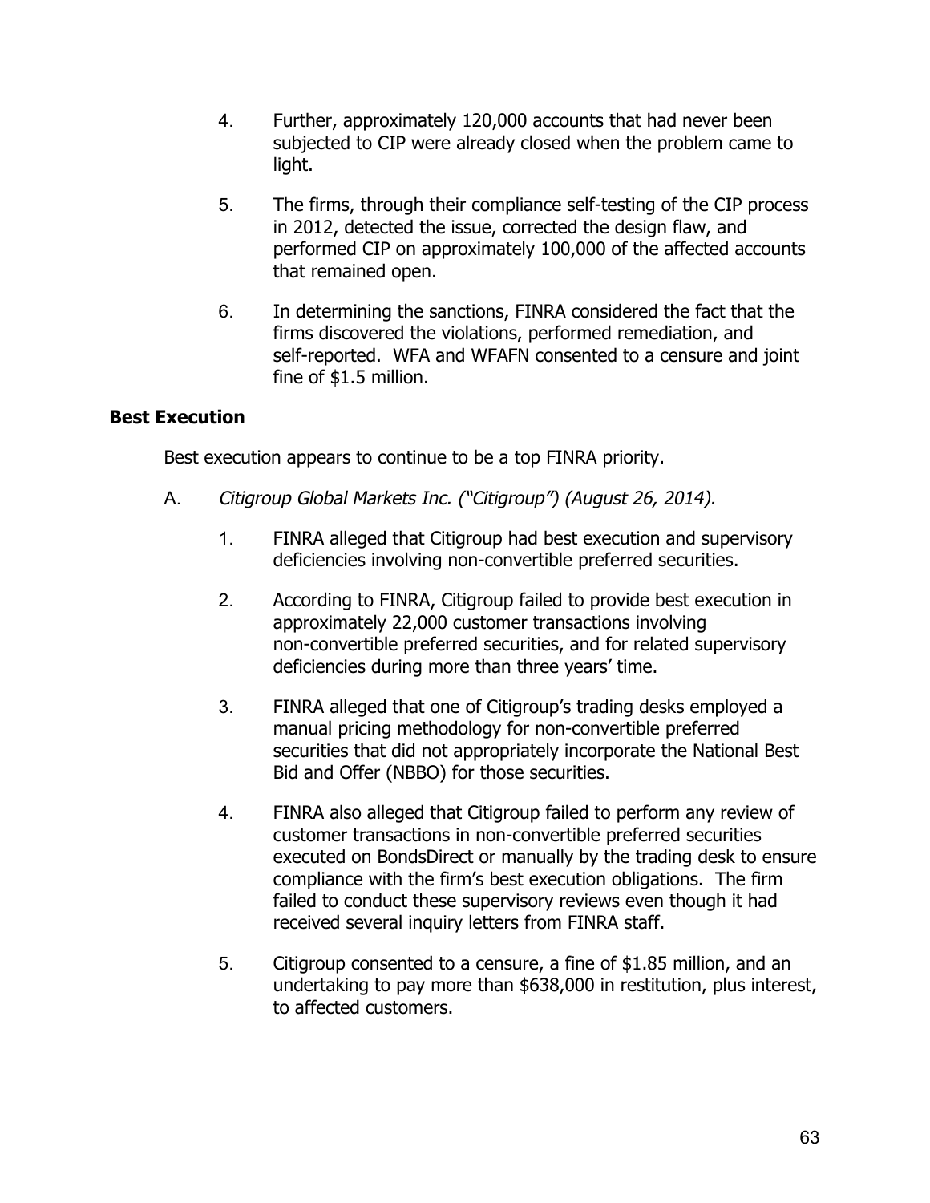4. Further, approximately 120,000 accounts that had never been subjected to CIP were already closed when the problem came to light.

5. The firms, through their compliance self-testing of the CIP process in 2012, detected the issue, corrected the design flaw, and performed CIP on approximately 100,000 of the affected accounts that remained open.

6. In determining the sanctions, FINRA considered the fact that the firms discovered the violations, performed remediation, and self-reported. WFA and WFAFN consented to a censure and joint fine of $1.5 million.

**Best Execution**

Best execution appears to continue to be a top FINRA priority.

A. *Citigroup Global Markets Inc. ("Citigroup") (August 26, 2014).*

1. FINRA alleged that Citigroup had best execution and supervisory deficiencies involving non-convertible preferred securities.

2. According to FINRA, Citigroup failed to provide best execution in approximately 22,000 customer transactions involving non-convertible preferred securities, and for related supervisory deficiencies during more than three years' time.

3. FINRA alleged that one of Citigroup's trading desks employed a manual pricing methodology for non-convertible preferred securities that did not appropriately incorporate the National Best Bid and Offer (NBBO) for those securities.

4. FINRA also alleged that Citigroup failed to perform any review of customer transactions in non-convertible preferred securities executed on BondsDirect or manually by the trading desk to ensure compliance with the firm's best execution obligations. The firm failed to conduct these supervisory reviews even though it had received several inquiry letters from FINRA staff.

5. Citigroup consented to a censure, a fine of $1.85 million, and an undertaking to pay more than $638,000 in restitution, plus interest, to affected customers.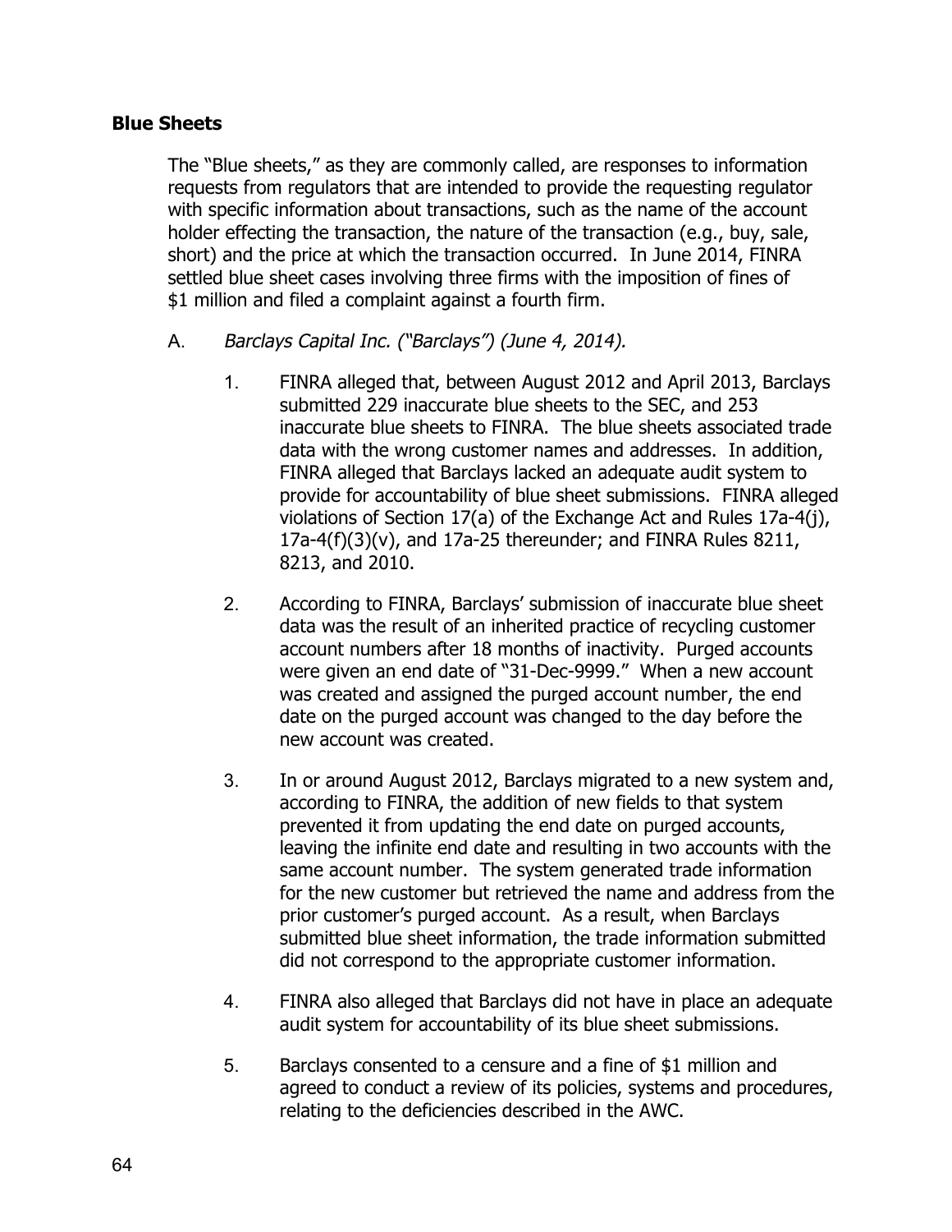## Blue Sheets

The "Blue sheets," as they are commonly called, are responses to information requests from regulators that are intended to provide the requesting regulator with specific information about transactions, such as the name of the account holder effecting the transaction, the nature of the transaction (e.g., buy, sale, short) and the price at which the transaction occurred. In June 2014, FINRA settled blue sheet cases involving three firms with the imposition of fines of $1 million and filed a complaint against a fourth firm.

A. *Barclays Capital Inc. ("Barclays") (June 4, 2014).*

1. FINRA alleged that, between August 2012 and April 2013, Barclays submitted 229 inaccurate blue sheets to the SEC, and 253 inaccurate blue sheets to FINRA. The blue sheets associated trade data with the wrong customer names and addresses. In addition, FINRA alleged that Barclays lacked an adequate audit system to provide for accountability of blue sheet submissions. FINRA alleged violations of Section 17(a) of the Exchange Act and Rules 17a-4(j), 17a-4(f)(3)(v), and 17a-25 thereunder; and FINRA Rules 8211, 8213, and 2010.

2. According to FINRA, Barclays' submission of inaccurate blue sheet data was the result of an inherited practice of recycling customer account numbers after 18 months of inactivity. Purged accounts were given an end date of "31-Dec-9999." When a new account was created and assigned the purged account number, the end date on the purged account was changed to the day before the new account was created.

3. In or around August 2012, Barclays migrated to a new system and, according to FINRA, the addition of new fields to that system prevented it from updating the end date on purged accounts, leaving the infinite end date and resulting in two accounts with the same account number. The system generated trade information for the new customer but retrieved the name and address from the prior customer's purged account. As a result, when Barclays submitted blue sheet information, the trade information submitted did not correspond to the appropriate customer information.

4. FINRA also alleged that Barclays did not have in place an adequate audit system for accountability of its blue sheet submissions.

5. Barclays consented to a censure and a fine of $1 million and agreed to conduct a review of its policies, systems and procedures, relating to the deficiencies described in the AWC.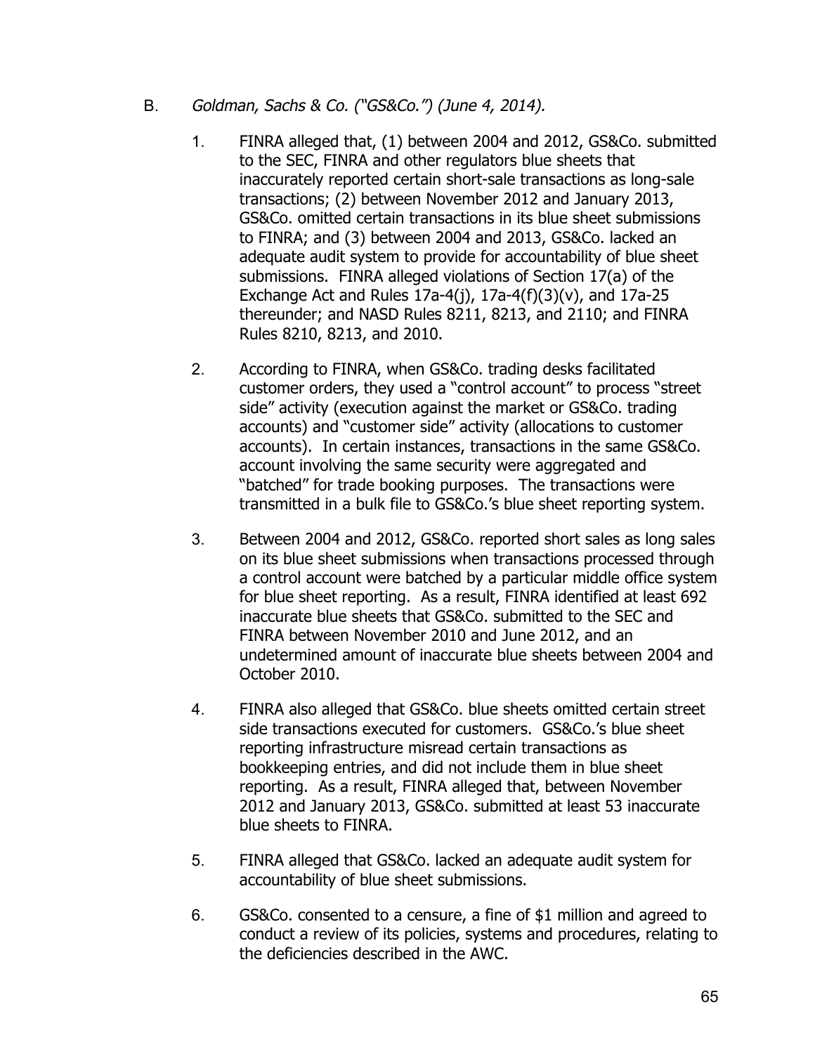B. *Goldman, Sachs & Co. ("GS&Co.") (June 4, 2014).*

1. FINRA alleged that, (1) between 2004 and 2012, GS&Co. submitted to the SEC, FINRA and other regulators blue sheets that inaccurately reported certain short-sale transactions as long-sale transactions; (2) between November 2012 and January 2013, GS&Co. omitted certain transactions in its blue sheet submissions to FINRA; and (3) between 2004 and 2013, GS&Co. lacked an adequate audit system to provide for accountability of blue sheet submissions. FINRA alleged violations of Section 17(a) of the Exchange Act and Rules 17a-4(j), 17a-4(f)(3)(v), and 17a-25 thereunder; and NASD Rules 8211, 8213, and 2110; and FINRA Rules 8210, 8213, and 2010.

2. According to FINRA, when GS&Co. trading desks facilitated customer orders, they used a "control account" to process "street side" activity (execution against the market or GS&Co. trading accounts) and "customer side" activity (allocations to customer accounts). In certain instances, transactions in the same GS&Co. account involving the same security were aggregated and "batched" for trade booking purposes. The transactions were transmitted in a bulk file to GS&Co.'s blue sheet reporting system.

3. Between 2004 and 2012, GS&Co. reported short sales as long sales on its blue sheet submissions when transactions processed through a control account were batched by a particular middle office system for blue sheet reporting. As a result, FINRA identified at least 692 inaccurate blue sheets that GS&Co. submitted to the SEC and FINRA between November 2010 and June 2012, and an undetermined amount of inaccurate blue sheets between 2004 and October 2010.

4. FINRA also alleged that GS&Co. blue sheets omitted certain street side transactions executed for customers. GS&Co.'s blue sheet reporting infrastructure misread certain transactions as bookkeeping entries, and did not include them in blue sheet reporting. As a result, FINRA alleged that, between November 2012 and January 2013, GS&Co. submitted at least 53 inaccurate blue sheets to FINRA.

5. FINRA alleged that GS&Co. lacked an adequate audit system for accountability of blue sheet submissions.

6. GS&Co. consented to a censure, a fine of $1 million and agreed to conduct a review of its policies, systems and procedures, relating to the deficiencies described in the AWC.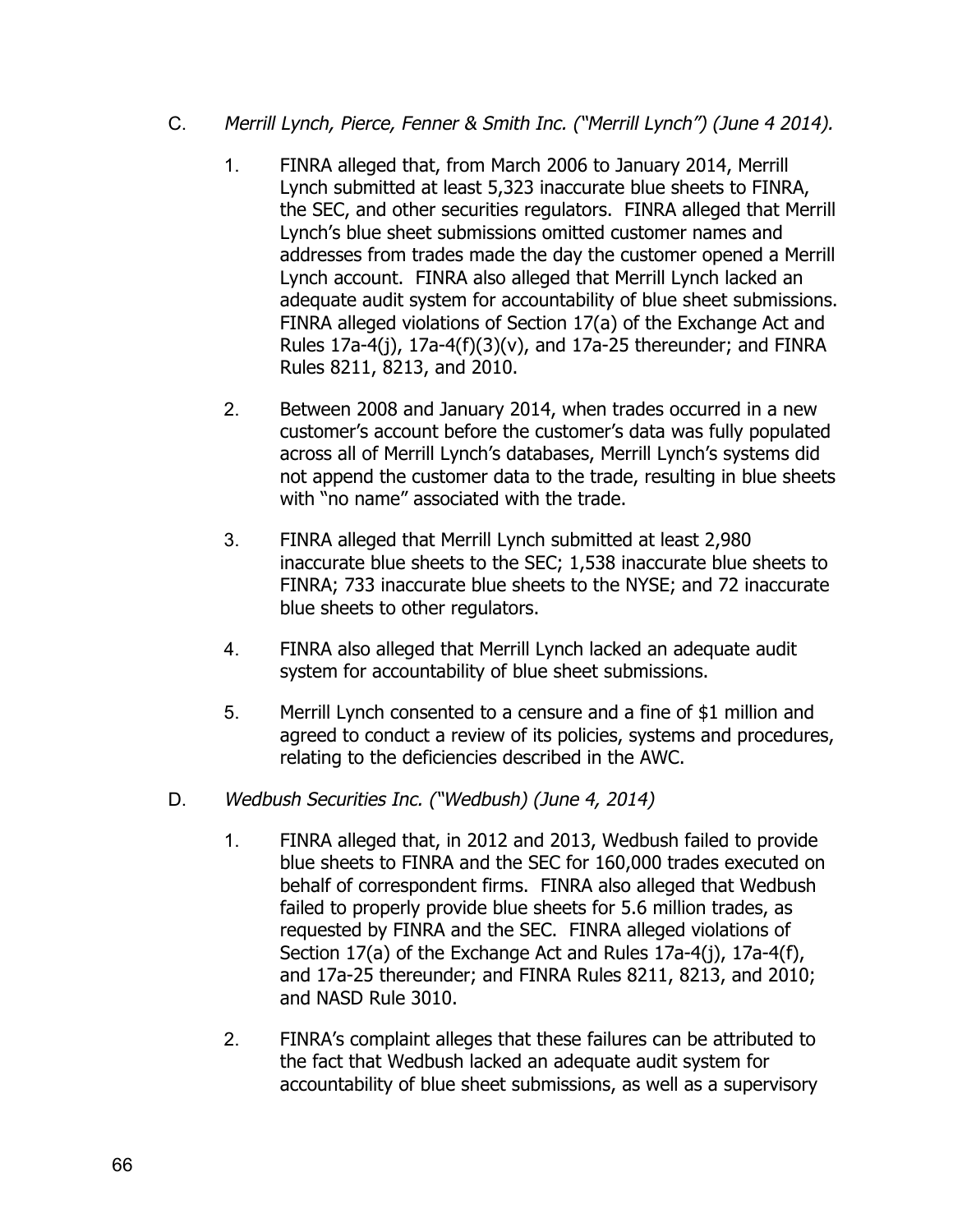C. *Merrill Lynch, Pierce, Fenner & Smith Inc. ("Merrill Lynch") (June 4 2014).*

1. FINRA alleged that, from March 2006 to January 2014, Merrill Lynch submitted at least 5,323 inaccurate blue sheets to FINRA, the SEC, and other securities regulators. FINRA alleged that Merrill Lynch's blue sheet submissions omitted customer names and addresses from trades made the day the customer opened a Merrill Lynch account. FINRA also alleged that Merrill Lynch lacked an adequate audit system for accountability of blue sheet submissions. FINRA alleged violations of Section 17(a) of the Exchange Act and Rules 17a-4(j), 17a-4(f)(3)(v), and 17a-25 thereunder; and FINRA Rules 8211, 8213, and 2010.

2. Between 2008 and January 2014, when trades occurred in a new customer's account before the customer's data was fully populated across all of Merrill Lynch's databases, Merrill Lynch's systems did not append the customer data to the trade, resulting in blue sheets with "no name" associated with the trade.

3. FINRA alleged that Merrill Lynch submitted at least 2,980 inaccurate blue sheets to the SEC; 1,538 inaccurate blue sheets to FINRA; 733 inaccurate blue sheets to the NYSE; and 72 inaccurate blue sheets to other regulators.

4. FINRA also alleged that Merrill Lynch lacked an adequate audit system for accountability of blue sheet submissions.

5. Merrill Lynch consented to a censure and a fine of $1 million and agreed to conduct a review of its policies, systems and procedures, relating to the deficiencies described in the AWC.

D. *Wedbush Securities Inc. ("Wedbush) (June 4, 2014)*

1. FINRA alleged that, in 2012 and 2013, Wedbush failed to provide blue sheets to FINRA and the SEC for 160,000 trades executed on behalf of correspondent firms. FINRA also alleged that Wedbush failed to properly provide blue sheets for 5.6 million trades, as requested by FINRA and the SEC. FINRA alleged violations of Section 17(a) of the Exchange Act and Rules 17a-4(j), 17a-4(f), and 17a-25 thereunder; and FINRA Rules 8211, 8213, and 2010; and NASD Rule 3010.

2. FINRA's complaint alleges that these failures can be attributed to the fact that Wedbush lacked an adequate audit system for accountability of blue sheet submissions, as well as a supervisory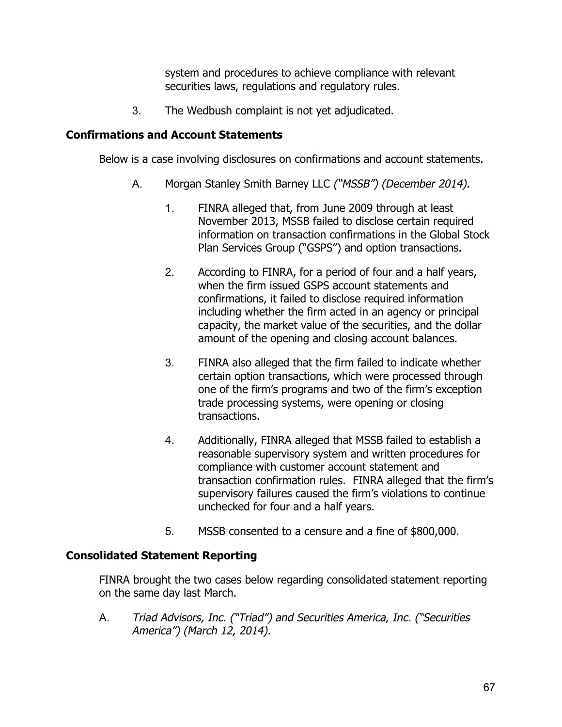system and procedures to achieve compliance with relevant securities laws, regulations and regulatory rules.

3. The Wedbush complaint is not yet adjudicated.

**Confirmations and Account Statements**

Below is a case involving disclosures on confirmations and account statements.

A. Morgan Stanley Smith Barney LLC *("MSSB") (December 2014).*

   1. FINRA alleged that, from June 2009 through at least November 2013, MSSB failed to disclose certain required information on transaction confirmations in the Global Stock Plan Services Group ("GSPS") and option transactions.

   2. According to FINRA, for a period of four and a half years, when the firm issued GSPS account statements and confirmations, it failed to disclose required information including whether the firm acted in an agency or principal capacity, the market value of the securities, and the dollar amount of the opening and closing account balances.

   3. FINRA also alleged that the firm failed to indicate whether certain option transactions, which were processed through one of the firm's programs and two of the firm's exception trade processing systems, were opening or closing transactions.

   4. Additionally, FINRA alleged that MSSB failed to establish a reasonable supervisory system and written procedures for compliance with customer account statement and transaction confirmation rules. FINRA alleged that the firm's supervisory failures caused the firm's violations to continue unchecked for four and a half years.

   5. MSSB consented to a censure and a fine of $800,000.

**Consolidated Statement Reporting**

FINRA brought the two cases below regarding consolidated statement reporting on the same day last March.

A. *Triad Advisors, Inc. ("Triad") and Securities America, Inc. ("Securities America") (March 12, 2014).*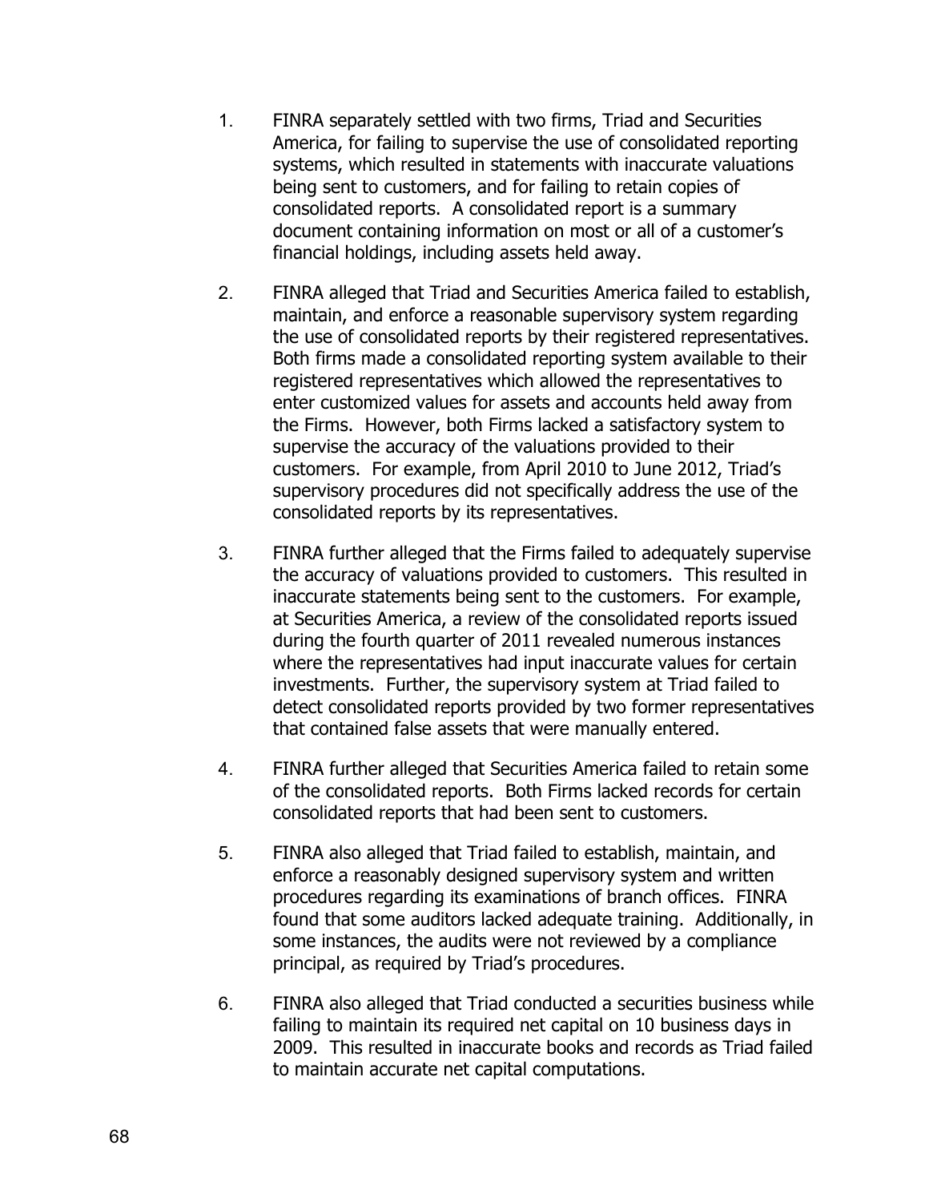1. FINRA separately settled with two firms, Triad and Securities America, for failing to supervise the use of consolidated reporting systems, which resulted in statements with inaccurate valuations being sent to customers, and for failing to retain copies of consolidated reports. A consolidated report is a summary document containing information on most or all of a customer's financial holdings, including assets held away.

2. FINRA alleged that Triad and Securities America failed to establish, maintain, and enforce a reasonable supervisory system regarding the use of consolidated reports by their registered representatives. Both firms made a consolidated reporting system available to their registered representatives which allowed the representatives to enter customized values for assets and accounts held away from the Firms. However, both Firms lacked a satisfactory system to supervise the accuracy of the valuations provided to their customers. For example, from April 2010 to June 2012, Triad's supervisory procedures did not specifically address the use of the consolidated reports by its representatives.

3. FINRA further alleged that the Firms failed to adequately supervise the accuracy of valuations provided to customers. This resulted in inaccurate statements being sent to the customers. For example, at Securities America, a review of the consolidated reports issued during the fourth quarter of 2011 revealed numerous instances where the representatives had input inaccurate values for certain investments. Further, the supervisory system at Triad failed to detect consolidated reports provided by two former representatives that contained false assets that were manually entered.

4. FINRA further alleged that Securities America failed to retain some of the consolidated reports. Both Firms lacked records for certain consolidated reports that had been sent to customers.

5. FINRA also alleged that Triad failed to establish, maintain, and enforce a reasonably designed supervisory system and written procedures regarding its examinations of branch offices. FINRA found that some auditors lacked adequate training. Additionally, in some instances, the audits were not reviewed by a compliance principal, as required by Triad's procedures.

6. FINRA also alleged that Triad conducted a securities business while failing to maintain its required net capital on 10 business days in 2009. This resulted in inaccurate books and records as Triad failed to maintain accurate net capital computations.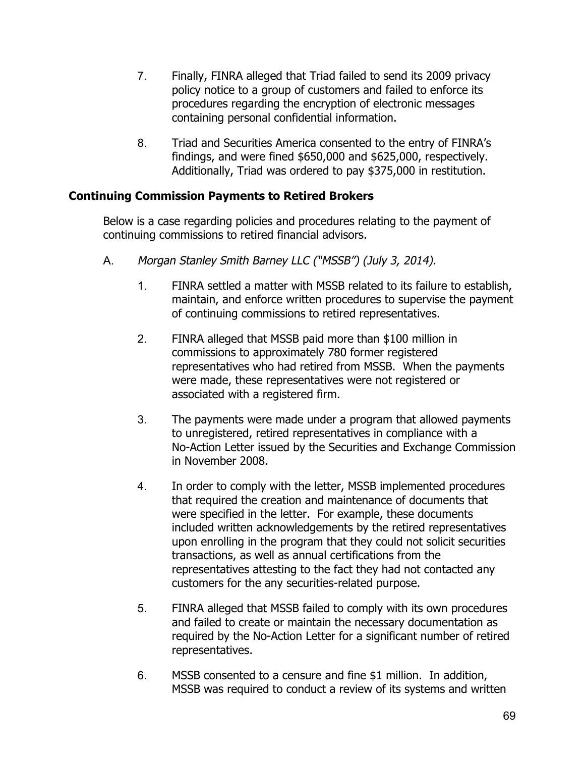7. Finally, FINRA alleged that Triad failed to send its 2009 privacy policy notice to a group of customers and failed to enforce its procedures regarding the encryption of electronic messages containing personal confidential information.

8. Triad and Securities America consented to the entry of FINRA's findings, and were fined $650,000 and $625,000, respectively. Additionally, Triad was ordered to pay $375,000 in restitution.

**Continuing Commission Payments to Retired Brokers**

Below is a case regarding policies and procedures relating to the payment of continuing commissions to retired financial advisors.

A. *Morgan Stanley Smith Barney LLC ("MSSB") (July 3, 2014).*

1. FINRA settled a matter with MSSB related to its failure to establish, maintain, and enforce written procedures to supervise the payment of continuing commissions to retired representatives.

2. FINRA alleged that MSSB paid more than $100 million in commissions to approximately 780 former registered representatives who had retired from MSSB. When the payments were made, these representatives were not registered or associated with a registered firm.

3. The payments were made under a program that allowed payments to unregistered, retired representatives in compliance with a No-Action Letter issued by the Securities and Exchange Commission in November 2008.

4. In order to comply with the letter, MSSB implemented procedures that required the creation and maintenance of documents that were specified in the letter. For example, these documents included written acknowledgements by the retired representatives upon enrolling in the program that they could not solicit securities transactions, as well as annual certifications from the representatives attesting to the fact they had not contacted any customers for the any securities-related purpose.

5. FINRA alleged that MSSB failed to comply with its own procedures and failed to create or maintain the necessary documentation as required by the No-Action Letter for a significant number of retired representatives.

6. MSSB consented to a censure and fine $1 million. In addition, MSSB was required to conduct a review of its systems and written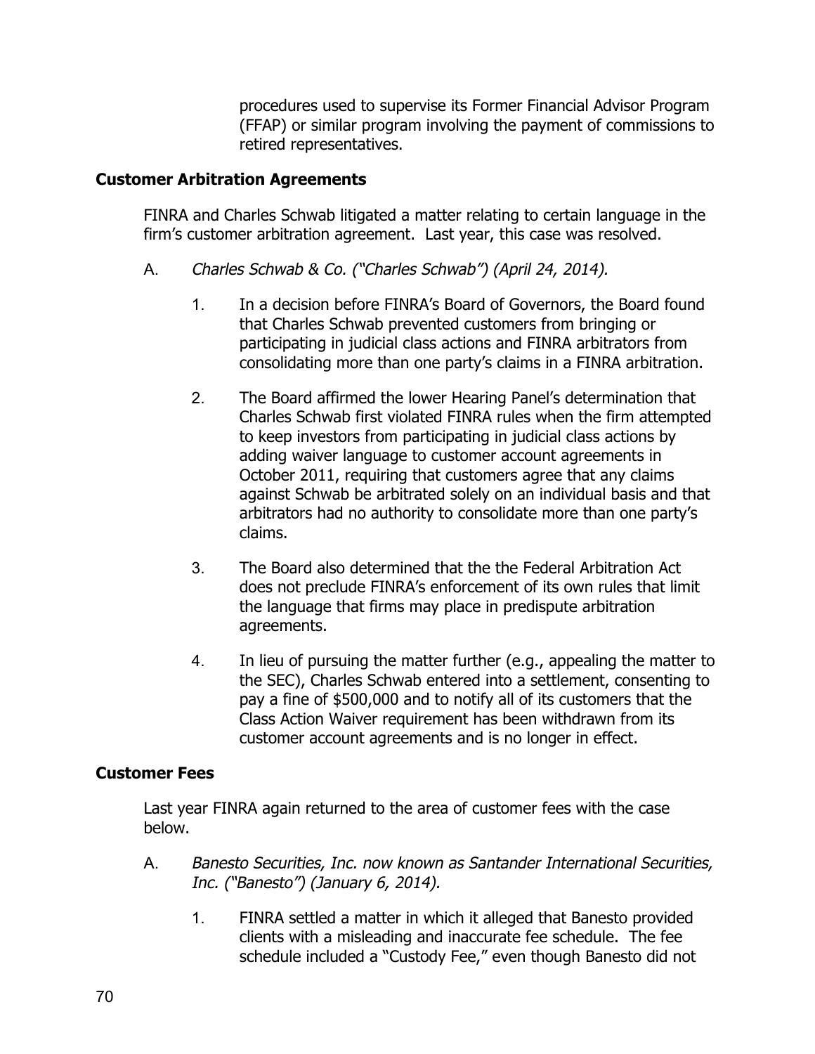procedures used to supervise its Former Financial Advisor Program (FFAP) or similar program involving the payment of commissions to retired representatives.

**Customer Arbitration Agreements**

FINRA and Charles Schwab litigated a matter relating to certain language in the firm's customer arbitration agreement. Last year, this case was resolved.

A. *Charles Schwab & Co. ("Charles Schwab") (April 24, 2014).*

1. In a decision before FINRA's Board of Governors, the Board found that Charles Schwab prevented customers from bringing or participating in judicial class actions and FINRA arbitrators from consolidating more than one party's claims in a FINRA arbitration.

2. The Board affirmed the lower Hearing Panel's determination that Charles Schwab first violated FINRA rules when the firm attempted to keep investors from participating in judicial class actions by adding waiver language to customer account agreements in October 2011, requiring that customers agree that any claims against Schwab be arbitrated solely on an individual basis and that arbitrators had no authority to consolidate more than one party's claims.

3. The Board also determined that the the Federal Arbitration Act does not preclude FINRA's enforcement of its own rules that limit the language that firms may place in predispute arbitration agreements.

4. In lieu of pursuing the matter further (e.g., appealing the matter to the SEC), Charles Schwab entered into a settlement, consenting to pay a fine of $500,000 and to notify all of its customers that the Class Action Waiver requirement has been withdrawn from its customer account agreements and is no longer in effect.

**Customer Fees**

Last year FINRA again returned to the area of customer fees with the case below.

A. *Banesto Securities, Inc. now known as Santander International Securities, Inc. ("Banesto") (January 6, 2014).*

1. FINRA settled a matter in which it alleged that Banesto provided clients with a misleading and inaccurate fee schedule. The fee schedule included a "Custody Fee," even though Banesto did not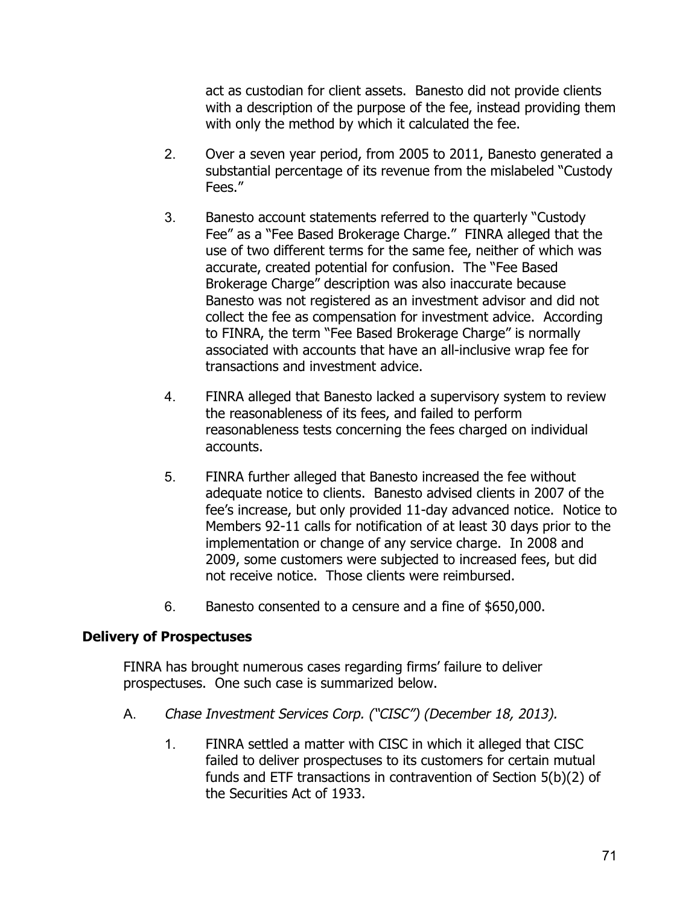act as custodian for client assets. Banesto did not provide clients with a description of the purpose of the fee, instead providing them with only the method by which it calculated the fee.

2. Over a seven year period, from 2005 to 2011, Banesto generated a substantial percentage of its revenue from the mislabeled "Custody Fees."

3. Banesto account statements referred to the quarterly "Custody Fee" as a "Fee Based Brokerage Charge." FINRA alleged that the use of two different terms for the same fee, neither of which was accurate, created potential for confusion. The "Fee Based Brokerage Charge" description was also inaccurate because Banesto was not registered as an investment advisor and did not collect the fee as compensation for investment advice. According to FINRA, the term "Fee Based Brokerage Charge" is normally associated with accounts that have an all-inclusive wrap fee for transactions and investment advice.

4. FINRA alleged that Banesto lacked a supervisory system to review the reasonableness of its fees, and failed to perform reasonableness tests concerning the fees charged on individual accounts.

5. FINRA further alleged that Banesto increased the fee without adequate notice to clients. Banesto advised clients in 2007 of the fee's increase, but only provided 11-day advanced notice. Notice to Members 92-11 calls for notification of at least 30 days prior to the implementation or change of any service charge. In 2008 and 2009, some customers were subjected to increased fees, but did not receive notice. Those clients were reimbursed.

6. Banesto consented to a censure and a fine of $650,000.

**Delivery of Prospectuses**

FINRA has brought numerous cases regarding firms' failure to deliver prospectuses. One such case is summarized below.

A. *Chase Investment Services Corp. ("CISC") (December 18, 2013).*

   1. FINRA settled a matter with CISC in which it alleged that CISC failed to deliver prospectuses to its customers for certain mutual funds and ETF transactions in contravention of Section 5(b)(2) of the Securities Act of 1933.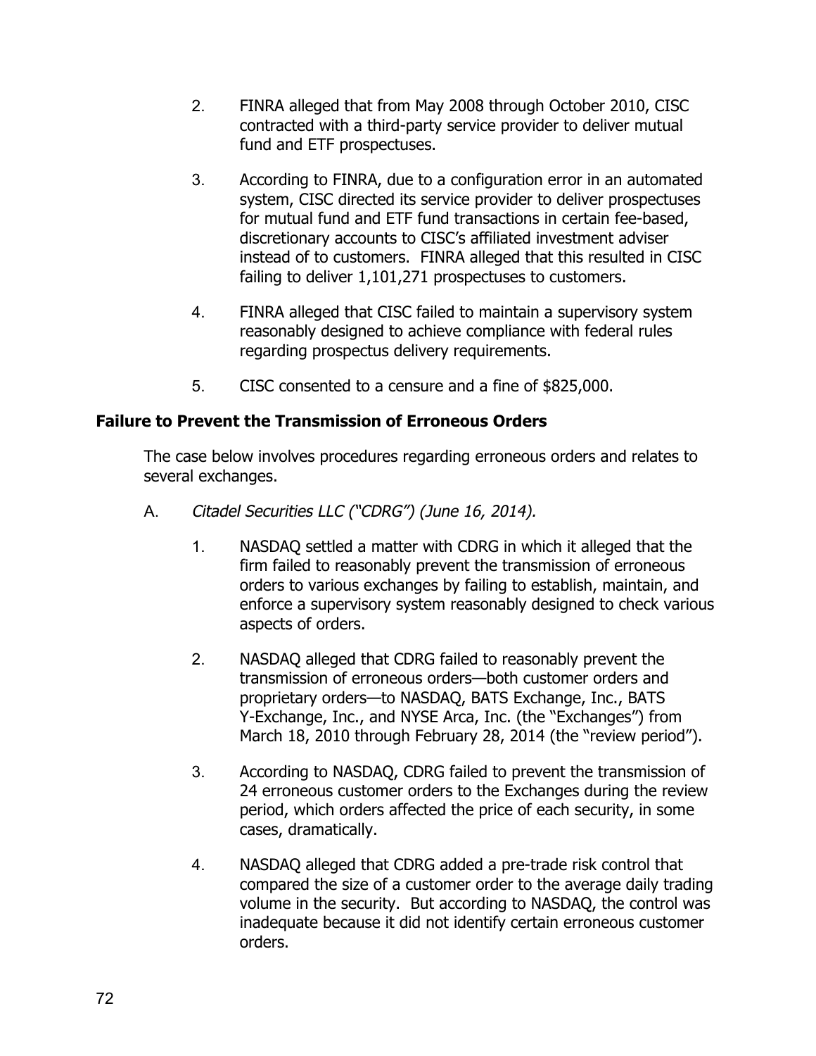2. FINRA alleged that from May 2008 through October 2010, CISC contracted with a third-party service provider to deliver mutual fund and ETF prospectuses.

3. According to FINRA, due to a configuration error in an automated system, CISC directed its service provider to deliver prospectuses for mutual fund and ETF fund transactions in certain fee-based, discretionary accounts to CISC's affiliated investment adviser instead of to customers. FINRA alleged that this resulted in CISC failing to deliver 1,101,271 prospectuses to customers.

4. FINRA alleged that CISC failed to maintain a supervisory system reasonably designed to achieve compliance with federal rules regarding prospectus delivery requirements.

5. CISC consented to a censure and a fine of $825,000.

**Failure to Prevent the Transmission of Erroneous Orders**

The case below involves procedures regarding erroneous orders and relates to several exchanges.

A. *Citadel Securities LLC ("CDRG") (June 16, 2014).*

1. NASDAQ settled a matter with CDRG in which it alleged that the firm failed to reasonably prevent the transmission of erroneous orders to various exchanges by failing to establish, maintain, and enforce a supervisory system reasonably designed to check various aspects of orders.

2. NASDAQ alleged that CDRG failed to reasonably prevent the transmission of erroneous orders—both customer orders and proprietary orders—to NASDAQ, BATS Exchange, Inc., BATS Y-Exchange, Inc., and NYSE Arca, Inc. (the "Exchanges") from March 18, 2010 through February 28, 2014 (the "review period").

3. According to NASDAQ, CDRG failed to prevent the transmission of 24 erroneous customer orders to the Exchanges during the review period, which orders affected the price of each security, in some cases, dramatically.

4. NASDAQ alleged that CDRG added a pre-trade risk control that compared the size of a customer order to the average daily trading volume in the security. But according to NASDAQ, the control was inadequate because it did not identify certain erroneous customer orders.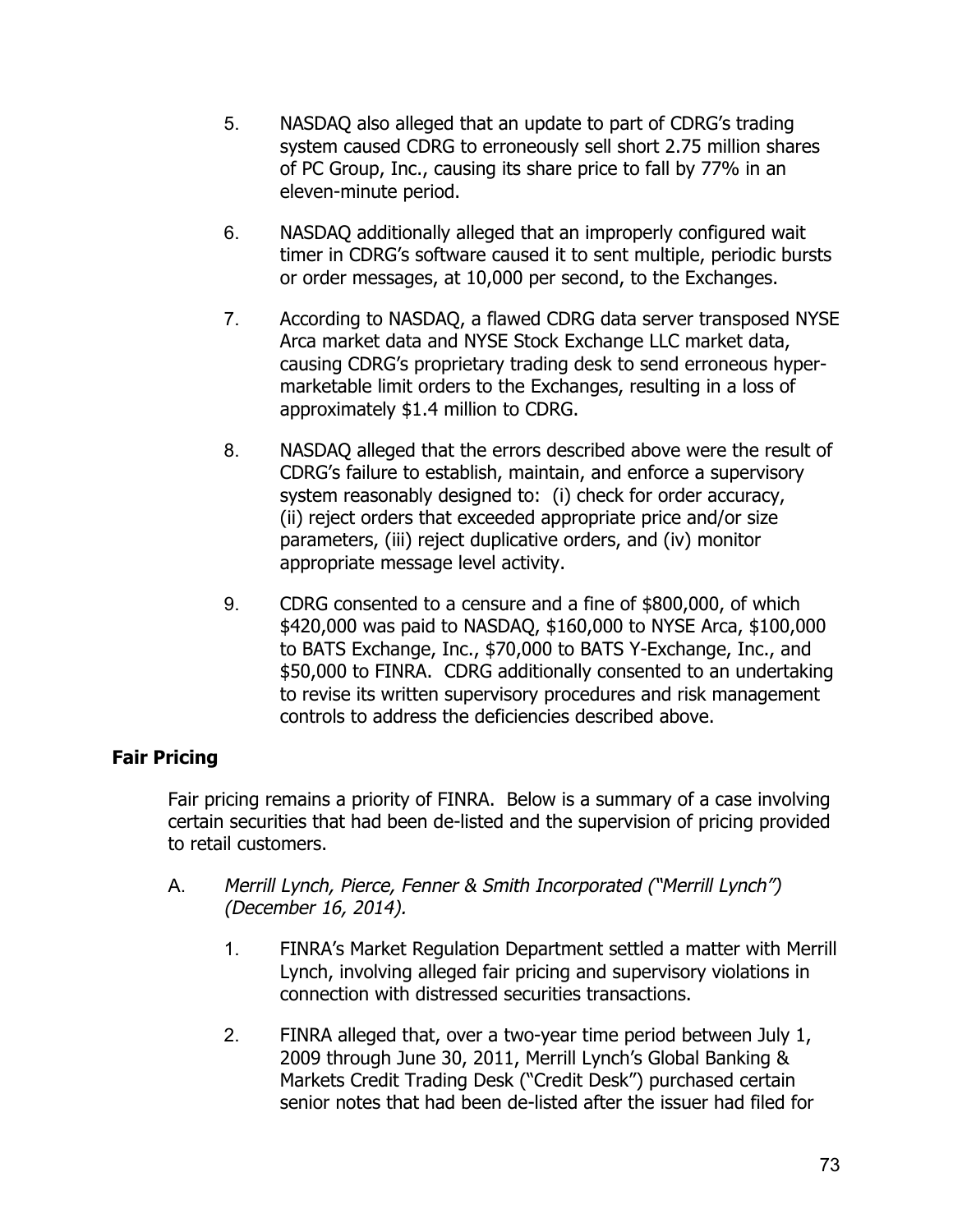5. NASDAQ also alleged that an update to part of CDRG's trading system caused CDRG to erroneously sell short 2.75 million shares of PC Group, Inc., causing its share price to fall by 77% in an eleven-minute period.

6. NASDAQ additionally alleged that an improperly configured wait timer in CDRG's software caused it to sent multiple, periodic bursts or order messages, at 10,000 per second, to the Exchanges.

7. According to NASDAQ, a flawed CDRG data server transposed NYSE Arca market data and NYSE Stock Exchange LLC market data, causing CDRG's proprietary trading desk to send erroneous hyper-marketable limit orders to the Exchanges, resulting in a loss of approximately $1.4 million to CDRG.

8. NASDAQ alleged that the errors described above were the result of CDRG's failure to establish, maintain, and enforce a supervisory system reasonably designed to: (i) check for order accuracy, (ii) reject orders that exceeded appropriate price and/or size parameters, (iii) reject duplicative orders, and (iv) monitor appropriate message level activity.

9. CDRG consented to a censure and a fine of $800,000, of which $420,000 was paid to NASDAQ, $160,000 to NYSE Arca, $100,000 to BATS Exchange, Inc., $70,000 to BATS Y-Exchange, Inc., and $50,000 to FINRA. CDRG additionally consented to an undertaking to revise its written supervisory procedures and risk management controls to address the deficiencies described above.

## Fair Pricing

Fair pricing remains a priority of FINRA. Below is a summary of a case involving certain securities that had been de-listed and the supervision of pricing provided to retail customers.

A. *Merrill Lynch, Pierce, Fenner & Smith Incorporated ("Merrill Lynch") (December 16, 2014).*

1. FINRA's Market Regulation Department settled a matter with Merrill Lynch, involving alleged fair pricing and supervisory violations in connection with distressed securities transactions.

2. FINRA alleged that, over a two-year time period between July 1, 2009 through June 30, 2011, Merrill Lynch's Global Banking & Markets Credit Trading Desk ("Credit Desk") purchased certain senior notes that had been de-listed after the issuer had filed for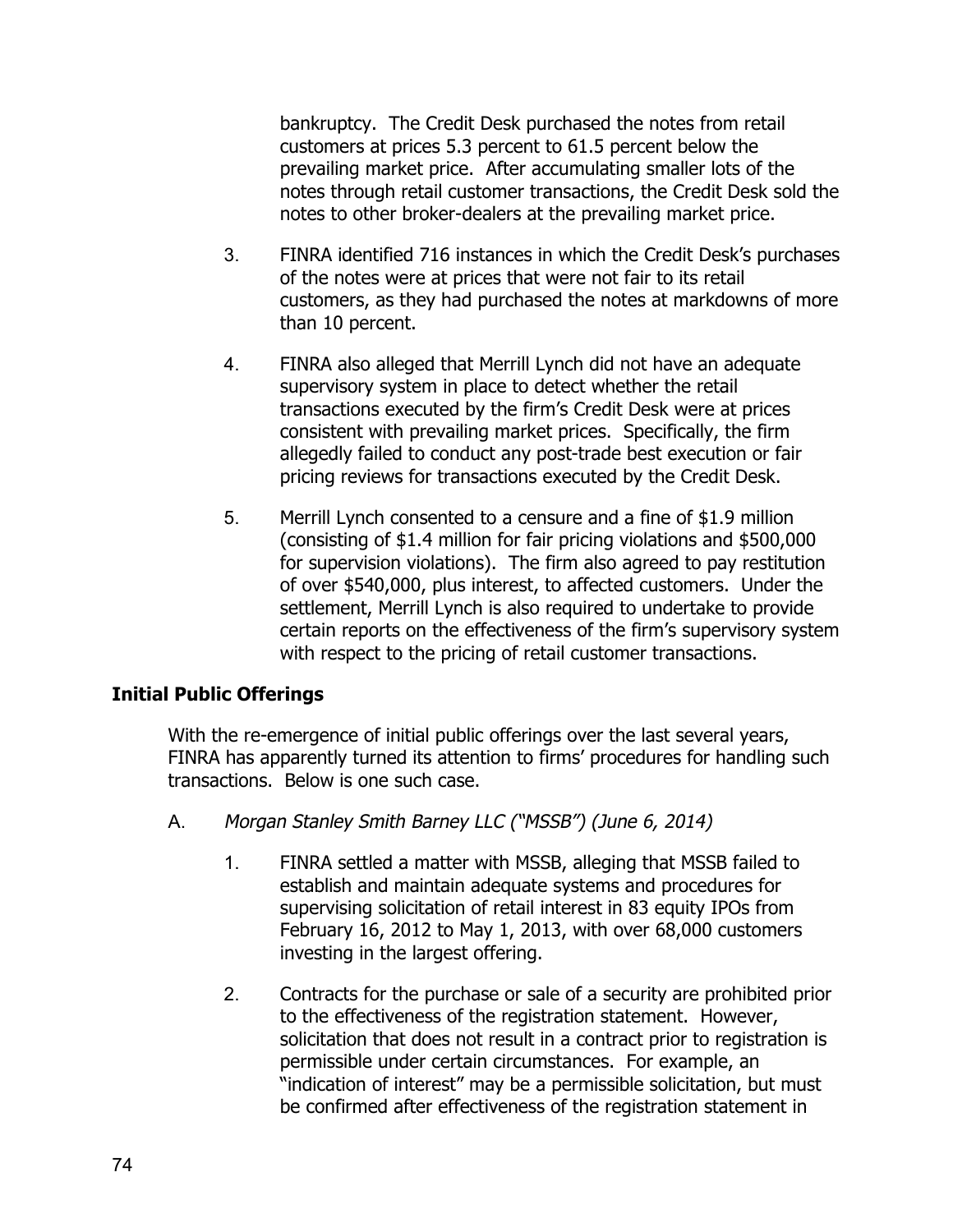bankruptcy. The Credit Desk purchased the notes from retail customers at prices 5.3 percent to 61.5 percent below the prevailing market price. After accumulating smaller lots of the notes through retail customer transactions, the Credit Desk sold the notes to other broker-dealers at the prevailing market price.

3. FINRA identified 716 instances in which the Credit Desk's purchases of the notes were at prices that were not fair to its retail customers, as they had purchased the notes at markdowns of more than 10 percent.

4. FINRA also alleged that Merrill Lynch did not have an adequate supervisory system in place to detect whether the retail transactions executed by the firm's Credit Desk were at prices consistent with prevailing market prices. Specifically, the firm allegedly failed to conduct any post-trade best execution or fair pricing reviews for transactions executed by the Credit Desk.

5. Merrill Lynch consented to a censure and a fine of $1.9 million (consisting of $1.4 million for fair pricing violations and $500,000 for supervision violations). The firm also agreed to pay restitution of over $540,000, plus interest, to affected customers. Under the settlement, Merrill Lynch is also required to undertake to provide certain reports on the effectiveness of the firm's supervisory system with respect to the pricing of retail customer transactions.

**Initial Public Offerings**

With the re-emergence of initial public offerings over the last several years, FINRA has apparently turned its attention to firms' procedures for handling such transactions. Below is one such case.

A. *Morgan Stanley Smith Barney LLC ("MSSB") (June 6, 2014)*

1. FINRA settled a matter with MSSB, alleging that MSSB failed to establish and maintain adequate systems and procedures for supervising solicitation of retail interest in 83 equity IPOs from February 16, 2012 to May 1, 2013, with over 68,000 customers investing in the largest offering.

2. Contracts for the purchase or sale of a security are prohibited prior to the effectiveness of the registration statement. However, solicitation that does not result in a contract prior to registration is permissible under certain circumstances. For example, an "indication of interest" may be a permissible solicitation, but must be confirmed after effectiveness of the registration statement in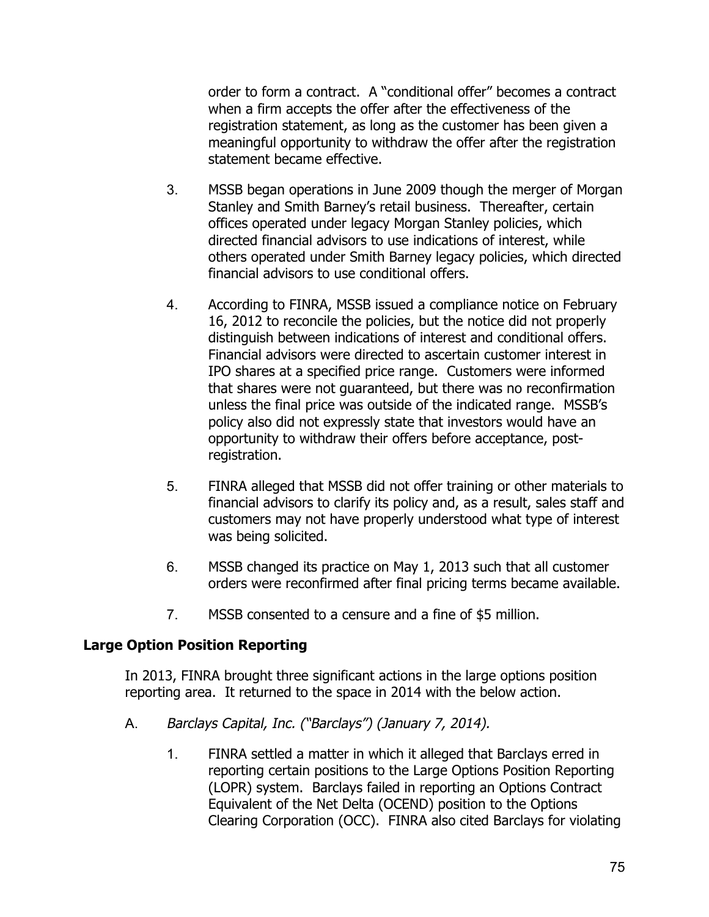order to form a contract. A "conditional offer" becomes a contract when a firm accepts the offer after the effectiveness of the registration statement, as long as the customer has been given a meaningful opportunity to withdraw the offer after the registration statement became effective.

3. MSSB began operations in June 2009 though the merger of Morgan Stanley and Smith Barney's retail business. Thereafter, certain offices operated under legacy Morgan Stanley policies, which directed financial advisors to use indications of interest, while others operated under Smith Barney legacy policies, which directed financial advisors to use conditional offers.

4. According to FINRA, MSSB issued a compliance notice on February 16, 2012 to reconcile the policies, but the notice did not properly distinguish between indications of interest and conditional offers. Financial advisors were directed to ascertain customer interest in IPO shares at a specified price range. Customers were informed that shares were not guaranteed, but there was no reconfirmation unless the final price was outside of the indicated range. MSSB's policy also did not expressly state that investors would have an opportunity to withdraw their offers before acceptance, post-registration.

5. FINRA alleged that MSSB did not offer training or other materials to financial advisors to clarify its policy and, as a result, sales staff and customers may not have properly understood what type of interest was being solicited.

6. MSSB changed its practice on May 1, 2013 such that all customer orders were reconfirmed after final pricing terms became available.

7. MSSB consented to a censure and a fine of $5 million.

**Large Option Position Reporting**

In 2013, FINRA brought three significant actions in the large options position reporting area. It returned to the space in 2014 with the below action.

A. *Barclays Capital, Inc. ("Barclays") (January 7, 2014).*

1. FINRA settled a matter in which it alleged that Barclays erred in reporting certain positions to the Large Options Position Reporting (LOPR) system. Barclays failed in reporting an Options Contract Equivalent of the Net Delta (OCEND) position to the Options Clearing Corporation (OCC). FINRA also cited Barclays for violating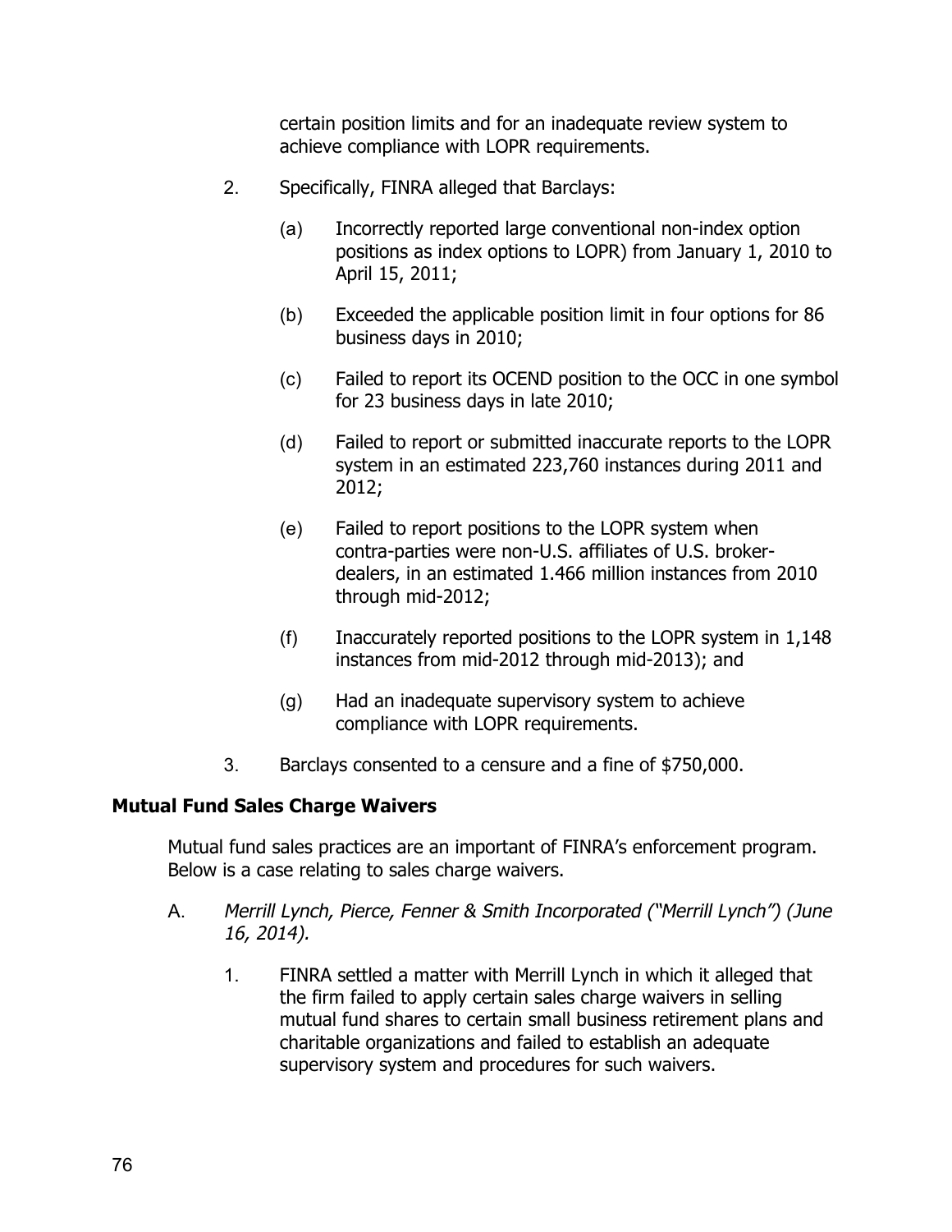certain position limits and for an inadequate review system to achieve compliance with LOPR requirements.

2. Specifically, FINRA alleged that Barclays:

   (a) Incorrectly reported large conventional non-index option positions as index options to LOPR) from January 1, 2010 to April 15, 2011;

   (b) Exceeded the applicable position limit in four options for 86 business days in 2010;

   (c) Failed to report its OCEND position to the OCC in one symbol for 23 business days in late 2010;

   (d) Failed to report or submitted inaccurate reports to the LOPR system in an estimated 223,760 instances during 2011 and 2012;

   (e) Failed to report positions to the LOPR system when contra-parties were non-U.S. affiliates of U.S. broker-dealers, in an estimated 1.466 million instances from 2010 through mid-2012;

   (f) Inaccurately reported positions to the LOPR system in 1,148 instances from mid-2012 through mid-2013); and

   (g) Had an inadequate supervisory system to achieve compliance with LOPR requirements.

3. Barclays consented to a censure and a fine of $750,000.

**Mutual Fund Sales Charge Waivers**

Mutual fund sales practices are an important of FINRA's enforcement program. Below is a case relating to sales charge waivers.

A. *Merrill Lynch, Pierce, Fenner & Smith Incorporated ("Merrill Lynch") (June 16, 2014).*

   1. FINRA settled a matter with Merrill Lynch in which it alleged that the firm failed to apply certain sales charge waivers in selling mutual fund shares to certain small business retirement plans and charitable organizations and failed to establish an adequate supervisory system and procedures for such waivers.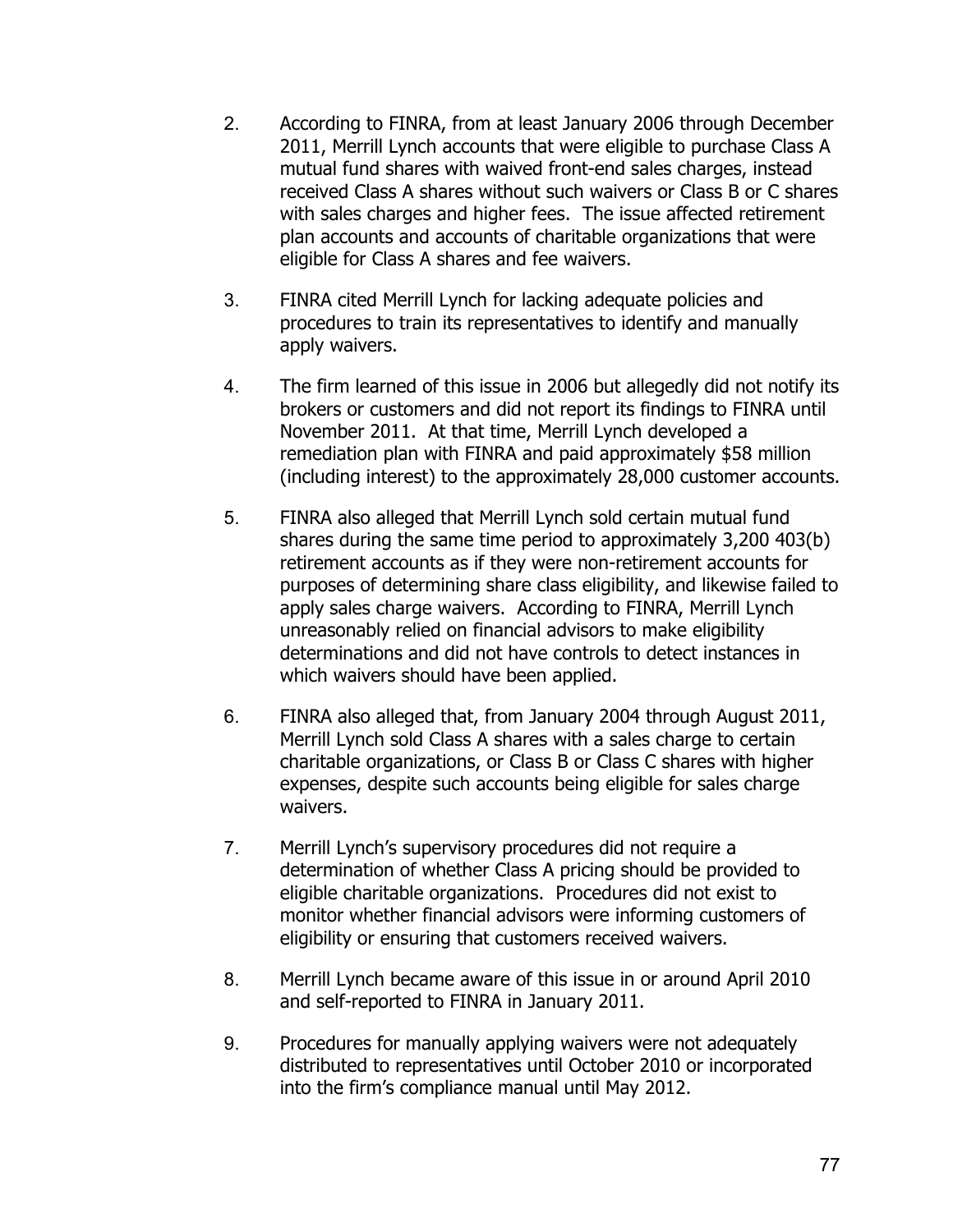2. According to FINRA, from at least January 2006 through December 2011, Merrill Lynch accounts that were eligible to purchase Class A mutual fund shares with waived front-end sales charges, instead received Class A shares without such waivers or Class B or C shares with sales charges and higher fees. The issue affected retirement plan accounts and accounts of charitable organizations that were eligible for Class A shares and fee waivers.

3. FINRA cited Merrill Lynch for lacking adequate policies and procedures to train its representatives to identify and manually apply waivers.

4. The firm learned of this issue in 2006 but allegedly did not notify its brokers or customers and did not report its findings to FINRA until November 2011. At that time, Merrill Lynch developed a remediation plan with FINRA and paid approximately $58 million (including interest) to the approximately 28,000 customer accounts.

5. FINRA also alleged that Merrill Lynch sold certain mutual fund shares during the same time period to approximately 3,200 403(b) retirement accounts as if they were non-retirement accounts for purposes of determining share class eligibility, and likewise failed to apply sales charge waivers. According to FINRA, Merrill Lynch unreasonably relied on financial advisors to make eligibility determinations and did not have controls to detect instances in which waivers should have been applied.

6. FINRA also alleged that, from January 2004 through August 2011, Merrill Lynch sold Class A shares with a sales charge to certain charitable organizations, or Class B or Class C shares with higher expenses, despite such accounts being eligible for sales charge waivers.

7. Merrill Lynch's supervisory procedures did not require a determination of whether Class A pricing should be provided to eligible charitable organizations. Procedures did not exist to monitor whether financial advisors were informing customers of eligibility or ensuring that customers received waivers.

8. Merrill Lynch became aware of this issue in or around April 2010 and self-reported to FINRA in January 2011.

9. Procedures for manually applying waivers were not adequately distributed to representatives until October 2010 or incorporated into the firm's compliance manual until May 2012.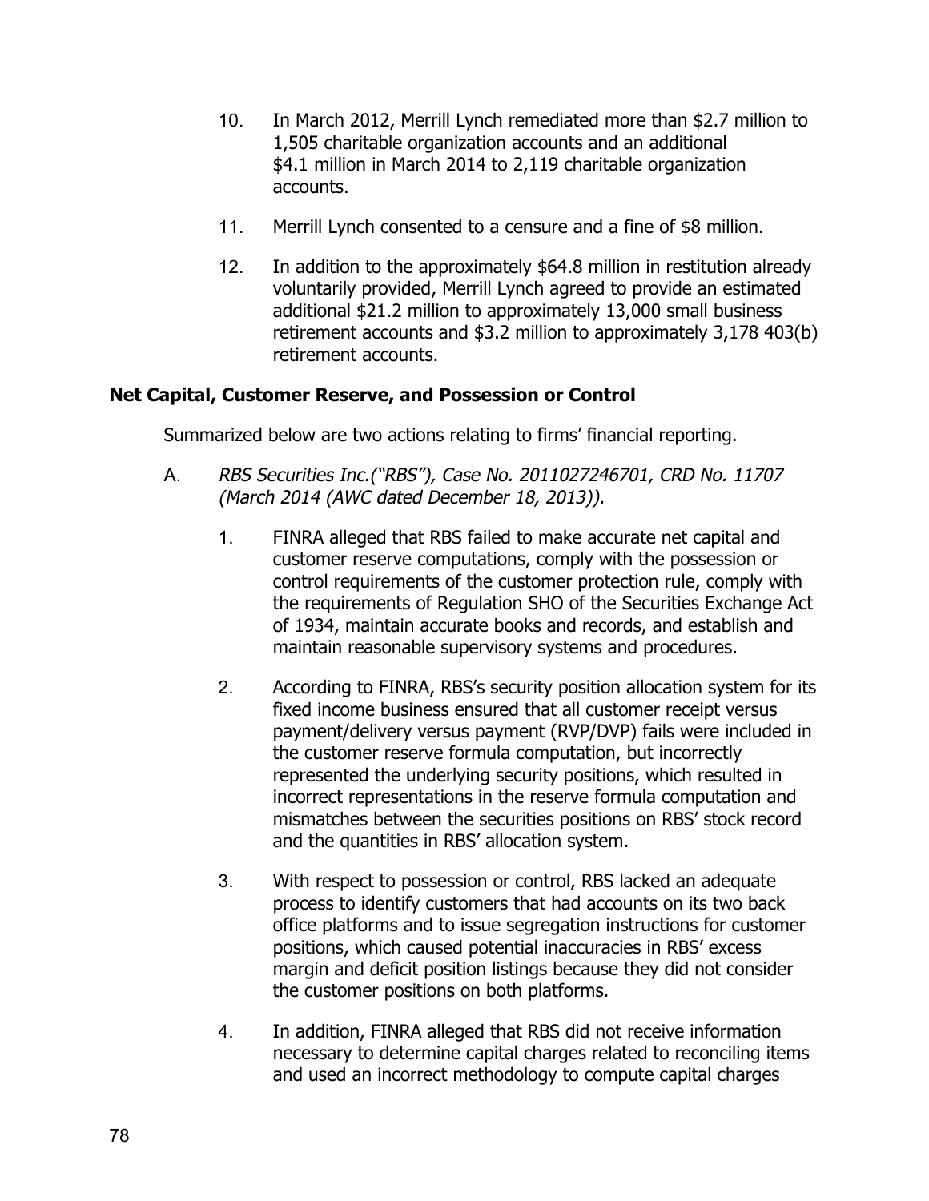10. In March 2012, Merrill Lynch remediated more than $2.7 million to 1,505 charitable organization accounts and an additional $4.1 million in March 2014 to 2,119 charitable organization accounts.

11. Merrill Lynch consented to a censure and a fine of $8 million.

12. In addition to the approximately $64.8 million in restitution already voluntarily provided, Merrill Lynch agreed to provide an estimated additional $21.2 million to approximately 13,000 small business retirement accounts and $3.2 million to approximately 3,178 403(b) retirement accounts.

**Net Capital, Customer Reserve, and Possession or Control**

Summarized below are two actions relating to firms' financial reporting.

A. *RBS Securities Inc.("RBS"), Case No. 2011027246701, CRD No. 11707 (March 2014 (AWC dated December 18, 2013)).*

1. FINRA alleged that RBS failed to make accurate net capital and customer reserve computations, comply with the possession or control requirements of the customer protection rule, comply with the requirements of Regulation SHO of the Securities Exchange Act of 1934, maintain accurate books and records, and establish and maintain reasonable supervisory systems and procedures.

2. According to FINRA, RBS's security position allocation system for its fixed income business ensured that all customer receipt versus payment/delivery versus payment (RVP/DVP) fails were included in the customer reserve formula computation, but incorrectly represented the underlying security positions, which resulted in incorrect representations in the reserve formula computation and mismatches between the securities positions on RBS' stock record and the quantities in RBS' allocation system.

3. With respect to possession or control, RBS lacked an adequate process to identify customers that had accounts on its two back office platforms and to issue segregation instructions for customer positions, which caused potential inaccuracies in RBS' excess margin and deficit position listings because they did not consider the customer positions on both platforms.

4. In addition, FINRA alleged that RBS did not receive information necessary to determine capital charges related to reconciling items and used an incorrect methodology to compute capital charges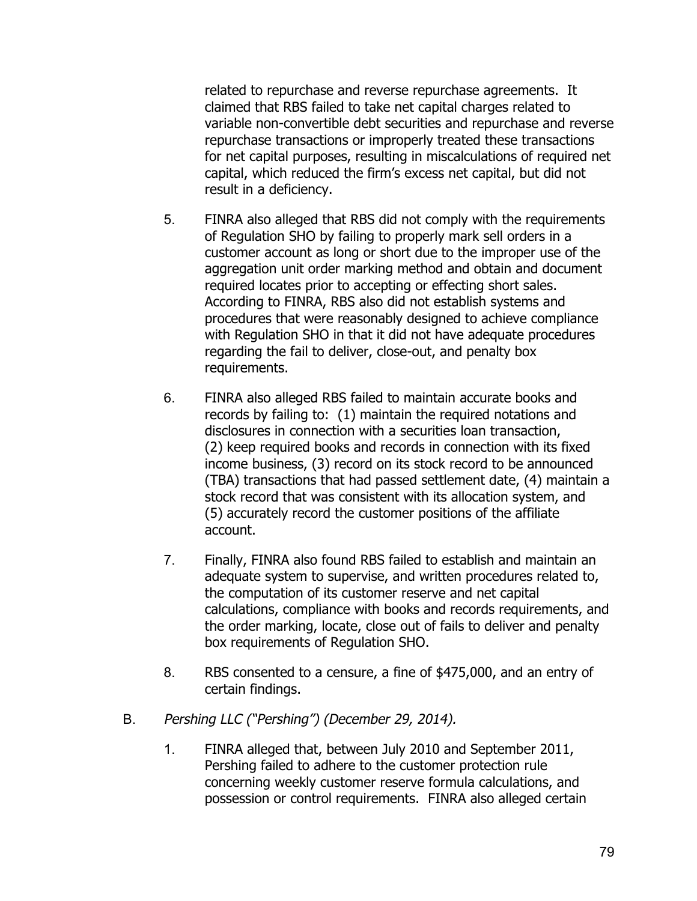related to repurchase and reverse repurchase agreements. It claimed that RBS failed to take net capital charges related to variable non-convertible debt securities and repurchase and reverse repurchase transactions or improperly treated these transactions for net capital purposes, resulting in miscalculations of required net capital, which reduced the firm's excess net capital, but did not result in a deficiency.

5. FINRA also alleged that RBS did not comply with the requirements of Regulation SHO by failing to properly mark sell orders in a customer account as long or short due to the improper use of the aggregation unit order marking method and obtain and document required locates prior to accepting or effecting short sales. According to FINRA, RBS also did not establish systems and procedures that were reasonably designed to achieve compliance with Regulation SHO in that it did not have adequate procedures regarding the fail to deliver, close-out, and penalty box requirements.

6. FINRA also alleged RBS failed to maintain accurate books and records by failing to: (1) maintain the required notations and disclosures in connection with a securities loan transaction, (2) keep required books and records in connection with its fixed income business, (3) record on its stock record to be announced (TBA) transactions that had passed settlement date, (4) maintain a stock record that was consistent with its allocation system, and (5) accurately record the customer positions of the affiliate account.

7. Finally, FINRA also found RBS failed to establish and maintain an adequate system to supervise, and written procedures related to, the computation of its customer reserve and net capital calculations, compliance with books and records requirements, and the order marking, locate, close out of fails to deliver and penalty box requirements of Regulation SHO.

8. RBS consented to a censure, a fine of $475,000, and an entry of certain findings.

B. *Pershing LLC ("Pershing") (December 29, 2014).*

1. FINRA alleged that, between July 2010 and September 2011, Pershing failed to adhere to the customer protection rule concerning weekly customer reserve formula calculations, and possession or control requirements. FINRA also alleged certain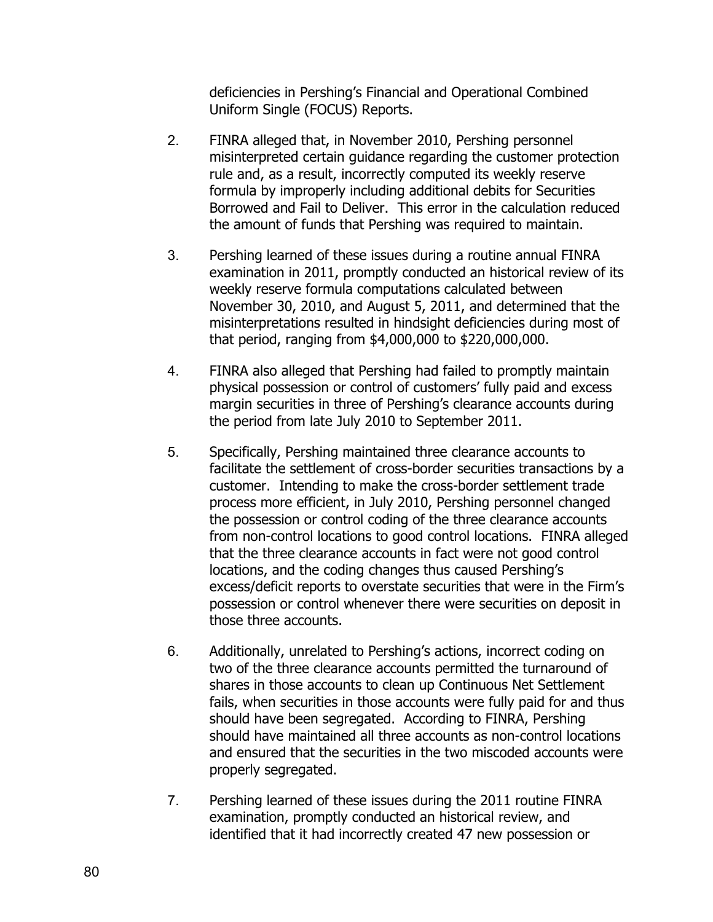deficiencies in Pershing's Financial and Operational Combined Uniform Single (FOCUS) Reports.

2. FINRA alleged that, in November 2010, Pershing personnel misinterpreted certain guidance regarding the customer protection rule and, as a result, incorrectly computed its weekly reserve formula by improperly including additional debits for Securities Borrowed and Fail to Deliver. This error in the calculation reduced the amount of funds that Pershing was required to maintain.

3. Pershing learned of these issues during a routine annual FINRA examination in 2011, promptly conducted an historical review of its weekly reserve formula computations calculated between November 30, 2010, and August 5, 2011, and determined that the misinterpretations resulted in hindsight deficiencies during most of that period, ranging from $4,000,000 to $220,000,000.

4. FINRA also alleged that Pershing had failed to promptly maintain physical possession or control of customers' fully paid and excess margin securities in three of Pershing's clearance accounts during the period from late July 2010 to September 2011.

5. Specifically, Pershing maintained three clearance accounts to facilitate the settlement of cross-border securities transactions by a customer. Intending to make the cross-border settlement trade process more efficient, in July 2010, Pershing personnel changed the possession or control coding of the three clearance accounts from non-control locations to good control locations. FINRA alleged that the three clearance accounts in fact were not good control locations, and the coding changes thus caused Pershing's excess/deficit reports to overstate securities that were in the Firm's possession or control whenever there were securities on deposit in those three accounts.

6. Additionally, unrelated to Pershing's actions, incorrect coding on two of the three clearance accounts permitted the turnaround of shares in those accounts to clean up Continuous Net Settlement fails, when securities in those accounts were fully paid for and thus should have been segregated. According to FINRA, Pershing should have maintained all three accounts as non-control locations and ensured that the securities in the two miscoded accounts were properly segregated.

7. Pershing learned of these issues during the 2011 routine FINRA examination, promptly conducted an historical review, and identified that it had incorrectly created 47 new possession or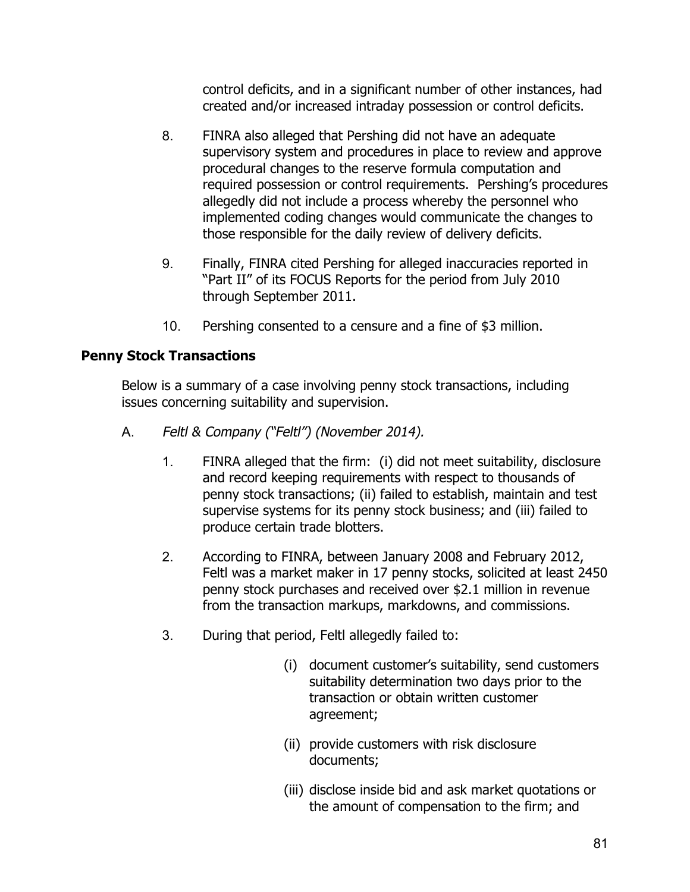control deficits, and in a significant number of other instances, had created and/or increased intraday possession or control deficits.

8. FINRA also alleged that Pershing did not have an adequate supervisory system and procedures in place to review and approve procedural changes to the reserve formula computation and required possession or control requirements. Pershing's procedures allegedly did not include a process whereby the personnel who implemented coding changes would communicate the changes to those responsible for the daily review of delivery deficits.

9. Finally, FINRA cited Pershing for alleged inaccuracies reported in "Part II" of its FOCUS Reports for the period from July 2010 through September 2011.

10. Pershing consented to a censure and a fine of $3 million.

**Penny Stock Transactions**

Below is a summary of a case involving penny stock transactions, including issues concerning suitability and supervision.

A. *Feltl & Company ("Feltl") (November 2014).*

1. FINRA alleged that the firm: (i) did not meet suitability, disclosure and record keeping requirements with respect to thousands of penny stock transactions; (ii) failed to establish, maintain and test supervise systems for its penny stock business; and (iii) failed to produce certain trade blotters.

2. According to FINRA, between January 2008 and February 2012, Feltl was a market maker in 17 penny stocks, solicited at least 2450 penny stock purchases and received over $2.1 million in revenue from the transaction markups, markdowns, and commissions.

3. During that period, Feltl allegedly failed to:

   (i) document customer's suitability, send customers suitability determination two days prior to the transaction or obtain written customer agreement;

   (ii) provide customers with risk disclosure documents;

   (iii) disclose inside bid and ask market quotations or the amount of compensation to the firm; and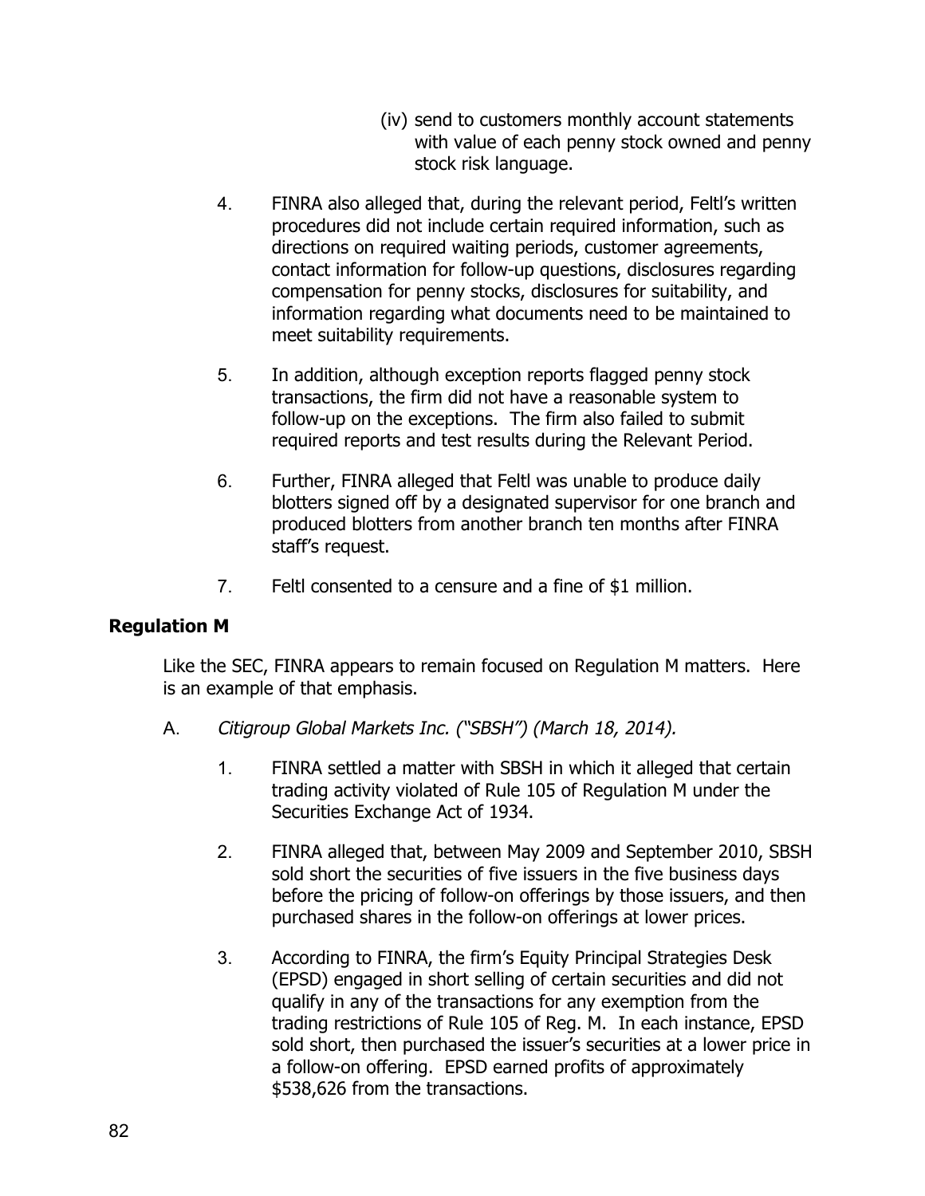(iv) send to customers monthly account statements with value of each penny stock owned and penny stock risk language.

4. FINRA also alleged that, during the relevant period, Feltl's written procedures did not include certain required information, such as directions on required waiting periods, customer agreements, contact information for follow-up questions, disclosures regarding compensation for penny stocks, disclosures for suitability, and information regarding what documents need to be maintained to meet suitability requirements.

5. In addition, although exception reports flagged penny stock transactions, the firm did not have a reasonable system to follow-up on the exceptions. The firm also failed to submit required reports and test results during the Relevant Period.

6. Further, FINRA alleged that Feltl was unable to produce daily blotters signed off by a designated supervisor for one branch and produced blotters from another branch ten months after FINRA staff's request.

7. Feltl consented to a censure and a fine of $1 million.

**Regulation M**

Like the SEC, FINRA appears to remain focused on Regulation M matters. Here is an example of that emphasis.

A. *Citigroup Global Markets Inc. ("SBSH") (March 18, 2014).*

1. FINRA settled a matter with SBSH in which it alleged that certain trading activity violated of Rule 105 of Regulation M under the Securities Exchange Act of 1934.

2. FINRA alleged that, between May 2009 and September 2010, SBSH sold short the securities of five issuers in the five business days before the pricing of follow-on offerings by those issuers, and then purchased shares in the follow-on offerings at lower prices.

3. According to FINRA, the firm's Equity Principal Strategies Desk (EPSD) engaged in short selling of certain securities and did not qualify in any of the transactions for any exemption from the trading restrictions of Rule 105 of Reg. M. In each instance, EPSD sold short, then purchased the issuer's securities at a lower price in a follow-on offering. EPSD earned profits of approximately $538,626 from the transactions.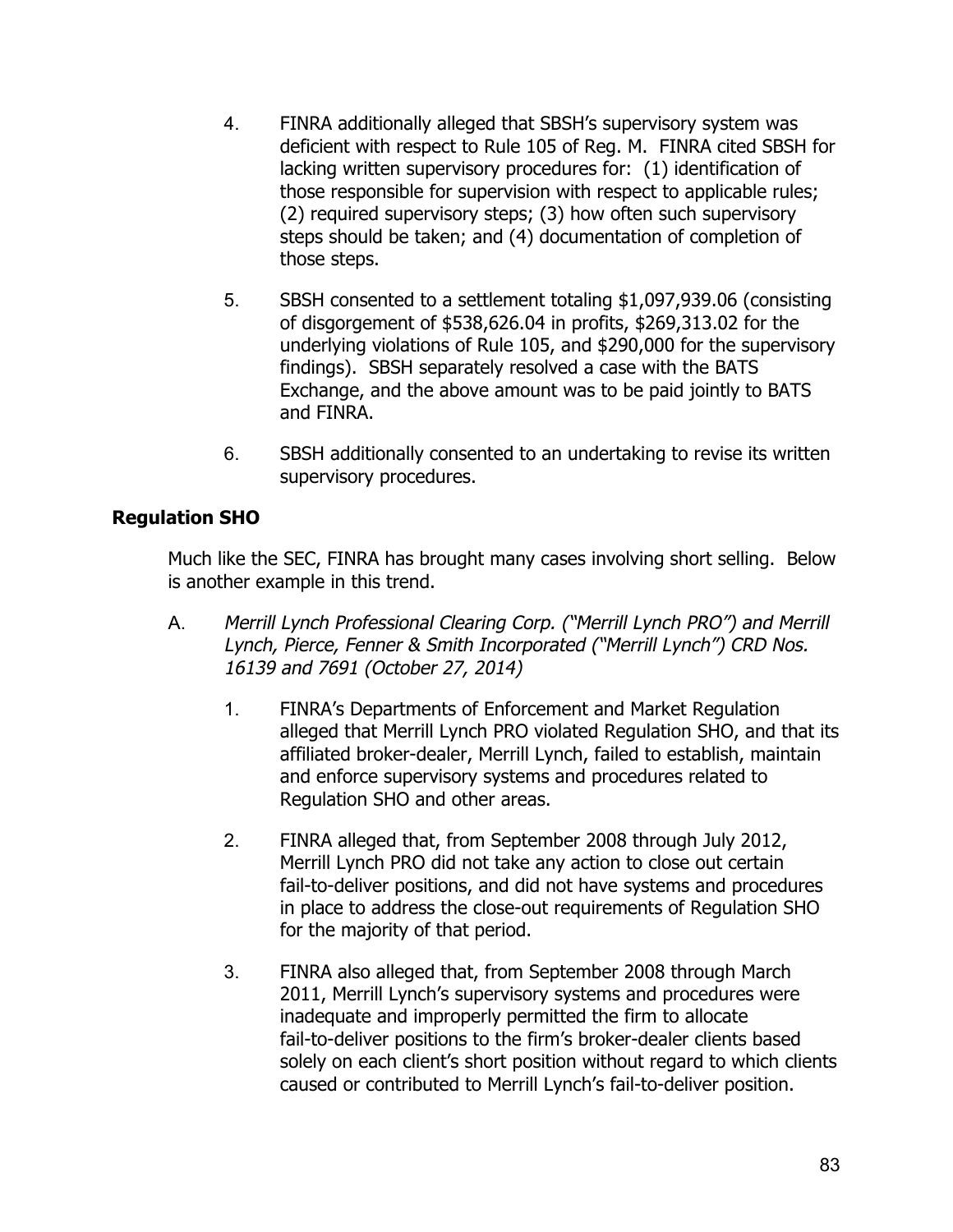4. FINRA additionally alleged that SBSH's supervisory system was deficient with respect to Rule 105 of Reg. M. FINRA cited SBSH for lacking written supervisory procedures for: (1) identification of those responsible for supervision with respect to applicable rules; (2) required supervisory steps; (3) how often such supervisory steps should be taken; and (4) documentation of completion of those steps.

5. SBSH consented to a settlement totaling $1,097,939.06 (consisting of disgorgement of $538,626.04 in profits, $269,313.02 for the underlying violations of Rule 105, and $290,000 for the supervisory findings). SBSH separately resolved a case with the BATS Exchange, and the above amount was to be paid jointly to BATS and FINRA.

6. SBSH additionally consented to an undertaking to revise its written supervisory procedures.

**Regulation SHO**

Much like the SEC, FINRA has brought many cases involving short selling. Below is another example in this trend.

A. *Merrill Lynch Professional Clearing Corp. ("Merrill Lynch PRO") and Merrill Lynch, Pierce, Fenner & Smith Incorporated ("Merrill Lynch") CRD Nos. 16139 and 7691 (October 27, 2014)*

   1. FINRA's Departments of Enforcement and Market Regulation alleged that Merrill Lynch PRO violated Regulation SHO, and that its affiliated broker-dealer, Merrill Lynch, failed to establish, maintain and enforce supervisory systems and procedures related to Regulation SHO and other areas.

   2. FINRA alleged that, from September 2008 through July 2012, Merrill Lynch PRO did not take any action to close out certain fail-to-deliver positions, and did not have systems and procedures in place to address the close-out requirements of Regulation SHO for the majority of that period.

   3. FINRA also alleged that, from September 2008 through March 2011, Merrill Lynch's supervisory systems and procedures were inadequate and improperly permitted the firm to allocate fail-to-deliver positions to the firm's broker-dealer clients based solely on each client's short position without regard to which clients caused or contributed to Merrill Lynch's fail-to-deliver position.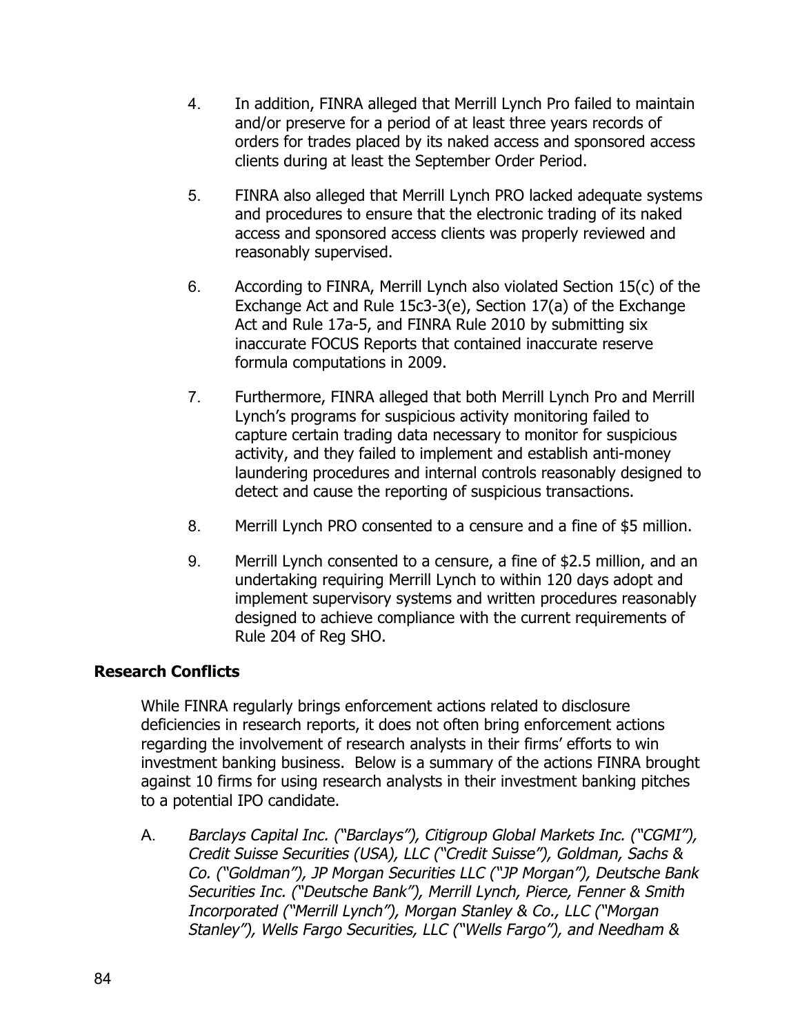4. In addition, FINRA alleged that Merrill Lynch Pro failed to maintain and/or preserve for a period of at least three years records of orders for trades placed by its naked access and sponsored access clients during at least the September Order Period.

5. FINRA also alleged that Merrill Lynch PRO lacked adequate systems and procedures to ensure that the electronic trading of its naked access and sponsored access clients was properly reviewed and reasonably supervised.

6. According to FINRA, Merrill Lynch also violated Section 15(c) of the Exchange Act and Rule 15c3-3(e), Section 17(a) of the Exchange Act and Rule 17a-5, and FINRA Rule 2010 by submitting six inaccurate FOCUS Reports that contained inaccurate reserve formula computations in 2009.

7. Furthermore, FINRA alleged that both Merrill Lynch Pro and Merrill Lynch's programs for suspicious activity monitoring failed to capture certain trading data necessary to monitor for suspicious activity, and they failed to implement and establish anti-money laundering procedures and internal controls reasonably designed to detect and cause the reporting of suspicious transactions.

8. Merrill Lynch PRO consented to a censure and a fine of $5 million.

9. Merrill Lynch consented to a censure, a fine of $2.5 million, and an undertaking requiring Merrill Lynch to within 120 days adopt and implement supervisory systems and written procedures reasonably designed to achieve compliance with the current requirements of Rule 204 of Reg SHO.

### Research Conflicts

While FINRA regularly brings enforcement actions related to disclosure deficiencies in research reports, it does not often bring enforcement actions regarding the involvement of research analysts in their firms' efforts to win investment banking business. Below is a summary of the actions FINRA brought against 10 firms for using research analysts in their investment banking pitches to a potential IPO candidate.

A. *Barclays Capital Inc. ("Barclays"), Citigroup Global Markets Inc. ("CGMI"), Credit Suisse Securities (USA), LLC ("Credit Suisse"), Goldman, Sachs & Co. ("Goldman"), JP Morgan Securities LLC ("JP Morgan"), Deutsche Bank Securities Inc. ("Deutsche Bank"), Merrill Lynch, Pierce, Fenner & Smith Incorporated ("Merrill Lynch"), Morgan Stanley & Co., LLC ("Morgan Stanley"), Wells Fargo Securities, LLC ("Wells Fargo"), and Needham &*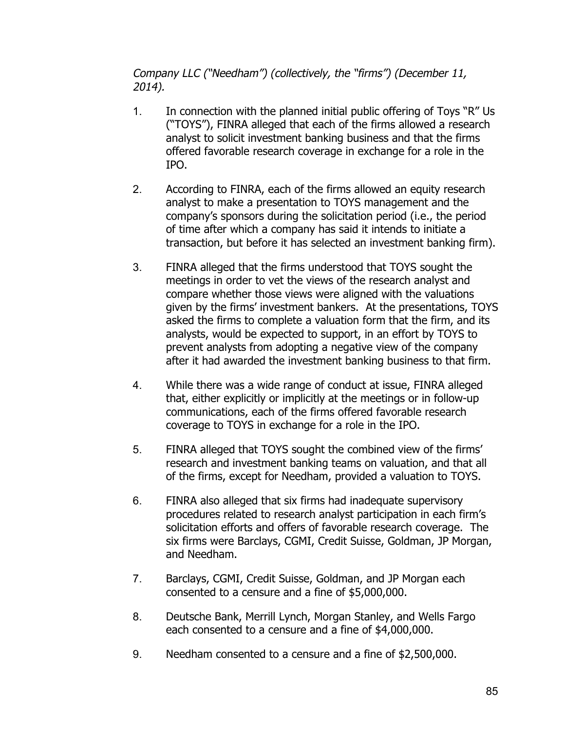*Company LLC ("Needham") (collectively, the "firms") (December 11, 2014).*

1. In connection with the planned initial public offering of Toys "R" Us ("TOYS"), FINRA alleged that each of the firms allowed a research analyst to solicit investment banking business and that the firms offered favorable research coverage in exchange for a role in the IPO.

2. According to FINRA, each of the firms allowed an equity research analyst to make a presentation to TOYS management and the company's sponsors during the solicitation period (i.e., the period of time after which a company has said it intends to initiate a transaction, but before it has selected an investment banking firm).

3. FINRA alleged that the firms understood that TOYS sought the meetings in order to vet the views of the research analyst and compare whether those views were aligned with the valuations given by the firms' investment bankers. At the presentations, TOYS asked the firms to complete a valuation form that the firm, and its analysts, would be expected to support, in an effort by TOYS to prevent analysts from adopting a negative view of the company after it had awarded the investment banking business to that firm.

4. While there was a wide range of conduct at issue, FINRA alleged that, either explicitly or implicitly at the meetings or in follow-up communications, each of the firms offered favorable research coverage to TOYS in exchange for a role in the IPO.

5. FINRA alleged that TOYS sought the combined view of the firms' research and investment banking teams on valuation, and that all of the firms, except for Needham, provided a valuation to TOYS.

6. FINRA also alleged that six firms had inadequate supervisory procedures related to research analyst participation in each firm's solicitation efforts and offers of favorable research coverage. The six firms were Barclays, CGMI, Credit Suisse, Goldman, JP Morgan, and Needham.

7. Barclays, CGMI, Credit Suisse, Goldman, and JP Morgan each consented to a censure and a fine of $5,000,000.

8. Deutsche Bank, Merrill Lynch, Morgan Stanley, and Wells Fargo each consented to a censure and a fine of $4,000,000.

9. Needham consented to a censure and a fine of $2,500,000.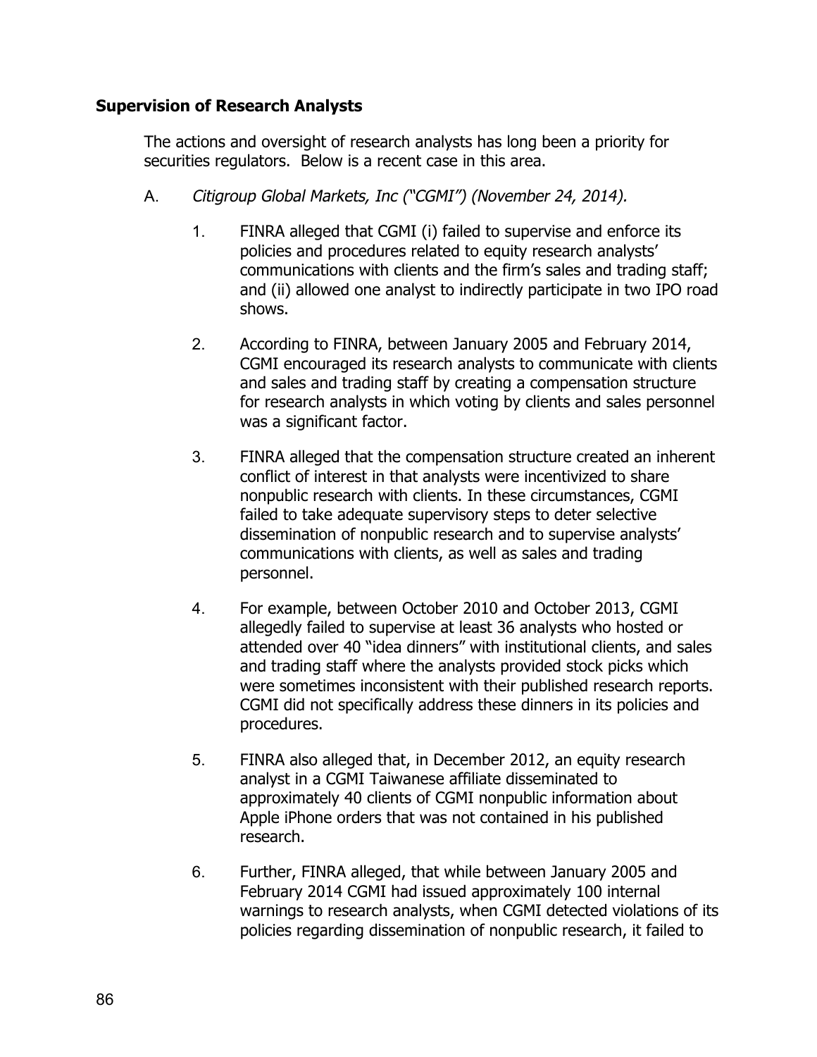## Supervision of Research Analysts

The actions and oversight of research analysts has long been a priority for securities regulators. Below is a recent case in this area.

A. *Citigroup Global Markets, Inc ("CGMI") (November 24, 2014).*

1. FINRA alleged that CGMI (i) failed to supervise and enforce its policies and procedures related to equity research analysts' communications with clients and the firm's sales and trading staff; and (ii) allowed one analyst to indirectly participate in two IPO road shows.

2. According to FINRA, between January 2005 and February 2014, CGMI encouraged its research analysts to communicate with clients and sales and trading staff by creating a compensation structure for research analysts in which voting by clients and sales personnel was a significant factor.

3. FINRA alleged that the compensation structure created an inherent conflict of interest in that analysts were incentivized to share nonpublic research with clients. In these circumstances, CGMI failed to take adequate supervisory steps to deter selective dissemination of nonpublic research and to supervise analysts' communications with clients, as well as sales and trading personnel.

4. For example, between October 2010 and October 2013, CGMI allegedly failed to supervise at least 36 analysts who hosted or attended over 40 "idea dinners" with institutional clients, and sales and trading staff where the analysts provided stock picks which were sometimes inconsistent with their published research reports. CGMI did not specifically address these dinners in its policies and procedures.

5. FINRA also alleged that, in December 2012, an equity research analyst in a CGMI Taiwanese affiliate disseminated to approximately 40 clients of CGMI nonpublic information about Apple iPhone orders that was not contained in his published research.

6. Further, FINRA alleged, that while between January 2005 and February 2014 CGMI had issued approximately 100 internal warnings to research analysts, when CGMI detected violations of its policies regarding dissemination of nonpublic research, it failed to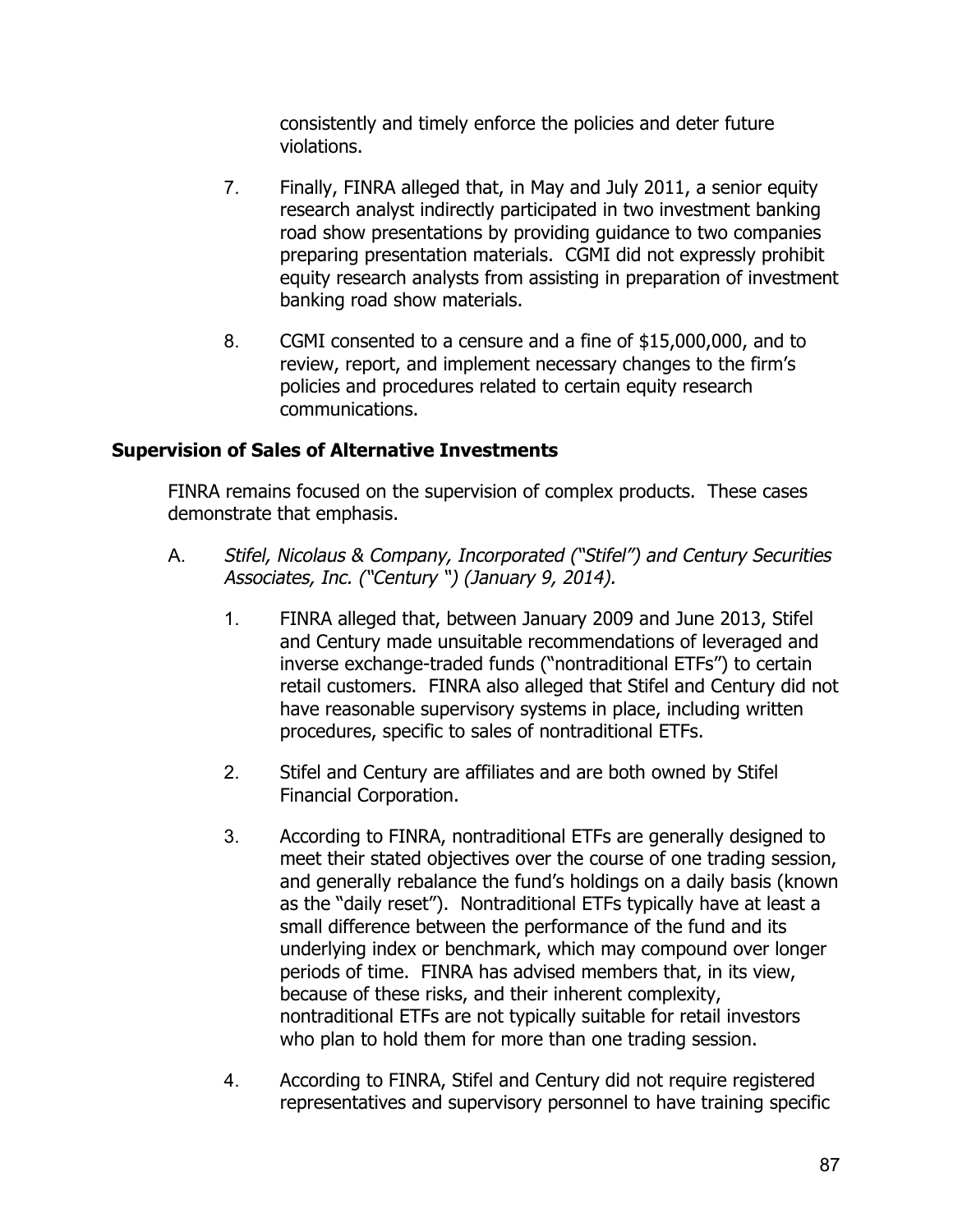consistently and timely enforce the policies and deter future violations.

7. Finally, FINRA alleged that, in May and July 2011, a senior equity research analyst indirectly participated in two investment banking road show presentations by providing guidance to two companies preparing presentation materials. CGMI did not expressly prohibit equity research analysts from assisting in preparation of investment banking road show materials.

8. CGMI consented to a censure and a fine of $15,000,000, and to review, report, and implement necessary changes to the firm's policies and procedures related to certain equity research communications.

**Supervision of Sales of Alternative Investments**

FINRA remains focused on the supervision of complex products. These cases demonstrate that emphasis.

A. *Stifel, Nicolaus & Company, Incorporated ("Stifel") and Century Securities Associates, Inc. ("Century ") (January 9, 2014).*

1. FINRA alleged that, between January 2009 and June 2013, Stifel and Century made unsuitable recommendations of leveraged and inverse exchange-traded funds ("nontraditional ETFs") to certain retail customers. FINRA also alleged that Stifel and Century did not have reasonable supervisory systems in place, including written procedures, specific to sales of nontraditional ETFs.

2. Stifel and Century are affiliates and are both owned by Stifel Financial Corporation.

3. According to FINRA, nontraditional ETFs are generally designed to meet their stated objectives over the course of one trading session, and generally rebalance the fund's holdings on a daily basis (known as the "daily reset"). Nontraditional ETFs typically have at least a small difference between the performance of the fund and its underlying index or benchmark, which may compound over longer periods of time. FINRA has advised members that, in its view, because of these risks, and their inherent complexity, nontraditional ETFs are not typically suitable for retail investors who plan to hold them for more than one trading session.

4. According to FINRA, Stifel and Century did not require registered representatives and supervisory personnel to have training specific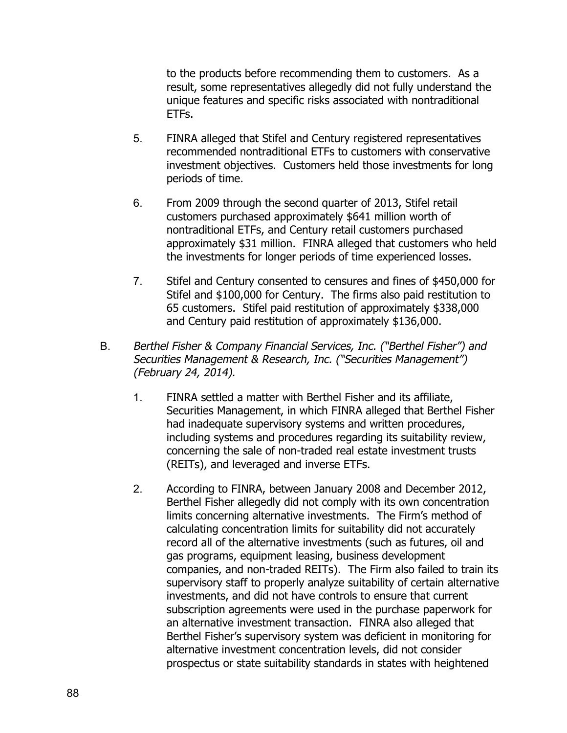to the products before recommending them to customers. As a result, some representatives allegedly did not fully understand the unique features and specific risks associated with nontraditional ETFs.

5. FINRA alleged that Stifel and Century registered representatives recommended nontraditional ETFs to customers with conservative investment objectives. Customers held those investments for long periods of time.

6. From 2009 through the second quarter of 2013, Stifel retail customers purchased approximately $641 million worth of nontraditional ETFs, and Century retail customers purchased approximately $31 million. FINRA alleged that customers who held the investments for longer periods of time experienced losses.

7. Stifel and Century consented to censures and fines of $450,000 for Stifel and $100,000 for Century. The firms also paid restitution to 65 customers. Stifel paid restitution of approximately $338,000 and Century paid restitution of approximately $136,000.

B. *Berthel Fisher & Company Financial Services, Inc. ("Berthel Fisher") and Securities Management & Research, Inc. ("Securities Management") (February 24, 2014).*

1. FINRA settled a matter with Berthel Fisher and its affiliate, Securities Management, in which FINRA alleged that Berthel Fisher had inadequate supervisory systems and written procedures, including systems and procedures regarding its suitability review, concerning the sale of non-traded real estate investment trusts (REITs), and leveraged and inverse ETFs.

2. According to FINRA, between January 2008 and December 2012, Berthel Fisher allegedly did not comply with its own concentration limits concerning alternative investments. The Firm's method of calculating concentration limits for suitability did not accurately record all of the alternative investments (such as futures, oil and gas programs, equipment leasing, business development companies, and non-traded REITs). The Firm also failed to train its supervisory staff to properly analyze suitability of certain alternative investments, and did not have controls to ensure that current subscription agreements were used in the purchase paperwork for an alternative investment transaction. FINRA also alleged that Berthel Fisher's supervisory system was deficient in monitoring for alternative investment concentration levels, did not consider prospectus or state suitability standards in states with heightened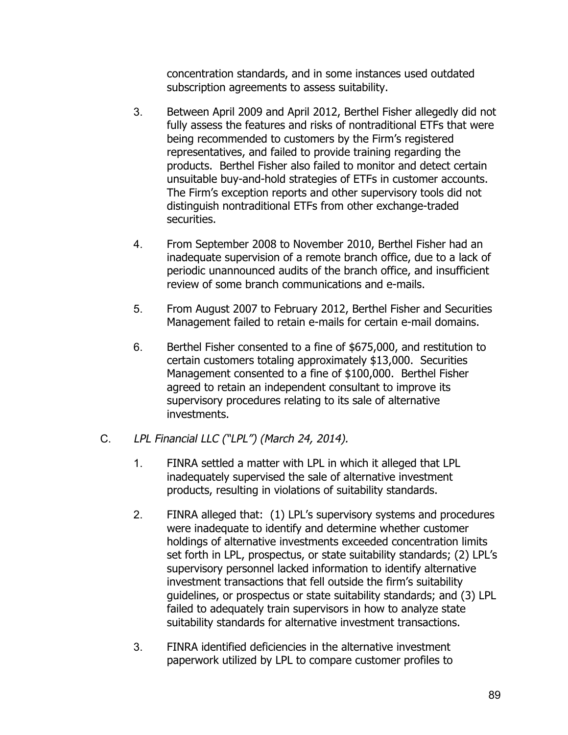concentration standards, and in some instances used outdated subscription agreements to assess suitability.

3. Between April 2009 and April 2012, Berthel Fisher allegedly did not fully assess the features and risks of nontraditional ETFs that were being recommended to customers by the Firm's registered representatives, and failed to provide training regarding the products. Berthel Fisher also failed to monitor and detect certain unsuitable buy-and-hold strategies of ETFs in customer accounts. The Firm's exception reports and other supervisory tools did not distinguish nontraditional ETFs from other exchange-traded securities.

4. From September 2008 to November 2010, Berthel Fisher had an inadequate supervision of a remote branch office, due to a lack of periodic unannounced audits of the branch office, and insufficient review of some branch communications and e-mails.

5. From August 2007 to February 2012, Berthel Fisher and Securities Management failed to retain e-mails for certain e-mail domains.

6. Berthel Fisher consented to a fine of $675,000, and restitution to certain customers totaling approximately $13,000. Securities Management consented to a fine of $100,000. Berthel Fisher agreed to retain an independent consultant to improve its supervisory procedures relating to its sale of alternative investments.

C. *LPL Financial LLC ("LPL") (March 24, 2014).*

1. FINRA settled a matter with LPL in which it alleged that LPL inadequately supervised the sale of alternative investment products, resulting in violations of suitability standards.

2. FINRA alleged that: (1) LPL's supervisory systems and procedures were inadequate to identify and determine whether customer holdings of alternative investments exceeded concentration limits set forth in LPL, prospectus, or state suitability standards; (2) LPL's supervisory personnel lacked information to identify alternative investment transactions that fell outside the firm's suitability guidelines, or prospectus or state suitability standards; and (3) LPL failed to adequately train supervisors in how to analyze state suitability standards for alternative investment transactions.

3. FINRA identified deficiencies in the alternative investment paperwork utilized by LPL to compare customer profiles to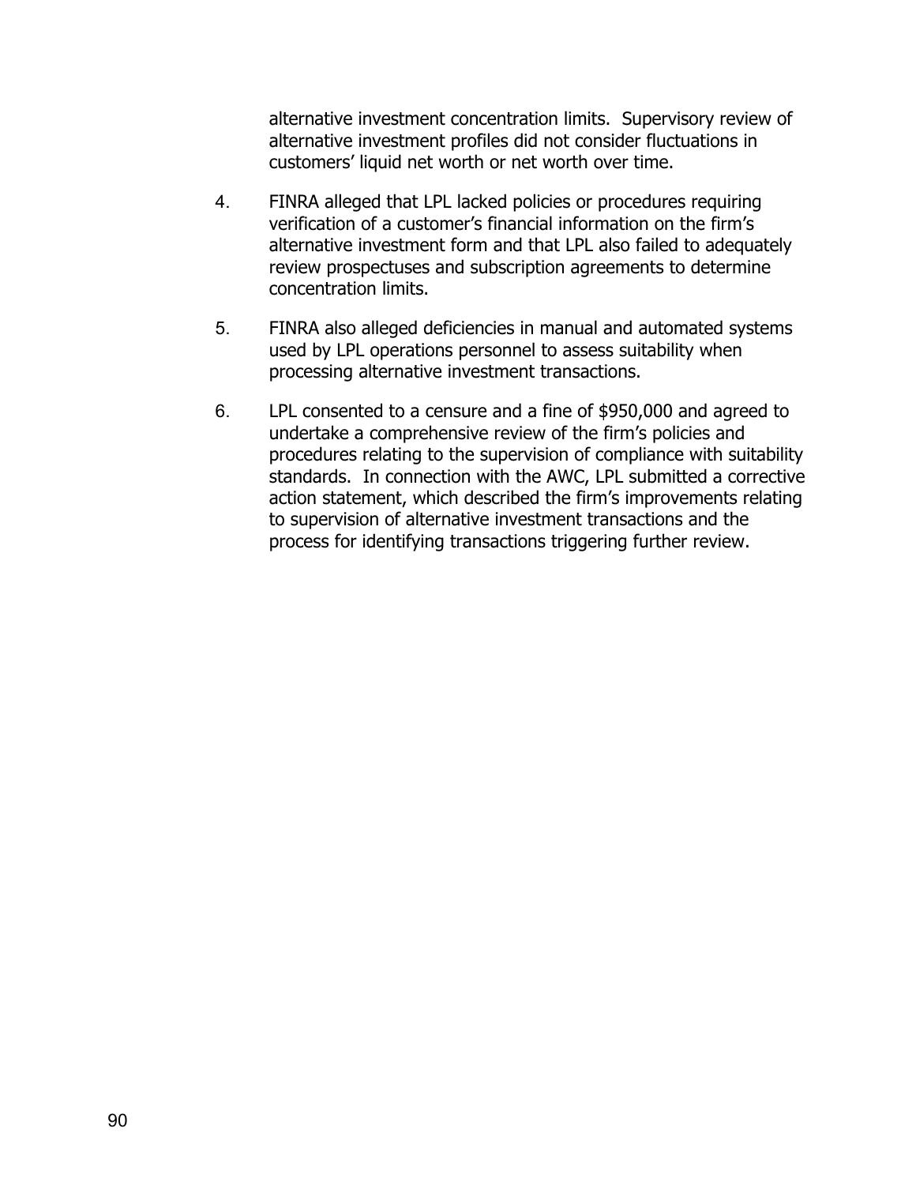alternative investment concentration limits. Supervisory review of alternative investment profiles did not consider fluctuations in customers' liquid net worth or net worth over time.

4. FINRA alleged that LPL lacked policies or procedures requiring verification of a customer's financial information on the firm's alternative investment form and that LPL also failed to adequately review prospectuses and subscription agreements to determine concentration limits.

5. FINRA also alleged deficiencies in manual and automated systems used by LPL operations personnel to assess suitability when processing alternative investment transactions.

6. LPL consented to a censure and a fine of $950,000 and agreed to undertake a comprehensive review of the firm's policies and procedures relating to the supervision of compliance with suitability standards. In connection with the AWC, LPL submitted a corrective action statement, which described the firm's improvements relating to supervision of alternative investment transactions and the process for identifying transactions triggering further review.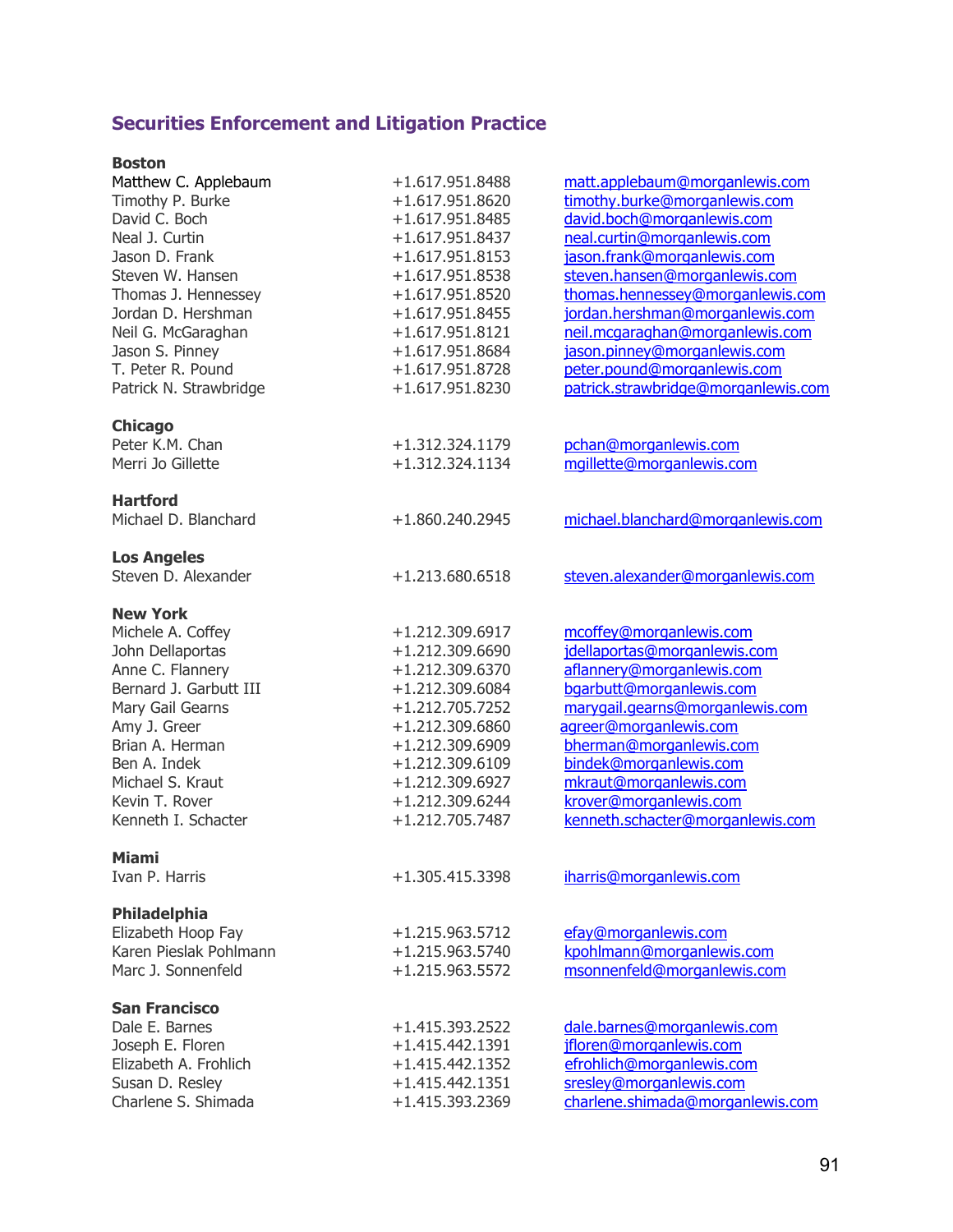## Securities Enforcement and Litigation Practice

**Boston**

| | | |
|---|---|---|
| Matthew C. Applebaum | +1.617.951.8488 | matt.applebaum@morganlewis.com |
| Timothy P. Burke | +1.617.951.8620 | timothy.burke@morganlewis.com |
| David C. Boch | +1.617.951.8485 | david.boch@morganlewis.com |
| Neal J. Curtin | +1.617.951.8437 | neal.curtin@morganlewis.com |
| Jason D. Frank | +1.617.951.8153 | jason.frank@morganlewis.com |
| Steven W. Hansen | +1.617.951.8538 | steven.hansen@morganlewis.com |
| Thomas J. Hennessey | +1.617.951.8520 | thomas.hennessey@morganlewis.com |
| Jordan D. Hershman | +1.617.951.8455 | jordan.hershman@morganlewis.com |
| Neil G. McGaraghan | +1.617.951.8121 | neil.mcgaraghan@morganlewis.com |
| Jason S. Pinney | +1.617.951.8684 | jason.pinney@morganlewis.com |
| T. Peter R. Pound | +1.617.951.8728 | peter.pound@morganlewis.com |
| Patrick N. Strawbridge | +1.617.951.8230 | patrick.strawbridge@morganlewis.com |

**Chicago**

| | | |
|---|---|---|
| Peter K.M. Chan | +1.312.324.1179 | pchan@morganlewis.com |
| Merri Jo Gillette | +1.312.324.1134 | mgillette@morganlewis.com |

**Hartford**

| | | |
|---|---|---|
| Michael D. Blanchard | +1.860.240.2945 | michael.blanchard@morganlewis.com |

**Los Angeles**

| | | |
|---|---|---|
| Steven D. Alexander | +1.213.680.6518 | steven.alexander@morganlewis.com |

**New York**

| | | |
|---|---|---|
| Michele A. Coffey | +1.212.309.6917 | mcoffey@morganlewis.com |
| John Dellaportas | +1.212.309.6690 | jdellaportas@morganlewis.com |
| Anne C. Flannery | +1.212.309.6370 | aflannery@morganlewis.com |
| Bernard J. Garbutt III | +1.212.309.6084 | bgarbutt@morganlewis.com |
| Mary Gail Gearns | +1.212.705.7252 | marygail.gearns@morganlewis.com |
| Amy J. Greer | +1.212.309.6860 | agreer@morganlewis.com |
| Brian A. Herman | +1.212.309.6909 | bherman@morganlewis.com |
| Ben A. Indek | +1.212.309.6109 | bindek@morganlewis.com |
| Michael S. Kraut | +1.212.309.6927 | mkraut@morganlewis.com |
| Kevin T. Rover | +1.212.309.6244 | krover@morganlewis.com |
| Kenneth I. Schacter | +1.212.705.7487 | kenneth.schacter@morganlewis.com |

**Miami**

| | | |
|---|---|---|
| Ivan P. Harris | +1.305.415.3398 | iharris@morganlewis.com |

**Philadelphia**

| | | |
|---|---|---|
| Elizabeth Hoop Fay | +1.215.963.5712 | efay@morganlewis.com |
| Karen Pieslak Pohlmann | +1.215.963.5740 | kpohlmann@morganlewis.com |
| Marc J. Sonnenfeld | +1.215.963.5572 | msonnenfeld@morganlewis.com |

**San Francisco**

| | | |
|---|---|---|
| Dale E. Barnes | +1.415.393.2522 | dale.barnes@morganlewis.com |
| Joseph E. Floren | +1.415.442.1391 | jfloren@morganlewis.com |
| Elizabeth A. Frohlich | +1.415.442.1352 | efrohlich@morganlewis.com |
| Susan D. Resley | +1.415.442.1351 | sresley@morganlewis.com |
| Charlene S. Shimada | +1.415.393.2369 | charlene.shimada@morganlewis.com |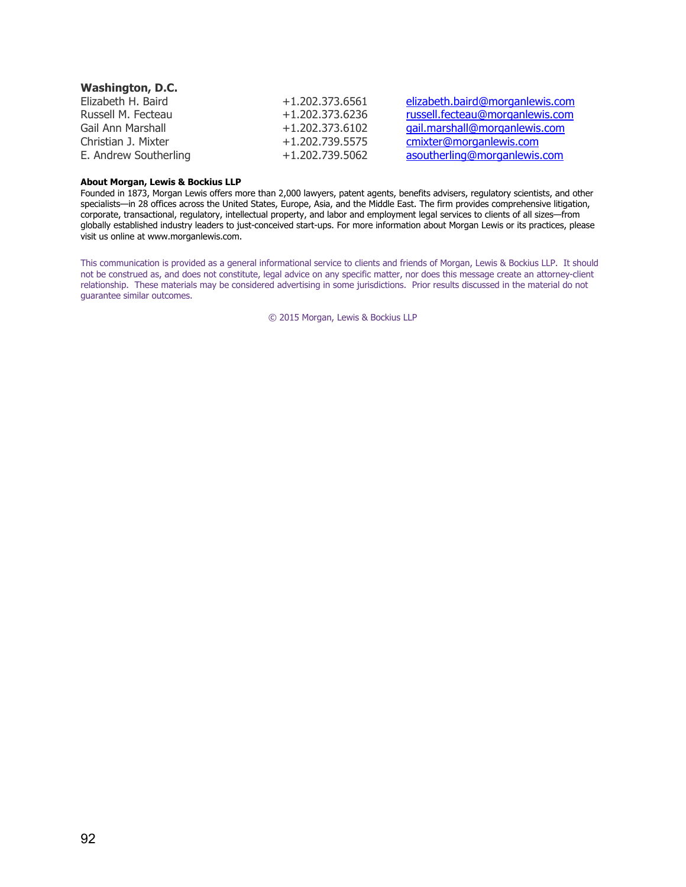**Washington, D.C.**

| | | |
|---|---|---|
| Elizabeth H. Baird | +1.202.373.6561 | elizabeth.baird@morganlewis.com |
| Russell M. Fecteau | +1.202.373.6236 | russell.fecteau@morganlewis.com |
| Gail Ann Marshall | +1.202.373.6102 | gail.marshall@morganlewis.com |
| Christian J. Mixter | +1.202.739.5575 | cmixter@morganlewis.com |
| E. Andrew Southerling | +1.202.739.5062 | asoutherling@morganlewis.com |

**About Morgan, Lewis & Bockius LLP**

Founded in 1873, Morgan Lewis offers more than 2,000 lawyers, patent agents, benefits advisers, regulatory scientists, and other specialists—in 28 offices across the United States, Europe, Asia, and the Middle East. The firm provides comprehensive litigation, corporate, transactional, regulatory, intellectual property, and labor and employment legal services to clients of all sizes—from globally established industry leaders to just-conceived start-ups. For more information about Morgan Lewis or its practices, please visit us online at www.morganlewis.com.

This communication is provided as a general informational service to clients and friends of Morgan, Lewis & Bockius LLP. It should not be construed as, and does not constitute, legal advice on any specific matter, nor does this message create an attorney-client relationship. These materials may be considered advertising in some jurisdictions. Prior results discussed in the material do not guarantee similar outcomes.

© 2015 Morgan, Lewis & Bockius LLP